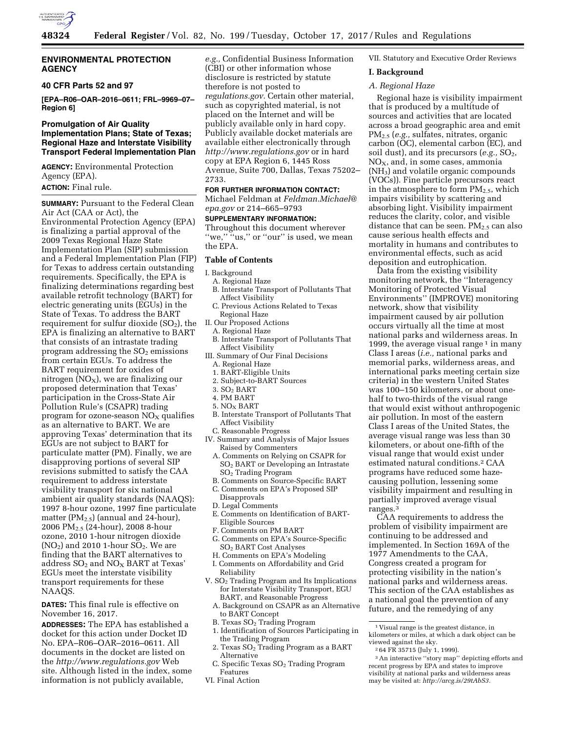## ENVIRONMENTAL PROTECTION AGENCY

### 40 CFR Parts 52 and 97

**[EPA–R06–OAR–2016–0611; FRL–9969–07–Region 6]**

### Promulgation of Air Quality Implementation Plans; State of Texas; Regional Haze and Interstate Visibility Transport Federal Implementation Plan

**AGENCY:** Environmental Protection Agency (EPA).

**ACTION:** Final rule.

**SUMMARY:** Pursuant to the Federal Clean Air Act (CAA or Act), the Environmental Protection Agency (EPA) is finalizing a partial approval of the 2009 Texas Regional Haze State Implementation Plan (SIP) submission and a Federal Implementation Plan (FIP) for Texas to address certain outstanding requirements. Specifically, the EPA is finalizing determinations regarding best available retrofit technology (BART) for electric generating units (EGUs) in the State of Texas. To address the BART requirement for sulfur dioxide ($SO_2$), the EPA is finalizing an alternative to BART that consists of an intrastate trading program addressing the $SO_2$ emissions from certain EGUs. To address the BART requirement for oxides of nitrogen ($NO_X$), we are finalizing our proposed determination that Texas' participation in the Cross-State Air Pollution Rule's (CSAPR) trading program for ozone-season $NO_X$ qualifies as an alternative to BART. We are approving Texas' determination that its EGUs are not subject to BART for particulate matter (PM). Finally, we are disapproving portions of several SIP revisions submitted to satisfy the CAA requirement to address interstate visibility transport for six national ambient air quality standards (NAAQS): 1997 8-hour ozone, 1997 fine particulate matter ($PM_{2.5}$) (annual and 24-hour), 2006 $PM_{2.5}$ (24-hour), 2008 8-hour ozone, 2010 1-hour nitrogen dioxide ($NO_2$) and 2010 1-hour $SO_2$. We are finding that the BART alternatives to address $SO_2$ and $NO_X$ BART at Texas' EGUs meet the interstate visibility transport requirements for these NAAQS.

**DATES:** This final rule is effective on November 16, 2017.

**ADDRESSES:** The EPA has established a docket for this action under Docket ID No. EPA–R06–OAR–2016–0611. All documents in the docket are listed on the *http://www.regulations.gov* Web site. Although listed in the index, some information is not publicly available, *e.g.,* Confidential Business Information (CBI) or other information whose disclosure is restricted by statute therefore is not posted to *regulations.gov.* Certain other material, such as copyrighted material, is not placed on the Internet and will be publicly available only in hard copy. Publicly available docket materials are available either electronically through *http://www.regulations.gov* or in hard copy at EPA Region 6, 1445 Ross Avenue, Suite 700, Dallas, Texas 75202–2733.

**FOR FURTHER INFORMATION CONTACT:** Michael Feldman at *Feldman.Michael@epa.gov* or 214–665–9793

**SUPPLEMENTARY INFORMATION:** Throughout this document wherever ''we,'' ''us,'' or ''our'' is used, we mean the EPA.

**Table of Contents**

- I. Background
  - A. Regional Haze
  - B. Interstate Transport of Pollutants That Affect Visibility
  - C. Previous Actions Related to Texas Regional Haze
- II. Our Proposed Actions
  - A. Regional Haze
  - B. Interstate Transport of Pollutants That Affect Visibility
- III. Summary of Our Final Decisions
  - A. Regional Haze
    1. BART-Eligible Units
    2. Subject-to-BART Sources
    3. $SO_2$ BART
    4. PM BART
    5. $NO_X$ BART
  - B. Interstate Transport of Pollutants That Affect Visibility
  - C. Reasonable Progress
- IV. Summary and Analysis of Major Issues Raised by Commenters
  - A. Comments on Relying on CSAPR for $SO_2$ BART or Developing an Intrastate $SO_2$ Trading Program
  - B. Comments on Source-Specific BART
  - C. Comments on EPA's Proposed SIP Disapprovals
  - D. Legal Comments
  - E. Comments on Identification of BART-Eligible Sources
  - F. Comments on PM BART
  - G. Comments on EPA's Source-Specific $SO_2$ BART Cost Analyses
  - H. Comments on EPA's Modeling
  - I. Comments on Affordability and Grid Reliability
- V. $SO_2$ Trading Program and Its Implications for Interstate Visibility Transport, EGU BART, and Reasonable Progress
  - A. Background on CSAPR as an Alternative to BART Concept
  - B. Texas $SO_2$ Trading Program
    1. Identification of Sources Participating in the Trading Program
    2. Texas $SO_2$ Trading Program as a BART Alternative
  - C. Specific Texas $SO_2$ Trading Program Features
- VI. Final Action
- VII. Statutory and Executive Order Reviews

### I. Background

#### A. Regional Haze

Regional haze is visibility impairment that is produced by a multitude of sources and activities that are located across a broad geographic area and emit $PM_{2.5}$ (*e.g.,* sulfates, nitrates, organic carbon (OC), elemental carbon (EC), and soil dust), and its precursors (*e.g.,* $SO_2$, $NO_X$, and, in some cases, ammonia ($NH_3$) and volatile organic compounds (VOCs)). Fine particle precursors react in the atmosphere to form $PM_{2.5}$, which impairs visibility by scattering and absorbing light. Visibility impairment reduces the clarity, color, and visible distance that can be seen. $PM_{2.5}$ can also cause serious health effects and mortality in humans and contributes to environmental effects, such as acid deposition and eutrophication.

Data from the existing visibility monitoring network, the ''Interagency Monitoring of Protected Visual Environments'' (IMPROVE) monitoring network, show that visibility impairment caused by air pollution occurs virtually all the time at most national parks and wilderness areas. In 1999, the average visual range [1] in many Class I areas (*i.e.,* national parks and memorial parks, wilderness areas, and international parks meeting certain size criteria) in the western United States was 100–150 kilometers, or about one-half to two-thirds of the visual range that would exist without anthropogenic air pollution. In most of the eastern Class I areas of the United States, the average visual range was less than 30 kilometers, or about one-fifth of the visual range that would exist under estimated natural conditions.[2] CAA programs have reduced some haze-causing pollution, lessening some visibility impairment and resulting in partially improved average visual ranges.[3]

CAA requirements to address the problem of visibility impairment are continuing to be addressed and implemented. In Section 169A of the 1977 Amendments to the CAA, Congress created a program for protecting visibility in the nation's national parks and wilderness areas. This section of the CAA establishes as a national goal the prevention of any future, and the remedying of any

---

[1] Visual range is the greatest distance, in kilometers or miles, at which a dark object can be viewed against the sky.

[2] 64 FR 35715 (July 1, 1999).

[3] An interactive ''story map'' depicting efforts and recent progress by EPA and states to improve visibility at national parks and wilderness areas may be visited at: *http://arcg.is/29tAbS3.*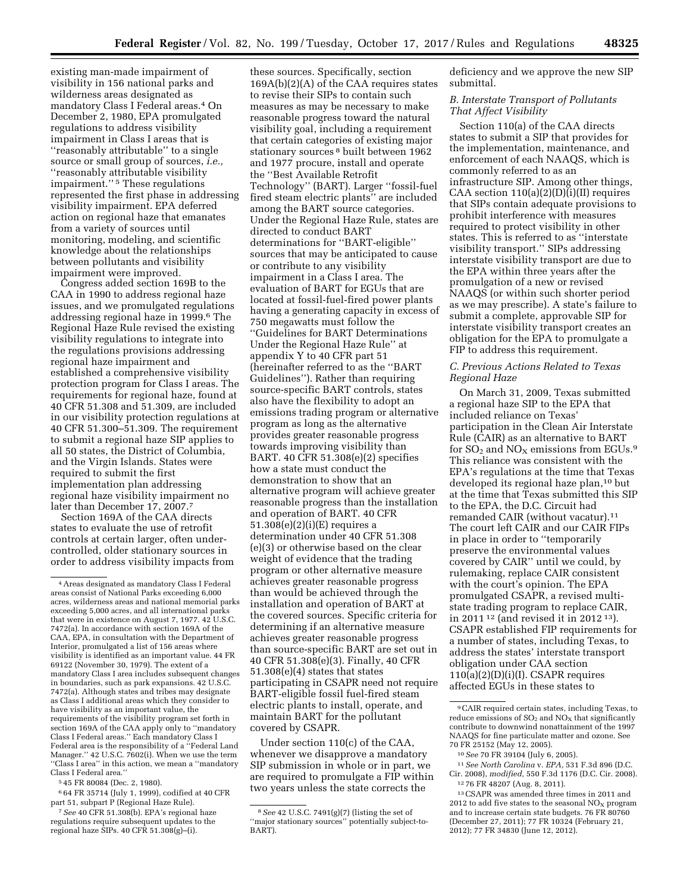existing man-made impairment of visibility in 156 national parks and wilderness areas designated as mandatory Class I Federal areas.[4] On December 2, 1980, EPA promulgated regulations to address visibility impairment in Class I areas that is ''reasonably attributable'' to a single source or small group of sources, *i.e.,* ''reasonably attributable visibility impairment.''[5] These regulations represented the first phase in addressing visibility impairment. EPA deferred action on regional haze that emanates from a variety of sources until monitoring, modeling, and scientific knowledge about the relationships between pollutants and visibility impairment were improved.

Congress added section 169B to the CAA in 1990 to address regional haze issues, and we promulgated regulations addressing regional haze in 1999.[6] The Regional Haze Rule revised the existing visibility regulations to integrate into the regulations provisions addressing regional haze impairment and established a comprehensive visibility protection program for Class I areas. The requirements for regional haze, found at 40 CFR 51.308 and 51.309, are included in our visibility protection regulations at 40 CFR 51.300–51.309. The requirement to submit a regional haze SIP applies to all 50 states, the District of Columbia, and the Virgin Islands. States were required to submit the first implementation plan addressing regional haze visibility impairment no later than December 17, 2007.[7]

Section 169A of the CAA directs states to evaluate the use of retrofit controls at certain larger, often under-controlled, older stationary sources in order to address visibility impacts from these sources. Specifically, section 169A(b)(2)(A) of the CAA requires states to revise their SIPs to contain such measures as may be necessary to make reasonable progress toward the natural visibility goal, including a requirement that certain categories of existing major stationary sources[8] built between 1962 and 1977 procure, install and operate the ''Best Available Retrofit Technology'' (BART). Larger ''fossil-fuel fired steam electric plants'' are included among the BART source categories. Under the Regional Haze Rule, states are directed to conduct BART determinations for ''BART-eligible'' sources that may be anticipated to cause or contribute to any visibility impairment in a Class I area. The evaluation of BART for EGUs that are located at fossil-fuel-fired power plants having a generating capacity in excess of 750 megawatts must follow the ''Guidelines for BART Determinations Under the Regional Haze Rule'' at appendix Y to 40 CFR part 51 (hereinafter referred to as the ''BART Guidelines''). Rather than requiring source-specific BART controls, states also have the flexibility to adopt an emissions trading program or alternative program as long as the alternative provides greater reasonable progress towards improving visibility than BART. 40 CFR 51.308(e)(2) specifies how a state must conduct the demonstration to show that an alternative program will achieve greater reasonable progress than the installation and operation of BART. 40 CFR 51.308(e)(2)(i)(E) requires a determination under 40 CFR 51.308 (e)(3) or otherwise based on the clear weight of evidence that the trading program or other alternative measure achieves greater reasonable progress than would be achieved through the installation and operation of BART at the covered sources. Specific criteria for determining if an alternative measure achieves greater reasonable progress than source-specific BART are set out in 40 CFR 51.308(e)(3). Finally, 40 CFR 51.308(e)(4) states that states participating in CSAPR need not require BART-eligible fossil fuel-fired steam electric plants to install, operate, and maintain BART for the pollutant covered by CSAPR.

Under section 110(c) of the CAA, whenever we disapprove a mandatory SIP submission in whole or in part, we are required to promulgate a FIP within two years unless the state corrects the deficiency and we approve the new SIP submittal.

### *B. Interstate Transport of Pollutants That Affect Visibility*

Section 110(a) of the CAA directs states to submit a SIP that provides for the implementation, maintenance, and enforcement of each NAAQS, which is commonly referred to as an infrastructure SIP. Among other things, CAA section 110(a)(2)(D)(i)(II) requires that SIPs contain adequate provisions to prohibit interference with measures required to protect visibility in other states. This is referred to as ''interstate visibility transport.'' SIPs addressing interstate visibility transport are due to the EPA within three years after the promulgation of a new or revised NAAQS (or within such shorter period as we may prescribe). A state's failure to submit a complete, approvable SIP for interstate visibility transport creates an obligation for the EPA to promulgate a FIP to address this requirement.

### *C. Previous Actions Related to Texas Regional Haze*

On March 31, 2009, Texas submitted a regional haze SIP to the EPA that included reliance on Texas' participation in the Clean Air Interstate Rule (CAIR) as an alternative to BART for $SO_2$ and $NO_X$ emissions from EGUs.[9] This reliance was consistent with the EPA's regulations at the time that Texas developed its regional haze plan,[10] but at the time that Texas submitted this SIP to the EPA, the D.C. Circuit had remanded CAIR (without vacatur).[11] The court left CAIR and our CAIR FIPs in place in order to ''temporarily preserve the environmental values covered by CAIR'' until we could, by rulemaking, replace CAIR consistent with the court's opinion. The EPA promulgated CSAPR, a revised multi-state trading program to replace CAIR, in 2011[12] (and revised it in 2012[13]). CSAPR established FIP requirements for a number of states, including Texas, to address the states' interstate transport obligation under CAA section 110(a)(2)(D)(i)(I). CSAPR requires affected EGUs in these states to

---

[4] Areas designated as mandatory Class I Federal areas consist of National Parks exceeding 6,000 acres, wilderness areas and national memorial parks exceeding 5,000 acres, and all international parks that were in existence on August 7, 1977. 42 U.S.C. 7472(a). In accordance with section 169A of the CAA, EPA, in consultation with the Department of Interior, promulgated a list of 156 areas where visibility is identified as an important value. 44 FR 69122 (November 30, 1979). The extent of a mandatory Class I area includes subsequent changes in boundaries, such as park expansions. 42 U.S.C. 7472(a). Although states and tribes may designate as Class I additional areas which they consider to have visibility as an important value, the requirements of the visibility program set forth in section 169A of the CAA apply only to ''mandatory Class I Federal areas.'' Each mandatory Class I Federal area is the responsibility of a ''Federal Land Manager.'' 42 U.S.C. 7602(i). When we use the term ''Class I area'' in this action, we mean a ''mandatory Class I Federal area.''

[5] 45 FR 80084 (Dec. 2, 1980).

[6] 64 FR 35714 (July 1, 1999), codified at 40 CFR part 51, subpart P (Regional Haze Rule).

[7] *See* 40 CFR 51.308(b). EPA's regional haze regulations require subsequent updates to the regional haze SIPs. 40 CFR 51.308(g)–(i).

[8] *See* 42 U.S.C. 7491(g)(7) (listing the set of ''major stationary sources'' potentially subject-to-BART).

[9] CAIR required certain states, including Texas, to reduce emissions of $SO_2$ and $NO_X$ that significantly contribute to downwind nonattainment of the 1997 NAAQS for fine particulate matter and ozone. See 70 FR 25152 (May 12, 2005).

[10] *See* 70 FR 39104 (July 6, 2005).

[11] *See North Carolina* v. *EPA,* 531 F.3d 896 (D.C. Cir. 2008), *modified,* 550 F.3d 1176 (D.C. Cir. 2008).

[12] 76 FR 48207 (Aug. 8, 2011).

[13] CSAPR was amended three times in 2011 and 2012 to add five states to the seasonal $NO_X$ program and to increase certain state budgets. 76 FR 80760 (December 27, 2011); 77 FR 10324 (February 21, 2012); 77 FR 34830 (June 12, 2012).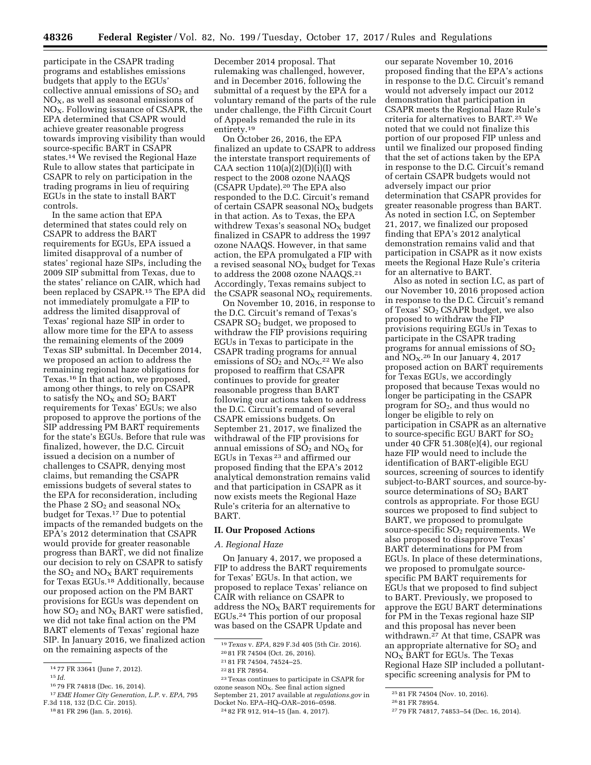participate in the CSAPR trading programs and establishes emissions budgets that apply to the EGUs' collective annual emissions of $SO_2$ and $NO_X$, as well as seasonal emissions of $NO_X$. Following issuance of CSAPR, the EPA determined that CSAPR would achieve greater reasonable progress towards improving visibility than would source-specific BART in CSAPR states.[14] We revised the Regional Haze Rule to allow states that participate in CSAPR to rely on participation in the trading programs in lieu of requiring EGUs in the state to install BART controls.

In the same action that EPA determined that states could rely on CSAPR to address the BART requirements for EGUs, EPA issued a limited disapproval of a number of states' regional haze SIPs, including the 2009 SIP submittal from Texas, due to the states' reliance on CAIR, which had been replaced by CSAPR.[15] The EPA did not immediately promulgate a FIP to address the limited disapproval of Texas' regional haze SIP in order to allow more time for the EPA to assess the remaining elements of the 2009 Texas SIP submittal. In December 2014, we proposed an action to address the remaining regional haze obligations for Texas.[16] In that action, we proposed, among other things, to rely on CSAPR to satisfy the $NO_X$ and $SO_2$ BART requirements for Texas' EGUs; we also proposed to approve the portions of the SIP addressing PM BART requirements for the state's EGUs. Before that rule was finalized, however, the D.C. Circuit issued a decision on a number of challenges to CSAPR, denying most claims, but remanding the CSAPR emissions budgets of several states to the EPA for reconsideration, including the Phase 2 $SO_2$ and seasonal $NO_X$ budget for Texas.[17] Due to potential impacts of the remanded budgets on the EPA's 2012 determination that CSAPR would provide for greater reasonable progress than BART, we did not finalize our decision to rely on CSAPR to satisfy the $SO_2$ and $NO_X$ BART requirements for Texas EGUs.[18] Additionally, because our proposed action on the PM BART provisions for EGUs was dependent on how $SO_2$ and $NO_X$ BART were satisfied, we did not take final action on the PM BART elements of Texas' regional haze SIP. In January 2016, we finalized action on the remaining aspects of the December 2014 proposal. That rulemaking was challenged, however, and in December 2016, following the submittal of a request by the EPA for a voluntary remand of the parts of the rule under challenge, the Fifth Circuit Court of Appeals remanded the rule in its entirety.[19]

On October 26, 2016, the EPA finalized an update to CSAPR to address the interstate transport requirements of CAA section 110(a)(2)(D)(i)(I) with respect to the 2008 ozone NAAQS (CSAPR Update).[20] The EPA also responded to the D.C. Circuit's remand of certain CSAPR seasonal $NO_X$ budgets in that action. As to Texas, the EPA withdrew Texas's seasonal $NO_X$ budget finalized in CSAPR to address the 1997 ozone NAAQS. However, in that same action, the EPA promulgated a FIP with a revised seasonal $NO_X$ budget for Texas to address the 2008 ozone NAAQS.[21] Accordingly, Texas remains subject to the CSAPR seasonal $NO_X$ requirements.

On November 10, 2016, in response to the D.C. Circuit's remand of Texas's CSAPR $SO_2$ budget, we proposed to withdraw the FIP provisions requiring EGUs in Texas to participate in the CSAPR trading programs for annual emissions of $SO_2$ and $NO_X$.[22] We also proposed to reaffirm that CSAPR continues to provide for greater reasonable progress than BART following our actions taken to address the D.C. Circuit's remand of several CSAPR emissions budgets. On September 21, 2017, we finalized the withdrawal of the FIP provisions for annual emissions of $SO_2$ and $NO_X$ for EGUs in Texas[23] and affirmed our proposed finding that the EPA's 2012 analytical demonstration remains valid and that participation in CSAPR as it now exists meets the Regional Haze Rule's criteria for an alternative to BART.

## II. Our Proposed Actions

### A. Regional Haze

On January 4, 2017, we proposed a FIP to address the BART requirements for Texas' EGUs. In that action, we proposed to replace Texas' reliance on CAIR with reliance on CSAPR to address the $NO_X$ BART requirements for EGUs.[24] This portion of our proposal was based on the CSAPR Update and our separate November 10, 2016 proposed finding that the EPA's actions in response to the D.C. Circuit's remand would not adversely impact our 2012 demonstration that participation in CSAPR meets the Regional Haze Rule's criteria for alternatives to BART.[25] We noted that we could not finalize this portion of our proposed FIP unless and until we finalized our proposed finding that the set of actions taken by the EPA in response to the D.C. Circuit's remand of certain CSAPR budgets would not adversely impact our prior determination that CSAPR provides for greater reasonable progress than BART. As noted in section I.C, on September 21, 2017, we finalized our proposed finding that EPA's 2012 analytical demonstration remains valid and that participation in CSAPR as it now exists meets the Regional Haze Rule's criteria for an alternative to BART.

Also as noted in section I.C, as part of our November 10, 2016 proposed action in response to the D.C. Circuit's remand of Texas' $SO_2$ CSAPR budget, we also proposed to withdraw the FIP provisions requiring EGUs in Texas to participate in the CSAPR trading programs for annual emissions of $SO_2$ and $NO_X$.[26] In our January 4, 2017 proposed action on BART requirements for Texas EGUs, we accordingly proposed that because Texas would no longer be participating in the CSAPR program for $SO_2$, and thus would no longer be eligible to rely on participation in CSAPR as an alternative to source-specific EGU BART for $SO_2$ under 40 CFR 51.308(e)(4), our regional haze FIP would need to include the identification of BART-eligible EGU sources, screening of sources to identify subject-to-BART sources, and source-by-source determinations of $SO_2$ BART controls as appropriate. For those EGU sources we proposed to find subject to BART, we proposed to promulgate source-specific $SO_2$ requirements. We also proposed to disapprove Texas' BART determinations for PM from EGUs. In place of these determinations, we proposed to promulgate source-specific PM BART requirements for EGUs that we proposed to find subject to BART. Previously, we proposed to approve the EGU BART determinations for PM in the Texas regional haze SIP and this proposal has never been withdrawn.[27] At that time, CSAPR was an appropriate alternative for $SO_2$ and $NO_X$ BART for EGUs. The Texas Regional Haze SIP included a pollutant-specific screening analysis for PM to

---

[14] 77 FR 33641 (June 7, 2012).

[15] *Id.*

[16] 79 FR 74818 (Dec. 16, 2014).

[17] *EME Homer City Generation, L.P.* v. *EPA,* 795 F.3d 118, 132 (D.C. Cir. 2015).

[18] 81 FR 296 (Jan. 5, 2016).

[19] *Texas* v. *EPA,* 829 F.3d 405 (5th Cir. 2016).

[20] 81 FR 74504 (Oct. 26, 2016).

[21] 81 FR 74504, 74524–25.

[22] 81 FR 78954.

[23] Texas continues to participate in CSAPR for ozone season $NO_X$. See final action signed September 21, 2017 available at *regulations.gov* in Docket No. EPA–HQ–OAR–2016–0598.

[24] 82 FR 912, 914–15 (Jan. 4, 2017).

[25] 81 FR 74504 (Nov. 10, 2016).

[26] 81 FR 78954.

[27] 79 FR 74817, 74853–54 (Dec. 16, 2014).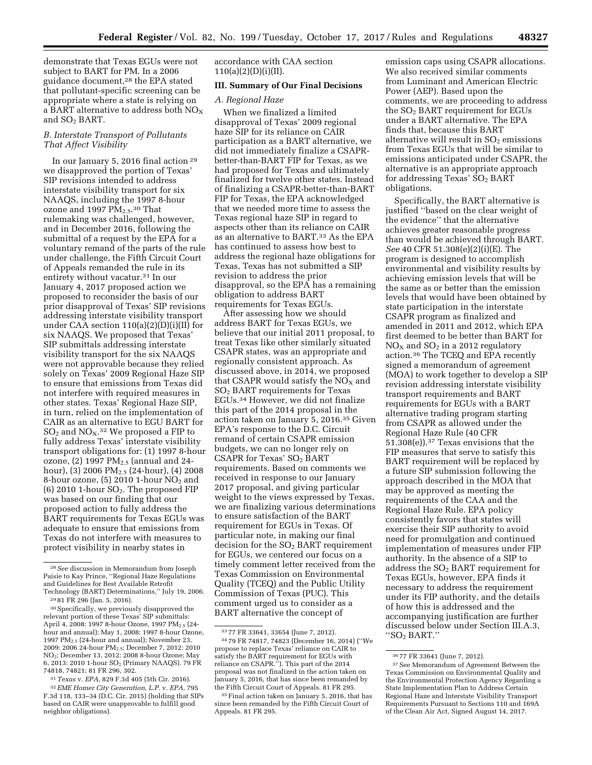demonstrate that Texas EGUs were not subject to BART for PM. In a 2006 guidance document,[28] the EPA stated that pollutant-specific screening can be appropriate where a state is relying on a BART alternative to address both $NO_X$ and $SO_2$ BART.

### B. Interstate Transport of Pollutants That Affect Visibility

In our January 5, 2016 final action[29] we disapproved the portion of Texas' SIP revisions intended to address interstate visibility transport for six NAAQS, including the 1997 8-hour ozone and 1997 $PM_{2.5}$.[30] That rulemaking was challenged, however, and in December 2016, following the submittal of a request by the EPA for a voluntary remand of the parts of the rule under challenge, the Fifth Circuit Court of Appeals remanded the rule in its entirety without vacatur.[31] In our January 4, 2017 proposed action we proposed to reconsider the basis of our prior disapproval of Texas' SIP revisions addressing interstate visibility transport under CAA section 110(a)(2)(D)(i)(II) for six NAAQS. We proposed that Texas' SIP submittals addressing interstate visibility transport for the six NAAQS were not approvable because they relied solely on Texas' 2009 Regional Haze SIP to ensure that emissions from Texas did not interfere with required measures in other states. Texas' Regional Haze SIP, in turn, relied on the implementation of CAIR as an alternative to EGU BART for $SO_2$ and $NO_X$.[32] We proposed a FIP to fully address Texas' interstate visibility transport obligations for: (1) 1997 8-hour ozone, (2) 1997 $PM_{2.5}$ (annual and 24-hour), (3) 2006 $PM_{2.5}$ (24-hour), (4) 2008 8-hour ozone, (5) 2010 1-hour $NO_2$ and (6) 2010 1-hour $SO_2$. The proposed FIP was based on our finding that our proposed action to fully address the BART requirements for Texas EGUs was adequate to ensure that emissions from Texas do not interfere with measures to protect visibility in nearby states in accordance with CAA section 110(a)(2)(D)(i)(II).

## III. Summary of Our Final Decisions

### A. Regional Haze

When we finalized a limited disapproval of Texas' 2009 regional haze SIP for its reliance on CAIR participation as a BART alternative, we did not immediately finalize a CSAPR-better-than-BART FIP for Texas, as we had proposed for Texas and ultimately finalized for twelve other states. Instead of finalizing a CSAPR-better-than-BART FIP for Texas, the EPA acknowledged that we needed more time to assess the Texas regional haze SIP in regard to aspects other than its reliance on CAIR as an alternative to BART.[33] As the EPA has continued to assess how best to address the regional haze obligations for Texas, Texas has not submitted a SIP revision to address the prior disapproval, so the EPA has a remaining obligation to address BART requirements for Texas EGUs.

After assessing how we should address BART for Texas EGUs, we believe that our initial 2011 proposal, to treat Texas like other similarly situated CSAPR states, was an appropriate and regionally consistent approach. As discussed above, in 2014, we proposed that CSAPR would satisfy the $NO_X$ and $SO_2$ BART requirements for Texas EGUs.[34] However, we did not finalize this part of the 2014 proposal in the action taken on January 5, 2016.[35] Given EPA's response to the D.C. Circuit remand of certain CSAPR emission budgets, we can no longer rely on CSAPR for Texas' $SO_2$ BART requirements. Based on comments we received in response to our January 2017 proposal, and giving particular weight to the views expressed by Texas, we are finalizing various determinations to ensure satisfaction of the BART requirement for EGUs in Texas. Of particular note, in making our final decision for the $SO_2$ BART requirement for EGUs, we centered our focus on a timely comment letter received from the Texas Commission on Environmental Quality (TCEQ) and the Public Utility Commission of Texas (PUC). This comment urged us to consider as a BART alternative the concept of emission caps using CSAPR allocations. We also received similar comments from Luminant and American Electric Power (AEP). Based upon the comments, we are proceeding to address the $SO_2$ BART requirement for EGUs under a BART alternative. The EPA finds that, because this BART alternative will result in $SO_2$ emissions from Texas EGUs that will be similar to emissions anticipated under CSAPR, the alternative is an appropriate approach for addressing Texas' $SO_2$ BART obligations.

Specifically, the BART alternative is justified "based on the clear weight of the evidence" that the alternative achieves greater reasonable progress than would be achieved through BART. *See* 40 CFR 51.308(e)(2)(i)(E). The program is designed to accomplish environmental and visibility results by achieving emission levels that will be the same as or better than the emission levels that would have been obtained by state participation in the interstate CSAPR program as finalized and amended in 2011 and 2012, which EPA first deemed to be better than BART for $NO_X$ and $SO_2$ in a 2012 regulatory action.[36] The TCEQ and EPA recently signed a memorandum of agreement (MOA) to work together to develop a SIP revision addressing interstate visibility transport requirements and BART requirements for EGUs with a BART alternative trading program starting from CSAPR as allowed under the Regional Haze Rule (40 CFR 51.308(e)).[37] Texas envisions that the FIP measures that serve to satisfy this BART requirement will be replaced by a future SIP submission following the approach described in the MOA that may be approved as meeting the requirements of the CAA and the Regional Haze Rule. EPA policy consistently favors that states will exercise their SIP authority to avoid need for promulgation and continued implementation of measures under FIP authority. In the absence of a SIP to address the $SO_2$ BART requirement for Texas EGUs, however, EPA finds it necessary to address the requirement under its FIP authority, and the details of how this is addressed and the accompanying justification are further discussed below under Section III.A.3, "$SO_2$ BART."

---

[28] *See* discussion in Memorandum from Joseph Paisie to Kay Prince, "Regional Haze Regulations and Guidelines for Best Available Retrofit Technology (BART) Determinations," July 19, 2006.

[29] 81 FR 296 (Jan. 5, 2016).

[30] Specifically, we previously disapproved the relevant portion of these Texas' SIP submittals: April 4, 2008: 1997 8-hour Ozone, 1997 $PM_{2.5}$ (24-hour and annual); May 1, 2008: 1997 8-hour Ozone, 1997 $PM_{2.5}$ (24-hour and annual); November 23, 2009: 2006 24-hour $PM_{2.5}$; December 7, 2012: 2010 $NO_2$; December 13, 2012: 2008 8-hour Ozone; May 6, 2013: 2010 1-hour $SO_2$ (Primary NAAQS). 79 FR 74818, 74821; 81 FR 296, 302.

[31] *Texas* v. *EPA*, 829 F.3d 405 (5th Cir. 2016).

[32] *EME Homer City Generation, L.P.* v. *EPA*, 795 F.3d 118, 133–34 (D.C. Cir. 2015) (holding that SIPs based on CAIR were unapprovable to fulfill good neighbor obligations).

[33] 77 FR 33641, 33654 (June 7, 2012).

[34] 79 FR 74817, 74823 (December 16, 2014) ("We propose to replace Texas' reliance on CAIR to satisfy the BART requirement for EGUs with reliance on CSAPR."). This part of the 2014 proposal was not finalized in the action taken on January 5, 2016, that has since been remanded by the Fifth Circuit Court of Appeals. 81 FR 295.

[35] Final action taken on January 5, 2016, that has since been remanded by the Fifth Circuit Court of Appeals. 81 FR 295.

[36] 77 FR 33641 (June 7, 2012).

[37] See Memorandum of Agreement Between the Texas Commission on Environmental Quality and the Environmental Protection Agency Regarding a State Implementation Plan to Address Certain Regional Haze and Interstate Visibility Transport Requirements Pursuant to Sections 110 and 169A of the Clean Air Act, Signed August 14, 2017.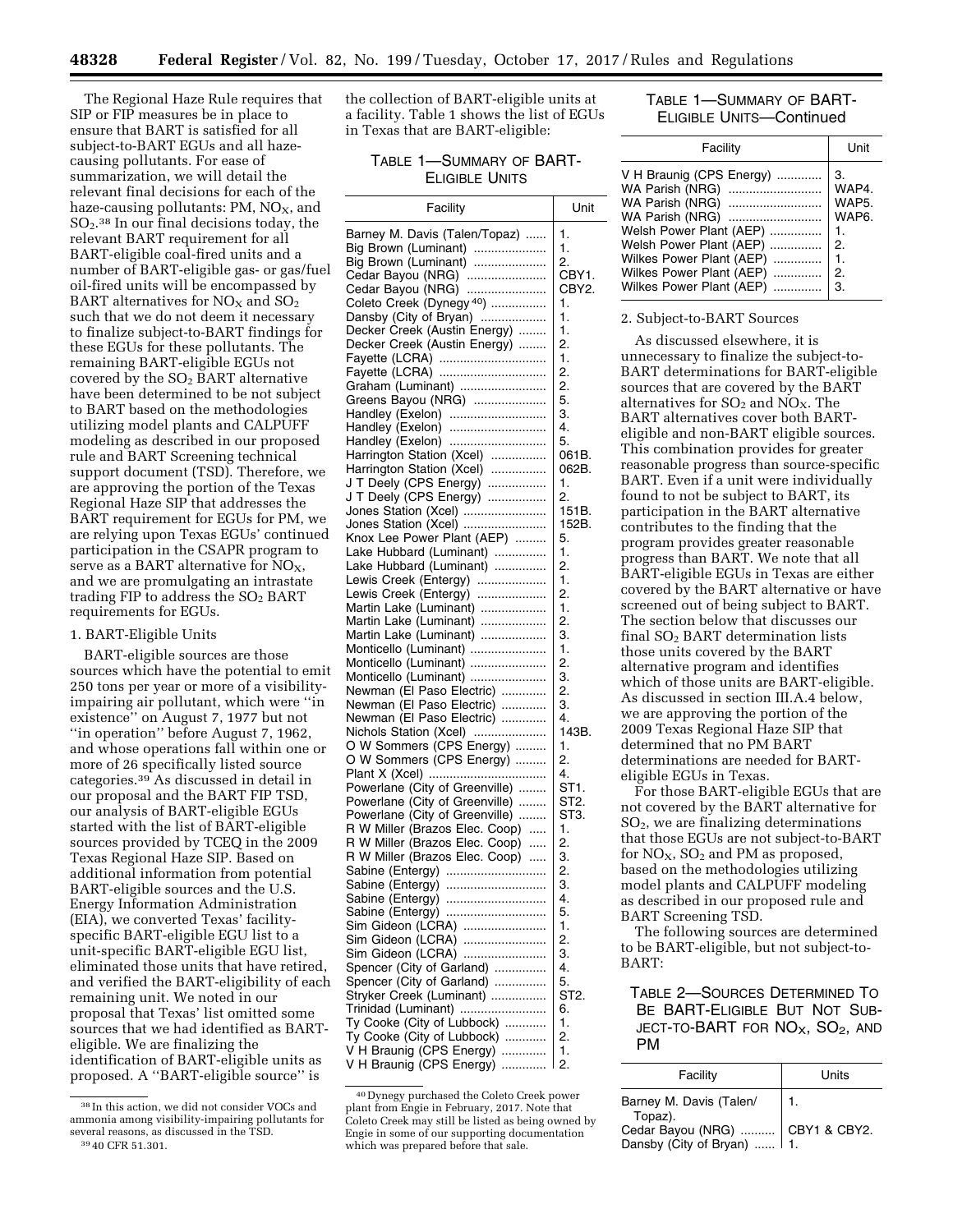The Regional Haze Rule requires that SIP or FIP measures be in place to ensure that BART is satisfied for all subject-to-BART EGUs and all haze-causing pollutants. For ease of summarization, we will detail the relevant final decisions for each of the haze-causing pollutants: PM, $NO_X$, and $SO_2$.[38] In our final decisions today, the relevant BART requirement for all BART-eligible coal-fired units and a number of BART-eligible gas- or gas/fuel oil-fired units will be encompassed by BART alternatives for $NO_X$ and $SO_2$ such that we do not deem it necessary to finalize subject-to-BART findings for these EGUs for these pollutants. The remaining BART-eligible EGUs not covered by the $SO_2$ BART alternative have been determined to be not subject to BART based on the methodologies utilizing model plants and CALPUFF modeling as described in our proposed rule and BART Screening technical support document (TSD). Therefore, we are approving the portion of the Texas Regional Haze SIP that addresses the BART requirement for EGUs for PM, we are relying upon Texas EGUs' continued participation in the CSAPR program to serve as a BART alternative for $NO_X$, and we are promulgating an intrastate trading FIP to address the $SO_2$ BART requirements for EGUs.

### 1. BART-Eligible Units

BART-eligible sources are those sources which have the potential to emit 250 tons per year or more of a visibility-impairing air pollutant, which were "in existence" on August 7, 1977 but not "in operation" before August 7, 1962, and whose operations fall within one or more of 26 specifically listed source categories.[39] As discussed in detail in our proposal and the BART FIP TSD, our analysis of BART-eligible EGUs started with the list of BART-eligible sources provided by TCEQ in the 2009 Texas Regional Haze SIP. Based on additional information from potential BART-eligible sources and the U.S. Energy Information Administration (EIA), we converted Texas' facility-specific BART-eligible EGU list to a unit-specific BART-eligible EGU list, eliminated those units that have retired, and verified the BART-eligibility of each remaining unit. We noted in our proposal that Texas' list omitted some sources that we had identified as BART-eligible. We are finalizing the identification of BART-eligible units as proposed. A "BART-eligible source" is the collection of BART-eligible units at a facility. Table 1 shows the list of EGUs in Texas that are BART-eligible:

TABLE 1—SUMMARY OF BART-ELIGIBLE UNITS

| Facility | Unit |
|---|---|
| Barney M. Davis (Talen/Topaz) | 1. |
| Big Brown (Luminant) | 1. |
| Big Brown (Luminant) | 2. |
| Cedar Bayou (NRG) | CBY1. |
| Cedar Bayou (NRG) | CBY2. |
| Coleto Creek (Dynegy[40]) | 1. |
| Dansby (City of Bryan) | 1. |
| Decker Creek (Austin Energy) | 1. |
| Decker Creek (Austin Energy) | 2. |
| Fayette (LCRA) | 1. |
| Fayette (LCRA) | 2. |
| Graham (Luminant) | 2. |
| Greens Bayou (NRG) | 5. |
| Handley (Exelon) | 3. |
| Handley (Exelon) | 4. |
| Handley (Exelon) | 5. |
| Harrington Station (Xcel) | 061B. |
| Harrington Station (Xcel) | 062B. |
| J T Deely (CPS Energy) | 1. |
| J T Deely (CPS Energy) | 2. |
| Jones Station (Xcel) | 151B. |
| Jones Station (Xcel) | 152B. |
| Knox Lee Power Plant (AEP) | 5. |
| Lake Hubbard (Luminant) | 1. |
| Lake Hubbard (Luminant) | 2. |
| Lewis Creek (Entergy) | 1. |
| Lewis Creek (Entergy) | 2. |
| Martin Lake (Luminant) | 1. |
| Martin Lake (Luminant) | 2. |
| Martin Lake (Luminant) | 3. |
| Monticello (Luminant) | 1. |
| Monticello (Luminant) | 2. |
| Monticello (Luminant) | 3. |
| Newman (El Paso Electric) | 2. |
| Newman (El Paso Electric) | 3. |
| Newman (El Paso Electric) | 4. |
| Nichols Station (Xcel) | 143B. |
| O W Sommers (CPS Energy) | 1. |
| O W Sommers (CPS Energy) | 2. |
| Plant X (Xcel) | 4. |
| Powerlane (City of Greenville) | ST1. |
| Powerlane (City of Greenville) | ST2. |
| Powerlane (City of Greenville) | ST3. |
| R W Miller (Brazos Elec. Coop) | 1. |
| R W Miller (Brazos Elec. Coop) | 2. |
| R W Miller (Brazos Elec. Coop) | 3. |
| Sabine (Entergy) | 2. |
| Sabine (Entergy) | 3. |
| Sabine (Entergy) | 4. |
| Sabine (Entergy) | 5. |
| Sim Gideon (LCRA) | 1. |
| Sim Gideon (LCRA) | 2. |
| Sim Gideon (LCRA) | 3. |
| Spencer (City of Garland) | 4. |
| Spencer (City of Garland) | 5. |
| Stryker Creek (Luminant) | ST2. |
| Trinidad (Luminant) | 6. |
| Ty Cooke (City of Lubbock) | 1. |
| Ty Cooke (City of Lubbock) | 2. |
| V H Braunig (CPS Energy) | 1. |
| V H Braunig (CPS Energy) | 2. |
| V H Braunig (CPS Energy) | 3. |
| WA Parish (NRG) | WAP4. |
| WA Parish (NRG) | WAP5. |
| WA Parish (NRG) | WAP6. |
| Welsh Power Plant (AEP) | 1. |
| Welsh Power Plant (AEP) | 2. |
| Wilkes Power Plant (AEP) | 1. |
| Wilkes Power Plant (AEP) | 2. |
| Wilkes Power Plant (AEP) | 3. |

### 2. Subject-to-BART Sources

As discussed elsewhere, it is unnecessary to finalize the subject-to-BART determinations for BART-eligible sources that are covered by the BART alternatives for $SO_2$ and $NO_X$. The BART alternatives cover both BART-eligible and non-BART eligible sources. This combination provides for greater reasonable progress than source-specific BART. Even if a unit were individually found to not be subject to BART, its participation in the BART alternative contributes to the finding that the program provides greater reasonable progress than BART. We note that all BART-eligible EGUs in Texas are either covered by the BART alternative or have screened out of being subject to BART. The section below that discusses our final $SO_2$ BART determination lists those units covered by the BART alternative program and identifies which of those units are BART-eligible. As discussed in section III.A.4 below, we are approving the portion of the 2009 Texas Regional Haze SIP that determined that no PM BART determinations are needed for BART-eligible EGUs in Texas.

For those BART-eligible EGUs that are not covered by the BART alternative for $SO_2$, we are finalizing determinations that those EGUs are not subject-to-BART for $NO_X$, $SO_2$ and PM as proposed, based on the methodologies utilizing model plants and CALPUFF modeling as described in our proposed rule and BART Screening TSD.

The following sources are determined to be BART-eligible, but not subject-to-BART:

TABLE 2—SOURCES DETERMINED TO BE BART-ELIGIBLE BUT NOT SUBJECT-TO-BART FOR $NO_X$, $SO_2$, AND PM

| Facility | Units |
|---|---|
| Barney M. Davis (Talen/Topaz). | 1. |
| Cedar Bayou (NRG) | CBY1 & CBY2. |
| Dansby (City of Bryan) | 1. |

[38] In this action, we did not consider VOCs and ammonia among visibility-impairing pollutants for several reasons, as discussed in the TSD.

[39] 40 CFR 51.301.

[40] Dynegy purchased the Coleto Creek power plant from Engie in February, 2017. Note that Coleto Creek may still be listed as being owned by Engie in some of our supporting documentation which was prepared before that sale.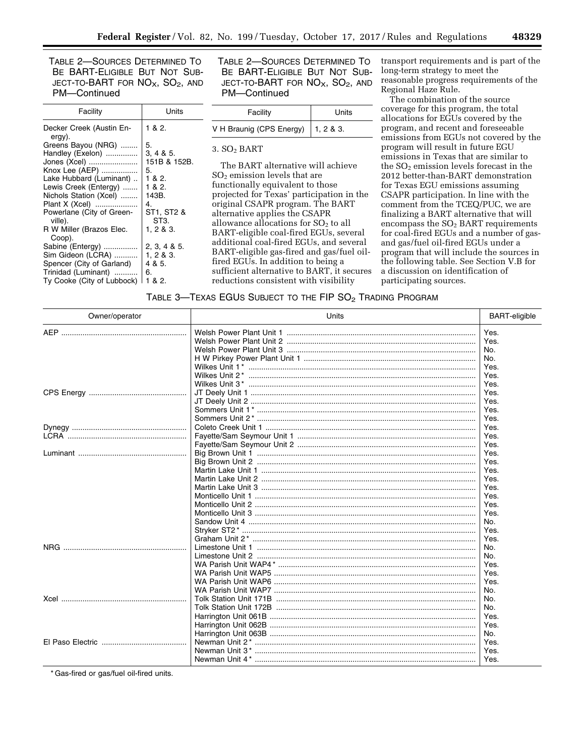TABLE 2—SOURCES DETERMINED TO BE BART-ELIGIBLE BUT NOT SUBJECT-TO-BART FOR $NO_X$, $SO_2$, AND PM—Continued

| Facility | Units |
|---|---|
| Decker Creek (Austin Energy). | 1 & 2. |
| Greens Bayou (NRG) | 5. |
| Handley (Exelon) | 3, 4 & 5. |
| Jones (Xcel) | 151B & 152B. |
| Knox Lee (AEP) | 5. |
| Lake Hubbard (Luminant) | 1 & 2. |
| Lewis Creek (Entergy) | 1 & 2. |
| Nichols Station (Xcel) | 143B. |
| Plant X (Xcel) | 4. |
| Powerlane (City of Greenville). | ST1, ST2 & ST3. |
| R W Miller (Brazos Elec. Coop). | 1, 2 & 3. |
| Sabine (Entergy) | 2, 3, 4 & 5. |
| Sim Gideon (LCRA) | 1, 2 & 3. |
| Spencer (City of Garland) | 4 & 5. |
| Trinidad (Luminant) | 6. |
| Ty Cooke (City of Lubbock) | 1 & 2. |
| V H Braunig (CPS Energy) | 1, 2 & 3. |

### 3. $SO_2$ BART

The BART alternative will achieve $SO_2$ emission levels that are functionally equivalent to those projected for Texas' participation in the original CSAPR program. The BART alternative applies the CSAPR allowance allocations for $SO_2$ to all BART-eligible coal-fired EGUs, several additional coal-fired EGUs, and several BART-eligible gas-fired and gas/fuel oil-fired EGUs. In addition to being a sufficient alternative to BART, it secures reductions consistent with visibility transport requirements and is part of the long-term strategy to meet the reasonable progress requirements of the Regional Haze Rule.

The combination of the source coverage for this program, the total allocations for EGUs covered by the program, and recent and foreseeable emissions from EGUs not covered by the program will result in future EGU emissions in Texas that are similar to the $SO_2$ emission levels forecast in the 2012 better-than-BART demonstration for Texas EGU emissions assuming CSAPR participation. In line with the comment from the TCEQ/PUC, we are finalizing a BART alternative that will encompass the $SO_2$ BART requirements for coal-fired EGUs and a number of gas- and gas/fuel oil-fired EGUs under a program that will include the sources in the following table. See Section V.B for a discussion on identification of participating sources.

TABLE 3—TEXAS EGUS SUBJECT TO THE FIP $SO_2$ TRADING PROGRAM

| Owner/operator | Units | BART-eligible |
|---|---|---|
| AEP | Welsh Power Plant Unit 1 | Yes. |
| | Welsh Power Plant Unit 2 | Yes. |
| | Welsh Power Plant Unit 3 | No. |
| | H W Pirkey Power Plant Unit 1 | No. |
| | Wilkes Unit 1* | Yes. |
| | Wilkes Unit 2* | Yes. |
| | Wilkes Unit 3* | Yes. |
| CPS Energy | JT Deely Unit 1 | Yes. |
| | JT Deely Unit 2 | Yes. |
| | Sommers Unit 1* | Yes. |
| | Sommers Unit 2* | Yes. |
| Dynegy | Coleto Creek Unit 1 | Yes. |
| LCRA | Fayette/Sam Seymour Unit 1 | Yes. |
| | Fayette/Sam Seymour Unit 2 | Yes. |
| Luminant | Big Brown Unit 1 | Yes. |
| | Big Brown Unit 2 | Yes. |
| | Martin Lake Unit 1 | Yes. |
| | Martin Lake Unit 2 | Yes. |
| | Martin Lake Unit 3 | Yes. |
| | Monticello Unit 1 | Yes. |
| | Monticello Unit 2 | Yes. |
| | Monticello Unit 3 | Yes. |
| | Sandow Unit 4 | No. |
| | Stryker ST2* | Yes. |
| | Graham Unit 2* | Yes. |
| NRG | Limestone Unit 1 | No. |
| | Limestone Unit 2 | No. |
| | WA Parish Unit WAP4* | Yes. |
| | WA Parish Unit WAP5 | Yes. |
| | WA Parish Unit WAP6 | Yes. |
| | WA Parish Unit WAP7 | No. |
| Xcel | Tolk Station Unit 171B | No. |
| | Tolk Station Unit 172B | No. |
| | Harrington Unit 061B | Yes. |
| | Harrington Unit 062B | Yes. |
| | Harrington Unit 063B | No. |
| El Paso Electric | Newman Unit 2* | Yes. |
| | Newman Unit 3* | Yes. |
| | Newman Unit 4* | Yes. |

* Gas-fired or gas/fuel oil-fired units.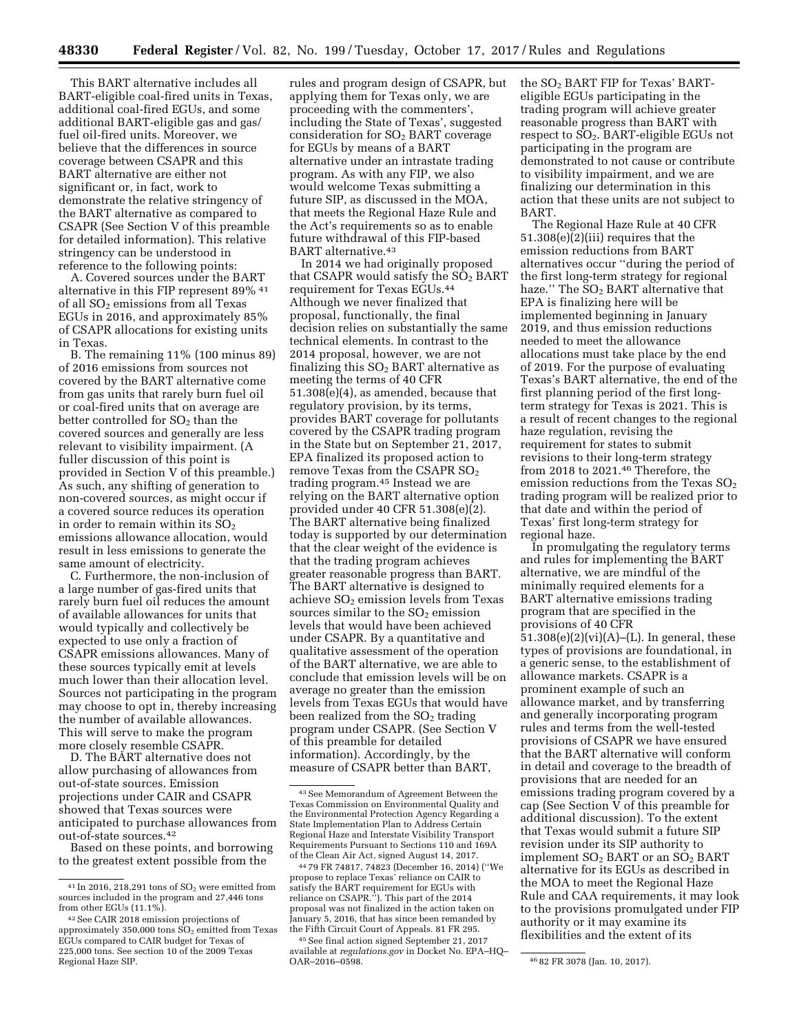This BART alternative includes all BART-eligible coal-fired units in Texas, additional coal-fired EGUs, and some additional BART-eligible gas and gas/fuel oil-fired units. Moreover, we believe that the differences in source coverage between CSAPR and this BART alternative are either not significant or, in fact, work to demonstrate the relative stringency of the BART alternative as compared to CSAPR (See Section V of this preamble for detailed information). This relative stringency can be understood in reference to the following points:

A. Covered sources under the BART alternative in this FIP represent 89% [41] of all $SO_2$ emissions from all Texas EGUs in 2016, and approximately 85% of CSAPR allocations for existing units in Texas.

B. The remaining 11% (100 minus 89) of 2016 emissions from sources not covered by the BART alternative come from gas units that rarely burn fuel oil or coal-fired units that on average are better controlled for $SO_2$ than the covered sources and generally are less relevant to visibility impairment. (A fuller discussion of this point is provided in Section V of this preamble.) As such, any shifting of generation to non-covered sources, as might occur if a covered source reduces its operation in order to remain within its $SO_2$ emissions allowance allocation, would result in less emissions to generate the same amount of electricity.

C. Furthermore, the non-inclusion of a large number of gas-fired units that rarely burn fuel oil reduces the amount of available allowances for units that would typically and collectively be expected to use only a fraction of CSAPR emissions allowances. Many of these sources typically emit at levels much lower than their allocation level. Sources not participating in the program may choose to opt in, thereby increasing the number of available allowances. This will serve to make the program more closely resemble CSAPR.

D. The BART alternative does not allow purchasing of allowances from out-of-state sources. Emission projections under CAIR and CSAPR showed that Texas sources were anticipated to purchase allowances from out-of-state sources.[42]

Based on these points, and borrowing to the greatest extent possible from the rules and program design of CSAPR, but applying them for Texas only, we are proceeding with the commenters', including the State of Texas', suggested consideration for $SO_2$ BART coverage for EGUs by means of a BART alternative under an intrastate trading program. As with any FIP, we also would welcome Texas submitting a future SIP, as discussed in the MOA, that meets the Regional Haze Rule and the Act's requirements so as to enable future withdrawal of this FIP-based BART alternative.[43]

In 2014 we had originally proposed that CSAPR would satisfy the $SO_2$ BART requirement for Texas EGUs.[44] Although we never finalized that proposal, functionally, the final decision relies on substantially the same technical elements. In contrast to the 2014 proposal, however, we are not finalizing this $SO_2$ BART alternative as meeting the terms of 40 CFR 51.308(e)(4), as amended, because that regulatory provision, by its terms, provides BART coverage for pollutants covered by the CSAPR trading program in the State but on September 21, 2017, EPA finalized its proposed action to remove Texas from the CSAPR $SO_2$ trading program.[45] Instead we are relying on the BART alternative option provided under 40 CFR 51.308(e)(2). The BART alternative being finalized today is supported by our determination that the clear weight of the evidence is that the trading program achieves greater reasonable progress than BART. The BART alternative is designed to achieve $SO_2$ emission levels from Texas sources similar to the $SO_2$ emission levels that would have been achieved under CSAPR. By a quantitative and qualitative assessment of the operation of the BART alternative, we are able to conclude that emission levels will be on average no greater than the emission levels from Texas EGUs that would have been realized from the $SO_2$ trading program under CSAPR. (See Section V of this preamble for detailed information). Accordingly, by the measure of CSAPR better than BART, the $SO_2$ BART FIP for Texas' BART-eligible EGUs participating in the trading program will achieve greater reasonable progress than BART with respect to $SO_2$. BART-eligible EGUs not participating in the program are demonstrated to not cause or contribute to visibility impairment, and we are finalizing our determination in this action that these units are not subject to BART.

The Regional Haze Rule at 40 CFR 51.308(e)(2)(iii) requires that the emission reductions from BART alternatives occur "during the period of the first long-term strategy for regional haze." The $SO_2$ BART alternative that EPA is finalizing here will be implemented beginning in January 2019, and thus emission reductions needed to meet the allowance allocations must take place by the end of 2019. For the purpose of evaluating Texas's BART alternative, the end of the first planning period of the first long-term strategy for Texas is 2021. This is a result of recent changes to the regional haze regulation, revising the requirement for states to submit revisions to their long-term strategy from 2018 to 2021.[46] Therefore, the emission reductions from the Texas $SO_2$ trading program will be realized prior to that date and within the period of Texas' first long-term strategy for regional haze.

In promulgating the regulatory terms and rules for implementing the BART alternative, we are mindful of the minimally required elements for a BART alternative emissions trading program that are specified in the provisions of 40 CFR 51.308(e)(2)(vi)(A)–(L). In general, these types of provisions are foundational, in a generic sense, to the establishment of allowance markets. CSAPR is a prominent example of such an allowance market, and by transferring and generally incorporating program rules and terms from the well-tested provisions of CSAPR we have ensured that the BART alternative will conform in detail and coverage to the breadth of provisions that are needed for an emissions trading program covered by a cap (See Section V of this preamble for additional discussion). To the extent that Texas would submit a future SIP revision under its SIP authority to implement $SO_2$ BART or an $SO_2$ BART alternative for its EGUs as described in the MOA to meet the Regional Haze Rule and CAA requirements, it may look to the provisions promulgated under FIP authority or it may examine its flexibilities and the extent of its

---

[41] In 2016, 218,291 tons of $SO_2$ were emitted from sources included in the program and 27,446 tons from other EGUs (11.1%).

[42] See CAIR 2018 emission projections of approximately 350,000 tons $SO_2$ emitted from Texas EGUs compared to CAIR budget for Texas of 225,000 tons. See section 10 of the 2009 Texas Regional Haze SIP.

[43] See Memorandum of Agreement Between the Texas Commission on Environmental Quality and the Environmental Protection Agency Regarding a State Implementation Plan to Address Certain Regional Haze and Interstate Visibility Transport Requirements Pursuant to Sections 110 and 169A of the Clean Air Act, signed August 14, 2017.

[44] 79 FR 74817, 74823 (December 16, 2014) ("We propose to replace Texas' reliance on CAIR to satisfy the BART requirement for EGUs with reliance on CSAPR."). This part of the 2014 proposal was not finalized in the action taken on January 5, 2016, that has since been remanded by the Fifth Circuit Court of Appeals. 81 FR 295.

[45] See final action signed September 21, 2017 available at *regulations.gov* in Docket No. EPA–HQ–OAR–2016–0598.

[46] 82 FR 3078 (Jan. 10, 2017).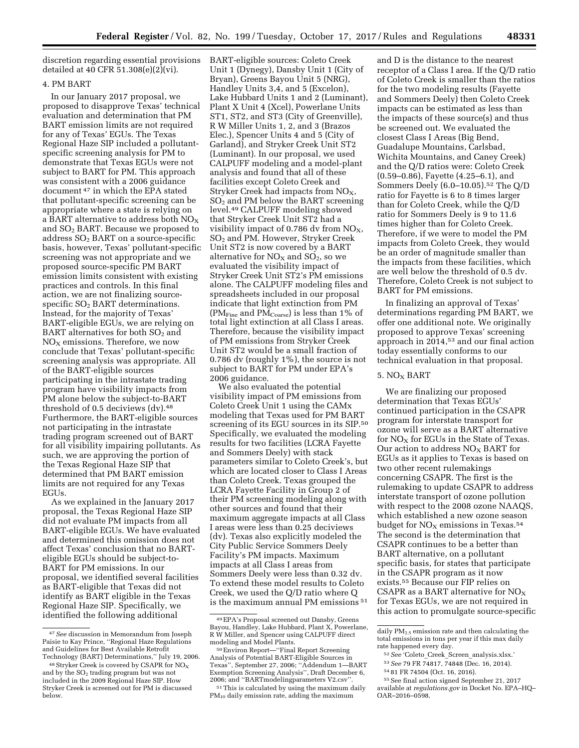discretion regarding essential provisions detailed at 40 CFR 51.308(e)(2)(vi).

### 4. PM BART

In our January 2017 proposal, we proposed to disapprove Texas' technical evaluation and determination that PM BART emission limits are not required for any of Texas' EGUs. The Texas Regional Haze SIP included a pollutant-specific screening analysis for PM to demonstrate that Texas EGUs were not subject to BART for PM. This approach was consistent with a 2006 guidance document [47] in which the EPA stated that pollutant-specific screening can be appropriate where a state is relying on a BART alternative to address both $NO_X$ and $SO_2$ BART. Because we proposed to address $SO_2$ BART on a source-specific basis, however, Texas' pollutant-specific screening was not appropriate and we proposed source-specific PM BART emission limits consistent with existing practices and controls. In this final action, we are not finalizing source-specific $SO_2$ BART determinations. Instead, for the majority of Texas' BART-eligible EGUs, we are relying on BART alternatives for both $SO_2$ and $NO_X$ emissions. Therefore, we now conclude that Texas' pollutant-specific screening analysis was appropriate. All of the BART-eligible sources participating in the intrastate trading program have visibility impacts from PM alone below the subject-to-BART threshold of 0.5 deciviews (dv).[48] Furthermore, the BART-eligible sources not participating in the intrastate trading program screened out of BART for all visibility impairing pollutants. As such, we are approving the portion of the Texas Regional Haze SIP that determined that PM BART emission limits are not required for any Texas EGUs.

As we explained in the January 2017 proposal, the Texas Regional Haze SIP did not evaluate PM impacts from all BART-eligible EGUs. We have evaluated and determined this omission does not affect Texas' conclusion that no BART-eligible EGUs should be subject-to-BART for PM emissions. In our proposal, we identified several facilities as BART-eligible that Texas did not identify as BART eligible in the Texas Regional Haze SIP. Specifically, we identified the following additional BART-eligible sources: Coleto Creek Unit 1 (Dynegy), Dansby Unit 1 (City of Bryan), Greens Bayou Unit 5 (NRG), Handley Units 3,4, and 5 (Excelon), Lake Hubbard Units 1 and 2 (Luminant), Plant X Unit 4 (Xcel), Powerlane Units ST1, ST2, and ST3 (City of Greenville), R W Miller Units 1, 2, and 3 (Brazos Elec.), Spencer Units 4 and 5 (City of Garland), and Stryker Creek Unit ST2 (Luminant). In our proposal, we used CALPUFF modeling and a model-plant analysis and found that all of these facilities except Coleto Creek and Stryker Creek had impacts from $NO_X$, $SO_2$ and PM below the BART screening level.[49] CALPUFF modeling showed that Stryker Creek Unit ST2 had a visibility impact of 0.786 dv from $NO_X$, $SO_2$ and PM. However, Stryker Creek Unit ST2 is now covered by a BART alternative for $NO_X$ and $SO_2$, so we evaluated the visibility impact of Stryker Creek Unit ST2's PM emissions alone. The CALPUFF modeling files and spreadsheets included in our proposal indicate that light extinction from PM ($PM_{Fine}$ and $PM_{Coarse}$) is less than 1% of total light extinction at all Class I areas. Therefore, because the visibility impact of PM emissions from Stryker Creek Unit ST2 would be a small fraction of 0.786 dv (roughly 1%), the source is not subject to BART for PM under EPA's 2006 guidance.

We also evaluated the potential visibility impact of PM emissions from Coleto Creek Unit 1 using the CAMx modeling that Texas used for PM BART screening of its EGU sources in its SIP.[50] Specifically, we evaluated the modeling results for two facilities (LCRA Fayette and Sommers Deely) with stack parameters similar to Coleto Creek's, but which are located closer to Class I Areas than Coleto Creek. Texas grouped the LCRA Fayette Facility in Group 2 of their PM screening modeling along with other sources and found that their maximum aggregate impacts at all Class I areas were less than 0.25 deciviews (dv). Texas also explicitly modeled the City Public Service Sommers Deely Facility's PM impacts. Maximum impacts at all Class I areas from Sommers Deely were less than 0.32 dv. To extend these model results to Coleto Creek, we used the Q/D ratio where Q is the maximum annual PM emissions [51] and D is the distance to the nearest receptor of a Class I area. If the Q/D ratio of Coleto Creek is smaller than the ratios for the two modeling results (Fayette and Sommers Deely) then Coleto Creek impacts can be estimated as less than the impacts of these source(s) and thus be screened out. We evaluated the closest Class I Areas (Big Bend, Guadalupe Mountains, Carlsbad, Wichita Mountains, and Caney Creek) and the Q/D ratios were: Coleto Creek (0.59–0.86), Fayette (4.25–6.1), and Sommers Deely (6.0–10.05).[52] The Q/D ratio for Fayette is 6 to 8 times larger than for Coleto Creek, while the Q/D ratio for Sommers Deely is 9 to 11.6 times higher than for Coleto Creek. Therefore, if we were to model the PM impacts from Coleto Creek, they would be an order of magnitude smaller than the impacts from these facilities, which are well below the threshold of 0.5 dv. Therefore, Coleto Creek is not subject to BART for PM emissions.

In finalizing an approval of Texas' determinations regarding PM BART, we offer one additional note. We originally proposed to approve Texas' screening approach in 2014,[53] and our final action today essentially conforms to our technical evaluation in that proposal.

### 5. $NO_X$ BART

We are finalizing our proposed determination that Texas EGUs' continued participation in the CSAPR program for interstate transport for ozone will serve as a BART alternative for $NO_X$ for EGUs in the State of Texas. Our action to address $NO_X$ BART for EGUs as it applies to Texas is based on two other recent rulemakings concerning CSAPR. The first is the rulemaking to update CSAPR to address interstate transport of ozone pollution with respect to the 2008 ozone NAAQS, which established a new ozone season budget for $NO_X$ emissions in Texas.[54] The second is the determination that CSAPR continues to be a better than BART alternative, on a pollutant specific basis, for states that participate in the CSAPR program as it now exists.[55] Because our FIP relies on CSAPR as a BART alternative for $NO_X$ for Texas EGUs, we are not required in this action to promulgate source-specific

---

[47] *See* discussion in Memorandum from Joseph Paisie to Kay Prince, ''Regional Haze Regulations and Guidelines for Best Available Retrofit Technology (BART) Determinations,'' July 19, 2006.

[48] Stryker Creek is covered by CSAPR for $NO_X$ and by the $SO_2$ trading program but was not included in the 2009 Regional Haze SIP. How Stryker Creek is screened out for PM is discussed below.

[49] EPA's Proposal screened out Dansby, Greens Bayou, Handley, Lake Hubbard, Plant X, Powerlane, R W Miller, and Spencer using CALPUFF direct modeling and Model Plants.

[50] Environ Report—''Final Report Screening Analysis of Potential BART-Eligible Sources in Texas'', September 27, 2006; ''Addendum 1—BART Exemption Screening Analysis'', Draft December 6, 2006; and ''BARTmodelingparameters V2.csv''.

[51] This is calculated by using the maximum daily $PM_{10}$ daily emission rate, adding the maximum daily $PM_{2.5}$ emission rate and then calculating the total emissions in tons per year if this max daily rate happened every day.

[52] *See* 'Coleto_Creek_Screen_analysis.xlsx.'

[53] *See* 79 FR 74817, 74848 (Dec. 16, 2014).

[54] 81 FR 74504 (Oct. 16, 2016).

[55] See final action signed September 21, 2017 available at *regulations.gov* in Docket No. EPA–HQ–OAR–2016–0598.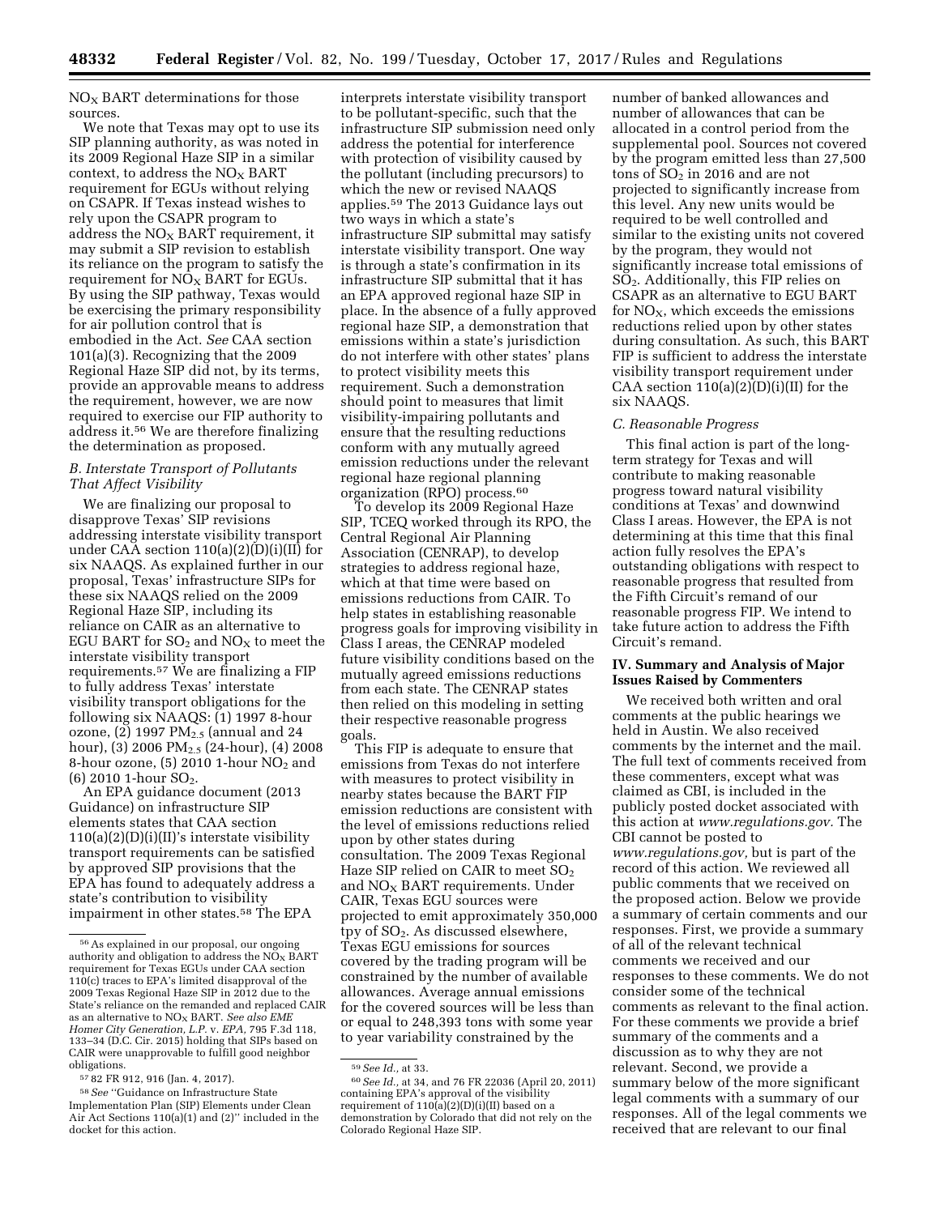$NO_X$ BART determinations for those sources.

We note that Texas may opt to use its SIP planning authority, as was noted in its 2009 Regional Haze SIP in a similar context, to address the $NO_X$ BART requirement for EGUs without relying on CSAPR. If Texas instead wishes to rely upon the CSAPR program to address the $NO_X$ BART requirement, it may submit a SIP revision to establish its reliance on the program to satisfy the requirement for $NO_X$ BART for EGUs. By using the SIP pathway, Texas would be exercising the primary responsibility for air pollution control that is embodied in the Act. *See* CAA section 101(a)(3). Recognizing that the 2009 Regional Haze SIP did not, by its terms, provide an approvable means to address the requirement, however, we are now required to exercise our FIP authority to address it.[56] We are therefore finalizing the determination as proposed.

### B. Interstate Transport of Pollutants That Affect Visibility

We are finalizing our proposal to disapprove Texas' SIP revisions addressing interstate visibility transport under CAA section 110(a)(2)(D)(i)(II) for six NAAQS. As explained further in our proposal, Texas' infrastructure SIPs for these six NAAQS relied on the 2009 Regional Haze SIP, including its reliance on CAIR as an alternative to EGU BART for $SO_2$ and $NO_X$ to meet the interstate visibility transport requirements.[57] We are finalizing a FIP to fully address Texas' interstate visibility transport obligations for the following six NAAQS: (1) 1997 8-hour ozone, (2) 1997 $PM_{2.5}$ (annual and 24 hour), (3) 2006 $PM_{2.5}$ (24-hour), (4) 2008 8-hour ozone, (5) 2010 1-hour $NO_2$ and (6) 2010 1-hour $SO_2$.

An EPA guidance document (2013 Guidance) on infrastructure SIP elements states that CAA section 110(a)(2)(D)(i)(II)'s interstate visibility transport requirements can be satisfied by approved SIP provisions that the EPA has found to adequately address a state's contribution to visibility impairment in other states.[58] The EPA interprets interstate visibility transport to be pollutant-specific, such that the infrastructure SIP submission need only address the potential for interference with protection of visibility caused by the pollutant (including precursors) to which the new or revised NAAQS applies.[59] The 2013 Guidance lays out two ways in which a state's infrastructure SIP submittal may satisfy interstate visibility transport. One way is through a state's confirmation in its infrastructure SIP submittal that it has an EPA approved regional haze SIP in place. In the absence of a fully approved regional haze SIP, a demonstration that emissions within a state's jurisdiction do not interfere with other states' plans to protect visibility meets this requirement. Such a demonstration should point to measures that limit visibility-impairing pollutants and ensure that the resulting reductions conform with any mutually agreed emission reductions under the relevant regional haze regional planning organization (RPO) process.[60]

To develop its 2009 Regional Haze SIP, TCEQ worked through its RPO, the Central Regional Air Planning Association (CENRAP), to develop strategies to address regional haze, which at that time were based on emissions reductions from CAIR. To help states in establishing reasonable progress goals for improving visibility in Class I areas, the CENRAP modeled future visibility conditions based on the mutually agreed emissions reductions from each state. The CENRAP states then relied on this modeling in setting their respective reasonable progress goals.

This FIP is adequate to ensure that emissions from Texas do not interfere with measures to protect visibility in nearby states because the BART FIP emission reductions are consistent with the level of emissions reductions relied upon by other states during consultation. The 2009 Texas Regional Haze SIP relied on CAIR to meet $SO_2$ and $NO_X$ BART requirements. Under CAIR, Texas EGU sources were projected to emit approximately 350,000 tpy of $SO_2$. As discussed elsewhere, Texas EGU emissions for sources covered by the trading program will be constrained by the number of available allowances. Average annual emissions for the covered sources will be less than or equal to 248,393 tons with some year to year variability constrained by the number of banked allowances and number of allowances that can be allocated in a control period from the supplemental pool. Sources not covered by the program emitted less than 27,500 tons of $SO_2$ in 2016 and are not projected to significantly increase from this level. Any new units would be required to be well controlled and similar to the existing units not covered by the program, they would not significantly increase total emissions of $SO_2$. Additionally, this FIP relies on CSAPR as an alternative to EGU BART for $NO_X$, which exceeds the emissions reductions relied upon by other states during consultation. As such, this BART FIP is sufficient to address the interstate visibility transport requirement under CAA section 110(a)(2)(D)(i)(II) for the six NAAQS.

### C. Reasonable Progress

This final action is part of the long-term strategy for Texas and will contribute to making reasonable progress toward natural visibility conditions at Texas' and downwind Class I areas. However, the EPA is not determining at this time that this final action fully resolves the EPA's outstanding obligations with respect to reasonable progress that resulted from the Fifth Circuit's remand of our reasonable progress FIP. We intend to take future action to address the Fifth Circuit's remand.

## IV. Summary and Analysis of Major Issues Raised by Commenters

We received both written and oral comments at the public hearings we held in Austin. We also received comments by the internet and the mail. The full text of comments received from these commenters, except what was claimed as CBI, is included in the publicly posted docket associated with this action at *www.regulations.gov*. The CBI cannot be posted to *www.regulations.gov*, but is part of the record of this action. We reviewed all public comments that we received on the proposed action. Below we provide a summary of certain comments and our responses. First, we provide a summary of all of the relevant technical comments we received and our responses to these comments. We do not consider some of the technical comments as relevant to the final action. For these comments we provide a brief summary of the comments and a discussion as to why they are not relevant. Second, we provide a summary below of the more significant legal comments with a summary of our responses. All of the legal comments we received that are relevant to our final

---

[56] As explained in our proposal, our ongoing authority and obligation to address the $NO_X$ BART requirement for Texas EGUs under CAA section 110(c) traces to EPA's limited disapproval of the 2009 Texas Regional Haze SIP in 2012 due to the State's reliance on the remanded and replaced CAIR as an alternative to $NO_X$ BART. *See also EME Homer City Generation, L.P.* v. *EPA*, 795 F.3d 118, 133–34 (D.C. Cir. 2015) holding that SIPs based on CAIR were unapprovable to fulfill good neighbor obligations.

[57] 82 FR 912, 916 (Jan. 4, 2017).

[58] *See* "Guidance on Infrastructure State Implementation Plan (SIP) Elements under Clean Air Act Sections 110(a)(1) and (2)" included in the docket for this action.

[59] *See Id.*, at 33.

[60] *See Id.*, at 34, and 76 FR 22036 (April 20, 2011) containing EPA's approval of the visibility requirement of 110(a)(2)(D)(i)(II) based on a demonstration by Colorado that did not rely on the Colorado Regional Haze SIP.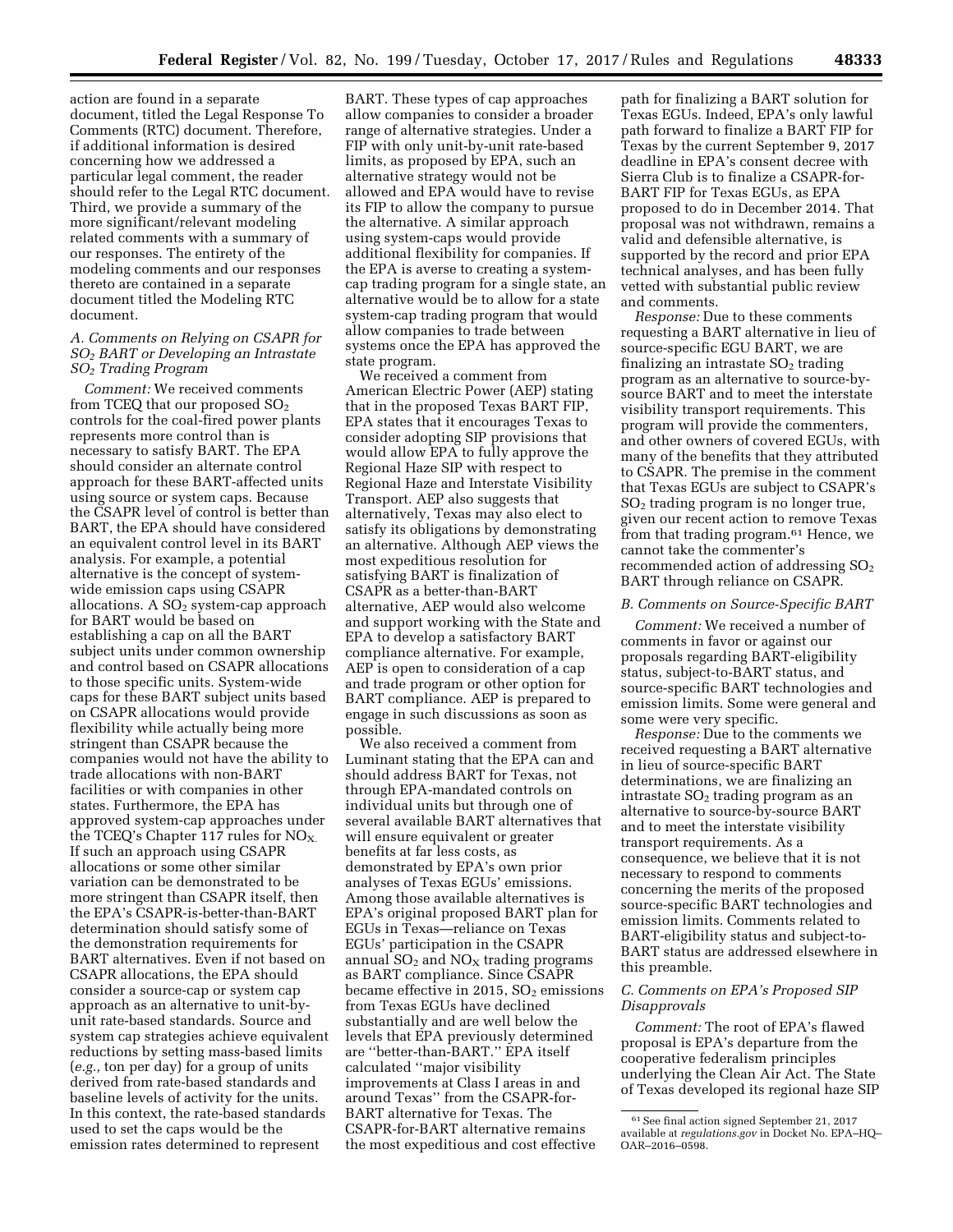action are found in a separate document, titled the Legal Response To Comments (RTC) document. Therefore, if additional information is desired concerning how we addressed a particular legal comment, the reader should refer to the Legal RTC document. Third, we provide a summary of the more significant/relevant modeling related comments with a summary of our responses. The entirety of the modeling comments and our responses thereto are contained in a separate document titled the Modeling RTC document.

### A. Comments on Relying on CSAPR for $SO_2$ BART or Developing an Intrastate $SO_2$ Trading Program

*Comment:* We received comments from TCEQ that our proposed $SO_2$ controls for the coal-fired power plants represents more control than is necessary to satisfy BART. The EPA should consider an alternate control approach for these BART-affected units using source or system caps. Because the CSAPR level of control is better than BART, the EPA should have considered an equivalent control level in its BART analysis. For example, a potential alternative is the concept of system-wide emission caps using CSAPR allocations. A $SO_2$ system-cap approach for BART would be based on establishing a cap on all the BART subject units under common ownership and control based on CSAPR allocations to those specific units. System-wide caps for these BART subject units based on CSAPR allocations would provide flexibility while actually being more stringent than CSAPR because the companies would not have the ability to trade allocations with non-BART facilities or with companies in other states. Furthermore, the EPA has approved system-cap approaches under the TCEQ's Chapter 117 rules for $NO_X$. If such an approach using CSAPR allocations or some other similar variation can be demonstrated to be more stringent than CSAPR itself, then the EPA's CSAPR-is-better-than-BART determination should satisfy some of the demonstration requirements for BART alternatives. Even if not based on CSAPR allocations, the EPA should consider a source-cap or system cap approach as an alternative to unit-by-unit rate-based standards. Source and system cap strategies achieve equivalent reductions by setting mass-based limits (*e.g.,* ton per day) for a group of units derived from rate-based standards and baseline levels of activity for the units. In this context, the rate-based standards used to set the caps would be the emission rates determined to represent BART. These types of cap approaches allow companies to consider a broader range of alternative strategies. Under a FIP with only unit-by-unit rate-based limits, as proposed by EPA, such an alternative strategy would not be allowed and EPA would have to revise its FIP to allow the company to pursue the alternative. A similar approach using system-caps would provide additional flexibility for companies. If the EPA is averse to creating a system-cap trading program for a single state, an alternative would be to allow for a state system-cap trading program that would allow companies to trade between systems once the EPA has approved the state program.

We received a comment from American Electric Power (AEP) stating that in the proposed Texas BART FIP, EPA states that it encourages Texas to consider adopting SIP provisions that would allow EPA to fully approve the Regional Haze SIP with respect to Regional Haze and Interstate Visibility Transport. AEP also suggests that alternatively, Texas may also elect to satisfy its obligations by demonstrating an alternative. Although AEP views the most expeditious resolution for satisfying BART is finalization of CSAPR as a better-than-BART alternative, AEP would also welcome and support working with the State and EPA to develop a satisfactory BART compliance alternative. For example, AEP is open to consideration of a cap and trade program or other option for BART compliance. AEP is prepared to engage in such discussions as soon as possible.

We also received a comment from Luminant stating that the EPA can and should address BART for Texas, not through EPA-mandated controls on individual units but through one of several available BART alternatives that will ensure equivalent or greater benefits at far less costs, as demonstrated by EPA's own prior analyses of Texas EGUs' emissions. Among those available alternatives is EPA's original proposed BART plan for EGUs in Texas—reliance on Texas EGUs' participation in the CSAPR annual $SO_2$ and $NO_X$ trading programs as BART compliance. Since CSAPR became effective in 2015, $SO_2$ emissions from Texas EGUs have declined substantially and are well below the levels that EPA previously determined are ''better-than-BART.'' EPA itself calculated ''major visibility improvements at Class I areas in and around Texas'' from the CSAPR-for-BART alternative for Texas. The CSAPR-for-BART alternative remains the most expeditious and cost effective path for finalizing a BART solution for Texas EGUs. Indeed, EPA's only lawful path forward to finalize a BART FIP for Texas by the current September 9, 2017 deadline in EPA's consent decree with Sierra Club is to finalize a CSAPR-for-BART FIP for Texas EGUs, as EPA proposed to do in December 2014. That proposal was not withdrawn, remains a valid and defensible alternative, is supported by the record and prior EPA technical analyses, and has been fully vetted with substantial public review and comments.

*Response:* Due to these comments requesting a BART alternative in lieu of source-specific EGU BART, we are finalizing an intrastate $SO_2$ trading program as an alternative to source-by-source BART and to meet the interstate visibility transport requirements. This program will provide the commenters, and other owners of covered EGUs, with many of the benefits that they attributed to CSAPR. The premise in the comment that Texas EGUs are subject to CSAPR's $SO_2$ trading program is no longer true, given our recent action to remove Texas from that trading program.[61] Hence, we cannot take the commenter's recommended action of addressing $SO_2$ BART through reliance on CSAPR.

### B. Comments on Source-Specific BART

*Comment:* We received a number of comments in favor or against our proposals regarding BART-eligibility status, subject-to-BART status, and source-specific BART technologies and emission limits. Some were general and some were very specific.

*Response:* Due to the comments we received requesting a BART alternative in lieu of source-specific BART determinations, we are finalizing an intrastate $SO_2$ trading program as an alternative to source-by-source BART and to meet the interstate visibility transport requirements. As a consequence, we believe that it is not necessary to respond to comments concerning the merits of the proposed source-specific BART technologies and emission limits. Comments related to BART-eligibility status and subject-to-BART status are addressed elsewhere in this preamble.

### C. Comments on EPA's Proposed SIP Disapprovals

*Comment:* The root of EPA's flawed proposal is EPA's departure from the cooperative federalism principles underlying the Clean Air Act. The State of Texas developed its regional haze SIP

[61] See final action signed September 21, 2017 available at *regulations.gov* in Docket No. EPA–HQ–OAR–2016–0598.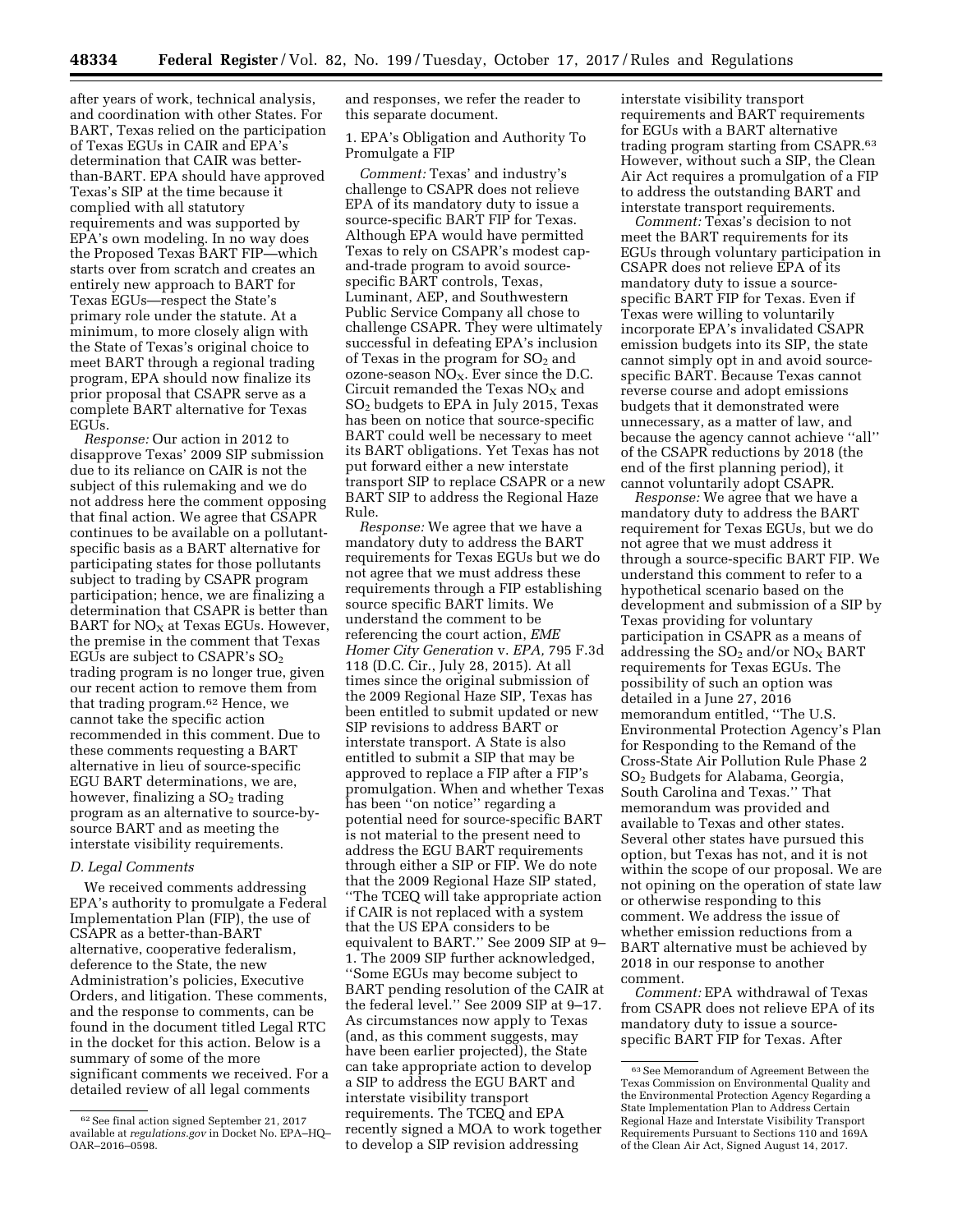after years of work, technical analysis, and coordination with other States. For BART, Texas relied on the participation of Texas EGUs in CAIR and EPA's determination that CAIR was better-than-BART. EPA should have approved Texas's SIP at the time because it complied with all statutory requirements and was supported by EPA's own modeling. In no way does the Proposed Texas BART FIP—which starts over from scratch and creates an entirely new approach to BART for Texas EGUs—respect the State's primary role under the statute. At a minimum, to more closely align with the State of Texas's original choice to meet BART through a regional trading program, EPA should now finalize its prior proposal that CSAPR serve as a complete BART alternative for Texas EGUs.

*Response:* Our action in 2012 to disapprove Texas' 2009 SIP submission due to its reliance on CAIR is not the subject of this rulemaking and we do not address here the comment opposing that final action. We agree that CSAPR continues to be available on a pollutant-specific basis as a BART alternative for participating states for those pollutants subject to trading by CSAPR program participation; hence, we are finalizing a determination that CSAPR is better than BART for $NO_X$ at Texas EGUs. However, the premise in the comment that Texas EGUs are subject to CSAPR's $SO_2$ trading program is no longer true, given our recent action to remove them from that trading program.[62] Hence, we cannot take the specific action recommended in this comment. Due to these comments requesting a BART alternative in lieu of source-specific EGU BART determinations, we are, however, finalizing a $SO_2$ trading program as an alternative to source-by-source BART and as meeting the interstate visibility requirements.

### D. Legal Comments

We received comments addressing EPA's authority to promulgate a Federal Implementation Plan (FIP), the use of CSAPR as a better-than-BART alternative, cooperative federalism, deference to the State, the new Administration's policies, Executive Orders, and litigation. These comments, and the response to comments, can be found in the document titled Legal RTC in the docket for this action. Below is a summary of some of the more significant comments we received. For a detailed review of all legal comments and responses, we refer the reader to this separate document.

1. EPA's Obligation and Authority To Promulgate a FIP

*Comment:* Texas' and industry's challenge to CSAPR does not relieve EPA of its mandatory duty to issue a source-specific BART FIP for Texas. Although EPA would have permitted Texas to rely on CSAPR's modest cap-and-trade program to avoid source-specific BART controls, Texas, Luminant, AEP, and Southwestern Public Service Company all chose to challenge CSAPR. They were ultimately successful in defeating EPA's inclusion of Texas in the program for $SO_2$ and ozone-season $NO_X$. Ever since the D.C. Circuit remanded the Texas $NO_X$ and $SO_2$ budgets to EPA in July 2015, Texas has been on notice that source-specific BART could well be necessary to meet its BART obligations. Yet Texas has not put forward either a new interstate transport SIP to replace CSAPR or a new BART SIP to address the Regional Haze Rule.

*Response:* We agree that we have a mandatory duty to address the BART requirements for Texas EGUs but we do not agree that we must address these requirements through a FIP establishing source specific BART limits. We understand the comment to be referencing the court action, *EME Homer City Generation* v. *EPA,* 795 F.3d 118 (D.C. Cir., July 28, 2015). At all times since the original submission of the 2009 Regional Haze SIP, Texas has been entitled to submit updated or new SIP revisions to address BART or interstate transport. A State is also entitled to submit a SIP that may be approved to replace a FIP after a FIP's promulgation. When and whether Texas has been "on notice" regarding a potential need for source-specific BART is not material to the present need to address the EGU BART requirements through either a SIP or FIP. We do note that the 2009 Regional Haze SIP stated, "The TCEQ will take appropriate action if CAIR is not replaced with a system that the US EPA considers to be equivalent to BART." See 2009 SIP at 9–1. The 2009 SIP further acknowledged, "Some EGUs may become subject to BART pending resolution of the CAIR at the federal level." See 2009 SIP at 9–17. As circumstances now apply to Texas (and, as this comment suggests, may have been earlier projected), the State can take appropriate action to develop a SIP to address the EGU BART and interstate visibility transport requirements. The TCEQ and EPA recently signed a MOA to work together to develop a SIP revision addressing interstate visibility transport requirements and BART requirements for EGUs with a BART alternative trading program starting from CSAPR.[63] However, without such a SIP, the Clean Air Act requires a promulgation of a FIP to address the outstanding BART and interstate transport requirements.

*Comment:* Texas's decision to not meet the BART requirements for its EGUs through voluntary participation in CSAPR does not relieve EPA of its mandatory duty to issue a source-specific BART FIP for Texas. Even if Texas were willing to voluntarily incorporate EPA's invalidated CSAPR emission budgets into its SIP, the state cannot simply opt in and avoid source-specific BART. Because Texas cannot reverse course and adopt emissions budgets that it demonstrated were unnecessary, as a matter of law, and because the agency cannot achieve "all" of the CSAPR reductions by 2018 (the end of the first planning period), it cannot voluntarily adopt CSAPR.

*Response:* We agree that we have a mandatory duty to address the BART requirement for Texas EGUs, but we do not agree that we must address it through a source-specific BART FIP. We understand this comment to refer to a hypothetical scenario based on the development and submission of a SIP by Texas providing for voluntary participation in CSAPR as a means of addressing the $SO_2$ and/or $NO_X$ BART requirements for Texas EGUs. The possibility of such an option was detailed in a June 27, 2016 memorandum entitled, "The U.S. Environmental Protection Agency's Plan for Responding to the Remand of the Cross-State Air Pollution Rule Phase 2 $SO_2$ Budgets for Alabama, Georgia, South Carolina and Texas." That memorandum was provided and available to Texas and other states. Several other states have pursued this option, but Texas has not, and it is not within the scope of our proposal. We are not opining on the operation of state law or otherwise responding to this comment. We address the issue of whether emission reductions from a BART alternative must be achieved by 2018 in our response to another comment.

*Comment:* EPA withdrawal of Texas from CSAPR does not relieve EPA of its mandatory duty to issue a source-specific BART FIP for Texas. After

---

[62] See final action signed September 21, 2017 available at *regulations.gov* in Docket No. EPA–HQ–OAR–2016–0598.

[63] See Memorandum of Agreement Between the Texas Commission on Environmental Quality and the Environmental Protection Agency Regarding a State Implementation Plan to Address Certain Regional Haze and Interstate Visibility Transport Requirements Pursuant to Sections 110 and 169A of the Clean Air Act, Signed August 14, 2017.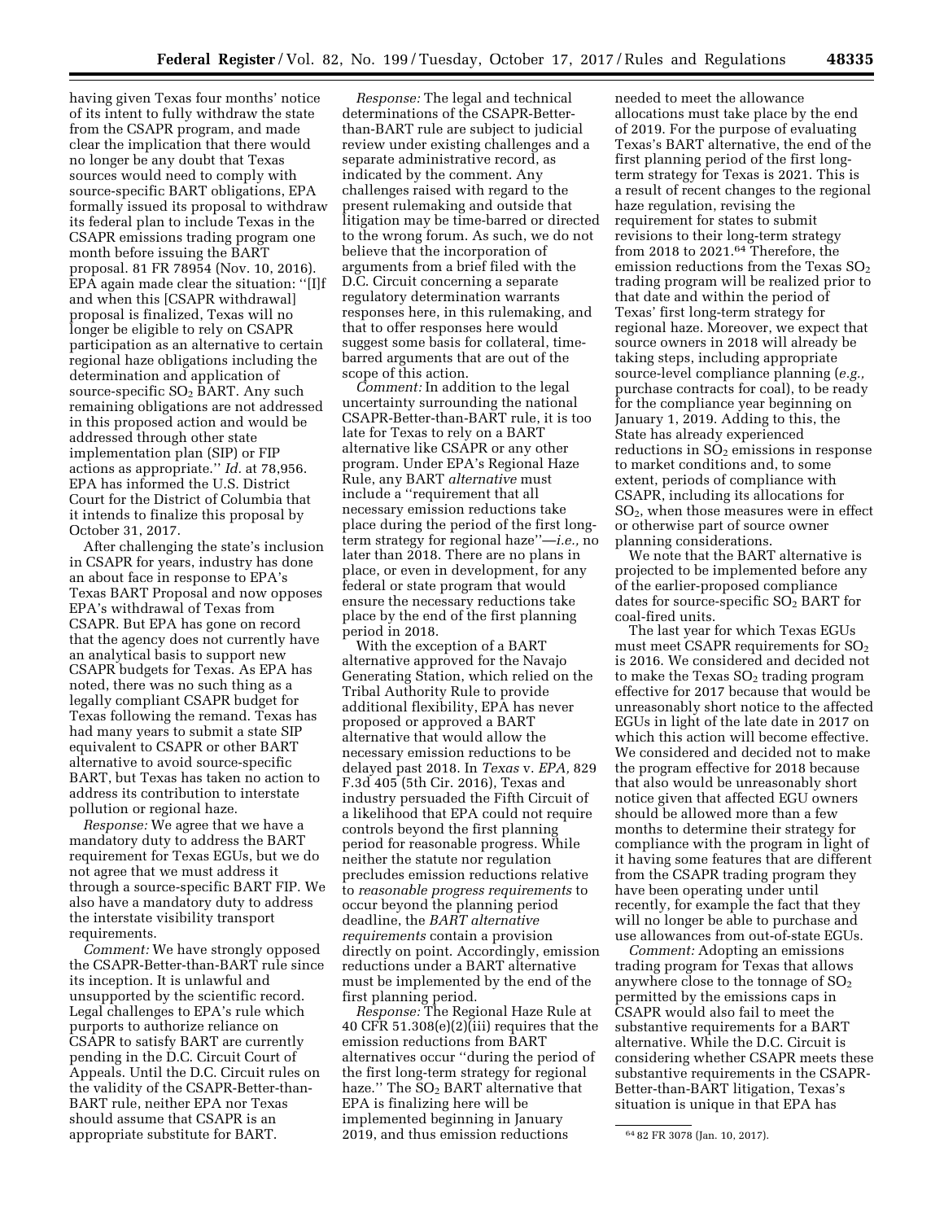having given Texas four months' notice of its intent to fully withdraw the state from the CSAPR program, and made clear the implication that there would no longer be any doubt that Texas sources would need to comply with source-specific BART obligations, EPA formally issued its proposal to withdraw its federal plan to include Texas in the CSAPR emissions trading program one month before issuing the BART proposal. 81 FR 78954 (Nov. 10, 2016). EPA again made clear the situation: ''[I]f and when this [CSAPR withdrawal] proposal is finalized, Texas will no longer be eligible to rely on CSAPR participation as an alternative to certain regional haze obligations including the determination and application of source-specific $SO_2$ BART. Any such remaining obligations are not addressed in this proposed action and would be addressed through other state implementation plan (SIP) or FIP actions as appropriate.'' *Id.* at 78,956. EPA has informed the U.S. District Court for the District of Columbia that it intends to finalize this proposal by October 31, 2017.

After challenging the state's inclusion in CSAPR for years, industry has done an about face in response to EPA's Texas BART Proposal and now opposes EPA's withdrawal of Texas from CSAPR. But EPA has gone on record that the agency does not currently have an analytical basis to support new CSAPR budgets for Texas. As EPA has noted, there was no such thing as a legally compliant CSAPR budget for Texas following the remand. Texas has had many years to submit a state SIP equivalent to CSAPR or other BART alternative to avoid source-specific BART, but Texas has taken no action to address its contribution to interstate pollution or regional haze.

*Response:* We agree that we have a mandatory duty to address the BART requirement for Texas EGUs, but we do not agree that we must address it through a source-specific BART FIP. We also have a mandatory duty to address the interstate visibility transport requirements.

*Comment:* We have strongly opposed the CSAPR-Better-than-BART rule since its inception. It is unlawful and unsupported by the scientific record. Legal challenges to EPA's rule which purports to authorize reliance on CSAPR to satisfy BART are currently pending in the D.C. Circuit Court of Appeals. Until the D.C. Circuit rules on the validity of the CSAPR-Better-than-BART rule, neither EPA nor Texas should assume that CSAPR is an appropriate substitute for BART.

*Response:* The legal and technical determinations of the CSAPR-Better-than-BART rule are subject to judicial review under existing challenges and a separate administrative record, as indicated by the comment. Any challenges raised with regard to the present rulemaking and outside that litigation may be time-barred or directed to the wrong forum. As such, we do not believe that the incorporation of arguments from a brief filed with the D.C. Circuit concerning a separate regulatory determination warrants responses here, in this rulemaking, and that to offer responses here would suggest some basis for collateral, time-barred arguments that are out of the scope of this action.

*Comment:* In addition to the legal uncertainty surrounding the national CSAPR-Better-than-BART rule, it is too late for Texas to rely on a BART alternative like CSAPR or any other program. Under EPA's Regional Haze Rule, any BART *alternative* must include a ''requirement that all necessary emission reductions take place during the period of the first long-term strategy for regional haze''—*i.e.,* no later than 2018. There are no plans in place, or even in development, for any federal or state program that would ensure the necessary reductions take place by the end of the first planning period in 2018.

With the exception of a BART alternative approved for the Navajo Generating Station, which relied on the Tribal Authority Rule to provide additional flexibility, EPA has never proposed or approved a BART alternative that would allow the necessary emission reductions to be delayed past 2018. In *Texas* v. *EPA,* 829 F.3d 405 (5th Cir. 2016), Texas and industry persuaded the Fifth Circuit of a likelihood that EPA could not require controls beyond the first planning period for reasonable progress. While neither the statute nor regulation precludes emission reductions relative to *reasonable progress requirements* to occur beyond the planning period deadline, the *BART alternative requirements* contain a provision directly on point. Accordingly, emission reductions under a BART alternative must be implemented by the end of the first planning period.

*Response:* The Regional Haze Rule at 40 CFR 51.308(e)(2)(iii) requires that the emission reductions from BART alternatives occur ''during the period of the first long-term strategy for regional haze.'' The $SO_2$ BART alternative that EPA is finalizing here will be implemented beginning in January 2019, and thus emission reductions needed to meet the allowance allocations must take place by the end of 2019. For the purpose of evaluating Texas's BART alternative, the end of the first planning period of the first long-term strategy for Texas is 2021. This is a result of recent changes to the regional haze regulation, revising the requirement for states to submit revisions to their long-term strategy from 2018 to 2021.[64] Therefore, the emission reductions from the Texas $SO_2$ trading program will be realized prior to that date and within the period of Texas' first long-term strategy for regional haze. Moreover, we expect that source owners in 2018 will already be taking steps, including appropriate source-level compliance planning (*e.g.,* purchase contracts for coal), to be ready for the compliance year beginning on January 1, 2019. Adding to this, the State has already experienced reductions in $SO_2$ emissions in response to market conditions and, to some extent, periods of compliance with CSAPR, including its allocations for $SO_2$, when those measures were in effect or otherwise part of source owner planning considerations.

We note that the BART alternative is projected to be implemented before any of the earlier-proposed compliance dates for source-specific $SO_2$ BART for coal-fired units.

The last year for which Texas EGUs must meet CSAPR requirements for $SO_2$ is 2016. We considered and decided not to make the Texas $SO_2$ trading program effective for 2017 because that would be unreasonably short notice to the affected EGUs in light of the late date in 2017 on which this action will become effective. We considered and decided not to make the program effective for 2018 because that also would be unreasonably short notice given that affected EGU owners should be allowed more than a few months to determine their strategy for compliance with the program in light of it having some features that are different from the CSAPR trading program they have been operating under until recently, for example the fact that they will no longer be able to purchase and use allowances from out-of-state EGUs.

*Comment:* Adopting an emissions trading program for Texas that allows anywhere close to the tonnage of $SO_2$ permitted by the emissions caps in CSAPR would also fail to meet the substantive requirements for a BART alternative. While the D.C. Circuit is considering whether CSAPR meets these substantive requirements in the CSAPR-Better-than-BART litigation, Texas's situation is unique in that EPA has

[64] 82 FR 3078 (Jan. 10, 2017).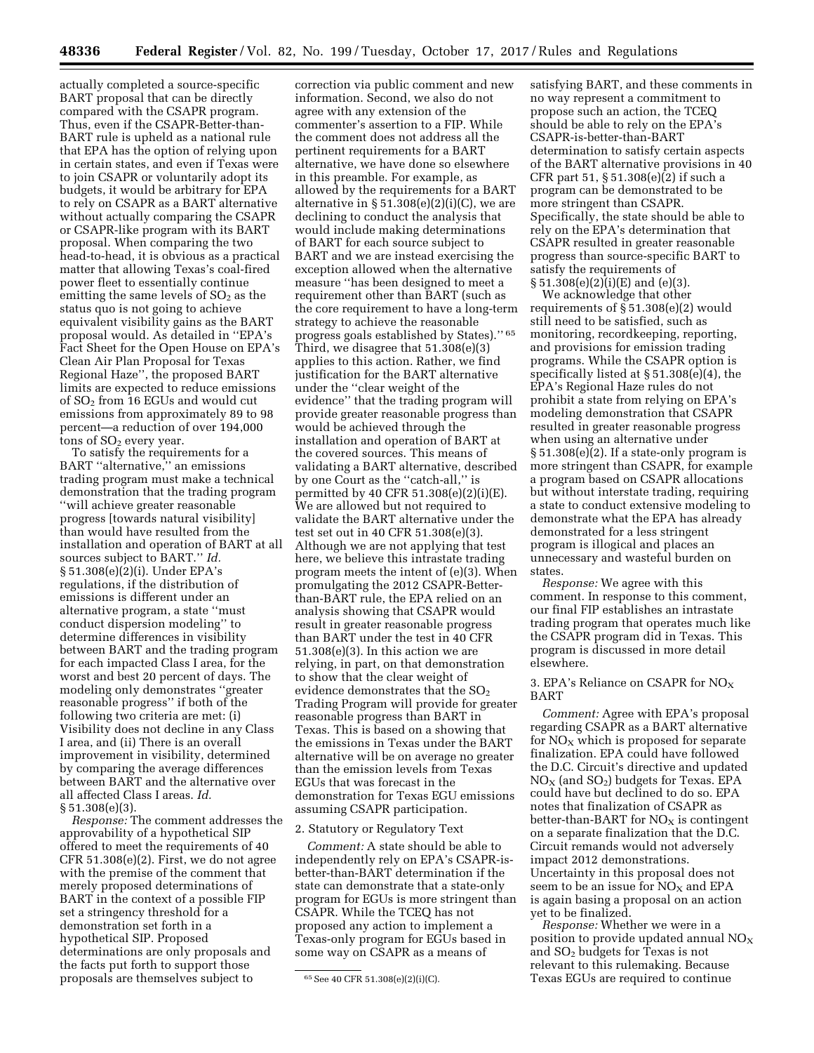actually completed a source-specific BART proposal that can be directly compared with the CSAPR program. Thus, even if the CSAPR-Better-than-BART rule is upheld as a national rule that EPA has the option of relying upon in certain states, and even if Texas were to join CSAPR or voluntarily adopt its budgets, it would be arbitrary for EPA to rely on CSAPR as a BART alternative without actually comparing the CSAPR or CSAPR-like program with its BART proposal. When comparing the two head-to-head, it is obvious as a practical matter that allowing Texas's coal-fired power fleet to essentially continue emitting the same levels of $SO_2$ as the status quo is not going to achieve equivalent visibility gains as the BART proposal would. As detailed in ''EPA's Fact Sheet for the Open House on EPA's Clean Air Plan Proposal for Texas Regional Haze'', the proposed BART limits are expected to reduce emissions of $SO_2$ from 16 EGUs and would cut emissions from approximately 89 to 98 percent—a reduction of over 194,000 tons of $SO_2$ every year.

To satisfy the requirements for a BART ''alternative,'' an emissions trading program must make a technical demonstration that the trading program ''will achieve greater reasonable progress [towards natural visibility] than would have resulted from the installation and operation of BART at all sources subject to BART.'' *Id.* § 51.308(e)(2)(i). Under EPA's regulations, if the distribution of emissions is different under an alternative program, a state ''must conduct dispersion modeling'' to determine differences in visibility between BART and the trading program for each impacted Class I area, for the worst and best 20 percent of days. The modeling only demonstrates ''greater reasonable progress'' if both of the following two criteria are met: (i) Visibility does not decline in any Class I area, and (ii) There is an overall improvement in visibility, determined by comparing the average differences between BART and the alternative over all affected Class I areas. *Id.* § 51.308(e)(3).

*Response:* The comment addresses the approvability of a hypothetical SIP offered to meet the requirements of 40 CFR 51.308(e)(2). First, we do not agree with the premise of the comment that merely proposed determinations of BART in the context of a possible FIP set a stringency threshold for a demonstration set forth in a hypothetical SIP. Proposed determinations are only proposals and the facts put forth to support those proposals are themselves subject to correction via public comment and new information. Second, we also do not agree with any extension of the commenter's assertion to a FIP. While the comment does not address all the pertinent requirements for a BART alternative, we have done so elsewhere in this preamble. For example, as allowed by the requirements for a BART alternative in § 51.308(e)(2)(i)(C), we are declining to conduct the analysis that would include making determinations of BART for each source subject to BART and we are instead exercising the exception allowed when the alternative measure ''has been designed to meet a requirement other than BART (such as the core requirement to have a long-term strategy to achieve the reasonable progress goals established by States).''[65] Third, we disagree that 51.308(e)(3) applies to this action. Rather, we find justification for the BART alternative under the ''clear weight of the evidence'' that the trading program will provide greater reasonable progress than would be achieved through the installation and operation of BART at the covered sources. This means of validating a BART alternative, described by one Court as the ''catch-all,'' is permitted by 40 CFR 51.308(e)(2)(i)(E). We are allowed but not required to validate the BART alternative under the test set out in 40 CFR 51.308(e)(3). Although we are not applying that test here, we believe this intrastate trading program meets the intent of (e)(3). When promulgating the 2012 CSAPR-Better-than-BART rule, the EPA relied on an analysis showing that CSAPR would result in greater reasonable progress than BART under the test in 40 CFR 51.308(e)(3). In this action we are relying, in part, on that demonstration to show that the clear weight of evidence demonstrates that the $SO_2$ Trading Program will provide for greater reasonable progress than BART in Texas. This is based on a showing that the emissions in Texas under the BART alternative will be on average no greater than the emission levels from Texas EGUs that was forecast in the demonstration for Texas EGU emissions assuming CSAPR participation.

2. Statutory or Regulatory Text

*Comment:* A state should be able to independently rely on EPA's CSAPR-is-better-than-BART determination if the state can demonstrate that a state-only program for EGUs is more stringent than CSAPR. While the TCEQ has not proposed any action to implement a Texas-only program for EGUs based in some way on CSAPR as a means of satisfying BART, and these comments in no way represent a commitment to propose such an action, the TCEQ should be able to rely on the EPA's CSAPR-is-better-than-BART determination to satisfy certain aspects of the BART alternative provisions in 40 CFR part 51, § 51.308(e)(2) if such a program can be demonstrated to be more stringent than CSAPR. Specifically, the state should be able to rely on the EPA's determination that CSAPR resulted in greater reasonable progress than source-specific BART to satisfy the requirements of § 51.308(e)(2)(i)(E) and (e)(3).

We acknowledge that other requirements of § 51.308(e)(2) would still need to be satisfied, such as monitoring, recordkeeping, reporting, and provisions for emission trading programs. While the CSAPR option is specifically listed at § 51.308(e)(4), the EPA's Regional Haze rules do not prohibit a state from relying on EPA's modeling demonstration that CSAPR resulted in greater reasonable progress when using an alternative under § 51.308(e)(2). If a state-only program is more stringent than CSAPR, for example a program based on CSAPR allocations but without interstate trading, requiring a state to conduct extensive modeling to demonstrate what the EPA has already demonstrated for a less stringent program is illogical and places an unnecessary and wasteful burden on states.

*Response:* We agree with this comment. In response to this comment, our final FIP establishes an intrastate trading program that operates much like the CSAPR program did in Texas. This program is discussed in more detail elsewhere.

3. EPA's Reliance on CSAPR for $NO_X$ BART

*Comment:* Agree with EPA's proposal regarding CSAPR as a BART alternative for $NO_X$ which is proposed for separate finalization. EPA could have followed the D.C. Circuit's directive and updated $NO_X$ (and $SO_2$) budgets for Texas. EPA could have but declined to do so. EPA notes that finalization of CSAPR as better-than-BART for $NO_X$ is contingent on a separate finalization that the D.C. Circuit remands would not adversely impact 2012 demonstrations. Uncertainty in this proposal does not seem to be an issue for $NO_X$ and EPA is again basing a proposal on an action yet to be finalized.

*Response:* Whether we were in a position to provide updated annual $NO_X$ and $SO_2$ budgets for Texas is not relevant to this rulemaking. Because Texas EGUs are required to continue

[65] See 40 CFR 51.308(e)(2)(i)(C).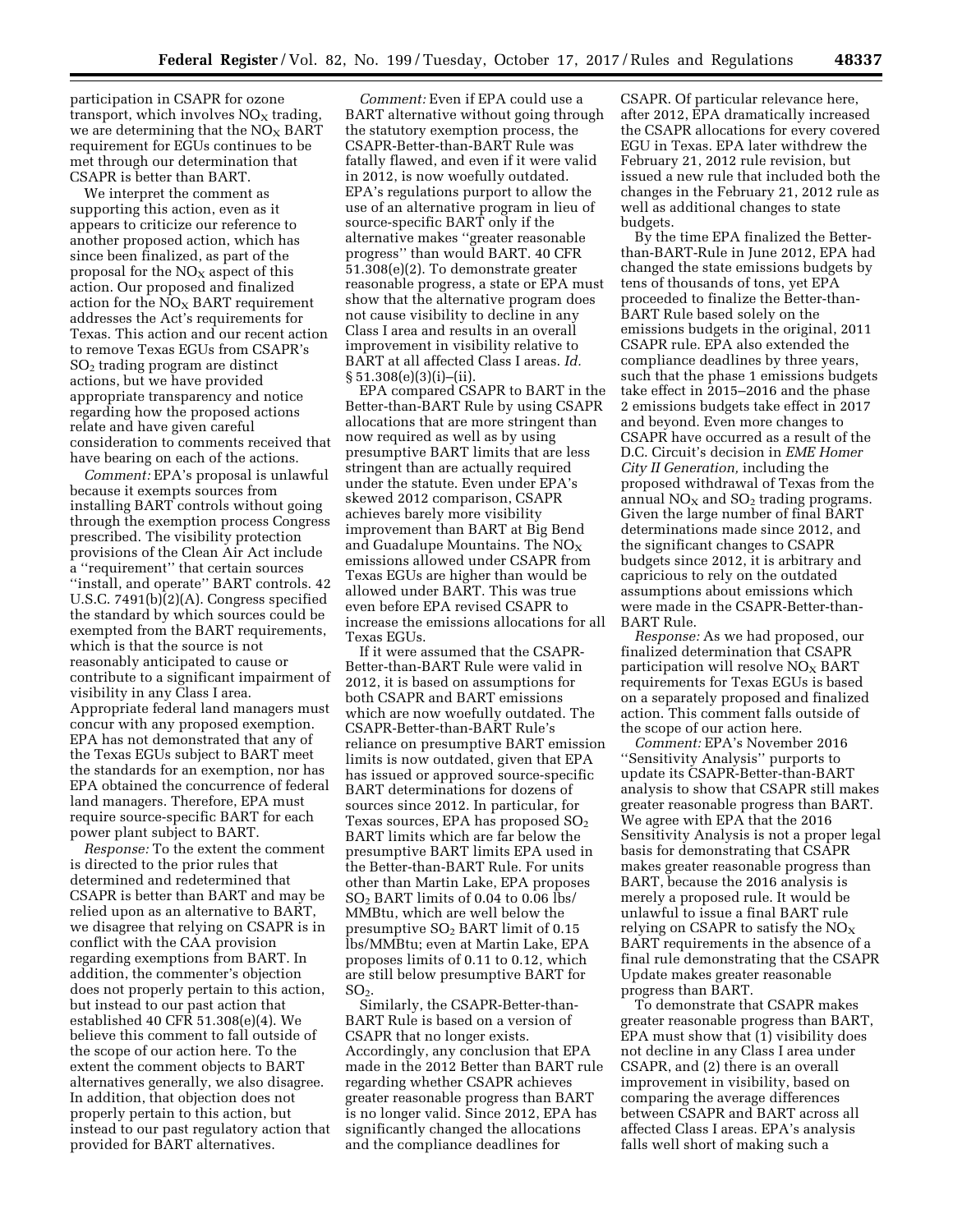participation in CSAPR for ozone transport, which involves $NO_X$ trading, we are determining that the $NO_X$ BART requirement for EGUs continues to be met through our determination that CSAPR is better than BART.

We interpret the comment as supporting this action, even as it appears to criticize our reference to another proposed action, which has since been finalized, as part of the proposal for the $NO_X$ aspect of this action. Our proposed and finalized action for the $NO_X$ BART requirement addresses the Act's requirements for Texas. This action and our recent action to remove Texas EGUs from CSAPR's $SO_2$ trading program are distinct actions, but we have provided appropriate transparency and notice regarding how the proposed actions relate and have given careful consideration to comments received that have bearing on each of the actions.

*Comment:* EPA's proposal is unlawful because it exempts sources from installing BART controls without going through the exemption process Congress prescribed. The visibility protection provisions of the Clean Air Act include a ''requirement'' that certain sources ''install, and operate'' BART controls. 42 U.S.C. 7491(b)(2)(A). Congress specified the standard by which sources could be exempted from the BART requirements, which is that the source is not reasonably anticipated to cause or contribute to a significant impairment of visibility in any Class I area. Appropriate federal land managers must concur with any proposed exemption. EPA has not demonstrated that any of the Texas EGUs subject to BART meet the standards for an exemption, nor has EPA obtained the concurrence of federal land managers. Therefore, EPA must require source-specific BART for each power plant subject to BART.

*Response:* To the extent the comment is directed to the prior rules that determined and redetermined that CSAPR is better than BART and may be relied upon as an alternative to BART, we disagree that relying on CSAPR is in conflict with the CAA provision regarding exemptions from BART. In addition, the commenter's objection does not properly pertain to this action, but instead to our past action that established 40 CFR 51.308(e)(4). We believe this comment to fall outside of the scope of our action here. To the extent the comment objects to BART alternatives generally, we also disagree. In addition, that objection does not properly pertain to this action, but instead to our past regulatory action that provided for BART alternatives.

*Comment:* Even if EPA could use a BART alternative without going through the statutory exemption process, the CSAPR-Better-than-BART Rule was fatally flawed, and even if it were valid in 2012, is now woefully outdated. EPA's regulations purport to allow the use of an alternative program in lieu of source-specific BART only if the alternative makes ''greater reasonable progress'' than would BART. 40 CFR 51.308(e)(2). To demonstrate greater reasonable progress, a state or EPA must show that the alternative program does not cause visibility to decline in any Class I area and results in an overall improvement in visibility relative to BART at all affected Class I areas. *Id.* § 51.308(e)(3)(i)–(ii).

EPA compared CSAPR to BART in the Better-than-BART Rule by using CSAPR allocations that are more stringent than now required as well as by using presumptive BART limits that are less stringent than are actually required under the statute. Even under EPA's skewed 2012 comparison, CSAPR achieves barely more visibility improvement than BART at Big Bend and Guadalupe Mountains. The $NO_X$ emissions allowed under CSAPR from Texas EGUs are higher than would be allowed under BART. This was true even before EPA revised CSAPR to increase the emissions allocations for all Texas EGUs.

If it were assumed that the CSAPR-Better-than-BART Rule were valid in 2012, it is based on assumptions for both CSAPR and BART emissions which are now woefully outdated. The CSAPR-Better-than-BART Rule's reliance on presumptive BART emission limits is now outdated, given that EPA has issued or approved source-specific BART determinations for dozens of sources since 2012. In particular, for Texas sources, EPA has proposed $SO_2$ BART limits which are far below the presumptive BART limits EPA used in the Better-than-BART Rule. For units other than Martin Lake, EPA proposes $SO_2$ BART limits of 0.04 to 0.06 lbs/MMBtu, which are well below the presumptive $SO_2$ BART limit of 0.15 lbs/MMBtu; even at Martin Lake, EPA proposes limits of 0.11 to 0.12, which are still below presumptive BART for $SO_2$.

Similarly, the CSAPR-Better-than-BART Rule is based on a version of CSAPR that no longer exists. Accordingly, any conclusion that EPA made in the 2012 Better than BART rule regarding whether CSAPR achieves greater reasonable progress than BART is no longer valid. Since 2012, EPA has significantly changed the allocations and the compliance deadlines for CSAPR. Of particular relevance here, after 2012, EPA dramatically increased the CSAPR allocations for every covered EGU in Texas. EPA later withdrew the February 21, 2012 rule revision, but issued a new rule that included both the changes in the February 21, 2012 rule as well as additional changes to state budgets.

By the time EPA finalized the Better-than-BART-Rule in June 2012, EPA had changed the state emissions budgets by tens of thousands of tons, yet EPA proceeded to finalize the Better-than-BART Rule based solely on the emissions budgets in the original, 2011 CSAPR rule. EPA also extended the compliance deadlines by three years, such that the phase 1 emissions budgets take effect in 2015–2016 and the phase 2 emissions budgets take effect in 2017 and beyond. Even more changes to CSAPR have occurred as a result of the D.C. Circuit's decision in *EME Homer City II Generation,* including the proposed withdrawal of Texas from the annual $NO_X$ and $SO_2$ trading programs. Given the large number of final BART determinations made since 2012, and the significant changes to CSAPR budgets since 2012, it is arbitrary and capricious to rely on the outdated assumptions about emissions which were made in the CSAPR-Better-than-BART Rule.

*Response:* As we had proposed, our finalized determination that CSAPR participation will resolve $NO_X$ BART requirements for Texas EGUs is based on a separately proposed and finalized action. This comment falls outside of the scope of our action here.

*Comment:* EPA's November 2016 ''Sensitivity Analysis'' purports to update its CSAPR-Better-than-BART analysis to show that CSAPR still makes greater reasonable progress than BART. We agree with EPA that the 2016 Sensitivity Analysis is not a proper legal basis for demonstrating that CSAPR makes greater reasonable progress than BART, because the 2016 analysis is merely a proposed rule. It would be unlawful to issue a final BART rule relying on CSAPR to satisfy the $NO_X$ BART requirements in the absence of a final rule demonstrating that the CSAPR Update makes greater reasonable progress than BART.

To demonstrate that CSAPR makes greater reasonable progress than BART, EPA must show that (1) visibility does not decline in any Class I area under CSAPR, and (2) there is an overall improvement in visibility, based on comparing the average differences between CSAPR and BART across all affected Class I areas. EPA's analysis falls well short of making such a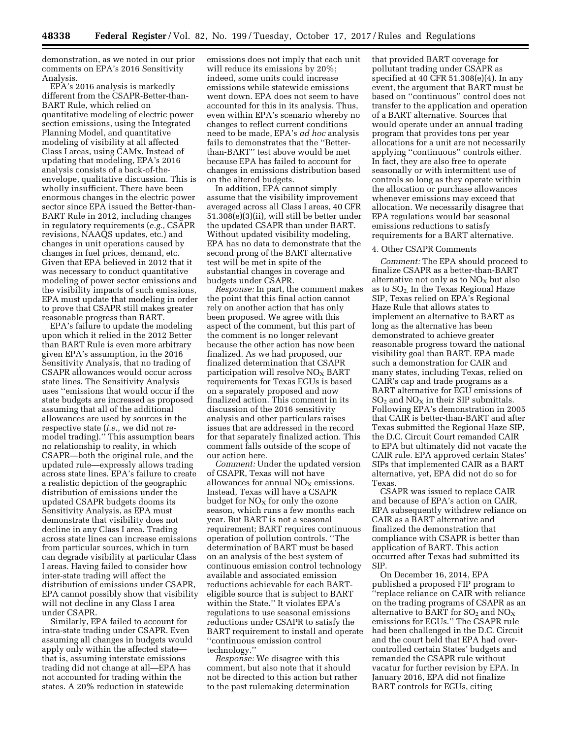demonstration, as we noted in our prior comments on EPA's 2016 Sensitivity Analysis.

EPA's 2016 analysis is markedly different from the CSAPR-Better-than-BART Rule, which relied on quantitative modeling of electric power section emissions, using the Integrated Planning Model, and quantitative modeling of visibility at all affected Class I areas, using CAMx. Instead of updating that modeling, EPA's 2016 analysis consists of a back-of-the-envelope, qualitative discussion. This is wholly insufficient. There have been enormous changes in the electric power sector since EPA issued the Better-than-BART Rule in 2012, including changes in regulatory requirements (*e.g.,* CSAPR revisions, NAAQS updates, etc.) and changes in unit operations caused by changes in fuel prices, demand, etc. Given that EPA believed in 2012 that it was necessary to conduct quantitative modeling of power sector emissions and the visibility impacts of such emissions, EPA must update that modeling in order to prove that CSAPR still makes greater reasonable progress than BART.

EPA's failure to update the modeling upon which it relied in the 2012 Better than BART Rule is even more arbitrary given EPA's assumption, in the 2016 Sensitivity Analysis, that no trading of CSAPR allowances would occur across state lines. The Sensitivity Analysis uses "emissions that would occur if the state budgets are increased as proposed assuming that all of the additional allowances are used by sources in the respective state (*i.e.,* we did not re-model trading)." This assumption bears no relationship to reality, in which CSAPR—both the original rule, and the updated rule—expressly allows trading across state lines. EPA's failure to create a realistic depiction of the geographic distribution of emissions under the updated CSAPR budgets dooms its Sensitivity Analysis, as EPA must demonstrate that visibility does not decline in any Class I area. Trading across state lines can increase emissions from particular sources, which in turn can degrade visibility at particular Class I areas. Having failed to consider how inter-state trading will affect the distribution of emissions under CSAPR, EPA cannot possibly show that visibility will not decline in any Class I area under CSAPR.

Similarly, EPA failed to account for intra-state trading under CSAPR. Even assuming all changes in budgets would apply only within the affected state—that is, assuming interstate emissions trading did not change at all—EPA has not accounted for trading within the states. A 20% reduction in statewide emissions does not imply that each unit will reduce its emissions by 20%; indeed, some units could increase emissions while statewide emissions went down. EPA does not seem to have accounted for this in its analysis. Thus, even within EPA's scenario whereby no changes to reflect current conditions need to be made, EPA's *ad hoc* analysis fails to demonstrates that the "Better-than-BART" test above would be met because EPA has failed to account for changes in emissions distribution based on the altered budgets.

In addition, EPA cannot simply assume that the visibility improvement averaged across all Class I areas, 40 CFR 51.308(e)(3)(ii), will still be better under the updated CSAPR than under BART. Without updated visibility modeling, EPA has no data to demonstrate that the second prong of the BART alternative test will be met in spite of the substantial changes in coverage and budgets under CSAPR.

*Response:* In part, the comment makes the point that this final action cannot rely on another action that has only been proposed. We agree with this aspect of the comment, but this part of the comment is no longer relevant because the other action has now been finalized. As we had proposed, our finalized determination that CSAPR participation will resolve $NO_X$ BART requirements for Texas EGUs is based on a separately proposed and now finalized action. This comment in its discussion of the 2016 sensitivity analysis and other particulars raises issues that are addressed in the record for that separately finalized action. This comment falls outside of the scope of our action here.

*Comment:* Under the updated version of CSAPR, Texas will not have allowances for annual $NO_X$ emissions. Instead, Texas will have a CSAPR budget for $NO_X$ for only the ozone season, which runs a few months each year. But BART is not a seasonal requirement; BART requires continuous operation of pollution controls. "The determination of BART must be based on an analysis of the best system of continuous emission control technology available and associated emission reductions achievable for each BART-eligible source that is subject to BART within the State." It violates EPA's regulations to use seasonal emissions reductions under CSAPR to satisfy the BART requirement to install and operate "continuous emission control technology."

*Response:* We disagree with this comment, but also note that it should not be directed to this action but rather to the past rulemaking determination that provided BART coverage for pollutant trading under CSAPR as specified at 40 CFR 51.308(e)(4). In any event, the argument that BART must be based on "continuous" control does not transfer to the application and operation of a BART alternative. Sources that would operate under an annual trading program that provides tons per year allocations for a unit are not necessarily applying "continuous" controls either. In fact, they are also free to operate seasonally or with intermittent use of controls so long as they operate within the allocation or purchase allowances whenever emissions may exceed that allocation. We necessarily disagree that EPA regulations would bar seasonal emissions reductions to satisfy requirements for a BART alternative.

4. Other CSAPR Comments

*Comment:* The EPA should proceed to finalize CSAPR as a better-than-BART alternative not only as to $NO_X$ but also as to $SO_2$. In the Texas Regional Haze SIP, Texas relied on EPA's Regional Haze Rule that allows states to implement an alternative to BART as long as the alternative has been demonstrated to achieve greater reasonable progress toward the national visibility goal than BART. EPA made such a demonstration for CAIR and many states, including Texas, relied on CAIR's cap and trade programs as a BART alternative for EGU emissions of $SO_2$ and $NO_X$ in their SIP submittals. Following EPA's demonstration in 2005 that CAIR is better-than-BART and after Texas submitted the Regional Haze SIP, the D.C. Circuit Court remanded CAIR to EPA but ultimately did not vacate the CAIR rule. EPA approved certain States' SIPs that implemented CAIR as a BART alternative, yet, EPA did not do so for Texas.

CSAPR was issued to replace CAIR and because of EPA's action on CAIR, EPA subsequently withdrew reliance on CAIR as a BART alternative and finalized the demonstration that compliance with CSAPR is better than application of BART. This action occurred after Texas had submitted its SIP.

On December 16, 2014, EPA published a proposed FIP program to "replace reliance on CAIR with reliance on the trading programs of CSAPR as an alternative to BART for $SO_2$ and $NO_X$ emissions for EGUs." The CSAPR rule had been challenged in the D.C. Circuit and the court held that EPA had over-controlled certain States' budgets and remanded the CSAPR rule without vacatur for further revision by EPA. In January 2016, EPA did not finalize BART controls for EGUs, citing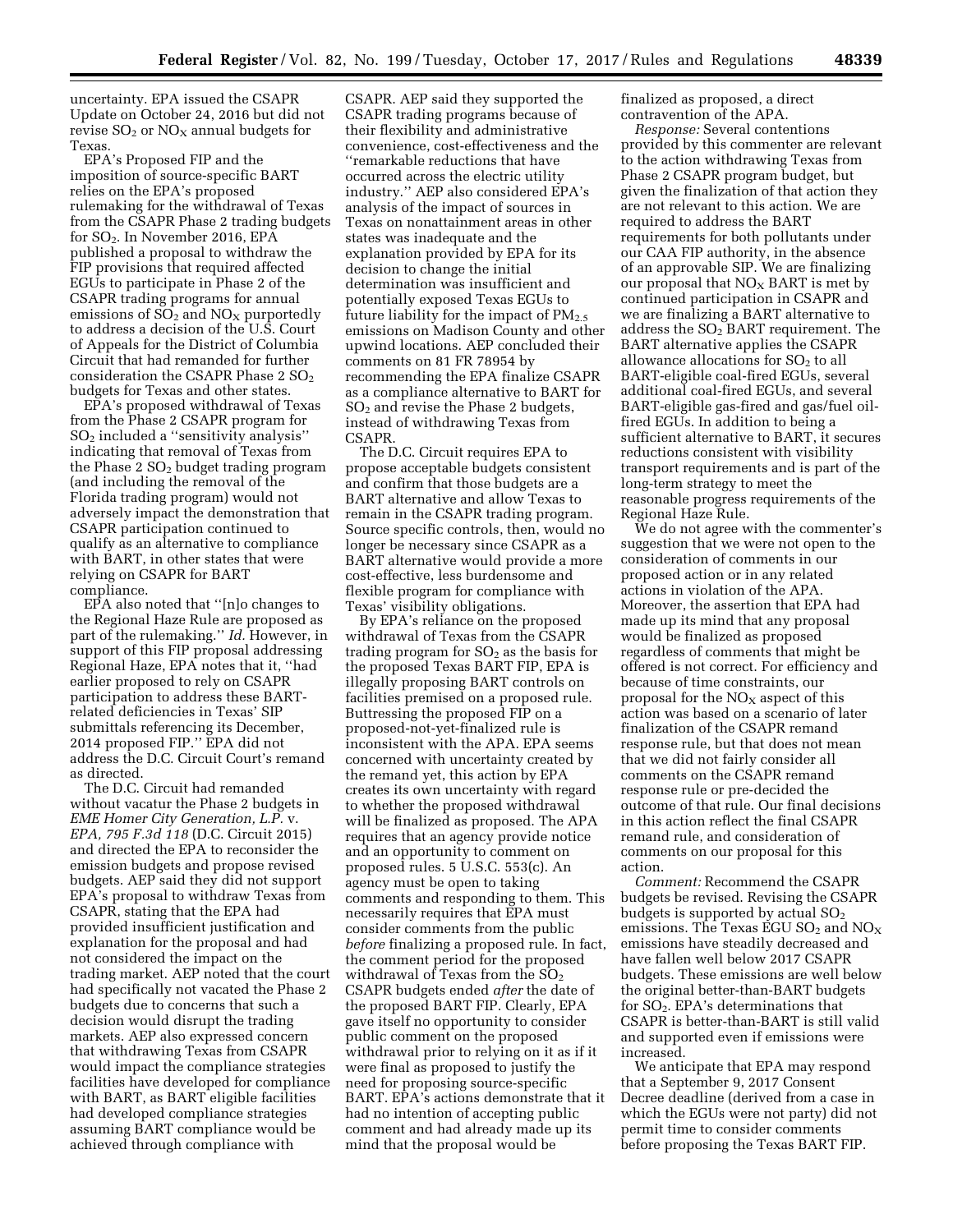uncertainty. EPA issued the CSAPR Update on October 24, 2016 but did not revise $SO_2$ or $NO_X$ annual budgets for Texas.

EPA's Proposed FIP and the imposition of source-specific BART relies on the EPA's proposed rulemaking for the withdrawal of Texas from the CSAPR Phase 2 trading budgets for $SO_2$. In November 2016, EPA published a proposal to withdraw the FIP provisions that required affected EGUs to participate in Phase 2 of the CSAPR trading programs for annual emissions of $SO_2$ and $NO_X$ purportedly to address a decision of the U.S. Court of Appeals for the District of Columbia Circuit that had remanded for further consideration the CSAPR Phase 2 $SO_2$ budgets for Texas and other states.

EPA's proposed withdrawal of Texas from the Phase 2 CSAPR program for $SO_2$ included a ''sensitivity analysis'' indicating that removal of Texas from the Phase 2 $SO_2$ budget trading program (and including the removal of the Florida trading program) would not adversely impact the demonstration that CSAPR participation continued to qualify as an alternative to compliance with BART, in other states that were relying on CSAPR for BART compliance.

EPA also noted that ''[n]o changes to the Regional Haze Rule are proposed as part of the rulemaking.'' *Id.* However, in support of this FIP proposal addressing Regional Haze, EPA notes that it, ''had earlier proposed to rely on CSAPR participation to address these BART-related deficiencies in Texas' SIP submittals referencing its December, 2014 proposed FIP.'' EPA did not address the D.C. Circuit Court's remand as directed.

The D.C. Circuit had remanded without vacatur the Phase 2 budgets in *EME Homer City Generation, L.P.* v. *EPA, 795 F.3d 118* (D.C. Circuit 2015) and directed the EPA to reconsider the emission budgets and propose revised budgets. AEP said they did not support EPA's proposal to withdraw Texas from CSAPR, stating that the EPA had provided insufficient justification and explanation for the proposal and had not considered the impact on the trading market. AEP noted that the court had specifically not vacated the Phase 2 budgets due to concerns that such a decision would disrupt the trading markets. AEP also expressed concern that withdrawing Texas from CSAPR would impact the compliance strategies facilities have developed for compliance with BART, as BART eligible facilities had developed compliance strategies assuming BART compliance would be achieved through compliance with CSAPR. AEP said they supported the CSAPR trading programs because of their flexibility and administrative convenience, cost-effectiveness and the ''remarkable reductions that have occurred across the electric utility industry.'' AEP also considered EPA's analysis of the impact of sources in Texas on nonattainment areas in other states was inadequate and the explanation provided by EPA for its decision to change the initial determination was insufficient and potentially exposed Texas EGUs to future liability for the impact of $PM_{2.5}$ emissions on Madison County and other upwind locations. AEP concluded their comments on 81 FR 78954 by recommending the EPA finalize CSAPR as a compliance alternative to BART for $SO_2$ and revise the Phase 2 budgets, instead of withdrawing Texas from CSAPR.

The D.C. Circuit requires EPA to propose acceptable budgets consistent and confirm that those budgets are a BART alternative and allow Texas to remain in the CSAPR trading program. Source specific controls, then, would no longer be necessary since CSAPR as a BART alternative would provide a more cost-effective, less burdensome and flexible program for compliance with Texas' visibility obligations.

By EPA's reliance on the proposed withdrawal of Texas from the CSAPR trading program for $SO_2$ as the basis for the proposed Texas BART FIP, EPA is illegally proposing BART controls on facilities premised on a proposed rule. Buttressing the proposed FIP on a proposed-not-yet-finalized rule is inconsistent with the APA. EPA seems concerned with uncertainty created by the remand yet, this action by EPA creates its own uncertainty with regard to whether the proposed withdrawal will be finalized as proposed. The APA requires that an agency provide notice and an opportunity to comment on proposed rules. 5 U.S.C. 553(c). An agency must be open to taking comments and responding to them. This necessarily requires that EPA must consider comments from the public *before* finalizing a proposed rule. In fact, the comment period for the proposed withdrawal of Texas from the $SO_2$ CSAPR budgets ended *after* the date of the proposed BART FIP. Clearly, EPA gave itself no opportunity to consider public comment on the proposed withdrawal prior to relying on it as if it were final as proposed to justify the need for proposing source-specific BART. EPA's actions demonstrate that it had no intention of accepting public comment and had already made up its mind that the proposal would be finalized as proposed, a direct contravention of the APA.

*Response:* Several contentions provided by this commenter are relevant to the action withdrawing Texas from Phase 2 CSAPR program budget, but given the finalization of that action they are not relevant to this action. We are required to address the BART requirements for both pollutants under our CAA FIP authority, in the absence of an approvable SIP. We are finalizing our proposal that $NO_X$ BART is met by continued participation in CSAPR and we are finalizing a BART alternative to address the $SO_2$ BART requirement. The BART alternative applies the CSAPR allowance allocations for $SO_2$ to all BART-eligible coal-fired EGUs, several additional coal-fired EGUs, and several BART-eligible gas-fired and gas/fuel oil-fired EGUs. In addition to being a sufficient alternative to BART, it secures reductions consistent with visibility transport requirements and is part of the long-term strategy to meet the reasonable progress requirements of the Regional Haze Rule.

We do not agree with the commenter's suggestion that we were not open to the consideration of comments in our proposed action or in any related actions in violation of the APA. Moreover, the assertion that EPA had made up its mind that any proposal would be finalized as proposed regardless of comments that might be offered is not correct. For efficiency and because of time constraints, our proposal for the $NO_X$ aspect of this action was based on a scenario of later finalization of the CSAPR remand response rule, but that does not mean that we did not fairly consider all comments on the CSAPR remand response rule or pre-decided the outcome of that rule. Our final decisions in this action reflect the final CSAPR remand rule, and consideration of comments on our proposal for this action.

*Comment:* Recommend the CSAPR budgets be revised. Revising the CSAPR budgets is supported by actual $SO_2$ emissions. The Texas EGU $SO_2$ and $NO_X$ emissions have steadily decreased and have fallen well below 2017 CSAPR budgets. These emissions are well below the original better-than-BART budgets for $SO_2$. EPA's determinations that CSAPR is better-than-BART is still valid and supported even if emissions were increased.

We anticipate that EPA may respond that a September 9, 2017 Consent Decree deadline (derived from a case in which the EGUs were not party) did not permit time to consider comments before proposing the Texas BART FIP.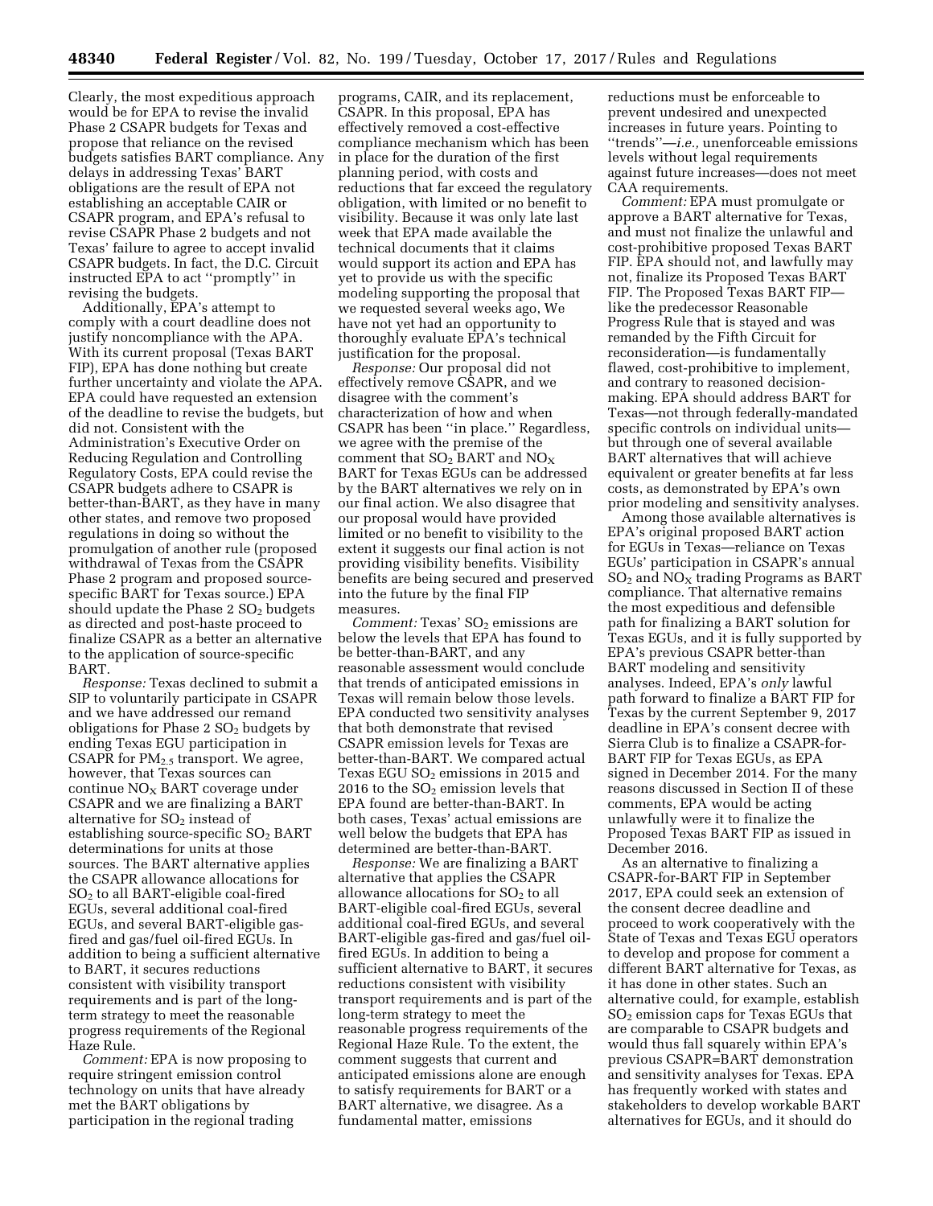Clearly, the most expeditious approach would be for EPA to revise the invalid Phase 2 CSAPR budgets for Texas and propose that reliance on the revised budgets satisfies BART compliance. Any delays in addressing Texas' BART obligations are the result of EPA not establishing an acceptable CAIR or CSAPR program, and EPA's refusal to revise CSAPR Phase 2 budgets and not Texas' failure to agree to accept invalid CSAPR budgets. In fact, the D.C. Circuit instructed EPA to act "promptly" in revising the budgets.

Additionally, EPA's attempt to comply with a court deadline does not justify noncompliance with the APA. With its current proposal (Texas BART FIP), EPA has done nothing but create further uncertainty and violate the APA. EPA could have requested an extension of the deadline to revise the budgets, but did not. Consistent with the Administration's Executive Order on Reducing Regulation and Controlling Regulatory Costs, EPA could revise the CSAPR budgets adhere to CSAPR is better-than-BART, as they have in many other states, and remove two proposed regulations in doing so without the promulgation of another rule (proposed withdrawal of Texas from the CSAPR Phase 2 program and proposed source-specific BART for Texas source.) EPA should update the Phase 2 $SO_2$ budgets as directed and post-haste proceed to finalize CSAPR as a better an alternative to the application of source-specific BART.

*Response:* Texas declined to submit a SIP to voluntarily participate in CSAPR and we have addressed our remand obligations for Phase 2 $SO_2$ budgets by ending Texas EGU participation in CSAPR for $PM_{2.5}$ transport. We agree, however, that Texas sources can continue $NO_X$ BART coverage under CSAPR and we are finalizing a BART alternative for $SO_2$ instead of establishing source-specific $SO_2$ BART determinations for units at those sources. The BART alternative applies the CSAPR allowance allocations for $SO_2$ to all BART-eligible coal-fired EGUs, several additional coal-fired EGUs, and several BART-eligible gas-fired and gas/fuel oil-fired EGUs. In addition to being a sufficient alternative to BART, it secures reductions consistent with visibility transport requirements and is part of the long-term strategy to meet the reasonable progress requirements of the Regional Haze Rule.

*Comment:* EPA is now proposing to require stringent emission control technology on units that have already met the BART obligations by participation in the regional trading programs, CAIR, and its replacement, CSAPR. In this proposal, EPA has effectively removed a cost-effective compliance mechanism which has been in place for the duration of the first planning period, with costs and reductions that far exceed the regulatory obligation, with limited or no benefit to visibility. Because it was only late last week that EPA made available the technical documents that it claims would support its action and EPA has yet to provide us with the specific modeling supporting the proposal that we requested several weeks ago, We have not yet had an opportunity to thoroughly evaluate EPA's technical justification for the proposal.

*Response:* Our proposal did not effectively remove CSAPR, and we disagree with the comment's characterization of how and when CSAPR has been "in place." Regardless, we agree with the premise of the comment that $SO_2$ BART and $NO_X$ BART for Texas EGUs can be addressed by the BART alternatives we rely on in our final action. We also disagree that our proposal would have provided limited or no benefit to visibility to the extent it suggests our final action is not providing visibility benefits. Visibility benefits are being secured and preserved into the future by the final FIP measures.

*Comment:* Texas' $SO_2$ emissions are below the levels that EPA has found to be better-than-BART, and any reasonable assessment would conclude that trends of anticipated emissions in Texas will remain below those levels. EPA conducted two sensitivity analyses that both demonstrate that revised CSAPR emission levels for Texas are better-than-BART. We compared actual Texas EGU $SO_2$ emissions in 2015 and 2016 to the $SO_2$ emission levels that EPA found are better-than-BART. In both cases, Texas' actual emissions are well below the budgets that EPA has determined are better-than-BART.

*Response:* We are finalizing a BART alternative that applies the CSAPR allowance allocations for $SO_2$ to all BART-eligible coal-fired EGUs, several additional coal-fired EGUs, and several BART-eligible gas-fired and gas/fuel oil-fired EGUs. In addition to being a sufficient alternative to BART, it secures reductions consistent with visibility transport requirements and is part of the long-term strategy to meet the reasonable progress requirements of the Regional Haze Rule. To the extent, the comment suggests that current and anticipated emissions alone are enough to satisfy requirements for BART or a BART alternative, we disagree. As a fundamental matter, emissions reductions must be enforceable to prevent undesired and unexpected increases in future years. Pointing to "trends"—*i.e.,* unenforceable emissions levels without legal requirements against future increases—does not meet CAA requirements.

*Comment:* EPA must promulgate or approve a BART alternative for Texas, and must not finalize the unlawful and cost-prohibitive proposed Texas BART FIP. EPA should not, and lawfully may not, finalize its Proposed Texas BART FIP. The Proposed Texas BART FIP—like the predecessor Reasonable Progress Rule that is stayed and was remanded by the Fifth Circuit for reconsideration—is fundamentally flawed, cost-prohibitive to implement, and contrary to reasoned decision-making. EPA should address BART for Texas—not through federally-mandated specific controls on individual units—but through one of several available BART alternatives that will achieve equivalent or greater benefits at far less costs, as demonstrated by EPA's own prior modeling and sensitivity analyses.

Among those available alternatives is EPA's original proposed BART action for EGUs in Texas—reliance on Texas EGUs' participation in CSAPR's annual $SO_2$ and $NO_X$ trading Programs as BART compliance. That alternative remains the most expeditious and defensible path for finalizing a BART solution for Texas EGUs, and it is fully supported by EPA's previous CSAPR better-than BART modeling and sensitivity analyses. Indeed, EPA's *only* lawful path forward to finalize a BART FIP for Texas by the current September 9, 2017 deadline in EPA's consent decree with Sierra Club is to finalize a CSAPR-for-BART FIP for Texas EGUs, as EPA signed in December 2014. For the many reasons discussed in Section II of these comments, EPA would be acting unlawfully were it to finalize the Proposed Texas BART FIP as issued in December 2016.

As an alternative to finalizing a CSAPR-for-BART FIP in September 2017, EPA could seek an extension of the consent decree deadline and proceed to work cooperatively with the State of Texas and Texas EGU operators to develop and propose for comment a different BART alternative for Texas, as it has done in other states. Such an alternative could, for example, establish $SO_2$ emission caps for Texas EGUs that are comparable to CSAPR budgets and would thus fall squarely within EPA's previous CSAPR=BART demonstration and sensitivity analyses for Texas. EPA has frequently worked with states and stakeholders to develop workable BART alternatives for EGUs, and it should do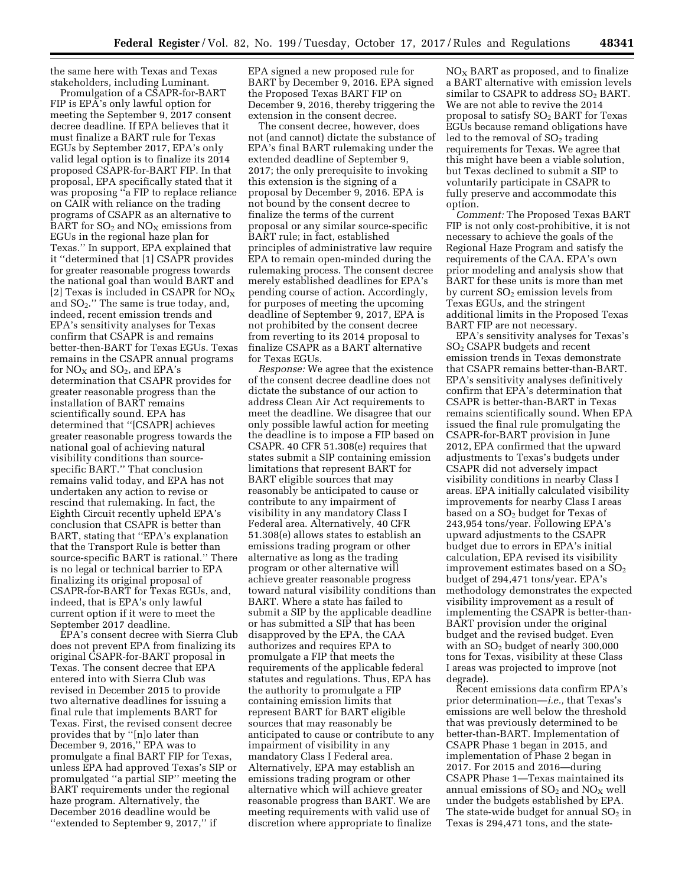the same here with Texas and Texas stakeholders, including Luminant.

Promulgation of a CSAPR-for-BART FIP is EPA's only lawful option for meeting the September 9, 2017 consent decree deadline. If EPA believes that it must finalize a BART rule for Texas EGUs by September 2017, EPA's only valid legal option is to finalize its 2014 proposed CSAPR-for-BART FIP. In that proposal, EPA specifically stated that it was proposing "a FIP to replace reliance on CAIR with reliance on the trading programs of CSAPR as an alternative to BART for $SO_2$ and $NO_X$ emissions from EGUs in the regional haze plan for Texas." In support, EPA explained that it "determined that [1] CSAPR provides for greater reasonable progress towards the national goal than would BART and [2] Texas is included in CSAPR for $NO_X$ and $SO_2$." The same is true today, and, indeed, recent emission trends and EPA's sensitivity analyses for Texas confirm that CSAPR is and remains better-then-BART for Texas EGUs. Texas remains in the CSAPR annual programs for $NO_X$ and $SO_2$, and EPA's determination that CSAPR provides for greater reasonable progress than the installation of BART remains scientifically sound. EPA has determined that "[CSAPR] achieves greater reasonable progress towards the national goal of achieving natural visibility conditions than source-specific BART." That conclusion remains valid today, and EPA has not undertaken any action to revise or rescind that rulemaking. In fact, the Eighth Circuit recently upheld EPA's conclusion that CSAPR is better than BART, stating that "EPA's explanation that the Transport Rule is better than source-specific BART is rational." There is no legal or technical barrier to EPA finalizing its original proposal of CSAPR-for-BART for Texas EGUs, and, indeed, that is EPA's only lawful current option if it were to meet the September 2017 deadline.

EPA's consent decree with Sierra Club does not prevent EPA from finalizing its original CSAPR-for-BART proposal in Texas. The consent decree that EPA entered into with Sierra Club was revised in December 2015 to provide two alternative deadlines for issuing a final rule that implements BART for Texas. First, the revised consent decree provides that by "[n]o later than December 9, 2016," EPA was to promulgate a final BART FIP for Texas, unless EPA had approved Texas's SIP or promulgated "a partial SIP" meeting the BART requirements under the regional haze program. Alternatively, the December 2016 deadline would be "extended to September 9, 2017," if EPA signed a new proposed rule for BART by December 9, 2016. EPA signed the Proposed Texas BART FIP on December 9, 2016, thereby triggering the extension in the consent decree.

The consent decree, however, does not (and cannot) dictate the substance of EPA's final BART rulemaking under the extended deadline of September 9, 2017; the only prerequisite to invoking this extension is the signing of a proposal by December 9, 2016. EPA is not bound by the consent decree to finalize the terms of the current proposal or any similar source-specific BART rule; in fact, established principles of administrative law require EPA to remain open-minded during the rulemaking process. The consent decree merely established deadlines for EPA's pending course of action. Accordingly, for purposes of meeting the upcoming deadline of September 9, 2017, EPA is not prohibited by the consent decree from reverting to its 2014 proposal to finalize CSAPR as a BART alternative for Texas EGUs.

*Response:* We agree that the existence of the consent decree deadline does not dictate the substance of our action to address Clean Air Act requirements to meet the deadline. We disagree that our only possible lawful action for meeting the deadline is to impose a FIP based on CSAPR. 40 CFR 51.308(e) requires that states submit a SIP containing emission limitations that represent BART for BART eligible sources that may reasonably be anticipated to cause or contribute to any impairment of visibility in any mandatory Class I Federal area. Alternatively, 40 CFR 51.308(e) allows states to establish an emissions trading program or other alternative as long as the trading program or other alternative will achieve greater reasonable progress toward natural visibility conditions than BART. Where a state has failed to submit a SIP by the applicable deadline or has submitted a SIP that has been disapproved by the EPA, the CAA authorizes and requires EPA to promulgate a FIP that meets the requirements of the applicable federal statutes and regulations. Thus, EPA has the authority to promulgate a FIP containing emission limits that represent BART for BART eligible sources that may reasonably be anticipated to cause or contribute to any impairment of visibility in any mandatory Class I Federal area. Alternatively, EPA may establish an emissions trading program or other alternative which will achieve greater reasonable progress than BART. We are meeting requirements with valid use of discretion where appropriate to finalize $NO_X$ BART as proposed, and to finalize a BART alternative with emission levels similar to CSAPR to address $SO_2$ BART. We are not able to revive the 2014 proposal to satisfy $SO_2$ BART for Texas EGUs because remand obligations have led to the removal of $SO_2$ trading requirements for Texas. We agree that this might have been a viable solution, but Texas declined to submit a SIP to voluntarily participate in CSAPR to fully preserve and accommodate this option.

*Comment:* The Proposed Texas BART FIP is not only cost-prohibitive, it is not necessary to achieve the goals of the Regional Haze Program and satisfy the requirements of the CAA. EPA's own prior modeling and analysis show that BART for these units is more than met by current $SO_2$ emission levels from Texas EGUs, and the stringent additional limits in the Proposed Texas BART FIP are not necessary.

EPA's sensitivity analyses for Texas's $SO_2$ CSAPR budgets and recent emission trends in Texas demonstrate that CSAPR remains better-than-BART. EPA's sensitivity analyses definitively confirm that EPA's determination that CSAPR is better-than-BART in Texas remains scientifically sound. When EPA issued the final rule promulgating the CSAPR-for-BART provision in June 2012, EPA confirmed that the upward adjustments to Texas's budgets under CSAPR did not adversely impact visibility conditions in nearby Class I areas. EPA initially calculated visibility improvements for nearby Class I areas based on a $SO_2$ budget for Texas of 243,954 tons/year. Following EPA's upward adjustments to the CSAPR budget due to errors in EPA's initial calculation, EPA revised its visibility improvement estimates based on a $SO_2$ budget of 294,471 tons/year. EPA's methodology demonstrates the expected visibility improvement as a result of implementing the CSAPR better-than-BART provision under the original budget and the revised budget. Even with an $SO_2$ budget of nearly 300,000 tons for Texas, visibility at these Class I areas was projected to improve (not degrade).

Recent emissions data confirm EPA's prior determination—*i.e.,* that Texas's emissions are well below the threshold that was previously determined to be better-than-BART. Implementation of CSAPR Phase 1 began in 2015, and implementation of Phase 2 began in 2017. For 2015 and 2016—during CSAPR Phase 1—Texas maintained its annual emissions of $SO_2$ and $NO_X$ well under the budgets established by EPA. The state-wide budget for annual $SO_2$ in Texas is 294,471 tons, and the state-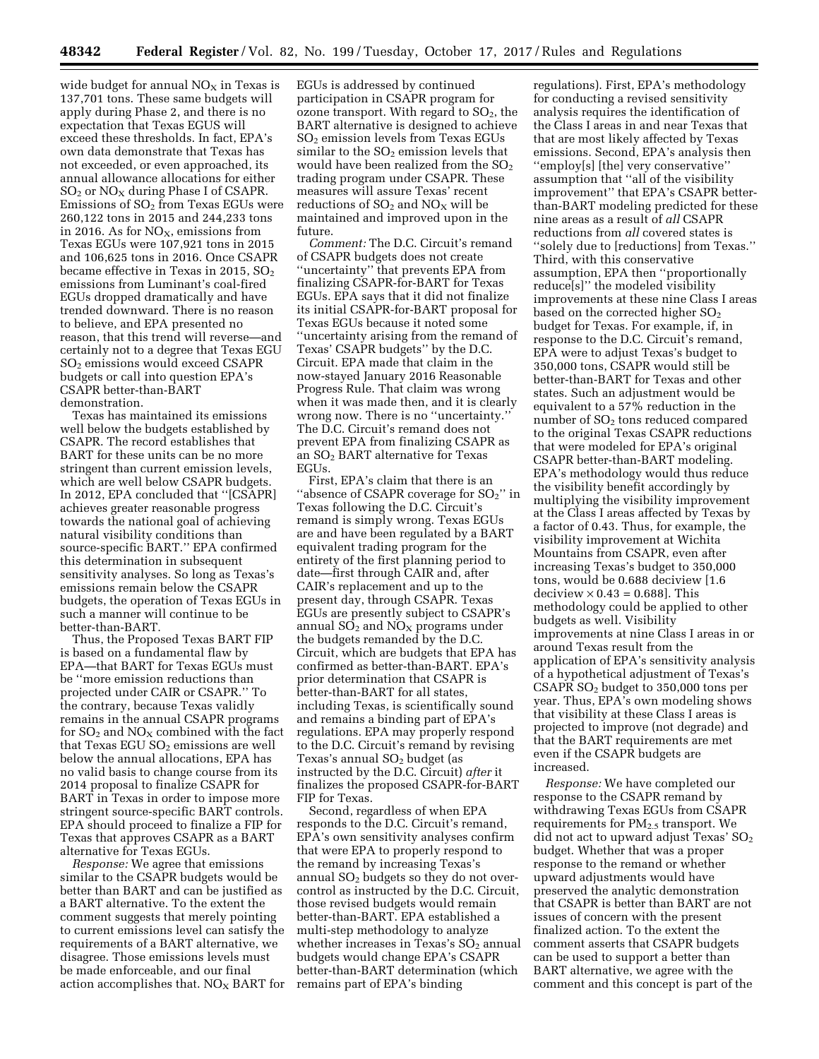wide budget for annual $NO_X$ in Texas is 137,701 tons. These same budgets will apply during Phase 2, and there is no expectation that Texas EGUS will exceed these thresholds. In fact, EPA's own data demonstrate that Texas has not exceeded, or even approached, its annual allowance allocations for either $SO_2$ or $NO_X$ during Phase I of CSAPR. Emissions of $SO_2$ from Texas EGUs were 260,122 tons in 2015 and 244,233 tons in 2016. As for $NO_X$, emissions from Texas EGUs were 107,921 tons in 2015 and 106,625 tons in 2016. Once CSAPR became effective in Texas in 2015, $SO_2$ emissions from Luminant's coal-fired EGUs dropped dramatically and have trended downward. There is no reason to believe, and EPA presented no reason, that this trend will reverse—and certainly not to a degree that Texas EGU $SO_2$ emissions would exceed CSAPR budgets or call into question EPA's CSAPR better-than-BART demonstration.

Texas has maintained its emissions well below the budgets established by CSAPR. The record establishes that BART for these units can be no more stringent than current emission levels, which are well below CSAPR budgets. In 2012, EPA concluded that ''[CSAPR] achieves greater reasonable progress towards the national goal of achieving natural visibility conditions than source-specific BART.'' EPA confirmed this determination in subsequent sensitivity analyses. So long as Texas's emissions remain below the CSAPR budgets, the operation of Texas EGUs in such a manner will continue to be better-than-BART.

Thus, the Proposed Texas BART FIP is based on a fundamental flaw by EPA—that BART for Texas EGUs must be ''more emission reductions than projected under CAIR or CSAPR.'' To the contrary, because Texas validly remains in the annual CSAPR programs for $SO_2$ and $NO_X$ combined with the fact that Texas EGU $SO_2$ emissions are well below the annual allocations, EPA has no valid basis to change course from its 2014 proposal to finalize CSAPR for BART in Texas in order to impose more stringent source-specific BART controls. EPA should proceed to finalize a FIP for Texas that approves CSAPR as a BART alternative for Texas EGUs.

*Response:* We agree that emissions similar to the CSAPR budgets would be better than BART and can be justified as a BART alternative. To the extent the comment suggests that merely pointing to current emissions level can satisfy the requirements of a BART alternative, we disagree. Those emissions levels must be made enforceable, and our final action accomplishes that. $NO_X$ BART for EGUs is addressed by continued participation in CSAPR program for ozone transport. With regard to $SO_2$, the BART alternative is designed to achieve $SO_2$ emission levels from Texas EGUs similar to the $SO_2$ emission levels that would have been realized from the $SO_2$ trading program under CSAPR. These measures will assure Texas' recent reductions of $SO_2$ and $NO_X$ will be maintained and improved upon in the future.

*Comment:* The D.C. Circuit's remand of CSAPR budgets does not create ''uncertainty'' that prevents EPA from finalizing CSAPR-for-BART for Texas EGUs. EPA says that it did not finalize its initial CSAPR-for-BART proposal for Texas EGUs because it noted some ''uncertainty arising from the remand of Texas' CSAPR budgets'' by the D.C. Circuit. EPA made that claim in the now-stayed January 2016 Reasonable Progress Rule. That claim was wrong when it was made then, and it is clearly wrong now. There is no ''uncertainty.'' The D.C. Circuit's remand does not prevent EPA from finalizing CSAPR as an $SO_2$ BART alternative for Texas EGUs.

First, EPA's claim that there is an ''absence of CSAPR coverage for $SO_2$'' in Texas following the D.C. Circuit's remand is simply wrong. Texas EGUs are and have been regulated by a BART equivalent trading program for the entirety of the first planning period to date—first through CAIR and, after CAIR's replacement and up to the present day, through CSAPR. Texas EGUs are presently subject to CSAPR's annual $SO_2$ and $NO_X$ programs under the budgets remanded by the D.C. Circuit, which are budgets that EPA has confirmed as better-than-BART. EPA's prior determination that CSAPR is better-than-BART for all states, including Texas, is scientifically sound and remains a binding part of EPA's regulations. EPA may properly respond to the D.C. Circuit's remand by revising Texas's annual $SO_2$ budget (as instructed by the D.C. Circuit) *after* it finalizes the proposed CSAPR-for-BART FIP for Texas.

Second, regardless of when EPA responds to the D.C. Circuit's remand, EPA's own sensitivity analyses confirm that were EPA to properly respond to the remand by increasing Texas's annual $SO_2$ budgets so they do not over-control as instructed by the D.C. Circuit, those revised budgets would remain better-than-BART. EPA established a multi-step methodology to analyze whether increases in Texas's $SO_2$ annual budgets would change EPA's CSAPR better-than-BART determination (which remains part of EPA's binding regulations). First, EPA's methodology for conducting a revised sensitivity analysis requires the identification of the Class I areas in and near Texas that are most likely affected by Texas emissions. Second, EPA's analysis then ''employ[s] [the] very conservative'' assumption that ''all of the visibility improvement'' that EPA's CSAPR better-than-BART modeling predicted for these nine areas as a result of *all* CSAPR reductions from *all* covered states is ''solely due to [reductions] from Texas.'' Third, with this conservative assumption, EPA then ''proportionally reduce[s]'' the modeled visibility improvements at these nine Class I areas based on the corrected higher $SO_2$ budget for Texas. For example, if, in response to the D.C. Circuit's remand, EPA were to adjust Texas's budget to 350,000 tons, CSAPR would still be better-than-BART for Texas and other states. Such an adjustment would be equivalent to a 57% reduction in the number of $SO_2$ tons reduced compared to the original Texas CSAPR reductions that were modeled for EPA's original CSAPR better-than-BART modeling. EPA's methodology would thus reduce the visibility benefit accordingly by multiplying the visibility improvement at the Class I areas affected by Texas by a factor of 0.43. Thus, for example, the visibility improvement at Wichita Mountains from CSAPR, even after increasing Texas's budget to 350,000 tons, would be 0.688 deciview [1.6 deciview $\times$ 0.43 = 0.688]. This methodology could be applied to other budgets as well. Visibility improvements at nine Class I areas in or around Texas result from the application of EPA's sensitivity analysis of a hypothetical adjustment of Texas's CSAPR $SO_2$ budget to 350,000 tons per year. Thus, EPA's own modeling shows that visibility at these Class I areas is projected to improve (not degrade) and that the BART requirements are met even if the CSAPR budgets are increased.

*Response:* We have completed our response to the CSAPR remand by withdrawing Texas EGUs from CSAPR requirements for $PM_{2.5}$ transport. We did not act to upward adjust Texas' $SO_2$ budget. Whether that was a proper response to the remand or whether upward adjustments would have preserved the analytic demonstration that CSAPR is better than BART are not issues of concern with the present finalized action. To the extent the comment asserts that CSAPR budgets can be used to support a better than BART alternative, we agree with the comment and this concept is part of the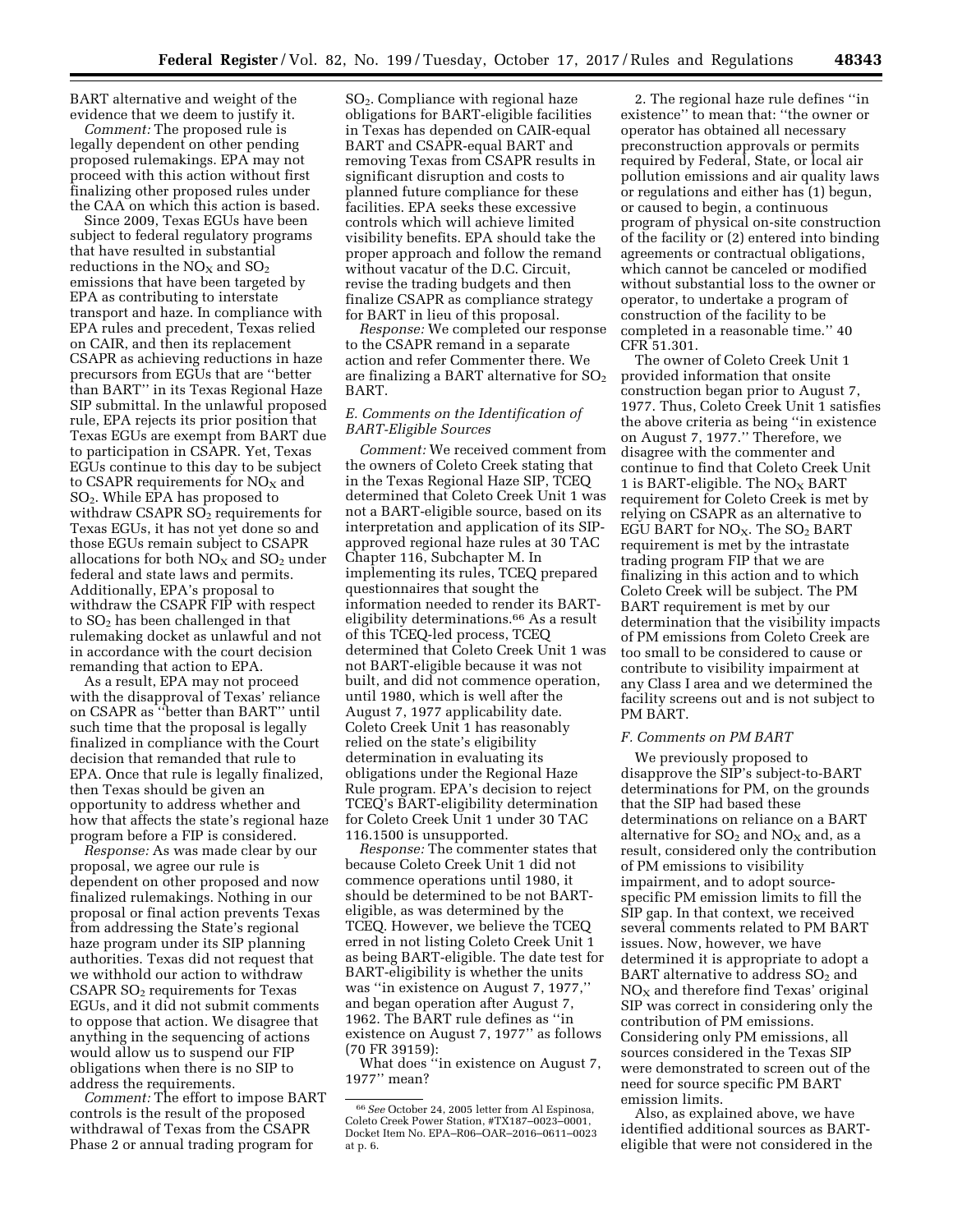BART alternative and weight of the evidence that we deem to justify it.

*Comment:* The proposed rule is legally dependent on other pending proposed rulemakings. EPA may not proceed with this action without first finalizing other proposed rules under the CAA on which this action is based.

Since 2009, Texas EGUs have been subject to federal regulatory programs that have resulted in substantial reductions in the $NO_X$ and $SO_2$ emissions that have been targeted by EPA as contributing to interstate transport and haze. In compliance with EPA rules and precedent, Texas relied on CAIR, and then its replacement CSAPR as achieving reductions in haze precursors from EGUs that are ''better than BART'' in its Texas Regional Haze SIP submittal. In the unlawful proposed rule, EPA rejects its prior position that Texas EGUs are exempt from BART due to participation in CSAPR. Yet, Texas EGUs continue to this day to be subject to CSAPR requirements for $NO_X$ and $SO_2$. While EPA has proposed to withdraw CSAPR $SO_2$ requirements for Texas EGUs, it has not yet done so and those EGUs remain subject to CSAPR allocations for both $NO_X$ and $SO_2$ under federal and state laws and permits. Additionally, EPA's proposal to withdraw the CSAPR FIP with respect to $SO_2$ has been challenged in that rulemaking docket as unlawful and not in accordance with the court decision remanding that action to EPA.

As a result, EPA may not proceed with the disapproval of Texas' reliance on CSAPR as ''better than BART'' until such time that the proposal is legally finalized in compliance with the Court decision that remanded that rule to EPA. Once that rule is legally finalized, then Texas should be given an opportunity to address whether and how that affects the state's regional haze program before a FIP is considered.

*Response:* As was made clear by our proposal, we agree our rule is dependent on other proposed and now finalized rulemakings. Nothing in our proposal or final action prevents Texas from addressing the State's regional haze program under its SIP planning authorities. Texas did not request that we withhold our action to withdraw CSAPR $SO_2$ requirements for Texas EGUs, and it did not submit comments to oppose that action. We disagree that anything in the sequencing of actions would allow us to suspend our FIP obligations when there is no SIP to address the requirements.

*Comment:* The effort to impose BART controls is the result of the proposed withdrawal of Texas from the CSAPR Phase 2 or annual trading program for $SO_2$. Compliance with regional haze obligations for BART-eligible facilities in Texas has depended on CAIR-equal BART and CSAPR-equal BART and removing Texas from CSAPR results in significant disruption and costs to planned future compliance for these facilities. EPA seeks these excessive controls which will achieve limited visibility benefits. EPA should take the proper approach and follow the remand without vacatur of the D.C. Circuit, revise the trading budgets and then finalize CSAPR as compliance strategy for BART in lieu of this proposal.

*Response:* We completed our response to the CSAPR remand in a separate action and refer Commenter there. We are finalizing a BART alternative for $SO_2$ BART.

### *E. Comments on the Identification of BART-Eligible Sources*

*Comment:* We received comment from the owners of Coleto Creek stating that in the Texas Regional Haze SIP, TCEQ determined that Coleto Creek Unit 1 was not a BART-eligible source, based on its interpretation and application of its SIP-approved regional haze rules at 30 TAC Chapter 116, Subchapter M. In implementing its rules, TCEQ prepared questionnaires that sought the information needed to render its BART-eligibility determinations.[66] As a result of this TCEQ-led process, TCEQ determined that Coleto Creek Unit 1 was not BART-eligible because it was not built, and did not commence operation, until 1980, which is well after the August 7, 1977 applicability date. Coleto Creek Unit 1 has reasonably relied on the state's eligibility determination in evaluating its obligations under the Regional Haze Rule program. EPA's decision to reject TCEQ's BART-eligibility determination for Coleto Creek Unit 1 under 30 TAC 116.1500 is unsupported.

*Response:* The commenter states that because Coleto Creek Unit 1 did not commence operations until 1980, it should be determined to be not BART-eligible, as was determined by the TCEQ. However, we believe the TCEQ erred in not listing Coleto Creek Unit 1 as being BART-eligible. The date test for BART-eligibility is whether the units was ''in existence on August 7, 1977,'' and began operation after August 7, 1962. The BART rule defines as ''in existence on August 7, 1977'' as follows (70 FR 39159):

What does ''in existence on August 7, 1977'' mean?

2. The regional haze rule defines ''in existence'' to mean that: ''the owner or operator has obtained all necessary preconstruction approvals or permits required by Federal, State, or local air pollution emissions and air quality laws or regulations and either has (1) begun, or caused to begin, a continuous program of physical on-site construction of the facility or (2) entered into binding agreements or contractual obligations, which cannot be canceled or modified without substantial loss to the owner or operator, to undertake a program of construction of the facility to be completed in a reasonable time.'' 40 CFR 51.301.

The owner of Coleto Creek Unit 1 provided information that onsite construction began prior to August 7, 1977. Thus, Coleto Creek Unit 1 satisfies the above criteria as being ''in existence on August 7, 1977.'' Therefore, we disagree with the commenter and continue to find that Coleto Creek Unit 1 is BART-eligible. The $NO_X$ BART requirement for Coleto Creek is met by relying on CSAPR as an alternative to EGU BART for $NO_X$. The $SO_2$ BART requirement is met by the intrastate trading program FIP that we are finalizing in this action and to which Coleto Creek will be subject. The PM BART requirement is met by our determination that the visibility impacts of PM emissions from Coleto Creek are too small to be considered to cause or contribute to visibility impairment at any Class I area and we determined the facility screens out and is not subject to PM BART.

### *F. Comments on PM BART*

We previously proposed to disapprove the SIP's subject-to-BART determinations for PM, on the grounds that the SIP had based these determinations on reliance on a BART alternative for $SO_2$ and $NO_X$ and, as a result, considered only the contribution of PM emissions to visibility impairment, and to adopt source-specific PM emission limits to fill the SIP gap. In that context, we received several comments related to PM BART issues. Now, however, we have determined it is appropriate to adopt a BART alternative to address $SO_2$ and $NO_X$ and therefore find Texas' original SIP was correct in considering only the contribution of PM emissions. Considering only PM emissions, all sources considered in the Texas SIP were demonstrated to screen out of the need for source specific PM BART emission limits.

Also, as explained above, we have identified additional sources as BART-eligible that were not considered in the

[66] *See* October 24, 2005 letter from Al Espinosa, Coleto Creek Power Station, #TX187–0023–0001, Docket Item No. EPA–R06–OAR–2016–0611–0023 at p. 6.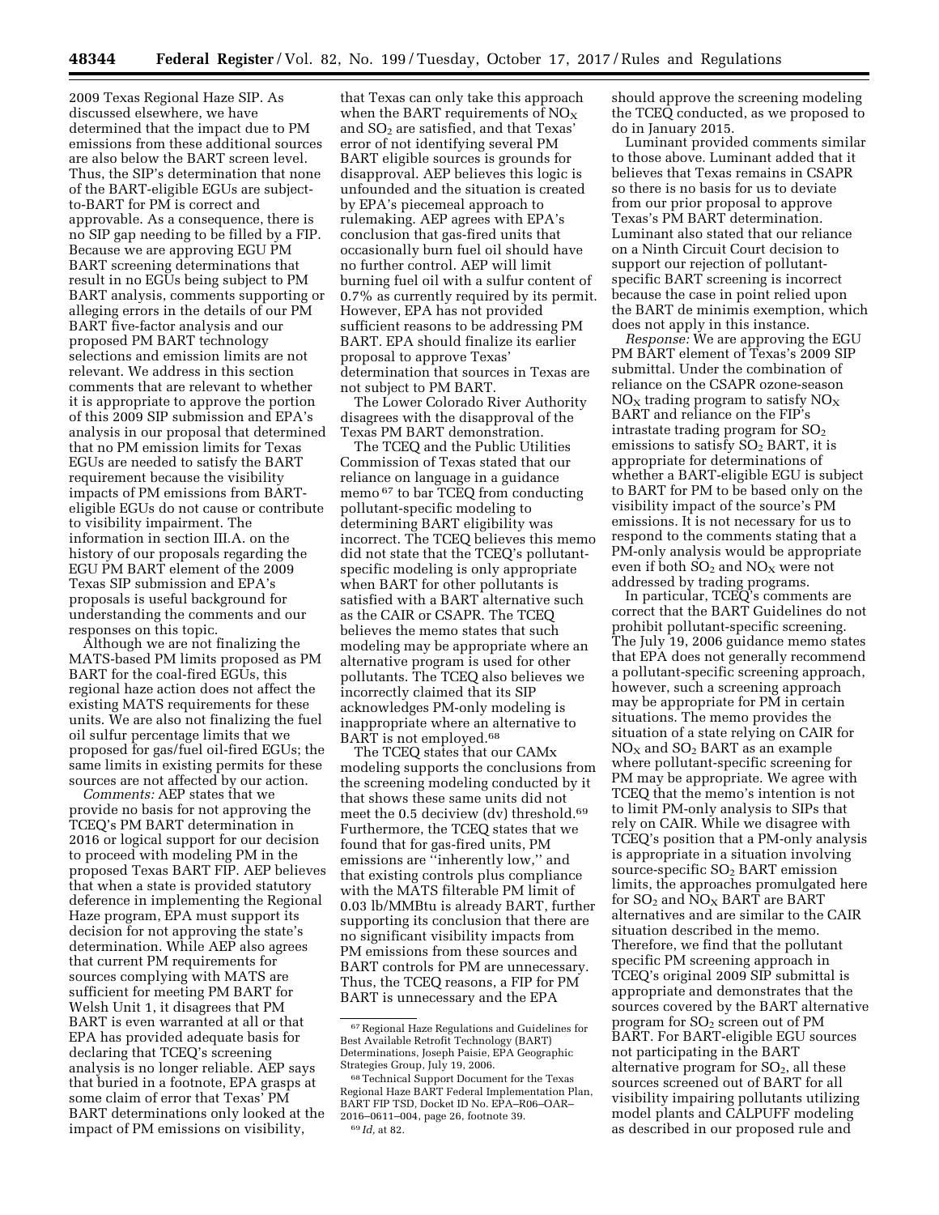2009 Texas Regional Haze SIP. As discussed elsewhere, we have determined that the impact due to PM emissions from these additional sources are also below the BART screen level. Thus, the SIP's determination that none of the BART-eligible EGUs are subject-to-BART for PM is correct and approvable. As a consequence, there is no SIP gap needing to be filled by a FIP. Because we are approving EGU PM BART screening determinations that result in no EGUs being subject to PM BART analysis, comments supporting or alleging errors in the details of our PM BART five-factor analysis and our proposed PM BART technology selections and emission limits are not relevant. We address in this section comments that are relevant to whether it is appropriate to approve the portion of this 2009 SIP submission and EPA's analysis in our proposal that determined that no PM emission limits for Texas EGUs are needed to satisfy the BART requirement because the visibility impacts of PM emissions from BART-eligible EGUs do not cause or contribute to visibility impairment. The information in section III.A. on the history of our proposals regarding the EGU PM BART element of the 2009 Texas SIP submission and EPA's proposals is useful background for understanding the comments and our responses on this topic.

Although we are not finalizing the MATS-based PM limits proposed as PM BART for the coal-fired EGUs, this regional haze action does not affect the existing MATS requirements for these units. We are also not finalizing the fuel oil sulfur percentage limits that we proposed for gas/fuel oil-fired EGUs; the same limits in existing permits for these sources are not affected by our action.

*Comments:* AEP states that we provide no basis for not approving the TCEQ's PM BART determination in 2016 or logical support for our decision to proceed with modeling PM in the proposed Texas BART FIP. AEP believes that when a state is provided statutory deference in implementing the Regional Haze program, EPA must support its decision for not approving the state's determination. While AEP also agrees that current PM requirements for sources complying with MATS are sufficient for meeting PM BART for Welsh Unit 1, it disagrees that PM BART is even warranted at all or that EPA has provided adequate basis for declaring that TCEQ's screening analysis is no longer reliable. AEP says that buried in a footnote, EPA grasps at some claim of error that Texas' PM BART determinations only looked at the impact of PM emissions on visibility, that Texas can only take this approach when the BART requirements of $NO_X$ and $SO_2$ are satisfied, and that Texas' error of not identifying several PM BART eligible sources is grounds for disapproval. AEP believes this logic is unfounded and the situation is created by EPA's piecemeal approach to rulemaking. AEP agrees with EPA's conclusion that gas-fired units that occasionally burn fuel oil should have no further control. AEP will limit burning fuel oil with a sulfur content of 0.7% as currently required by its permit. However, EPA has not provided sufficient reasons to be addressing PM BART. EPA should finalize its earlier proposal to approve Texas' determination that sources in Texas are not subject to PM BART.

The Lower Colorado River Authority disagrees with the disapproval of the Texas PM BART demonstration.

The TCEQ and the Public Utilities Commission of Texas stated that our reliance on language in a guidance memo[67] to bar TCEQ from conducting pollutant-specific modeling to determining BART eligibility was incorrect. The TCEQ believes this memo did not state that the TCEQ's pollutant-specific modeling is only appropriate when BART for other pollutants is satisfied with a BART alternative such as the CAIR or CSAPR. The TCEQ believes the memo states that such modeling may be appropriate where an alternative program is used for other pollutants. The TCEQ also believes we incorrectly claimed that its SIP acknowledges PM-only modeling is inappropriate where an alternative to BART is not employed.[68]

The TCEQ states that our CAMx modeling supports the conclusions from the screening modeling conducted by it that shows these same units did not meet the 0.5 deciview (dv) threshold.[69] Furthermore, the TCEQ states that we found that for gas-fired units, PM emissions are "inherently low," and that existing controls plus compliance with the MATS filterable PM limit of 0.03 lb/MMBtu is already BART, further supporting its conclusion that there are no significant visibility impacts from PM emissions from these sources and BART controls for PM are unnecessary. Thus, the TCEQ reasons, a FIP for PM BART is unnecessary and the EPA should approve the screening modeling the TCEQ conducted, as we proposed to do in January 2015.

Luminant provided comments similar to those above. Luminant added that it believes that Texas remains in CSAPR so there is no basis for us to deviate from our prior proposal to approve Texas's PM BART determination. Luminant also stated that our reliance on a Ninth Circuit Court decision to support our rejection of pollutant-specific BART screening is incorrect because the case in point relied upon the BART de minimis exemption, which does not apply in this instance.

*Response:* We are approving the EGU PM BART element of Texas's 2009 SIP submittal. Under the combination of reliance on the CSAPR ozone-season $NO_X$ trading program to satisfy $NO_X$ BART and reliance on the FIP's intrastate trading program for $SO_2$ emissions to satisfy $SO_2$ BART, it is appropriate for determinations of whether a BART-eligible EGU is subject to BART for PM to be based only on the visibility impact of the source's PM emissions. It is not necessary for us to respond to the comments stating that a PM-only analysis would be appropriate even if both $SO_2$ and $NO_X$ were not addressed by trading programs.

In particular, TCEQ's comments are correct that the BART Guidelines do not prohibit pollutant-specific screening. The July 19, 2006 guidance memo states that EPA does not generally recommend a pollutant-specific screening approach, however, such a screening approach may be appropriate for PM in certain situations. The memo provides the situation of a state relying on CAIR for $NO_X$ and $SO_2$ BART as an example where pollutant-specific screening for PM may be appropriate. We agree with TCEQ that the memo's intention is not to limit PM-only analysis to SIPs that rely on CAIR. While we disagree with TCEQ's position that a PM-only analysis is appropriate in a situation involving source-specific $SO_2$ BART emission limits, the approaches promulgated here for $SO_2$ and $NO_X$ BART are BART alternatives and are similar to the CAIR situation described in the memo. Therefore, we find that the pollutant specific PM screening approach in TCEQ's original 2009 SIP submittal is appropriate and demonstrates that the sources covered by the BART alternative program for $SO_2$ screen out of PM BART. For BART-eligible EGU sources not participating in the BART alternative program for $SO_2$, all these sources screened out of BART for all visibility impairing pollutants utilizing model plants and CALPUFF modeling as described in our proposed rule and

[67] Regional Haze Regulations and Guidelines for Best Available Retrofit Technology (BART) Determinations, Joseph Paisie, EPA Geographic Strategies Group, July 19, 2006.

[68] Technical Support Document for the Texas Regional Haze BART Federal Implementation Plan, BART FIP TSD, Docket ID No. EPA–R06–OAR–2016–0611–004, page 26, footnote 39.

[69] *Id,* at 82.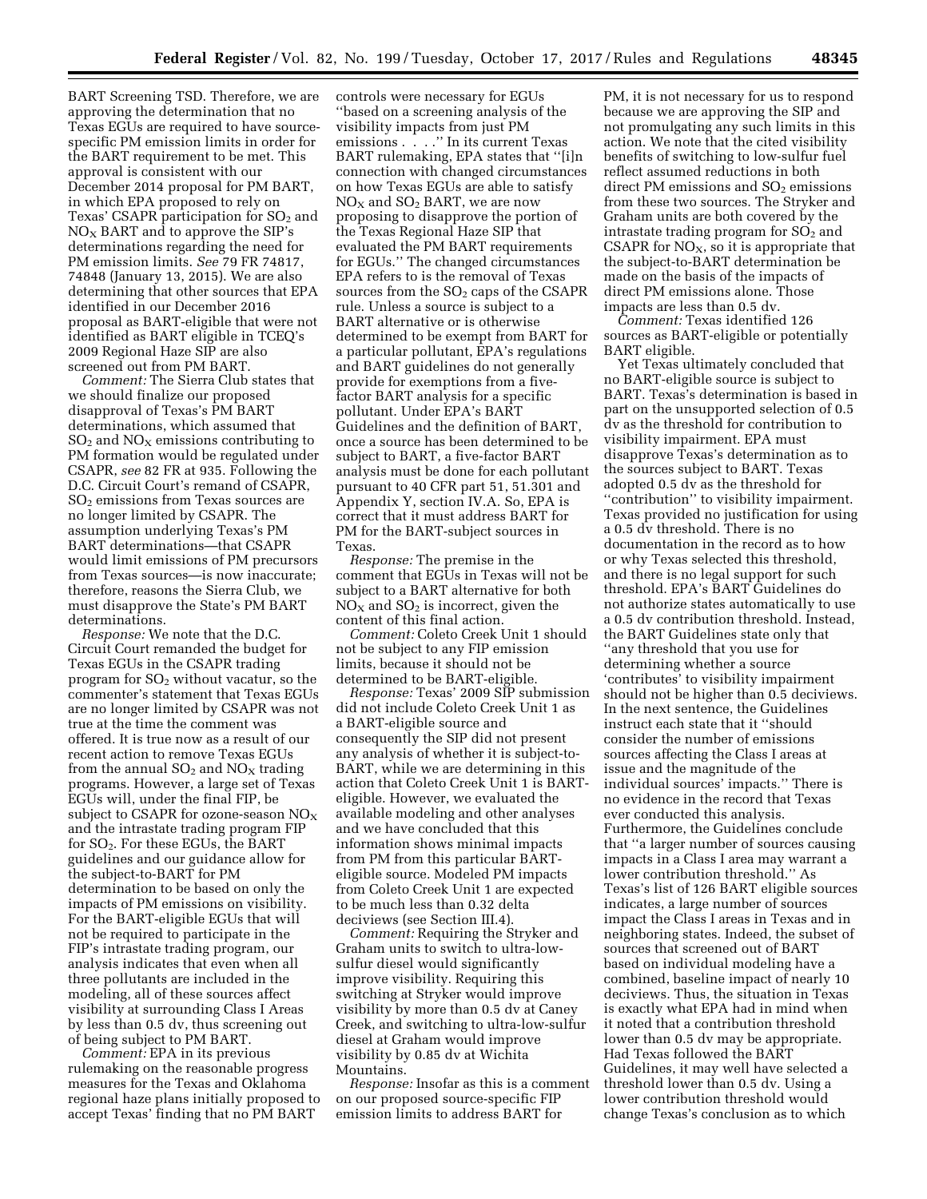BART Screening TSD. Therefore, we are approving the determination that no Texas EGUs are required to have source-specific PM emission limits in order for the BART requirement to be met. This approval is consistent with our December 2014 proposal for PM BART, in which EPA proposed to rely on Texas' CSAPR participation for $SO_2$ and $NO_X$ BART and to approve the SIP's determinations regarding the need for PM emission limits. *See* 79 FR 74817, 74848 (January 13, 2015). We are also determining that other sources that EPA identified in our December 2016 proposal as BART-eligible that were not identified as BART eligible in TCEQ's 2009 Regional Haze SIP are also screened out from PM BART.

*Comment:* The Sierra Club states that we should finalize our proposed disapproval of Texas's PM BART determinations, which assumed that $SO_2$ and $NO_X$ emissions contributing to PM formation would be regulated under CSAPR, *see* 82 FR at 935. Following the D.C. Circuit Court's remand of CSAPR, $SO_2$ emissions from Texas sources are no longer limited by CSAPR. The assumption underlying Texas's PM BART determinations—that CSAPR would limit emissions of PM precursors from Texas sources—is now inaccurate; therefore, reasons the Sierra Club, we must disapprove the State's PM BART determinations.

*Response:* We note that the D.C. Circuit Court remanded the budget for Texas EGUs in the CSAPR trading program for $SO_2$ without vacatur, so the commenter's statement that Texas EGUs are no longer limited by CSAPR was not true at the time the comment was offered. It is true now as a result of our recent action to remove Texas EGUs from the annual $SO_2$ and $NO_X$ trading programs. However, a large set of Texas EGUs will, under the final FIP, be subject to CSAPR for ozone-season $NO_X$ and the intrastate trading program FIP for $SO_2$. For these EGUs, the BART guidelines and our guidance allow for the subject-to-BART for PM determination to be based on only the impacts of PM emissions on visibility. For the BART-eligible EGUs that will not be required to participate in the FIP's intrastate trading program, our analysis indicates that even when all three pollutants are included in the modeling, all of these sources affect visibility at surrounding Class I Areas by less than 0.5 dv, thus screening out of being subject to PM BART.

*Comment:* EPA in its previous rulemaking on the reasonable progress measures for the Texas and Oklahoma regional haze plans initially proposed to accept Texas' finding that no PM BART controls were necessary for EGUs "based on a screening analysis of the visibility impacts from just PM emissions . . . ." In its current Texas BART rulemaking, EPA states that "[i]n connection with changed circumstances on how Texas EGUs are able to satisfy $NO_X$ and $SO_2$ BART, we are now proposing to disapprove the portion of the Texas Regional Haze SIP that evaluated the PM BART requirements for EGUs." The changed circumstances EPA refers to is the removal of Texas sources from the $SO_2$ caps of the CSAPR rule. Unless a source is subject to a BART alternative or is otherwise determined to be exempt from BART for a particular pollutant, EPA's regulations and BART guidelines do not generally provide for exemptions from a five-factor BART analysis for a specific pollutant. Under EPA's BART Guidelines and the definition of BART, once a source has been determined to be subject to BART, a five-factor BART analysis must be done for each pollutant pursuant to 40 CFR part 51, 51.301 and Appendix Y, section IV.A. So, EPA is correct that it must address BART for PM for the BART-subject sources in Texas.

*Response:* The premise in the comment that EGUs in Texas will not be subject to a BART alternative for both $NO_X$ and $SO_2$ is incorrect, given the content of this final action.

*Comment:* Coleto Creek Unit 1 should not be subject to any FIP emission limits, because it should not be determined to be BART-eligible.

*Response:* Texas' 2009 SIP submission did not include Coleto Creek Unit 1 as a BART-eligible source and consequently the SIP did not present any analysis of whether it is subject-to-BART, while we are determining in this action that Coleto Creek Unit 1 is BART-eligible. However, we evaluated the available modeling and other analyses and we have concluded that this information shows minimal impacts from PM from this particular BART-eligible source. Modeled PM impacts from Coleto Creek Unit 1 are expected to be much less than 0.32 delta deciviews (see Section III.4).

*Comment:* Requiring the Stryker and Graham units to switch to ultra-low-sulfur diesel would significantly improve visibility. Requiring this switching at Stryker would improve visibility by more than 0.5 dv at Caney Creek, and switching to ultra-low-sulfur diesel at Graham would improve visibility by 0.85 dv at Wichita Mountains.

*Response:* Insofar as this is a comment on our proposed source-specific FIP emission limits to address BART for PM, it is not necessary for us to respond because we are approving the SIP and not promulgating any such limits in this action. We note that the cited visibility benefits of switching to low-sulfur fuel reflect assumed reductions in both direct PM emissions and $SO_2$ emissions from these two sources. The Stryker and Graham units are both covered by the intrastate trading program for $SO_2$ and CSAPR for $NO_X$, so it is appropriate that the subject-to-BART determination be made on the basis of the impacts of direct PM emissions alone. Those impacts are less than 0.5 dv.

*Comment:* Texas identified 126 sources as BART-eligible or potentially BART eligible.

Yet Texas ultimately concluded that no BART-eligible source is subject to BART. Texas's determination is based in part on the unsupported selection of 0.5 dv as the threshold for contribution to visibility impairment. EPA must disapprove Texas's determination as to the sources subject to BART. Texas adopted 0.5 dv as the threshold for "contribution" to visibility impairment. Texas provided no justification for using a 0.5 dv threshold. There is no documentation in the record as to how or why Texas selected this threshold, and there is no legal support for such threshold. EPA's BART Guidelines do not authorize states automatically to use a 0.5 dv contribution threshold. Instead, the BART Guidelines state only that "any threshold that you use for determining whether a source 'contributes' to visibility impairment should not be higher than 0.5 deciviews. In the next sentence, the Guidelines instruct each state that it "should consider the number of emissions sources affecting the Class I areas at issue and the magnitude of the individual sources' impacts." There is no evidence in the record that Texas ever conducted this analysis. Furthermore, the Guidelines conclude that "a larger number of sources causing impacts in a Class I area may warrant a lower contribution threshold." As Texas's list of 126 BART eligible sources indicates, a large number of sources impact the Class I areas in Texas and in neighboring states. Indeed, the subset of sources that screened out of BART based on individual modeling have a combined, baseline impact of nearly 10 deciviews. Thus, the situation in Texas is exactly what EPA had in mind when it noted that a contribution threshold lower than 0.5 dv may be appropriate. Had Texas followed the BART Guidelines, it may well have selected a threshold lower than 0.5 dv. Using a lower contribution threshold would change Texas's conclusion as to which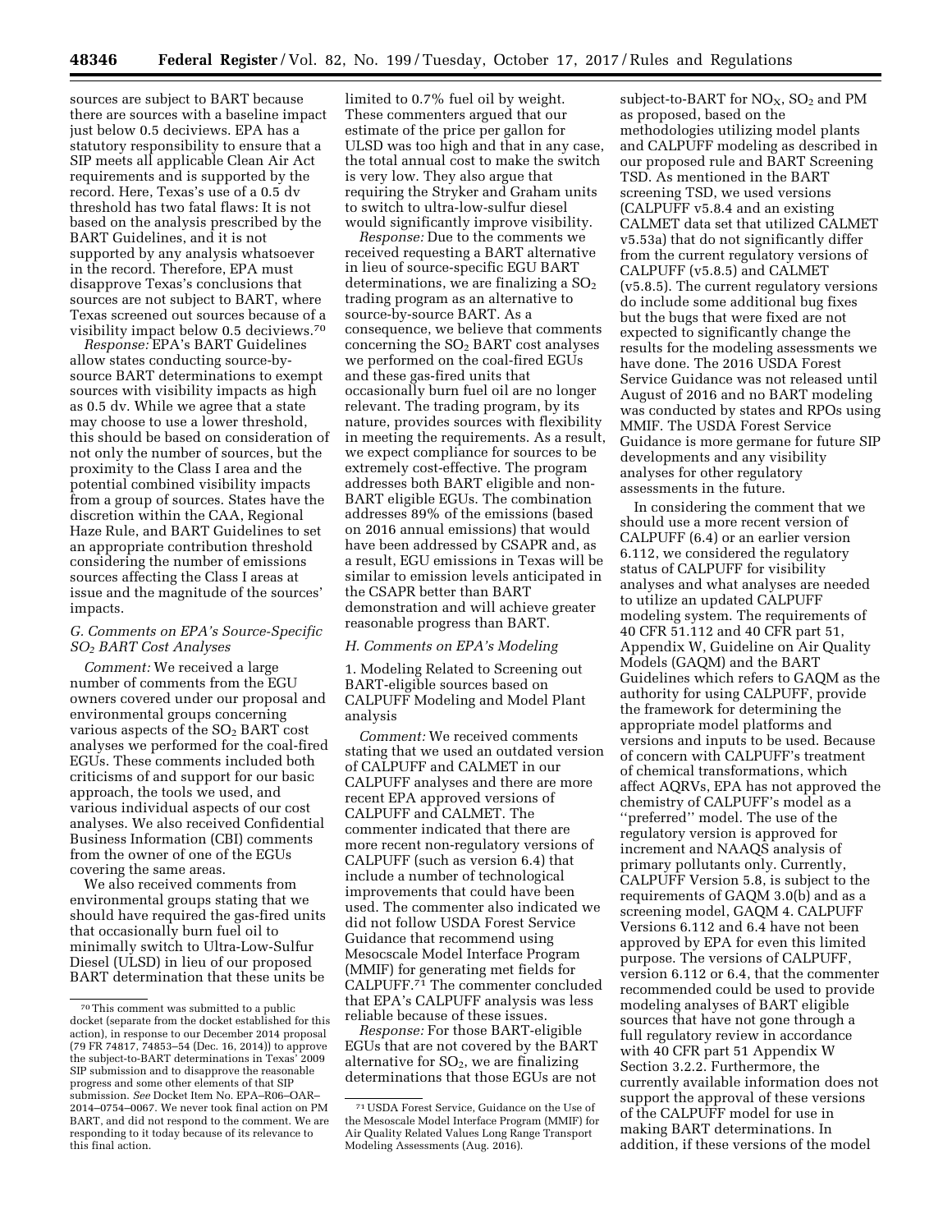sources are subject to BART because there are sources with a baseline impact just below 0.5 deciviews. EPA has a statutory responsibility to ensure that a SIP meets all applicable Clean Air Act requirements and is supported by the record. Here, Texas's use of a 0.5 dv threshold has two fatal flaws: It is not based on the analysis prescribed by the BART Guidelines, and it is not supported by any analysis whatsoever in the record. Therefore, EPA must disapprove Texas's conclusions that sources are not subject to BART, where Texas screened out sources because of a visibility impact below 0.5 deciviews.[70]

*Response:* EPA's BART Guidelines allow states conducting source-by-source BART determinations to exempt sources with visibility impacts as high as 0.5 dv. While we agree that a state may choose to use a lower threshold, this should be based on consideration of not only the number of sources, but the proximity to the Class I area and the potential combined visibility impacts from a group of sources. States have the discretion within the CAA, Regional Haze Rule, and BART Guidelines to set an appropriate contribution threshold considering the number of emissions sources affecting the Class I areas at issue and the magnitude of the sources' impacts.

### *G. Comments on EPA's Source-Specific $SO_2$ BART Cost Analyses*

*Comment:* We received a large number of comments from the EGU owners covered under our proposal and environmental groups concerning various aspects of the $SO_2$ BART cost analyses we performed for the coal-fired EGUs. These comments included both criticisms of and support for our basic approach, the tools we used, and various individual aspects of our cost analyses. We also received Confidential Business Information (CBI) comments from the owner of one of the EGUs covering the same areas.

We also received comments from environmental groups stating that we should have required the gas-fired units that occasionally burn fuel oil to minimally switch to Ultra-Low-Sulfur Diesel (ULSD) in lieu of our proposed BART determination that these units be limited to 0.7% fuel oil by weight. These commenters argued that our estimate of the price per gallon for ULSD was too high and that in any case, the total annual cost to make the switch is very low. They also argue that requiring the Stryker and Graham units to switch to ultra-low-sulfur diesel would significantly improve visibility.

*Response:* Due to the comments we received requesting a BART alternative in lieu of source-specific EGU BART determinations, we are finalizing a $SO_2$ trading program as an alternative to source-by-source BART. As a consequence, we believe that comments concerning the $SO_2$ BART cost analyses we performed on the coal-fired EGUs and these gas-fired units that occasionally burn fuel oil are no longer relevant. The trading program, by its nature, provides sources with flexibility in meeting the requirements. As a result, we expect compliance for sources to be extremely cost-effective. The program addresses both BART eligible and non-BART eligible EGUs. The combination addresses 89% of the emissions (based on 2016 annual emissions) that would have been addressed by CSAPR and, as a result, EGU emissions in Texas will be similar to emission levels anticipated in the CSAPR better than BART demonstration and will achieve greater reasonable progress than BART.

### *H. Comments on EPA's Modeling*

1. Modeling Related to Screening out BART-eligible sources based on CALPUFF Modeling and Model Plant analysis

*Comment:* We received comments stating that we used an outdated version of CALPUFF and CALMET in our CALPUFF analyses and there are more recent EPA approved versions of CALPUFF and CALMET. The commenter indicated that there are more recent non-regulatory versions of CALPUFF (such as version 6.4) that include a number of technological improvements that could have been used. The commenter also indicated we did not follow USDA Forest Service Guidance that recommend using Mesoscale Model Interface Program (MMIF) for generating met fields for CALPUFF.[71] The commenter concluded that EPA's CALPUFF analysis was less reliable because of these issues.

*Response:* For those BART-eligible EGUs that are not covered by the BART alternative for $SO_2$, we are finalizing determinations that those EGUs are not subject-to-BART for $NO_X$, $SO_2$ and PM as proposed, based on the methodologies utilizing model plants and CALPUFF modeling as described in our proposed rule and BART Screening TSD. As mentioned in the BART screening TSD, we used versions (CALPUFF v5.8.4 and an existing CALMET data set that utilized CALMET v5.53a) that do not significantly differ from the current regulatory versions of CALPUFF (v5.8.5) and CALMET (v5.8.5). The current regulatory versions do include some additional bug fixes but the bugs that were fixed are not expected to significantly change the results for the modeling assessments we have done. The 2016 USDA Forest Service Guidance was not released until August of 2016 and no BART modeling was conducted by states and RPOs using MMIF. The USDA Forest Service Guidance is more germane for future SIP developments and any visibility analyses for other regulatory assessments in the future.

In considering the comment that we should use a more recent version of CALPUFF (6.4) or an earlier version 6.112, we considered the regulatory status of CALPUFF for visibility analyses and what analyses are needed to utilize an updated CALPUFF modeling system. The requirements of 40 CFR 51.112 and 40 CFR part 51, Appendix W, Guideline on Air Quality Models (GAQM) and the BART Guidelines which refers to GAQM as the authority for using CALPUFF, provide the framework for determining the appropriate model platforms and versions and inputs to be used. Because of concern with CALPUFF's treatment of chemical transformations, which affect AQRVs, EPA has not approved the chemistry of CALPUFF's model as a "preferred" model. The use of the regulatory version is approved for increment and NAAQS analysis of primary pollutants only. Currently, CALPUFF Version 5.8, is subject to the requirements of GAQM 3.0(b) and as a screening model, GAQM 4. CALPUFF Versions 6.112 and 6.4 have not been approved by EPA for even this limited purpose. The versions of CALPUFF, version 6.112 or 6.4, that the commenter recommended could be used to provide modeling analyses of BART eligible sources that have not gone through a full regulatory review in accordance with 40 CFR part 51 Appendix W Section 3.2.2. Furthermore, the currently available information does not support the approval of these versions of the CALPUFF model for use in making BART determinations. In addition, if these versions of the model

---

[70] This comment was submitted to a public docket (separate from the docket established for this action), in response to our December 2014 proposal (79 FR 74817, 74853–54 (Dec. 16, 2014)) to approve the subject-to-BART determinations in Texas' 2009 SIP submission and to disapprove the reasonable progress and some other elements of that SIP submission. *See* Docket Item No. EPA–R06–OAR–2014–0754–0067. We never took final action on PM BART, and did not respond to the comment. We are responding to it today because of its relevance to this final action.

[71] USDA Forest Service, Guidance on the Use of the Mesoscale Model Interface Program (MMIF) for Air Quality Related Values Long Range Transport Modeling Assessments (Aug. 2016).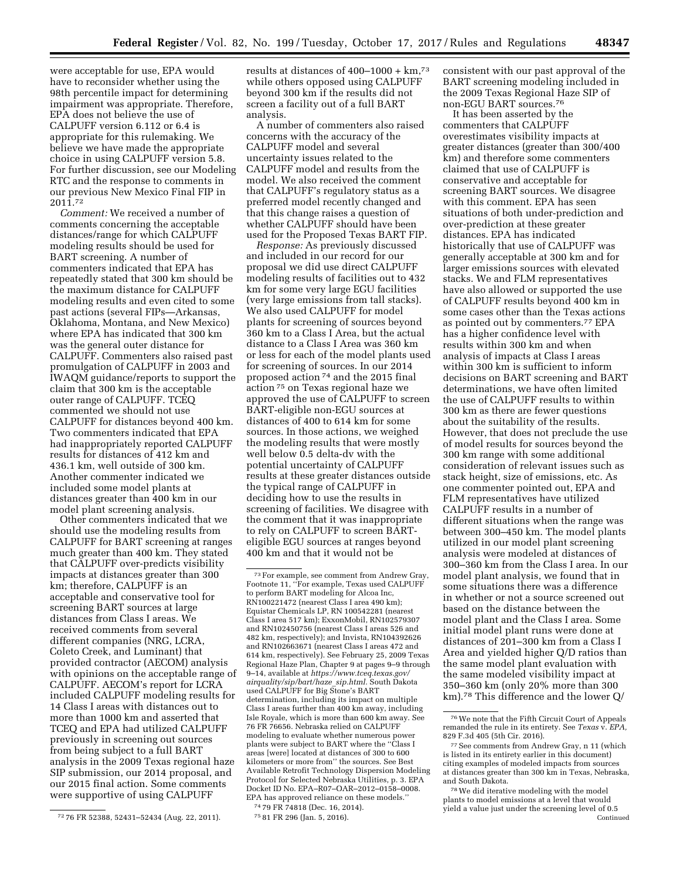were acceptable for use, EPA would have to reconsider whether using the 98th percentile impact for determining impairment was appropriate. Therefore, EPA does not believe the use of CALPUFF version 6.112 or 6.4 is appropriate for this rulemaking. We believe we have made the appropriate choice in using CALPUFF version 5.8. For further discussion, see our Modeling RTC and the response to comments in our previous New Mexico Final FIP in 2011.[72]

*Comment:* We received a number of comments concerning the acceptable distances/range for which CALPUFF modeling results should be used for BART screening. A number of commenters indicated that EPA has repeatedly stated that 300 km should be the maximum distance for CALPUFF modeling results and even cited to some past actions (several FIPs—Arkansas, Oklahoma, Montana, and New Mexico) where EPA has indicated that 300 km was the general outer distance for CALPUFF. Commenters also raised past promulgation of CALPUFF in 2003 and IWAQM guidance/reports to support the claim that 300 km is the acceptable outer range of CALPUFF. TCEQ commented we should not use CALPUFF for distances beyond 400 km. Two commenters indicated that EPA had inappropriately reported CALPUFF results for distances of 412 km and 436.1 km, well outside of 300 km. Another commenter indicated we included some model plants at distances greater than 400 km in our model plant screening analysis.

Other commenters indicated that we should use the modeling results from CALPUFF for BART screening at ranges much greater than 400 km. They stated that CALPUFF over-predicts visibility impacts at distances greater than 300 km; therefore, CALPUFF is an acceptable and conservative tool for screening BART sources at large distances from Class I areas. We received comments from several different companies (NRG, LCRA, Coleto Creek, and Luminant) that provided contractor (AECOM) analysis with opinions on the acceptable range of CALPUFF. AECOM's report for LCRA included CALPUFF modeling results for 14 Class I areas with distances out to more than 1000 km and asserted that TCEQ and EPA had utilized CALPUFF previously in screening out sources from being subject to a full BART analysis in the 2009 Texas regional haze SIP submission, our 2014 proposal, and our 2015 final action. Some comments were supportive of using CALPUFF results at distances of 400–1000 + km,[73] while others opposed using CALPUFF beyond 300 km if the results did not screen a facility out of a full BART analysis.

A number of commenters also raised concerns with the accuracy of the CALPUFF model and several uncertainty issues related to the CALPUFF model and results from the model. We also received the comment that CALPUFF's regulatory status as a preferred model recently changed and that this change raises a question of whether CALPUFF should have been used for the Proposed Texas BART FIP.

*Response:* As previously discussed and included in our record for our proposal we did use direct CALPUFF modeling results of facilities out to 432 km for some very large EGU facilities (very large emissions from tall stacks). We also used CALPUFF for model plants for screening of sources beyond 360 km to a Class I Area, but the actual distance to a Class I Area was 360 km or less for each of the model plants used for screening of sources. In our 2014 proposed action[74] and the 2015 final action[75] on Texas regional haze we approved the use of CALPUFF to screen BART-eligible non-EGU sources at distances of 400 to 614 km for some sources. In those actions, we weighed the modeling results that were mostly well below 0.5 delta-dv with the potential uncertainty of CALPUFF results at these greater distances outside the typical range of CALPUFF in deciding how to use the results in screening of facilities. We disagree with the comment that it was inappropriate to rely on CALPUFF to screen BART-eligible EGU sources at ranges beyond 400 km and that it would not be consistent with our past approval of the BART screening modeling included in the 2009 Texas Regional Haze SIP of non-EGU BART sources.[76]

It has been asserted by the commenters that CALPUFF overestimates visibility impacts at greater distances (greater than 300/400 km) and therefore some commenters claimed that use of CALPUFF is conservative and acceptable for screening BART sources. We disagree with this comment. EPA has seen situations of both under-prediction and over-prediction at these greater distances. EPA has indicated historically that use of CALPUFF was generally acceptable at 300 km and for larger emissions sources with elevated stacks. We and FLM representatives have also allowed or supported the use of CALPUFF results beyond 400 km in some cases other than the Texas actions as pointed out by commenters.[77] EPA has a higher confidence level with results within 300 km and when analysis of impacts at Class I areas within 300 km is sufficient to inform decisions on BART screening and BART determinations, we have often limited the use of CALPUFF results to within 300 km as there are fewer questions about the suitability of the results. However, that does not preclude the use of model results for sources beyond the 300 km range with some additional consideration of relevant issues such as stack height, size of emissions, etc. As one commenter pointed out, EPA and FLM representatives have utilized CALPUFF results in a number of different situations when the range was between 300–450 km. The model plants utilized in our model plant screening analysis were modeled at distances of 300–360 km from the Class I area. In our model plant analysis, we found that in some situations there was a difference in whether or not a source screened out based on the distance between the model plant and the Class I area. Some initial model plant runs were done at distances of 201–300 km from a Class I Area and yielded higher Q/D ratios than the same model plant evaluation with the same modeled visibility impact at 350–360 km (only 20% more than 300 km).[78] This difference and the lower Q/

---

[72] 76 FR 52388, 52431–52434 (Aug. 22, 2011).

[73] For example, see comment from Andrew Gray, Footnote 11, "For example, Texas used CALPUFF to perform BART modeling for Alcoa Inc, RN100221472 (nearest Class I area 490 km); Equistar Chemicals LP, RN 100542281 (nearest Class I area 517 km); ExxonMobil, RN102579307 and RN102450756 (nearest Class I areas 526 and 482 km, respectively); and Invista, RN104392626 and RN102663671 (nearest Class I areas 472 and 614 km, respectively). See February 25, 2009 Texas Regional Haze Plan, Chapter 9 at pages 9–9 through 9–14, available at *https://www.tceq.texas.gov/airquality/sip/bart/haze_sip.html.* South Dakota used CALPUFF for Big Stone's BART determination, including its impact on multiple Class I areas further than 400 km away, including Isle Royale, which is more than 600 km away. See 76 FR 76656. Nebraska relied on CALPUFF modeling to evaluate whether numerous power plants were subject to BART where the "Class I areas [were] located at distances of 300 to 600 kilometers or more from" the sources. See Best Available Retrofit Technology Dispersion Modeling Protocol for Selected Nebraska Utilities, p. 3. EPA Docket ID No. EPA–R07–OAR–2012–0158–0008. EPA has approved reliance on these models."

[74] 79 FR 74818 (Dec. 16, 2014).

[75] 81 FR 296 (Jan. 5, 2016).

[76] We note that the Fifth Circuit Court of Appeals remanded the rule in its entirety. See *Texas* v. *EPA,* 829 F.3d 405 (5th Cir. 2016).

[77] See comments from Andrew Gray, n 11 (which is listed in its entirety earlier in this document) citing examples of modeled impacts from sources at distances greater than 300 km in Texas, Nebraska, and South Dakota.

[78] We did iterative modeling with the model plants to model emissions at a level that would yield a value just under the screening level of 0.5

Continued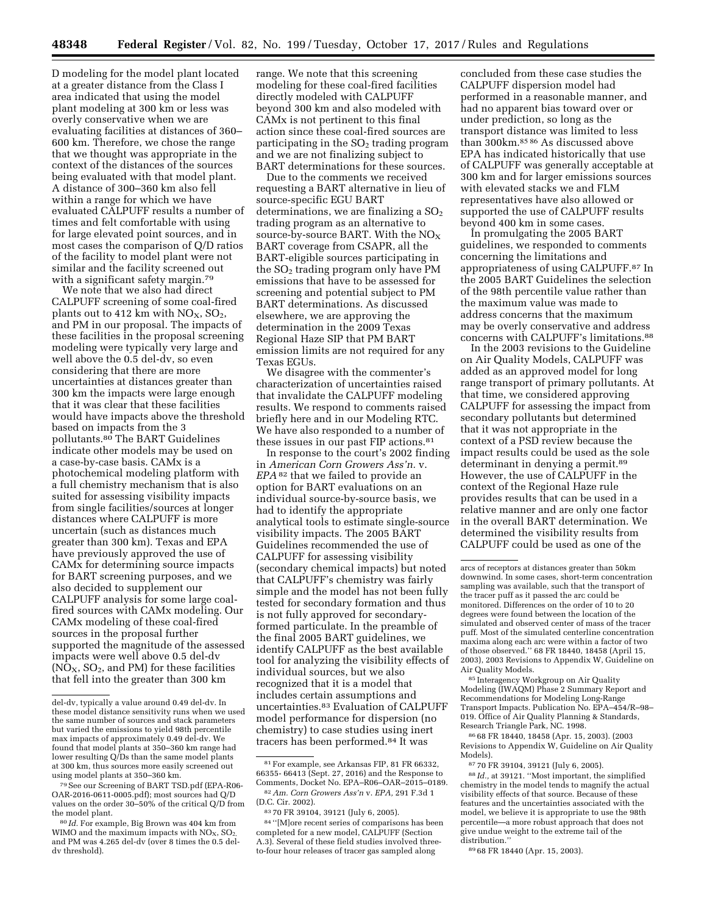D modeling for the model plant located at a greater distance from the Class I area indicated that using the model plant modeling at 300 km or less was overly conservative when we are evaluating facilities at distances of 360–600 km. Therefore, we chose the range that we thought was appropriate in the context of the distances of the sources being evaluated with that model plant. A distance of 300–360 km also fell within a range for which we have evaluated CALPUFF results a number of times and felt comfortable with using for large elevated point sources, and in most cases the comparison of Q/D ratios of the facility to model plant were not similar and the facility screened out with a significant safety margin.[79]

We note that we also had direct CALPUFF screening of some coal-fired plants out to 412 km with $NO_X$, $SO_2$, and PM in our proposal. The impacts of these facilities in the proposal screening modeling were typically very large and well above the 0.5 del-dv, so even considering that there are more uncertainties at distances greater than 300 km the impacts were large enough that it was clear that these facilities would have impacts above the threshold based on impacts from the 3 pollutants.[80] The BART Guidelines indicate other models may be used on a case-by-case basis. CAMx is a photochemical modeling platform with a full chemistry mechanism that is also suited for assessing visibility impacts from single facilities/sources at longer distances where CALPUFF is more uncertain (such as distances much greater than 300 km). Texas and EPA have previously approved the use of CAMx for determining source impacts for BART screening purposes, and we also decided to supplement our CALPUFF analysis for some large coal-fired sources with CAMx modeling. Our CAMx modeling of these coal-fired sources in the proposal further supported the magnitude of the assessed impacts were well above 0.5 del-dv ($NO_X$, $SO_2$, and PM) for these facilities that fell into the greater than 300 km range. We note that this screening modeling for these coal-fired facilities directly modeled with CALPUFF beyond 300 km and also modeled with CAMx is not pertinent to this final action since these coal-fired sources are participating in the $SO_2$ trading program and we are not finalizing subject to BART determinations for these sources.

Due to the comments we received requesting a BART alternative in lieu of source-specific EGU BART determinations, we are finalizing a $SO_2$ trading program as an alternative to source-by-source BART. With the $NO_X$ BART coverage from CSAPR, all the BART-eligible sources participating in the $SO_2$ trading program only have PM emissions that have to be assessed for screening and potential subject to PM BART determinations. As discussed elsewhere, we are approving the determination in the 2009 Texas Regional Haze SIP that PM BART emission limits are not required for any Texas EGUs.

We disagree with the commenter's characterization of uncertainties raised that invalidate the CALPUFF modeling results. We respond to comments raised briefly here and in our Modeling RTC. We have also responded to a number of these issues in our past FIP actions.[81]

In response to the court's 2002 finding in *American Corn Growers Ass'n.* v. *EPA*[82] that we failed to provide an option for BART evaluations on an individual source-by-source basis, we had to identify the appropriate analytical tools to estimate single-source visibility impacts. The 2005 BART Guidelines recommended the use of CALPUFF for assessing visibility (secondary chemical impacts) but noted that CALPUFF's chemistry was fairly simple and the model has not been fully tested for secondary formation and thus is not fully approved for secondary-formed particulate. In the preamble of the final 2005 BART guidelines, we identify CALPUFF as the best available tool for analyzing the visibility effects of individual sources, but we also recognized that it is a model that includes certain assumptions and uncertainties.[83] Evaluation of CALPUFF model performance for dispersion (no chemistry) to case studies using inert tracers has been performed.[84] It was concluded from these case studies the CALPUFF dispersion model had performed in a reasonable manner, and had no apparent bias toward over or under prediction, so long as the transport distance was limited to less than 300km.[85] [86] As discussed above EPA has indicated historically that use of CALPUFF was generally acceptable at 300 km and for larger emissions sources with elevated stacks we and FLM representatives have also allowed or supported the use of CALPUFF results beyond 400 km in some cases.

In promulgating the 2005 BART guidelines, we responded to comments concerning the limitations and appropriateness of using CALPUFF.[87] In the 2005 BART Guidelines the selection of the 98th percentile value rather than the maximum value was made to address concerns that the maximum may be overly conservative and address concerns with CALPUFF's limitations.[88]

In the 2003 revisions to the Guideline on Air Quality Models, CALPUFF was added as an approved model for long range transport of primary pollutants. At that time, we considered approving CALPUFF for assessing the impact from secondary pollutants but determined that it was not appropriate in the context of a PSD review because the impact results could be used as the sole determinant in denying a permit.[89] However, the use of CALPUFF in the context of the Regional Haze rule provides results that can be used in a relative manner and are only one factor in the overall BART determination. We determined the visibility results from CALPUFF could be used as one of the

---

del-dv, typically a value around 0.49 del-dv. In these model distance sensitivity runs when we used the same number of sources and stack parameters but varied the emissions to yield 98th percentile max impacts of approximately 0.49 del-dv. We found that model plants at 350–360 km range had lower resulting Q/Ds than the same model plants at 300 km, thus sources more easily screened out using model plants at 350–360 km.

[79] See our Screening of BART TSD.pdf (EPA-R06-OAR-2016-0611-0005.pdf); most sources had Q/D values on the order of 30–50% of the critical Q/D from the model plant.

[80] *Id.* For example, Big Brown was 404 km from WIMO and the maximum impacts with $NO_X$, $SO_2$, and PM was 4.265 del-dv (over 8 times the 0.5 del-dv threshold).

[81] For example, see Arkansas FIP, 81 FR 66332, 66355- 66413 (Sept. 27, 2016) and the Response to Comments, Docket No. EPA–R06–OAR–2015–0189.

[82] *Am. Corn Growers Ass'n* v. *EPA,* 291 F.3d 1 (D.C. Cir. 2002).

[83] 70 FR 39104, 39121 (July 6, 2005).

[84] "[M]ore recent series of comparisons has been completed for a new model, CALPUFF (Section A.3). Several of these field studies involved three-to-four hour releases of tracer gas sampled along arcs of receptors at distances greater than 50km downwind. In some cases, short-term concentration sampling was available, such that the transport of the tracer puff as it passed the arc could be monitored. Differences on the order of 10 to 20 degrees were found between the location of the simulated and observed center of mass of the tracer puff. Most of the simulated centerline concentration maxima along each arc were within a factor of two of those observed." 68 FR 18440, 18458 (April 15, 2003), 2003 Revisions to Appendix W, Guideline on Air Quality Models.

[85] Interagency Workgroup on Air Quality Modeling (IWAQM) Phase 2 Summary Report and Recommendations for Modeling Long-Range Transport Impacts. Publication No. EPA–454/R–98–019. Office of Air Quality Planning & Standards, Research Triangle Park, NC. 1998.

[86] 68 FR 18440, 18458 (Apr. 15, 2003). (2003 Revisions to Appendix W, Guideline on Air Quality Models).

[87] 70 FR 39104, 39121 (July 6, 2005).

[88] *Id.,* at 39121. "Most important, the simplified chemistry in the model tends to magnify the actual visibility effects of that source. Because of these features and the uncertainties associated with the model, we believe it is appropriate to use the 98th percentile—a more robust approach that does not give undue weight to the extreme tail of the distribution."

[89] 68 FR 18440 (Apr. 15, 2003).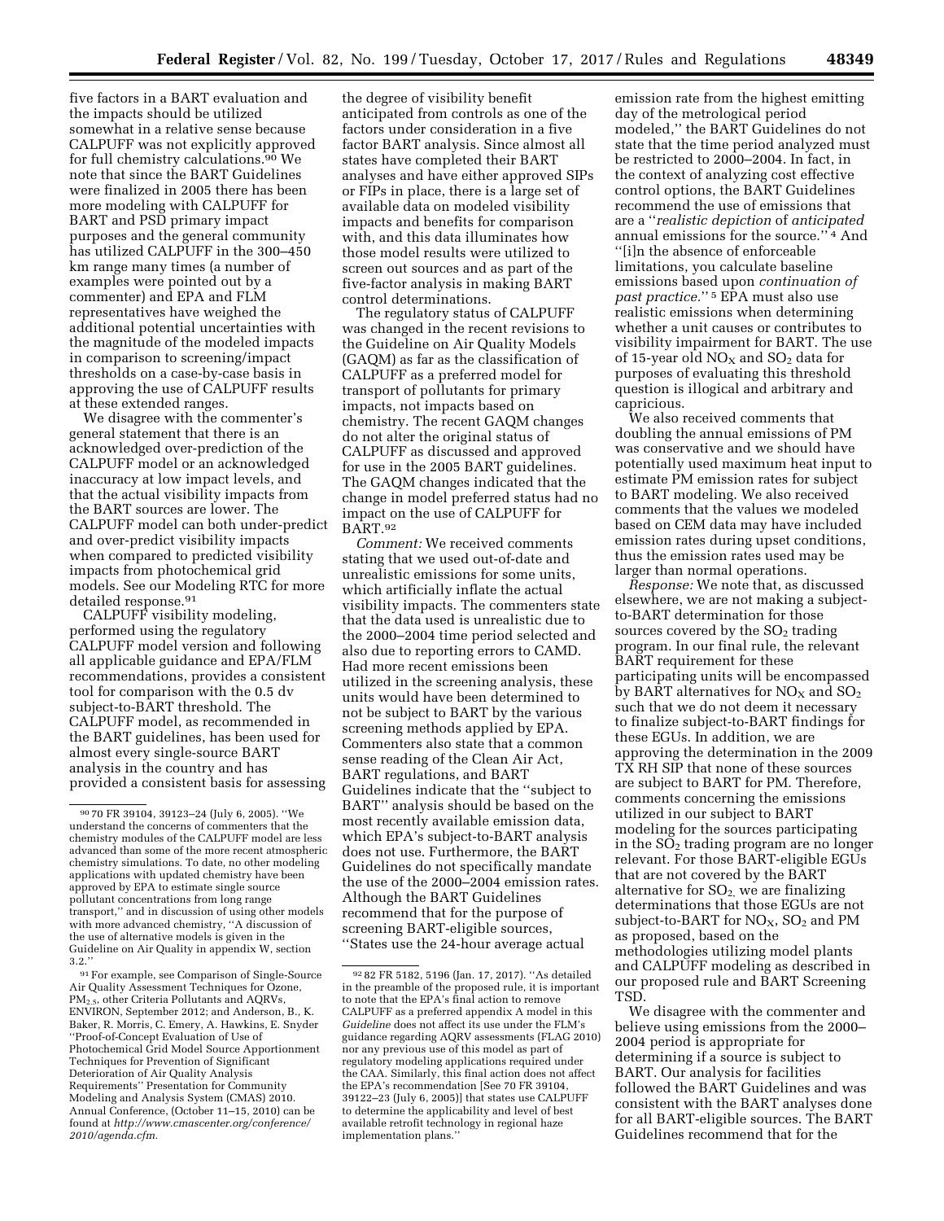five factors in a BART evaluation and the impacts should be utilized somewhat in a relative sense because CALPUFF was not explicitly approved for full chemistry calculations.[90] We note that since the BART Guidelines were finalized in 2005 there has been more modeling with CALPUFF for BART and PSD primary impact purposes and the general community has utilized CALPUFF in the 300–450 km range many times (a number of examples were pointed out by a commenter) and EPA and FLM representatives have weighed the additional potential uncertainties with the magnitude of the modeled impacts in comparison to screening/impact thresholds on a case-by-case basis in approving the use of CALPUFF results at these extended ranges.

We disagree with the commenter's general statement that there is an acknowledged over-prediction of the CALPUFF model or an acknowledged inaccuracy at low impact levels, and that the actual visibility impacts from the BART sources are lower. The CALPUFF model can both under-predict and over-predict visibility impacts when compared to predicted visibility impacts from photochemical grid models. See our Modeling RTC for more detailed response.[91]

CALPUFF visibility modeling, performed using the regulatory CALPUFF model version and following all applicable guidance and EPA/FLM recommendations, provides a consistent tool for comparison with the 0.5 dv subject-to-BART threshold. The CALPUFF model, as recommended in the BART guidelines, has been used for almost every single-source BART analysis in the country and has provided a consistent basis for assessing the degree of visibility benefit anticipated from controls as one of the factors under consideration in a five factor BART analysis. Since almost all states have completed their BART analyses and have either approved SIPs or FIPs in place, there is a large set of available data on modeled visibility impacts and benefits for comparison with, and this data illuminates how those model results were utilized to screen out sources and as part of the five-factor analysis in making BART control determinations.

The regulatory status of CALPUFF was changed in the recent revisions to the Guideline on Air Quality Models (GAQM) as far as the classification of CALPUFF as a preferred model for transport of pollutants for primary impacts, not impacts based on chemistry. The recent GAQM changes do not alter the original status of CALPUFF as discussed and approved for use in the 2005 BART guidelines. The GAQM changes indicated that the change in model preferred status had no impact on the use of CALPUFF for BART.[92]

*Comment:* We received comments stating that we used out-of-date and unrealistic emissions for some units, which artificially inflate the actual visibility impacts. The commenters state that the data used is unrealistic due to the 2000–2004 time period selected and also due to reporting errors to CAMD. Had more recent emissions been utilized in the screening analysis, these units would have been determined to not be subject to BART by the various screening methods applied by EPA. Commenters also state that a common sense reading of the Clean Air Act, BART regulations, and BART Guidelines indicate that the ''subject to BART'' analysis should be based on the most recently available emission data, which EPA's subject-to-BART analysis does not use. Furthermore, the BART Guidelines do not specifically mandate the use of the 2000–2004 emission rates. Although the BART Guidelines recommend that for the purpose of screening BART-eligible sources, ''States use the 24-hour average actual emission rate from the highest emitting day of the metrological period modeled,'' the BART Guidelines do not state that the time period analyzed must be restricted to 2000–2004. In fact, in the context of analyzing cost effective control options, the BART Guidelines recommend the use of emissions that are a ''*realistic depiction* of *anticipated* annual emissions for the source.''[4] And ''[i]n the absence of enforceable limitations, you calculate baseline emissions based upon *continuation of past practice*.''[5] EPA must also use realistic emissions when determining whether a unit causes or contributes to visibility impairment for BART. The use of 15-year old $NO_X$ and $SO_2$ data for purposes of evaluating this threshold question is illogical and arbitrary and capricious.

We also received comments that doubling the annual emissions of PM was conservative and we should have potentially used maximum heat input to estimate PM emission rates for subject to BART modeling. We also received comments that the values we modeled based on CEM data may have included emission rates during upset conditions, thus the emission rates used may be larger than normal operations.

*Response:* We note that, as discussed elsewhere, we are not making a subject-to-BART determination for those sources covered by the $SO_2$ trading program. In our final rule, the relevant BART requirement for these participating units will be encompassed by BART alternatives for $NO_X$ and $SO_2$ such that we do not deem it necessary to finalize subject-to-BART findings for these EGUs. In addition, we are approving the determination in the 2009 TX RH SIP that none of these sources are subject to BART for PM. Therefore, comments concerning the emissions utilized in our subject to BART modeling for the sources participating in the $SO_2$ trading program are no longer relevant. For those BART-eligible EGUs that are not covered by the BART alternative for $SO_2$, we are finalizing determinations that those EGUs are not subject-to-BART for $NO_X$, $SO_2$ and PM as proposed, based on the methodologies utilizing model plants and CALPUFF modeling as described in our proposed rule and BART Screening TSD.

We disagree with the commenter and believe using emissions from the 2000–2004 period is appropriate for determining if a source is subject to BART. Our analysis for facilities followed the BART Guidelines and was consistent with the BART analyses done for all BART-eligible sources. The BART Guidelines recommend that for the

---

[90] 70 FR 39104, 39123–24 (July 6, 2005). ''We understand the concerns of commenters that the chemistry modules of the CALPUFF model are less advanced than some of the more recent atmospheric chemistry simulations. To date, no other modeling applications with updated chemistry have been approved by EPA to estimate single source pollutant concentrations from long range transport,'' and in discussion of using other models with more advanced chemistry, ''A discussion of the use of alternative models is given in the Guideline on Air Quality in appendix W, section 3.2.''

[91] For example, see Comparison of Single-Source Air Quality Assessment Techniques for Ozone, $PM_{2.5}$, other Criteria Pollutants and AQRVs, ENVIRON, September 2012; and Anderson, B., K. Baker, R. Morris, C. Emery, A. Hawkins, E. Snyder ''Proof-of-Concept Evaluation of Use of Photochemical Grid Model Source Apportionment Techniques for Prevention of Significant Deterioration of Air Quality Analysis Requirements'' Presentation for Community Modeling and Analysis System (CMAS) 2010. Annual Conference, (October 11–15, 2010) can be found at *http://www.cmascenter.org/conference/2010/agenda.cfm.*

[92] 82 FR 5182, 5196 (Jan. 17, 2017). ''As detailed in the preamble of the proposed rule, it is important to note that the EPA's final action to remove CALPUFF as a preferred appendix A model in this *Guideline* does not affect its use under the FLM's guidance regarding AQRV assessments (FLAG 2010) nor any previous use of this model as part of regulatory modeling applications required under the CAA. Similarly, this final action does not affect the EPA's recommendation [See 70 FR 39104, 39122–23 (July 6, 2005)] that states use CALPUFF to determine the applicability and level of best available retrofit technology in regional haze implementation plans.''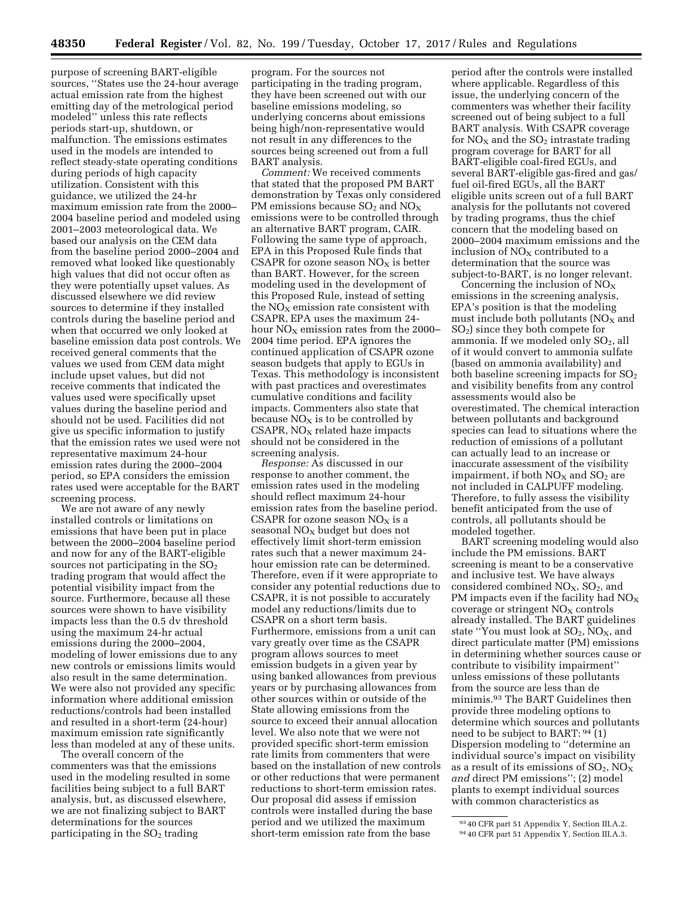purpose of screening BART-eligible sources, "States use the 24-hour average actual emission rate from the highest emitting day of the metrological period modeled" unless this rate reflects periods start-up, shutdown, or malfunction. The emissions estimates used in the models are intended to reflect steady-state operating conditions during periods of high capacity utilization. Consistent with this guidance, we utilized the 24-hr maximum emission rate from the 2000–2004 baseline period and modeled using 2001–2003 meteorological data. We based our analysis on the CEM data from the baseline period 2000–2004 and removed what looked like questionably high values that did not occur often as they were potentially upset values. As discussed elsewhere we did review sources to determine if they installed controls during the baseline period and when that occurred we only looked at baseline emission data post controls. We received general comments that the values we used from CEM data might include upset values, but did not receive comments that indicated the values used were specifically upset values during the baseline period and should not be used. Facilities did not give us specific information to justify that the emission rates we used were not representative maximum 24-hour emission rates during the 2000–2004 period, so EPA considers the emission rates used were acceptable for the BART screening process.

We are not aware of any newly installed controls or limitations on emissions that have been put in place between the 2000–2004 baseline period and now for any of the BART-eligible sources not participating in the $SO_2$ trading program that would affect the potential visibility impact from the source. Furthermore, because all these sources were shown to have visibility impacts less than the 0.5 dv threshold using the maximum 24-hr actual emissions during the 2000–2004, modeling of lower emissions due to any new controls or emissions limits would also result in the same determination. We were also not provided any specific information where additional emission reductions/controls had been installed and resulted in a short-term (24-hour) maximum emission rate significantly less than modeled at any of these units.

The overall concern of the commenters was that the emissions used in the modeling resulted in some facilities being subject to a full BART analysis, but, as discussed elsewhere, we are not finalizing subject to BART determinations for the sources participating in the $SO_2$ trading program. For the sources not participating in the trading program, they have been screened out with our baseline emissions modeling, so underlying concerns about emissions being high/non-representative would not result in any differences to the sources being screened out from a full BART analysis.

*Comment:* We received comments that stated that the proposed PM BART demonstration by Texas only considered PM emissions because $SO_2$ and $NO_X$ emissions were to be controlled through an alternative BART program, CAIR. Following the same type of approach, EPA in this Proposed Rule finds that CSAPR for ozone season $NO_X$ is better than BART. However, for the screen modeling used in the development of this Proposed Rule, instead of setting the $NO_X$ emission rate consistent with CSAPR, EPA uses the maximum 24-hour $NO_X$ emission rates from the 2000–2004 time period. EPA ignores the continued application of CSAPR ozone season budgets that apply to EGUs in Texas. This methodology is inconsistent with past practices and overestimates cumulative conditions and facility impacts. Commenters also state that because $NO_X$ is to be controlled by CSAPR, $NO_X$ related haze impacts should not be considered in the screening analysis.

*Response:* As discussed in our response to another comment, the emission rates used in the modeling should reflect maximum 24-hour emission rates from the baseline period. CSAPR for ozone season $NO_X$ is a seasonal $NO_X$ budget but does not effectively limit short-term emission rates such that a newer maximum 24-hour emission rate can be determined. Therefore, even if it were appropriate to consider any potential reductions due to CSAPR, it is not possible to accurately model any reductions/limits due to CSAPR on a short term basis. Furthermore, emissions from a unit can vary greatly over time as the CSAPR program allows sources to meet emission budgets in a given year by using banked allowances from previous years or by purchasing allowances from other sources within or outside of the State allowing emissions from the source to exceed their annual allocation level. We also note that we were not provided specific short-term emission rate limits from commenters that were based on the installation of new controls or other reductions that were permanent reductions to short-term emission rates. Our proposal did assess if emission controls were installed during the base period and we utilized the maximum short-term emission rate from the base period after the controls were installed where applicable. Regardless of this issue, the underlying concern of the commenters was whether their facility screened out of being subject to a full BART analysis. With CSAPR coverage for $NO_X$ and the $SO_2$ intrastate trading program coverage for BART for all BART-eligible coal-fired EGUs, and several BART-eligible gas-fired and gas/fuel oil-fired EGUs, all the BART eligible units screen out of a full BART analysis for the pollutants not covered by trading programs, thus the chief concern that the modeling based on 2000–2004 maximum emissions and the inclusion of $NO_X$ contributed to a determination that the source was subject-to-BART, is no longer relevant.

Concerning the inclusion of $NO_X$ emissions in the screening analysis, EPA's position is that the modeling must include both pollutants ($NO_X$ and $SO_2$) since they both compete for ammonia. If we modeled only $SO_2$, all of it would convert to ammonia sulfate (based on ammonia availability) and both baseline screening impacts for $SO_2$ and visibility benefits from any control assessments would also be overestimated. The chemical interaction between pollutants and background species can lead to situations where the reduction of emissions of a pollutant can actually lead to an increase or inaccurate assessment of the visibility impairment, if both $NO_X$ and $SO_2$ are not included in CALPUFF modeling. Therefore, to fully assess the visibility benefit anticipated from the use of controls, all pollutants should be modeled together.

BART screening modeling would also include the PM emissions. BART screening is meant to be a conservative and inclusive test. We have always considered combined $NO_X$, $SO_2$, and PM impacts even if the facility had $NO_X$ coverage or stringent $NO_X$ controls already installed. The BART guidelines state "You must look at $SO_2$, $NO_X$, and direct particulate matter (PM) emissions in determining whether sources cause or contribute to visibility impairment" unless emissions of these pollutants from the source are less than de minimis.[93] The BART Guidelines then provide three modeling options to determine which sources and pollutants need to be subject to BART:[94] (1) Dispersion modeling to "determine an individual source's impact on visibility as a result of its emissions of $SO_2$, $NO_X$ *and* direct PM emissions"; (2) model plants to exempt individual sources with common characteristics as

---

[93] 40 CFR part 51 Appendix Y, Section III.A.2.

[94] 40 CFR part 51 Appendix Y, Section III.A.3.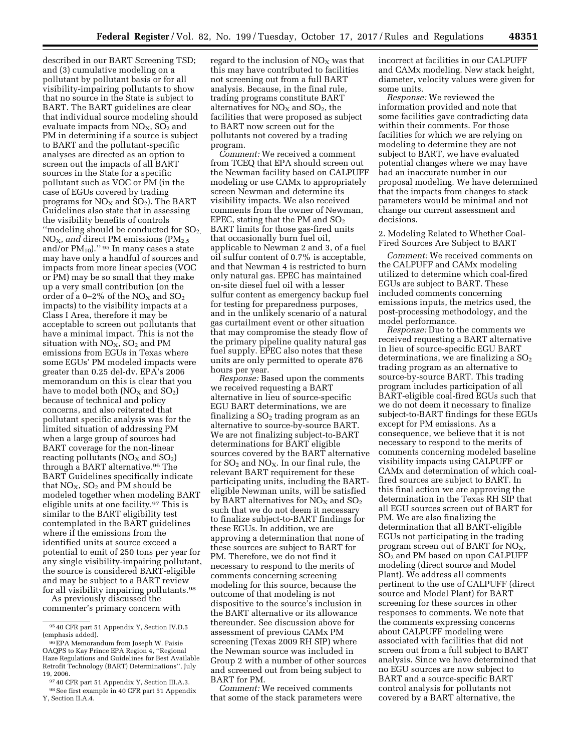described in our BART Screening TSD; and (3) cumulative modeling on a pollutant by pollutant basis or for all visibility-impairing pollutants to show that no source in the State is subject to BART. The BART guidelines are clear that individual source modeling should evaluate impacts from $NO_X$, $SO_2$ and PM in determining if a source is subject to BART and the pollutant-specific analyses are directed as an option to screen out the impacts of all BART sources in the State for a specific pollutant such as VOC or PM (in the case of EGUs covered by trading programs for $NO_X$ and $SO_2$). The BART Guidelines also state that in assessing the visibility benefits of controls "modeling should be conducted for $SO_2$, $NO_X$, *and* direct PM emissions ($PM_{2.5}$ and/or $PM_{10}$)." [95] In many cases a state may have only a handful of sources and impacts from more linear species (VOC or PM) may be so small that they make up a very small contribution (on the order of a 0–2% of the $NO_X$ and $SO_2$ impacts) to the visibility impacts at a Class I Area, therefore it may be acceptable to screen out pollutants that have a minimal impact. This is not the situation with $NO_X$, $SO_2$ and PM emissions from EGUs in Texas where some EGUs' PM modeled impacts were greater than 0.25 del-dv. EPA's 2006 memorandum on this is clear that you have to model both ($NO_X$ and $SO_2$) because of technical and policy concerns, and also reiterated that pollutant specific analysis was for the limited situation of addressing PM when a large group of sources had BART coverage for the non-linear reacting pollutants ($NO_X$ and $SO_2$) through a BART alternative.[96] The BART Guidelines specifically indicate that $NO_X$, $SO_2$ and PM should be modeled together when modeling BART eligible units at one facility.[97] This is similar to the BART eligibility test contemplated in the BART guidelines where if the emissions from the identified units at source exceed a potential to emit of 250 tons per year for any single visibility-impairing pollutant, the source is considered BART-eligible and may be subject to a BART review for all visibility impairing pollutants.[98]

As previously discussed the commenter's primary concern with regard to the inclusion of $NO_X$ was that this may have contributed to facilities not screening out from a full BART analysis. Because, in the final rule, trading programs constitute BART alternatives for $NO_X$ and $SO_2$, the facilities that were proposed as subject to BART now screen out for the pollutants not covered by a trading program.

*Comment:* We received a comment from TCEQ that EPA should screen out the Newman facility based on CALPUFF modeling or use CAMx to appropriately screen Newman and determine its visibility impacts. We also received comments from the owner of Newman, EPEC, stating that the PM and $SO_2$ BART limits for those gas-fired units that occasionally burn fuel oil, applicable to Newman 2 and 3, of a fuel oil sulfur content of 0.7% is acceptable, and that Newman 4 is restricted to burn only natural gas. EPEC has maintained on-site diesel fuel oil with a lesser sulfur content as emergency backup fuel for testing for preparedness purposes, and in the unlikely scenario of a natural gas curtailment event or other situation that may compromise the steady flow of the primary pipeline quality natural gas fuel supply. EPEC also notes that these units are only permitted to operate 876 hours per year.

*Response:* Based upon the comments we received requesting a BART alternative in lieu of source-specific EGU BART determinations, we are finalizing a $SO_2$ trading program as an alternative to source-by-source BART. We are not finalizing subject-to-BART determinations for BART eligible sources covered by the BART alternative for $SO_2$ and $NO_X$. In our final rule, the relevant BART requirement for these participating units, including the BART-eligible Newman units, will be satisfied by BART alternatives for $NO_X$ and $SO_2$ such that we do not deem it necessary to finalize subject-to-BART findings for these EGUs. In addition, we are approving a determination that none of these sources are subject to BART for PM. Therefore, we do not find it necessary to respond to the merits of comments concerning screening modeling for this source, because the outcome of that modeling is not dispositive to the source's inclusion in the BART alternative or its allowance thereunder. See discussion above for assessment of previous CAMx PM screening (Texas 2009 RH SIP) where the Newman source was included in Group 2 with a number of other sources and screened out from being subject to BART for PM.

*Comment:* We received comments that some of the stack parameters were incorrect at facilities in our CALPUFF and CAMx modeling. New stack height, diameter, velocity values were given for some units.

*Response:* We reviewed the information provided and note that some facilities gave contradicting data within their comments. For those facilities for which we are relying on modeling to determine they are not subject to BART, we have evaluated potential changes where we may have had an inaccurate number in our proposal modeling. We have determined that the impacts from changes to stack parameters would be minimal and not change our current assessment and decisions.

2. Modeling Related to Whether Coal-Fired Sources Are Subject to BART

*Comment:* We received comments on the CALPUFF and CAMx modeling utilized to determine which coal-fired EGUs are subject to BART. These included comments concerning emissions inputs, the metrics used, the post-processing methodology, and the model performance.

*Response:* Due to the comments we received requesting a BART alternative in lieu of source-specific EGU BART determinations, we are finalizing a $SO_2$ trading program as an alternative to source-by-source BART. This trading program includes participation of all BART-eligible coal-fired EGUs such that we do not deem it necessary to finalize subject-to-BART findings for these EGUs except for PM emissions. As a consequence, we believe that it is not necessary to respond to the merits of comments concerning modeled baseline visibility impacts using CALPUFF or CAMx and determination of which coal-fired sources are subject to BART. In this final action we are approving the determination in the Texas RH SIP that all EGU sources screen out of BART for PM. We are also finalizing the determination that all BART-eligible EGUs not participating in the trading program screen out of BART for $NO_X$, $SO_2$ and PM based on upon CALPUFF modeling (direct source and Model Plant). We address all comments pertinent to the use of CALPUFF (direct source and Model Plant) for BART screening for these sources in other responses to comments. We note that the comments expressing concerns about CALPUFF modeling were associated with facilities that did not screen out from a full subject to BART analysis. Since we have determined that no EGU sources are now subject to BART and a source-specific BART control analysis for pollutants not covered by a BART alternative, the

---

[95] 40 CFR part 51 Appendix Y, Section IV.D.5 (emphasis added).

[96] EPA Memorandum from Joseph W. Paisie OAQPS to Kay Prince EPA Region 4, "Regional Haze Regulations and Guidelines for Best Available Retrofit Technology (BART) Determinations", July 19, 2006.

[97] 40 CFR part 51 Appendix Y, Section III.A.3.

[98] See first example in 40 CFR part 51 Appendix Y, Section II.A.4.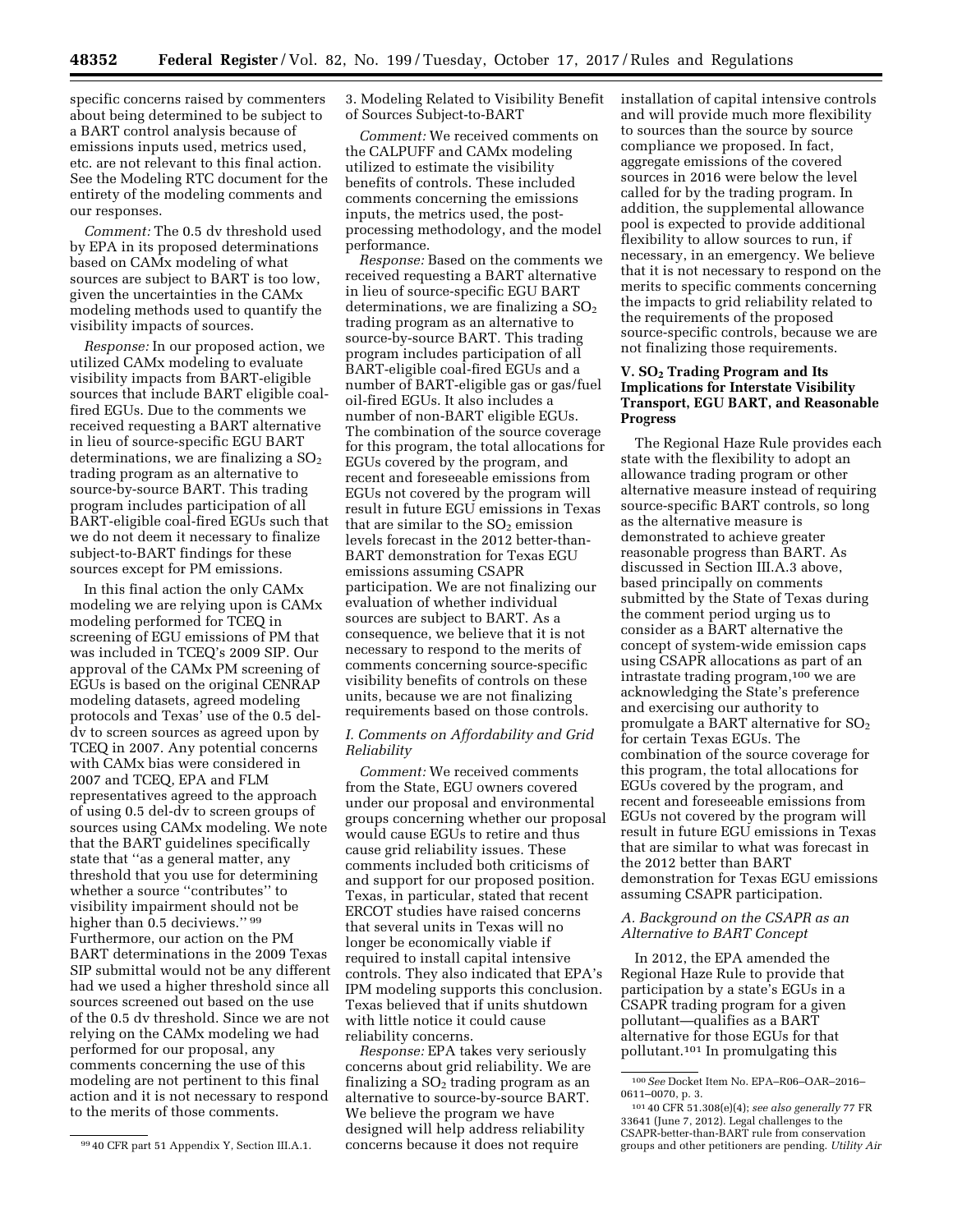specific concerns raised by commenters about being determined to be subject to a BART control analysis because of emissions inputs used, metrics used, etc. are not relevant to this final action. See the Modeling RTC document for the entirety of the modeling comments and our responses.

*Comment:* The 0.5 dv threshold used by EPA in its proposed determinations based on CAMx modeling of what sources are subject to BART is too low, given the uncertainties in the CAMx modeling methods used to quantify the visibility impacts of sources.

*Response:* In our proposed action, we utilized CAMx modeling to evaluate visibility impacts from BART-eligible sources that include BART eligible coal-fired EGUs. Due to the comments we received requesting a BART alternative in lieu of source-specific EGU BART determinations, we are finalizing a $SO_2$ trading program as an alternative to source-by-source BART. This trading program includes participation of all BART-eligible coal-fired EGUs such that we do not deem it necessary to finalize subject-to-BART findings for these sources except for PM emissions.

In this final action the only CAMx modeling we are relying upon is CAMx modeling performed for TCEQ in screening of EGU emissions of PM that was included in TCEQ's 2009 SIP. Our approval of the CAMx PM screening of EGUs is based on the original CENRAP modeling datasets, agreed modeling protocols and Texas' use of the 0.5 del-dv to screen sources as agreed upon by TCEQ in 2007. Any potential concerns with CAMx bias were considered in 2007 and TCEQ, EPA and FLM representatives agreed to the approach of using 0.5 del-dv to screen groups of sources using CAMx modeling. We note that the BART guidelines specifically state that "as a general matter, any threshold that you use for determining whether a source "contributes" to visibility impairment should not be higher than 0.5 deciviews." [99] Furthermore, our action on the PM BART determinations in the 2009 Texas SIP submittal would not be any different had we used a higher threshold since all sources screened out based on the use of the 0.5 dv threshold. Since we are not relying on the CAMx modeling we had performed for our proposal, any comments concerning the use of this modeling are not pertinent to this final action and it is not necessary to respond to the merits of those comments.

3. Modeling Related to Visibility Benefit of Sources Subject-to-BART

*Comment:* We received comments on the CALPUFF and CAMx modeling utilized to estimate the visibility benefits of controls. These included comments concerning the emissions inputs, the metrics used, the post-processing methodology, and the model performance.

*Response:* Based on the comments we received requesting a BART alternative in lieu of source-specific EGU BART determinations, we are finalizing a $SO_2$ trading program as an alternative to source-by-source BART. This trading program includes participation of all BART-eligible coal-fired EGUs and a number of BART-eligible gas or gas/fuel oil-fired EGUs. It also includes a number of non-BART eligible EGUs. The combination of the source coverage for this program, the total allocations for EGUs covered by the program, and recent and foreseeable emissions from EGUs not covered by the program will result in future EGU emissions in Texas that are similar to the $SO_2$ emission levels forecast in the 2012 better-than-BART demonstration for Texas EGU emissions assuming CSAPR participation. We are not finalizing our evaluation of whether individual sources are subject to BART. As a consequence, we believe that it is not necessary to respond to the merits of comments concerning source-specific visibility benefits of controls on these units, because we are not finalizing requirements based on those controls.

### *I. Comments on Affordability and Grid Reliability*

*Comment:* We received comments from the State, EGU owners covered under our proposal and environmental groups concerning whether our proposal would cause EGUs to retire and thus cause grid reliability issues. These comments included both criticisms of and support for our proposed position. Texas, in particular, stated that recent ERCOT studies have raised concerns that several units in Texas will no longer be economically viable if required to install capital intensive controls. They also indicated that EPA's IPM modeling supports this conclusion. Texas believed that if units shutdown with little notice it could cause reliability concerns.

*Response:* EPA takes very seriously concerns about grid reliability. We are finalizing a $SO_2$ trading program as an alternative to source-by-source BART. We believe the program we have designed will help address reliability concerns because it does not require installation of capital intensive controls and will provide much more flexibility to sources than the source by source compliance we proposed. In fact, aggregate emissions of the covered sources in 2016 were below the level called for by the trading program. In addition, the supplemental allowance pool is expected to provide additional flexibility to allow sources to run, if necessary, in an emergency. We believe that it is not necessary to respond on the merits to specific comments concerning the impacts to grid reliability related to the requirements of the proposed source-specific controls, because we are not finalizing those requirements.

## V. $SO_2$ Trading Program and Its Implications for Interstate Visibility Transport, EGU BART, and Reasonable Progress

The Regional Haze Rule provides each state with the flexibility to adopt an allowance trading program or other alternative measure instead of requiring source-specific BART controls, so long as the alternative measure is demonstrated to achieve greater reasonable progress than BART. As discussed in Section III.A.3 above, based principally on comments submitted by the State of Texas during the comment period urging us to consider as a BART alternative the concept of system-wide emission caps using CSAPR allocations as part of an intrastate trading program,[100] we are acknowledging the State's preference and exercising our authority to promulgate a BART alternative for $SO_2$ for certain Texas EGUs. The combination of the source coverage for this program, the total allocations for EGUs covered by the program, and recent and foreseeable emissions from EGUs not covered by the program will result in future EGU emissions in Texas that are similar to what was forecast in the 2012 better than BART demonstration for Texas EGU emissions assuming CSAPR participation.

### *A. Background on the CSAPR as an Alternative to BART Concept*

In 2012, the EPA amended the Regional Haze Rule to provide that participation by a state's EGUs in a CSAPR trading program for a given pollutant—qualifies as a BART alternative for those EGUs for that pollutant.[101] In promulgating this

---

[99] 40 CFR part 51 Appendix Y, Section III.A.1.

[100] *See* Docket Item No. EPA–R06–OAR–2016–0611–0070, p. 3.

[101] 40 CFR 51.308(e)(4); *see also generally* 77 FR 33641 (June 7, 2012). Legal challenges to the CSAPR-better-than-BART rule from conservation groups and other petitioners are pending. *Utility Air*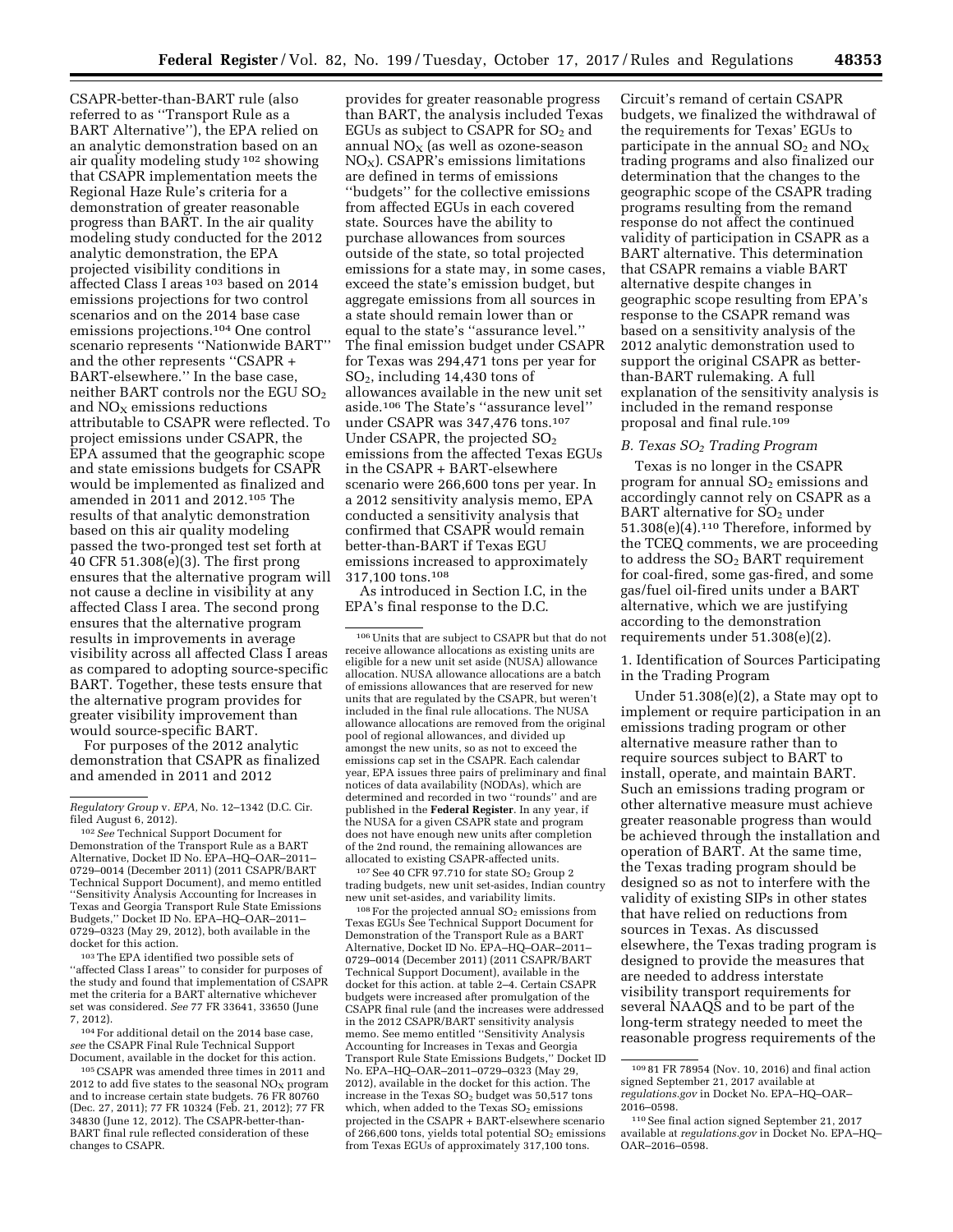CSAPR-better-than-BART rule (also referred to as "Transport Rule as a BART Alternative"), the EPA relied on an analytic demonstration based on an air quality modeling study [102] showing that CSAPR implementation meets the Regional Haze Rule's criteria for a demonstration of greater reasonable progress than BART. In the air quality modeling study conducted for the 2012 analytic demonstration, the EPA projected visibility conditions in affected Class I areas [103] based on 2014 emissions projections for two control scenarios and on the 2014 base case emissions projections.[104] One control scenario represents "Nationwide BART" and the other represents "CSAPR + BART-elsewhere." In the base case, neither BART controls nor the EGU $SO_2$ and $NO_X$ emissions reductions attributable to CSAPR were reflected. To project emissions under CSAPR, the EPA assumed that the geographic scope and state emissions budgets for CSAPR would be implemented as finalized and amended in 2011 and 2012.[105] The results of that analytic demonstration based on this air quality modeling passed the two-pronged test set forth at 40 CFR 51.308(e)(3). The first prong ensures that the alternative program will not cause a decline in visibility at any affected Class I area. The second prong ensures that the alternative program results in improvements in average visibility across all affected Class I areas as compared to adopting source-specific BART. Together, these tests ensure that the alternative program provides for greater visibility improvement than would source-specific BART.

For purposes of the 2012 analytic demonstration that CSAPR as finalized and amended in 2011 and 2012 provides for greater reasonable progress than BART, the analysis included Texas EGUs as subject to CSAPR for $SO_2$ and annual $NO_X$ (as well as ozone-season $NO_X$). CSAPR's emissions limitations are defined in terms of emissions "budgets" for the collective emissions from affected EGUs in each covered state. Sources have the ability to purchase allowances from sources outside of the state, so total projected emissions for a state may, in some cases, exceed the state's emission budget, but aggregate emissions from all sources in a state should remain lower than or equal to the state's "assurance level." The final emission budget under CSAPR for Texas was 294,471 tons per year for $SO_2$, including 14,430 tons of allowances available in the new unit set aside.[106] The State's "assurance level" under CSAPR was 347,476 tons.[107] Under CSAPR, the projected $SO_2$ emissions from the affected Texas EGUs in the CSAPR + BART-elsewhere scenario were 266,600 tons per year. In a 2012 sensitivity analysis memo, EPA conducted a sensitivity analysis that confirmed that CSAPR would remain better-than-BART if Texas EGU emissions increased to approximately 317,100 tons.[108]

As introduced in Section I.C, in the EPA's final response to the D.C. Circuit's remand of certain CSAPR budgets, we finalized the withdrawal of the requirements for Texas' EGUs to participate in the annual $SO_2$ and $NO_X$ trading programs and also finalized our determination that the changes to the geographic scope of the CSAPR trading programs resulting from the remand response do not affect the continued validity of participation in CSAPR as a BART alternative. This determination that CSAPR remains a viable BART alternative despite changes in geographic scope resulting from EPA's response to the CSAPR remand was based on a sensitivity analysis of the 2012 analytic demonstration used to support the original CSAPR as better-than-BART rulemaking. A full explanation of the sensitivity analysis is included in the remand response proposal and final rule.[109]

### *B. Texas $SO_2$ Trading Program*

Texas is no longer in the CSAPR program for annual $SO_2$ emissions and accordingly cannot rely on CSAPR as a BART alternative for $SO_2$ under 51.308(e)(4).[110] Therefore, informed by the TCEQ comments, we are proceeding to address the $SO_2$ BART requirement for coal-fired, some gas-fired, and some gas/fuel oil-fired units under a BART alternative, which we are justifying according to the demonstration requirements under 51.308(e)(2).

1. Identification of Sources Participating in the Trading Program

Under 51.308(e)(2), a State may opt to implement or require participation in an emissions trading program or other alternative measure rather than to require sources subject to BART to install, operate, and maintain BART. Such an emissions trading program or other alternative measure must achieve greater reasonable progress than would be achieved through the installation and operation of BART. At the same time, the Texas trading program should be designed so as not to interfere with the validity of existing SIPs in other states that have relied on reductions from sources in Texas. As discussed elsewhere, the Texas trading program is designed to provide the measures that are needed to address interstate visibility transport requirements for several NAAQS and to be part of the long-term strategy needed to meet the reasonable progress requirements of the

---

*Regulatory Group* v. *EPA,* No. 12–1342 (D.C. Cir. filed August 6, 2012).

[102] *See* Technical Support Document for Demonstration of the Transport Rule as a BART Alternative, Docket ID No. EPA–HQ–OAR–2011–0729–0014 (December 2011) (2011 CSAPR/BART Technical Support Document), and memo entitled "Sensitivity Analysis Accounting for Increases in Texas and Georgia Transport Rule State Emissions Budgets," Docket ID No. EPA–HQ–OAR–2011–0729–0323 (May 29, 2012), both available in the docket for this action.

[103] The EPA identified two possible sets of "affected Class I areas" to consider for purposes of the study and found that implementation of CSAPR met the criteria for a BART alternative whichever set was considered. *See* 77 FR 33641, 33650 (June 7, 2012).

[104] For additional detail on the 2014 base case, *see* the CSAPR Final Rule Technical Support Document, available in the docket for this action.

[105] CSAPR was amended three times in 2011 and 2012 to add five states to the seasonal $NO_X$ program and to increase certain state budgets. 76 FR 80760 (Dec. 27, 2011); 77 FR 10324 (Feb. 21, 2012); 77 FR 34830 (June 12, 2012). The CSAPR-better-than-BART final rule reflected consideration of these changes to CSAPR.

[106] Units that are subject to CSAPR but that do not receive allowance allocations as existing units are eligible for a new unit set aside (NUSA) allowance allocation. NUSA allowance allocations are a batch of emissions allowances that are reserved for new units that are regulated by the CSAPR, but weren't included in the final rule allocations. The NUSA allowance allocations are removed from the original pool of regional allowances, and divided up amongst the new units, so as not to exceed the emissions cap set in the CSAPR. Each calendar year, EPA issues three pairs of preliminary and final notices of data availability (NODAs), which are determined and recorded in two "rounds" and are published in the **Federal Register**. In any year, if the NUSA for a given CSAPR state and program does not have enough new units after completion of the 2nd round, the remaining allowances are allocated to existing CSAPR-affected units.

[107] See 40 CFR 97.710 for state $SO_2$ Group 2 trading budgets, new unit set-asides, Indian country new unit set-asides, and variability limits.

[108] For the projected annual $SO_2$ emissions from Texas EGUs See Technical Support Document for Demonstration of the Transport Rule as a BART Alternative, Docket ID No. EPA–HQ–OAR–2011–0729–0014 (December 2011) (2011 CSAPR/BART Technical Support Document), available in the docket for this action. at table 2–4. Certain CSAPR budgets were increased after promulgation of the CSAPR final rule (and the increases were addressed in the 2012 CSAPR/BART sensitivity analysis memo. See memo entitled "Sensitivity Analysis Accounting for Increases in Texas and Georgia Transport Rule State Emissions Budgets," Docket ID No. EPA–HQ–OAR–2011–0729–0323 (May 29, 2012), available in the docket for this action. The increase in the Texas $SO_2$ budget was 50,517 tons which, when added to the Texas $SO_2$ emissions projected in the CSAPR + BART-elsewhere scenario of 266,600 tons, yields total potential $SO_2$ emissions from Texas EGUs of approximately 317,100 tons.

[109] 81 FR 78954 (Nov. 10, 2016) and final action signed September 21, 2017 available at *regulations.gov* in Docket No. EPA–HQ–OAR–2016–0598.

[110] See final action signed September 21, 2017 available at *regulations.gov* in Docket No. EPA–HQ–OAR–2016–0598.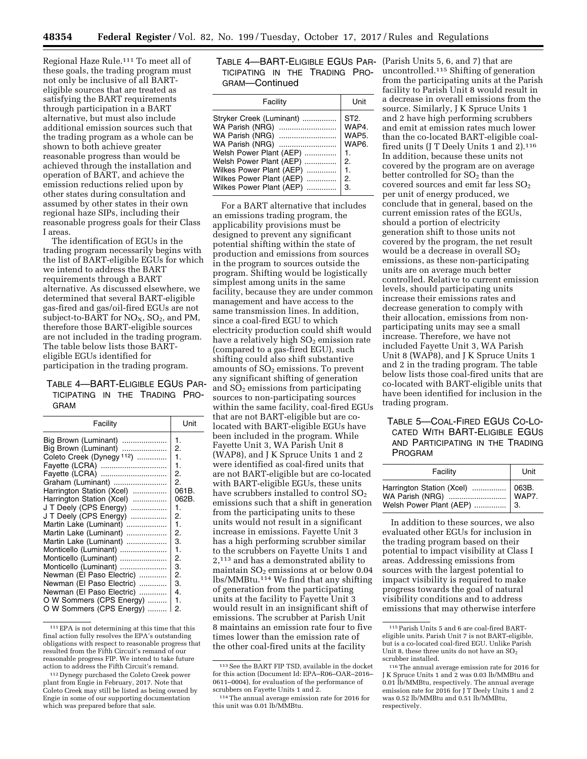Regional Haze Rule.[111] To meet all of these goals, the trading program must not only be inclusive of all BART-eligible sources that are treated as satisfying the BART requirements through participation in a BART alternative, but must also include additional emission sources such that the trading program as a whole can be shown to both achieve greater reasonable progress than would be achieved through the installation and operation of BART, and achieve the emission reductions relied upon by other states during consultation and assumed by other states in their own regional haze SIPs, including their reasonable progress goals for their Class I areas.

The identification of EGUs in the trading program necessarily begins with the list of BART-eligible EGUs for which we intend to address the BART requirements through a BART alternative. As discussed elsewhere, we determined that several BART-eligible gas-fired and gas/oil-fired EGUs are not subject-to-BART for $NO_X$, $SO_2$, and PM, therefore those BART-eligible sources are not included in the trading program. The table below lists those BART-eligible EGUs identified for participation in the trading program.

TABLE 4—BART-ELIGIBLE EGUS PARTICIPATING IN THE TRADING PROGRAM

| Facility | Unit |
|---|---|
| Big Brown (Luminant) | 1. |
| Big Brown (Luminant) | 2. |
| Coleto Creek (Dynegy [112]) | 1. |
| Fayette (LCRA) | 1. |
| Fayette (LCRA) | 2. |
| Graham (Luminant) | 2. |
| Harrington Station (Xcel) | 061B. |
| Harrington Station (Xcel) | 062B. |
| J T Deely (CPS Energy) | 1. |
| J T Deely (CPS Energy) | 2. |
| Martin Lake (Luminant) | 1. |
| Martin Lake (Luminant) | 2. |
| Martin Lake (Luminant) | 3. |
| Monticello (Luminant) | 1. |
| Monticello (Luminant) | 2. |
| Monticello (Luminant) | 3. |
| Newman (El Paso Electric) | 2. |
| Newman (El Paso Electric) | 3. |
| Newman (El Paso Electric) | 4. |
| O W Sommers (CPS Energy) | 1. |
| O W Sommers (CPS Energy) | 2. |
| Stryker Creek (Luminant) | ST2. |
| WA Parish (NRG) | WAP4. |
| WA Parish (NRG) | WAP5. |
| WA Parish (NRG) | WAP6. |
| Welsh Power Plant (AEP) | 1. |
| Welsh Power Plant (AEP) | 2. |
| Wilkes Power Plant (AEP) | 1. |
| Wilkes Power Plant (AEP) | 2. |
| Wilkes Power Plant (AEP) | 3. |

For a BART alternative that includes an emissions trading program, the applicability provisions must be designed to prevent any significant potential shifting within the state of production and emissions from sources in the program to sources outside the program. Shifting would be logistically simplest among units in the same facility, because they are under common management and have access to the same transmission lines. In addition, since a coal-fired EGU to which electricity production could shift would have a relatively high $SO_2$ emission rate (compared to a gas-fired EGU), such shifting could also shift substantive amounts of $SO_2$ emissions. To prevent any significant shifting of generation and $SO_2$ emissions from participating sources to non-participating sources within the same facility, coal-fired EGUs that are not BART-eligible but are co-located with BART-eligible EGUs have been included in the program. While Fayette Unit 3, WA Parish Unit 8 (WAP8), and J K Spruce Units 1 and 2 were identified as coal-fired units that are not BART-eligible but are co-located with BART-eligible EGUs, these units have scrubbers installed to control $SO_2$ emissions such that a shift in generation from the participating units to these units would not result in a significant increase in emissions. Fayette Unit 3 has a high performing scrubber similar to the scrubbers on Fayette Units 1 and 2,[113] and has a demonstrated ability to maintain $SO_2$ emissions at or below 0.04 lbs/MMBtu.[114] We find that any shifting of generation from the participating units at the facility to Fayette Unit 3 would result in an insignificant shift of emissions. The scrubber at Parish Unit 8 maintains an emission rate four to five times lower than the emission rate of the other coal-fired units at the facility (Parish Units 5, 6, and 7) that are uncontrolled.[115] Shifting of generation from the participating units at the Parish facility to Parish Unit 8 would result in a decrease in overall emissions from the source. Similarly, J K Spruce Units 1 and 2 have high performing scrubbers and emit at emission rates much lower than the co-located BART-eligible coal-fired units (J T Deely Units 1 and 2).[116] In addition, because these units not covered by the program are on average better controlled for $SO_2$ than the covered sources and emit far less $SO_2$ per unit of energy produced, we conclude that in general, based on the current emission rates of the EGUs, should a portion of electricity generation shift to those units not covered by the program, the net result would be a decrease in overall $SO_2$ emissions, as these non-participating units are on average much better controlled. Relative to current emission levels, should participating units increase their emissions rates and decrease generation to comply with their allocation, emissions from non-participating units may see a small increase. Therefore, we have not included Fayette Unit 3, WA Parish Unit 8 (WAP8), and J K Spruce Units 1 and 2 in the trading program. The table below lists those coal-fired units that are co-located with BART-eligible units that have been identified for inclusion in the trading program.

TABLE 5—COAL-FIRED EGUS CO-LOCATED WITH BART-ELIGIBLE EGUS AND PARTICIPATING IN THE TRADING PROGRAM

| Facility | Unit |
|---|---|
| Harrington Station (Xcel) | 063B. |
| WA Parish (NRG) | WAP7. |
| Welsh Power Plant (AEP) | 3. |

In addition to these sources, we also evaluated other EGUs for inclusion in the trading program based on their potential to impact visibility at Class I areas. Addressing emissions from sources with the largest potential to impact visibility is required to make progress towards the goal of natural visibility conditions and to address emissions that may otherwise interfere

[111] EPA is not determining at this time that this final action fully resolves the EPA's outstanding obligations with respect to reasonable progress that resulted from the Fifth Circuit's remand of our reasonable progress FIP. We intend to take future action to address the Fifth Circuit's remand.

[112] Dynegy purchased the Coleto Creek power plant from Engie in February, 2017. Note that Coleto Creek may still be listed as being owned by Engie in some of our supporting documentation which was prepared before that sale.

[113] See the BART FIP TSD, available in the docket for this action (Document Id: EPA–R06–OAR–2016–0611–0004), for evaluation of the performance of scrubbers on Fayette Units 1 and 2.

[114] The annual average emission rate for 2016 for this unit was 0.01 lb/MMBtu.

[115] Parish Units 5 and 6 are coal-fired BART-eligible units. Parish Unit 7 is not BART-eligible, but is a co-located coal-fired EGU. Unlike Parish Unit 8, these three units do not have an $SO_2$ scrubber installed.

[116] The annual average emission rate for 2016 for J K Spruce Units 1 and 2 was 0.03 lb/MMBtu and 0.01 lb/MMBtu, respectively. The annual average emission rate for 2016 for J T Deely Units 1 and 2 was 0.52 lb/MMBtu and 0.51 lb/MMBtu, respectively.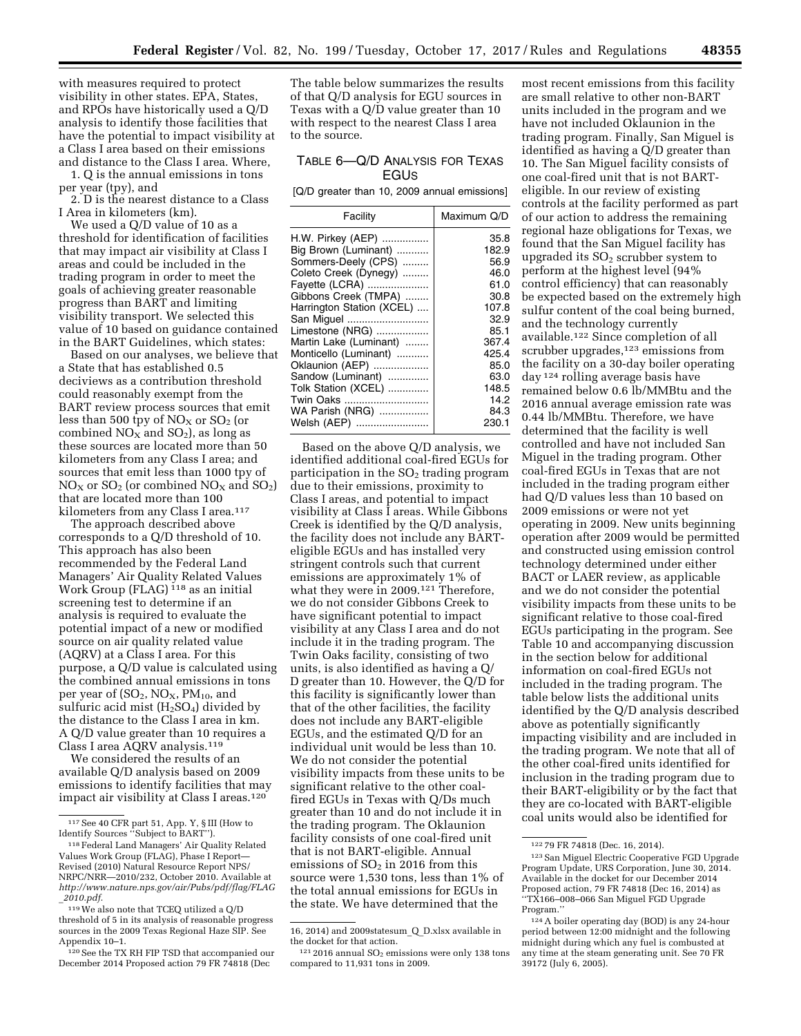with measures required to protect visibility in other states. EPA, States, and RPOs have historically used a Q/D analysis to identify those facilities that have the potential to impact visibility at a Class I area based on their emissions and distance to the Class I area. Where,

1. Q is the annual emissions in tons per year (tpy), and
2. D is the nearest distance to a Class I Area in kilometers (km).

We used a Q/D value of 10 as a threshold for identification of facilities that may impact air visibility at Class I areas and could be included in the trading program in order to meet the goals of achieving greater reasonable progress than BART and limiting visibility transport. We selected this value of 10 based on guidance contained in the BART Guidelines, which states:

Based on our analyses, we believe that a State that has established 0.5 deciviews as a contribution threshold could reasonably exempt from the BART review process sources that emit less than 500 tpy of $NO_X$ or $SO_2$ (or combined $NO_X$ and $SO_2$), as long as these sources are located more than 50 kilometers from any Class I area; and sources that emit less than 1000 tpy of $NO_X$ or $SO_2$ (or combined $NO_X$ and $SO_2$) that are located more than 100 kilometers from any Class I area.[117]

The approach described above corresponds to a Q/D threshold of 10. This approach has also been recommended by the Federal Land Managers' Air Quality Related Values Work Group (FLAG)[118] as an initial screening test to determine if an analysis is required to evaluate the potential impact of a new or modified source on air quality related value (AQRV) at a Class I area. For this purpose, a Q/D value is calculated using the combined annual emissions in tons per year of ($SO_2$, $NO_X$, $PM_{10}$, and sulfuric acid mist ($H_2SO_4$) divided by the distance to the Class I area in km. A Q/D value greater than 10 requires a Class I area AQRV analysis.[119]

We considered the results of an available Q/D analysis based on 2009 emissions to identify facilities that may impact air visibility at Class I areas.[120] The table below summarizes the results of that Q/D analysis for EGU sources in Texas with a Q/D value greater than 10 with respect to the nearest Class I area to the source.

TABLE 6—Q/D ANALYSIS FOR TEXAS EGUS

[Q/D greater than 10, 2009 annual emissions]

| Facility | Maximum Q/D |
|---|---|
| H.W. Pirkey (AEP) | 35.8 |
| Big Brown (Luminant) | 182.9 |
| Sommers-Deely (CPS) | 56.9 |
| Coleto Creek (Dynegy) | 46.0 |
| Fayette (LCRA) | 61.0 |
| Gibbons Creek (TMPA) | 30.8 |
| Harrington Station (XCEL) | 107.8 |
| San Miguel | 32.9 |
| Limestone (NRG) | 85.1 |
| Martin Lake (Luminant) | 367.4 |
| Monticello (Luminant) | 425.4 |
| Oklaunion (AEP) | 85.0 |
| Sandow (Luminant) | 63.0 |
| Tolk Station (XCEL) | 148.5 |
| Twin Oaks | 14.2 |
| WA Parish (NRG) | 84.3 |
| Welsh (AEP) | 230.1 |

Based on the above Q/D analysis, we identified additional coal-fired EGUs for participation in the $SO_2$ trading program due to their emissions, proximity to Class I areas, and potential to impact visibility at Class I areas. While Gibbons Creek is identified by the Q/D analysis, the facility does not include any BART-eligible EGUs and has installed very stringent controls such that current emissions are approximately 1% of what they were in 2009.[121] Therefore, we do not consider Gibbons Creek to have significant potential to impact visibility at any Class I area and do not include it in the trading program. The Twin Oaks facility, consisting of two units, is also identified as having a Q/D greater than 10. However, the Q/D for this facility is significantly lower than that of the other facilities, the facility does not include any BART-eligible EGUs, and the estimated Q/D for an individual unit would be less than 10. We do not consider the potential visibility impacts from these units to be significant relative to the other coal-fired EGUs in Texas with Q/Ds much greater than 10 and do not include it in the trading program. The Oklaunion facility consists of one coal-fired unit that is not BART-eligible. Annual emissions of $SO_2$ in 2016 from this source were 1,530 tons, less than 1% of the total annual emissions for EGUs in the state. We have determined that the most recent emissions from this facility are small relative to other non-BART units included in the program and we have not included Oklaunion in the trading program. Finally, San Miguel is identified as having a Q/D greater than 10. The San Miguel facility consists of one coal-fired unit that is not BART-eligible. In our review of existing controls at the facility performed as part of our action to address the remaining regional haze obligations for Texas, we found that the San Miguel facility has upgraded its $SO_2$ scrubber system to perform at the highest level (94% control efficiency) that can reasonably be expected based on the extremely high sulfur content of the coal being burned, and the technology currently available.[122] Since completion of all scrubber upgrades,[123] emissions from the facility on a 30-day boiler operating day[124] rolling average basis have remained below 0.6 lb/MMBtu and the 2016 annual average emission rate was 0.44 lb/MMBtu. Therefore, we have determined that the facility is well controlled and have not included San Miguel in the trading program. Other coal-fired EGUs in Texas that are not included in the trading program either had Q/D values less than 10 based on 2009 emissions or were not yet operating in 2009. New units beginning operation after 2009 would be permitted and constructed using emission control technology determined under either BACT or LAER review, as applicable and we do not consider the potential visibility impacts from these units to be significant relative to those coal-fired EGUs participating in the program. See Table 10 and accompanying discussion in the section below for additional information on coal-fired EGUs not included in the trading program. The table below lists the additional units identified by the Q/D analysis described above as potentially significantly impacting visibility and are included in the trading program. We note that all of the other coal-fired units identified for inclusion in the trading program due to their BART-eligibility or by the fact that they are co-located with BART-eligible coal units would also be identified for

---

[117] See 40 CFR part 51, App. Y, § III (How to Identify Sources "Subject to BART").

[118] Federal Land Managers' Air Quality Related Values Work Group (FLAG), Phase I Report—Revised (2010) Natural Resource Report NPS/NRPC/NRR—2010/232, October 2010. Available at *http://www.nature.nps.gov/air/Pubs/pdf/flag/FLAG_2010.pdf*.

[119] We also note that TCEQ utilized a Q/D threshold of 5 in its analysis of reasonable progress sources in the 2009 Texas Regional Haze SIP. See Appendix 10–1.

[120] See the TX RH FIP TSD that accompanied our December 2014 Proposed action 79 FR 74818 (Dec 16, 2014) and 2009statesum_Q_D.xlsx available in the docket for that action.

[121] 2016 annual $SO_2$ emissions were only 138 tons compared to 11,931 tons in 2009.

[122] 79 FR 74818 (Dec. 16, 2014).

[123] San Miguel Electric Cooperative FGD Upgrade Program Update, URS Corporation, June 30, 2014. Available in the docket for our December 2014 Proposed action, 79 FR 74818 (Dec 16, 2014) as "TX166–008–066 San Miguel FGD Upgrade Program."

[124] A boiler operating day (BOD) is any 24-hour period between 12:00 midnight and the following midnight during which any fuel is combusted at any time at the steam generating unit. See 70 FR 39172 (July 6, 2005).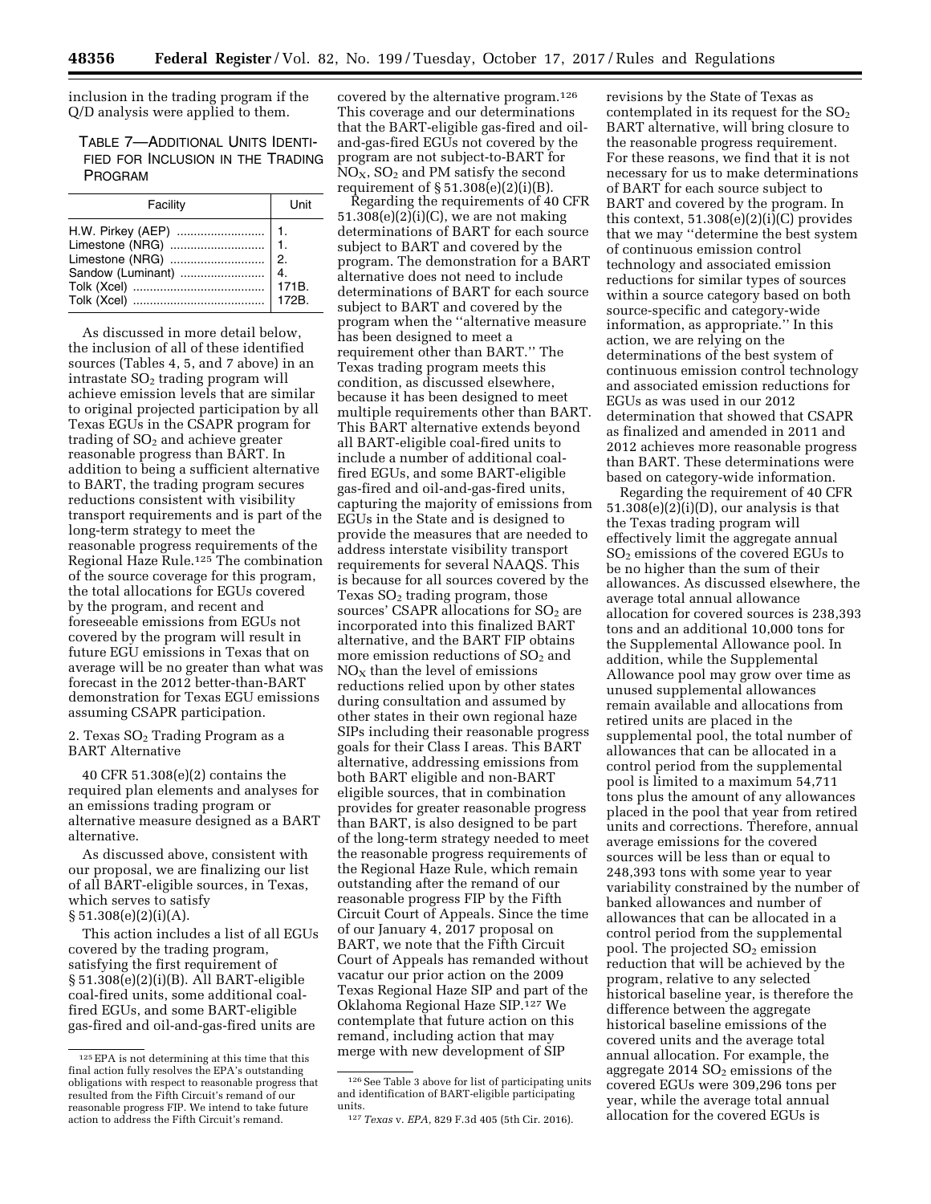inclusion in the trading program if the Q/D analysis were applied to them.

TABLE 7—ADDITIONAL UNITS IDENTIFIED FOR INCLUSION IN THE TRADING PROGRAM

| Facility | Unit |
| --- | --- |
| H.W. Pirkey (AEP) | 1. |
| Limestone (NRG) | 1. |
| Limestone (NRG) | 2. |
| Sandow (Luminant) | 4. |
| Tolk (Xcel) | 171B. |
| Tolk (Xcel) | 172B. |

As discussed in more detail below, the inclusion of all of these identified sources (Tables 4, 5, and 7 above) in an intrastate $SO_2$ trading program will achieve emission levels that are similar to original projected participation by all Texas EGUs in the CSAPR program for trading of $SO_2$ and achieve greater reasonable progress than BART. In addition to being a sufficient alternative to BART, the trading program secures reductions consistent with visibility transport requirements and is part of the long-term strategy to meet the reasonable progress requirements of the Regional Haze Rule.[125] The combination of the source coverage for this program, the total allocations for EGUs covered by the program, and recent and foreseeable emissions from EGUs not covered by the program will result in future EGU emissions in Texas that on average will be no greater than what was forecast in the 2012 better-than-BART demonstration for Texas EGU emissions assuming CSAPR participation.

2. Texas $SO_2$ Trading Program as a BART Alternative

40 CFR 51.308(e)(2) contains the required plan elements and analyses for an emissions trading program or alternative measure designed as a BART alternative.

As discussed above, consistent with our proposal, we are finalizing our list of all BART-eligible sources, in Texas, which serves to satisfy § 51.308(e)(2)(i)(A).

This action includes a list of all EGUs covered by the trading program, satisfying the first requirement of § 51.308(e)(2)(i)(B). All BART-eligible coal-fired units, some additional coal-fired EGUs, and some BART-eligible gas-fired and oil-and-gas-fired units are covered by the alternative program.[126] This coverage and our determinations that the BART-eligible gas-fired and oil-and-gas-fired EGUs not covered by the program are not subject-to-BART for $NO_X$, $SO_2$ and PM satisfy the second requirement of § 51.308(e)(2)(i)(B).

Regarding the requirements of 40 CFR 51.308(e)(2)(i)(C), we are not making determinations of BART for each source subject to BART and covered by the program. The demonstration for a BART alternative does not need to include determinations of BART for each source subject to BART and covered by the program when the "alternative measure has been designed to meet a requirement other than BART." The Texas trading program meets this condition, as discussed elsewhere, because it has been designed to meet multiple requirements other than BART. This BART alternative extends beyond all BART-eligible coal-fired units to include a number of additional coal-fired EGUs, and some BART-eligible gas-fired and oil-and-gas-fired units, capturing the majority of emissions from EGUs in the State and is designed to provide the measures that are needed to address interstate visibility transport requirements for several NAAQS. This is because for all sources covered by the Texas $SO_2$ trading program, those sources' CSAPR allocations for $SO_2$ are incorporated into this finalized BART alternative, and the BART FIP obtains more emission reductions of $SO_2$ and $NO_X$ than the level of emissions reductions relied upon by other states during consultation and assumed by other states in their own regional haze SIPs including their reasonable progress goals for their Class I areas. This BART alternative, addressing emissions from both BART eligible and non-BART eligible sources, that in combination provides for greater reasonable progress than BART, is also designed to be part of the long-term strategy needed to meet the reasonable progress requirements of the Regional Haze Rule, which remain outstanding after the remand of our reasonable progress FIP by the Fifth Circuit Court of Appeals. Since the time of our January 4, 2017 proposal on BART, we note that the Fifth Circuit Court of Appeals has remanded without vacatur our prior action on the 2009 Texas Regional Haze SIP and part of the Oklahoma Regional Haze SIP.[127] We contemplate that future action on this remand, including action that may merge with new development of SIP revisions by the State of Texas as contemplated in its request for the $SO_2$ BART alternative, will bring closure to the reasonable progress requirement. For these reasons, we find that it is not necessary for us to make determinations of BART for each source subject to BART and covered by the program. In this context, 51.308(e)(2)(i)(C) provides that we may "determine the best system of continuous emission control technology and associated emission reductions for similar types of sources within a source category based on both source-specific and category-wide information, as appropriate." In this action, we are relying on the determinations of the best system of continuous emission control technology and associated emission reductions for EGUs as was used in our 2012 determination that showed that CSAPR as finalized and amended in 2011 and 2012 achieves more reasonable progress than BART. These determinations were based on category-wide information.

Regarding the requirement of 40 CFR 51.308(e)(2)(i)(D), our analysis is that the Texas trading program will effectively limit the aggregate annual $SO_2$ emissions of the covered EGUs to be no higher than the sum of their allowances. As discussed elsewhere, the average total annual allowance allocation for covered sources is 238,393 tons and an additional 10,000 tons for the Supplemental Allowance pool. In addition, while the Supplemental Allowance pool may grow over time as unused supplemental allowances remain available and allocations from retired units are placed in the supplemental pool, the total number of allowances that can be allocated in a control period from the supplemental pool is limited to a maximum 54,711 tons plus the amount of any allowances placed in the pool that year from retired units and corrections. Therefore, annual average emissions for the covered sources will be less than or equal to 248,393 tons with some year to year variability constrained by the number of banked allowances and number of allowances that can be allocated in a control period from the supplemental pool. The projected $SO_2$ emission reduction that will be achieved by the program, relative to any selected historical baseline year, is therefore the difference between the aggregate historical baseline emissions of the covered units and the average total annual allocation. For example, the aggregate 2014 $SO_2$ emissions of the covered EGUs were 309,296 tons per year, while the average total annual allocation for the covered EGUs is

---

[125] EPA is not determining at this time that this final action fully resolves the EPA's outstanding obligations with respect to reasonable progress that resulted from the Fifth Circuit's remand of our reasonable progress FIP. We intend to take future action to address the Fifth Circuit's remand.

[126] See Table 3 above for list of participating units and identification of BART-eligible participating units.

[127] *Texas* v. *EPA,* 829 F.3d 405 (5th Cir. 2016).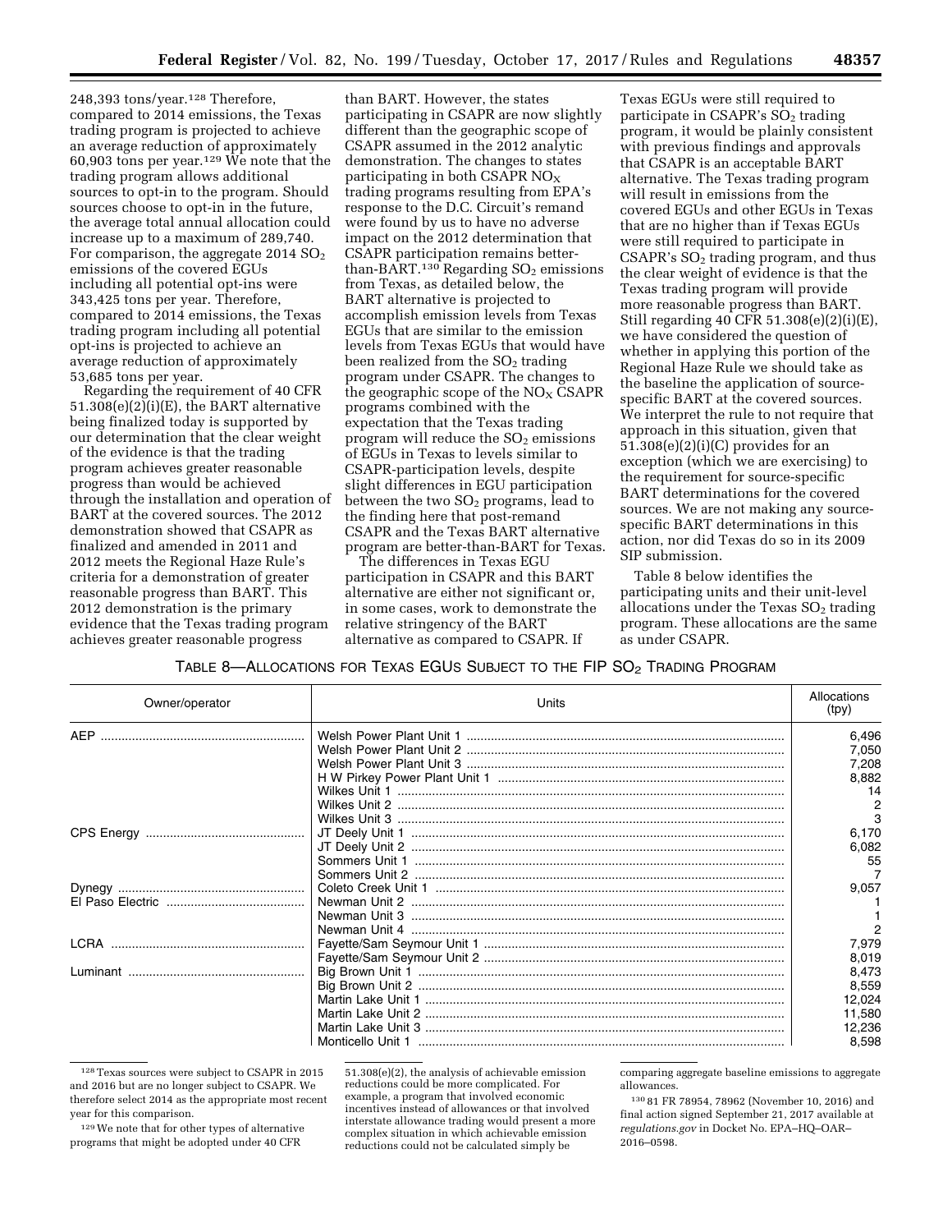248,393 tons/year.[128] Therefore, compared to 2014 emissions, the Texas trading program is projected to achieve an average reduction of approximately 60,903 tons per year.[129] We note that the trading program allows additional sources to opt-in to the program. Should sources choose to opt-in in the future, the average total annual allocation could increase up to a maximum of 289,740. For comparison, the aggregate 2014 $SO_2$ emissions of the covered EGUs including all potential opt-ins were 343,425 tons per year. Therefore, compared to 2014 emissions, the Texas trading program including all potential opt-ins is projected to achieve an average reduction of approximately 53,685 tons per year.

Regarding the requirement of 40 CFR 51.308(e)(2)(i)(E), the BART alternative being finalized today is supported by our determination that the clear weight of the evidence is that the trading program achieves greater reasonable progress than would be achieved through the installation and operation of BART at the covered sources. The 2012 demonstration showed that CSAPR as finalized and amended in 2011 and 2012 meets the Regional Haze Rule's criteria for a demonstration of greater reasonable progress than BART. This 2012 demonstration is the primary evidence that the Texas trading program achieves greater reasonable progress than BART. However, the states participating in CSAPR are now slightly different than the geographic scope of CSAPR assumed in the 2012 analytic demonstration. The changes to states participating in both CSAPR $NO_X$ trading programs resulting from EPA's response to the D.C. Circuit's remand were found by us to have no adverse impact on the 2012 determination that CSAPR participation remains better-than-BART.[130] Regarding $SO_2$ emissions from Texas, as detailed below, the BART alternative is projected to accomplish emission levels from Texas EGUs that are similar to the emission levels from Texas EGUs that would have been realized from the $SO_2$ trading program under CSAPR. The changes to the geographic scope of the $NO_X$ CSAPR programs combined with the expectation that the Texas trading program will reduce the $SO_2$ emissions of EGUs in Texas to levels similar to CSAPR-participation levels, despite slight differences in EGU participation between the two $SO_2$ programs, lead to the finding here that post-remand CSAPR and the Texas BART alternative program are better-than-BART for Texas.

The differences in Texas EGU participation in CSAPR and this BART alternative are either not significant or, in some cases, work to demonstrate the relative stringency of the BART alternative as compared to CSAPR. If Texas EGUs were still required to participate in CSAPR's $SO_2$ trading program, it would be plainly consistent with previous findings and approvals that CSAPR is an acceptable BART alternative. The Texas trading program will result in emissions from the covered EGUs and other EGUs in Texas that are no higher than if Texas EGUs were still required to participate in CSAPR's $SO_2$ trading program, and thus the clear weight of evidence is that the Texas trading program will provide more reasonable progress than BART. Still regarding 40 CFR 51.308(e)(2)(i)(E), we have considered the question of whether in applying this portion of the Regional Haze Rule we should take as the baseline the application of source-specific BART at the covered sources. We interpret the rule to not require that approach in this situation, given that 51.308(e)(2)(i)(C) provides for an exception (which we are exercising) to the requirement for source-specific BART determinations for the covered sources. We are not making any source-specific BART determinations in this action, nor did Texas do so in its 2009 SIP submission.

Table 8 below identifies the participating units and their unit-level allocations under the Texas $SO_2$ trading program. These allocations are the same as under CSAPR.

TABLE 8—ALLOCATIONS FOR TEXAS EGUS SUBJECT TO THE FIP $SO_2$ TRADING PROGRAM

| Owner/operator | Units | Allocations (tpy) |
|---|---|---|
| AEP | Welsh Power Plant Unit 1 | 6,496 |
| | Welsh Power Plant Unit 2 | 7,050 |
| | Welsh Power Plant Unit 3 | 7,208 |
| | H W Pirkey Power Plant Unit 1 | 8,882 |
| | Wilkes Unit 1 | 14 |
| | Wilkes Unit 2 | 2 |
| | Wilkes Unit 3 | 3 |
| CPS Energy | JT Deely Unit 1 | 6,170 |
| | JT Deely Unit 2 | 6,082 |
| | Sommers Unit 1 | 55 |
| | Sommers Unit 2 | 7 |
| Dynegy | Coleto Creek Unit 1 | 9,057 |
| El Paso Electric | Newman Unit 2 | 1 |
| | Newman Unit 3 | 1 |
| | Newman Unit 4 | 2 |
| LCRA | Fayette/Sam Seymour Unit 1 | 7,979 |
| | Fayette/Sam Seymour Unit 2 | 8,019 |
| Luminant | Big Brown Unit 1 | 8,473 |
| | Big Brown Unit 2 | 8,559 |
| | Martin Lake Unit 1 | 12,024 |
| | Martin Lake Unit 2 | 11,580 |
| | Martin Lake Unit 3 | 12,236 |
| | Monticello Unit 1 | 8,598 |

[128] Texas sources were subject to CSAPR in 2015 and 2016 but are no longer subject to CSAPR. We therefore select 2014 as the appropriate most recent year for this comparison.

[129] We note that for other types of alternative programs that might be adopted under 40 CFR 51.308(e)(2), the analysis of achievable emission reductions could be more complicated. For example, a program that involved economic incentives instead of allowances or that involved interstate allowance trading would present a more complex situation in which achievable emission reductions could not be calculated simply be comparing aggregate baseline emissions to aggregate allowances.

[130] 81 FR 78954, 78962 (November 10, 2016) and final action signed September 21, 2017 available at *regulations.gov* in Docket No. EPA–HQ–OAR–2016–0598.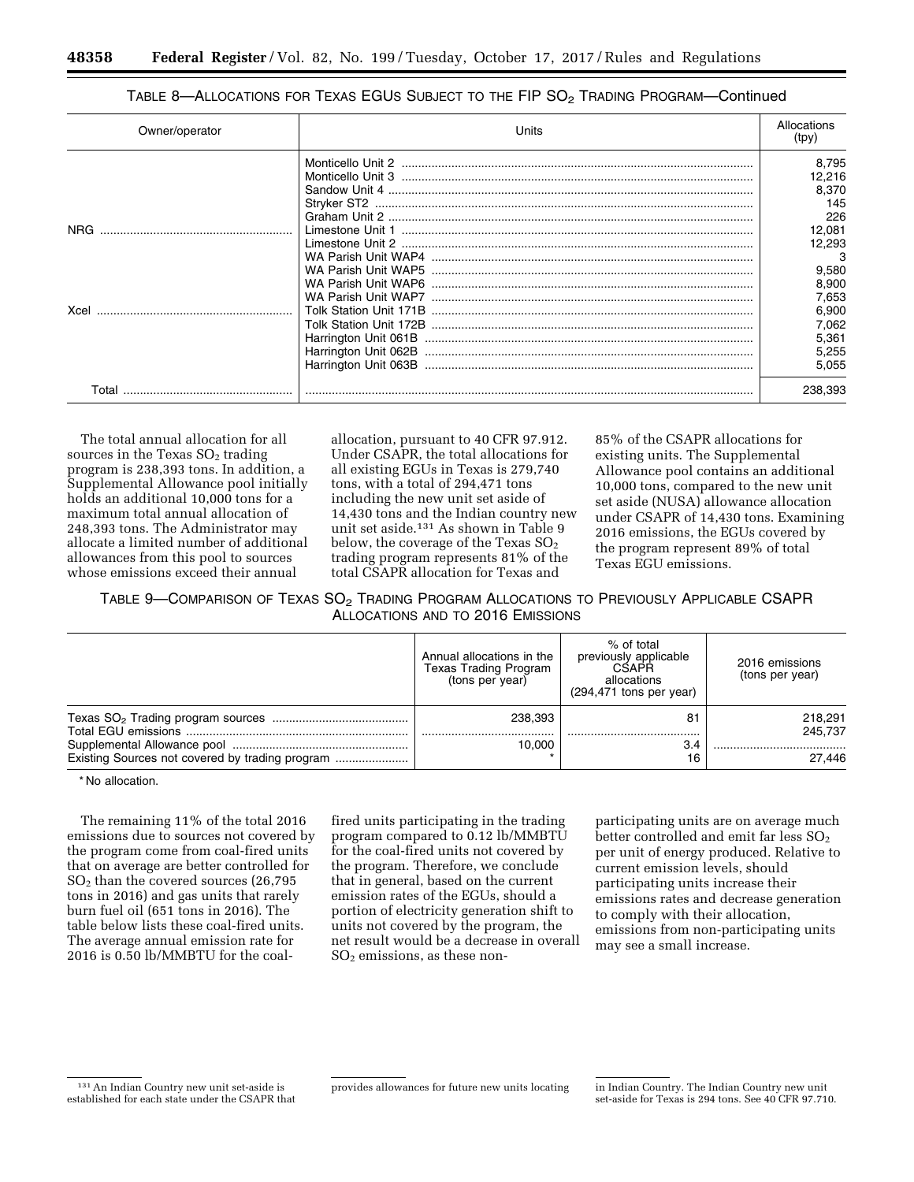### TABLE 8—ALLOCATIONS FOR TEXAS EGUS SUBJECT TO THE FIP $SO_2$ TRADING PROGRAM—Continued

| Owner/operator | Units | Allocations (tpy) |
|---|---|---|
| | Monticello Unit 2 | 8,795 |
| | Monticello Unit 3 | 12,216 |
| | Sandow Unit 4 | 8,370 |
| | Stryker ST2 | 145 |
| | Graham Unit 2 | 226 |
| NRG | Limestone Unit 1 | 12,081 |
| | Limestone Unit 2 | 12,293 |
| | WA Parish Unit WAP4 | 3 |
| | WA Parish Unit WAP5 | 9,580 |
| | WA Parish Unit WAP6 | 8,900 |
| | WA Parish Unit WAP7 | 7,653 |
| Xcel | Tolk Station Unit 171B | 6,900 |
| | Tolk Station Unit 172B | 7,062 |
| | Harrington Unit 061B | 5,361 |
| | Harrington Unit 062B | 5,255 |
| | Harrington Unit 063B | 5,055 |
| Total | | 238,393 |

The total annual allocation for all sources in the Texas $SO_2$ trading program is 238,393 tons. In addition, a Supplemental Allowance pool initially holds an additional 10,000 tons for a maximum total annual allocation of 248,393 tons. The Administrator may allocate a limited number of additional allowances from this pool to sources whose emissions exceed their annual allocation, pursuant to 40 CFR 97.912. Under CSAPR, the total allocations for all existing EGUs in Texas is 279,740 tons, with a total of 294,471 tons including the new unit set aside of 14,430 tons and the Indian country new unit set aside.[131] As shown in Table 9 below, the coverage of the Texas $SO_2$ trading program represents 81% of the total CSAPR allocation for Texas and 85% of the CSAPR allocations for existing units. The Supplemental Allowance pool contains an additional 10,000 tons, compared to the new unit set aside (NUSA) allowance allocation under CSAPR of 14,430 tons. Examining 2016 emissions, the EGUs covered by the program represent 89% of total Texas EGU emissions.

### TABLE 9—COMPARISON OF TEXAS $SO_2$ TRADING PROGRAM ALLOCATIONS TO PREVIOUSLY APPLICABLE CSAPR ALLOCATIONS AND TO 2016 EMISSIONS

| | Annual allocations in the Texas Trading Program (tons per year) | % of total previously applicable CSAPR allocations (294,471 tons per year) | 2016 emissions (tons per year) |
|---|---|---|---|
| Texas $SO_2$ Trading program sources | 238,393 | 81 | 218,291 |
| Total EGU emissions | | | 245,737 |
| Supplemental Allowance pool | 10,000 | 3.4 | |
| Existing Sources not covered by trading program | * | 16 | 27,446 |

\* No allocation.

The remaining 11% of the total 2016 emissions due to sources not covered by the program come from coal-fired units that on average are better controlled for $SO_2$ than the covered sources (26,795 tons in 2016) and gas units that rarely burn fuel oil (651 tons in 2016). The table below lists these coal-fired units. The average annual emission rate for 2016 is 0.50 lb/MMBTU for the coal-fired units participating in the trading program compared to 0.12 lb/MMBTU for the coal-fired units not covered by the program. Therefore, we conclude that in general, based on the current emission rates of the EGUs, should a portion of electricity generation shift to units not covered by the program, the net result would be a decrease in overall $SO_2$ emissions, as these non-participating units are on average much better controlled and emit far less $SO_2$ per unit of energy produced. Relative to current emission levels, should participating units increase their emissions rates and decrease generation to comply with their allocation, emissions from non-participating units may see a small increase.

[131] An Indian Country new unit set-aside is established for each state under the CSAPR that provides allowances for future new units locating in Indian Country. The Indian Country new unit set-aside for Texas is 294 tons. See 40 CFR 97.710.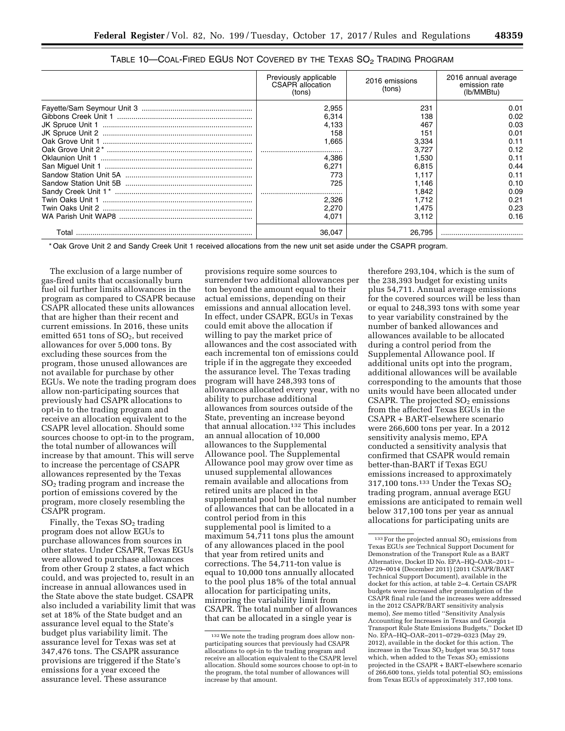TABLE 10—COAL-FIRED EGUS NOT COVERED BY THE TEXAS $SO_2$ TRADING PROGRAM

| | Previously applicable CSAPR allocation (tons) | 2016 emissions (tons) | 2016 annual average emission rate (lb/MMBtu) |
|---|---|---|---|
| Fayette/Sam Seymour Unit 3 | 2,955 | 231 | 0.01 |
| Gibbons Creek Unit 1 | 6,314 | 138 | 0.02 |
| JK Spruce Unit 1 | 4,133 | 467 | 0.03 |
| JK Spruce Unit 2 | 158 | 151 | 0.01 |
| Oak Grove Unit 1 | 1,665 | 3,334 | 0.11 |
| Oak Grove Unit 2* | | 3,727 | 0.12 |
| Oklaunion Unit 1 | 4,386 | 1,530 | 0.11 |
| San Miguel Unit 1 | 6,271 | 6,815 | 0.44 |
| Sandow Station Unit 5A | 773 | 1,117 | 0.11 |
| Sandow Station Unit 5B | 725 | 1,146 | 0.10 |
| Sandy Creek Unit 1* | | 1,842 | 0.09 |
| Twin Oaks Unit 1 | 2,326 | 1,712 | 0.21 |
| Twin Oaks Unit 2 | 2,270 | 1,475 | 0.23 |
| WA Parish Unit WAP8 | 4,071 | 3,112 | 0.16 |
| Total | 36,047 | 26,795 | |

\* Oak Grove Unit 2 and Sandy Creek Unit 1 received allocations from the new unit set aside under the CSAPR program.

The exclusion of a large number of gas-fired units that occasionally burn fuel oil further limits allowances in the program as compared to CSAPR because CSAPR allocated these units allowances that are higher than their recent and current emissions. In 2016, these units emitted 651 tons of $SO_2$, but received allowances for over 5,000 tons. By excluding these sources from the program, those unused allowances are not available for purchase by other EGUs. We note the trading program does allow non-participating sources that previously had CSAPR allocations to opt-in to the trading program and receive an allocation equivalent to the CSAPR level allocation. Should some sources choose to opt-in to the program, the total number of allowances will increase by that amount. This will serve to increase the percentage of CSAPR allowances represented by the Texas $SO_2$ trading program and increase the portion of emissions covered by the program, more closely resembling the CSAPR program.

Finally, the Texas $SO_2$ trading program does not allow EGUs to purchase allowances from sources in other states. Under CSAPR, Texas EGUs were allowed to purchase allowances from other Group 2 states, a fact which could, and was projected to, result in an increase in annual allowances used in the State above the state budget. CSAPR also included a variability limit that was set at 18% of the State budget and an assurance level equal to the State's budget plus variability limit. The assurance level for Texas was set at 347,476 tons. The CSAPR assurance provisions are triggered if the State's emissions for a year exceed the assurance level. These assurance provisions require some sources to surrender two additional allowances per ton beyond the amount equal to their actual emissions, depending on their emissions and annual allocation level. In effect, under CSAPR, EGUs in Texas could emit above the allocation if willing to pay the market price of allowances and the cost associated with each incremental ton of emissions could triple if in the aggregate they exceeded the assurance level. The Texas trading program will have 248,393 tons of allowances allocated every year, with no ability to purchase additional allowances from sources outside of the State, preventing an increase beyond that annual allocation.[132] This includes an annual allocation of 10,000 allowances to the Supplemental Allowance pool. The Supplemental Allowance pool may grow over time as unused supplemental allowances remain available and allocations from retired units are placed in the supplemental pool but the total number of allowances that can be allocated in a control period from in this supplemental pool is limited to a maximum 54,711 tons plus the amount of any allowances placed in the pool that year from retired units and corrections. The 54,711-ton value is equal to 10,000 tons annually allocated to the pool plus 18% of the total annual allocation for participating units, mirroring the variability limit from CSAPR. The total number of allowances that can be allocated in a single year is therefore 293,104, which is the sum of the 238,393 budget for existing units plus 54,711. Annual average emissions for the covered sources will be less than or equal to 248,393 tons with some year to year variability constrained by the number of banked allowances and allowances available to be allocated during a control period from the Supplemental Allowance pool. If additional units opt into the program, additional allowances will be available corresponding to the amounts that those units would have been allocated under CSAPR. The projected $SO_2$ emissions from the affected Texas EGUs in the CSAPR + BART-elsewhere scenario were 266,600 tons per year. In a 2012 sensitivity analysis memo, EPA conducted a sensitivity analysis that confirmed that CSAPR would remain better-than-BART if Texas EGU emissions increased to approximately 317,100 tons.[133] Under the Texas $SO_2$ trading program, annual average EGU emissions are anticipated to remain well below 317,100 tons per year as annual allocations for participating units are

[132] We note the trading program does allow non-participating sources that previously had CSAPR allocations to opt-in to the trading program and receive an allocation equivalent to the CSAPR level allocation. Should some sources choose to opt-in to the program, the total number of allowances will increase by that amount.

[133] For the projected annual $SO_2$ emissions from Texas EGUs *see* Technical Support Document for Demonstration of the Transport Rule as a BART Alternative, Docket ID No. EPA–HQ–OAR–2011–0729–0014 (December 2011) (2011 CSAPR/BART Technical Support Document), available in the docket for this action, at table 2–4. Certain CSAPR budgets were increased after promulgation of the CSAPR final rule (and the increases were addressed in the 2012 CSAPR/BART sensitivity analysis memo), *See* memo titled "Sensitivity Analysis Accounting for Increases in Texas and Georgia Transport Rule State Emissions Budgets," Docket ID No. EPA–HQ–OAR–2011–0729–0323 (May 29, 2012), available in the docket for this action. The increase in the Texas $SO_2$ budget was 50,517 tons which, when added to the Texas $SO_2$ emissions projected in the CSAPR + BART-elsewhere scenario of 266,600 tons, yields total potential $SO_2$ emissions from Texas EGUs of approximately 317,100 tons.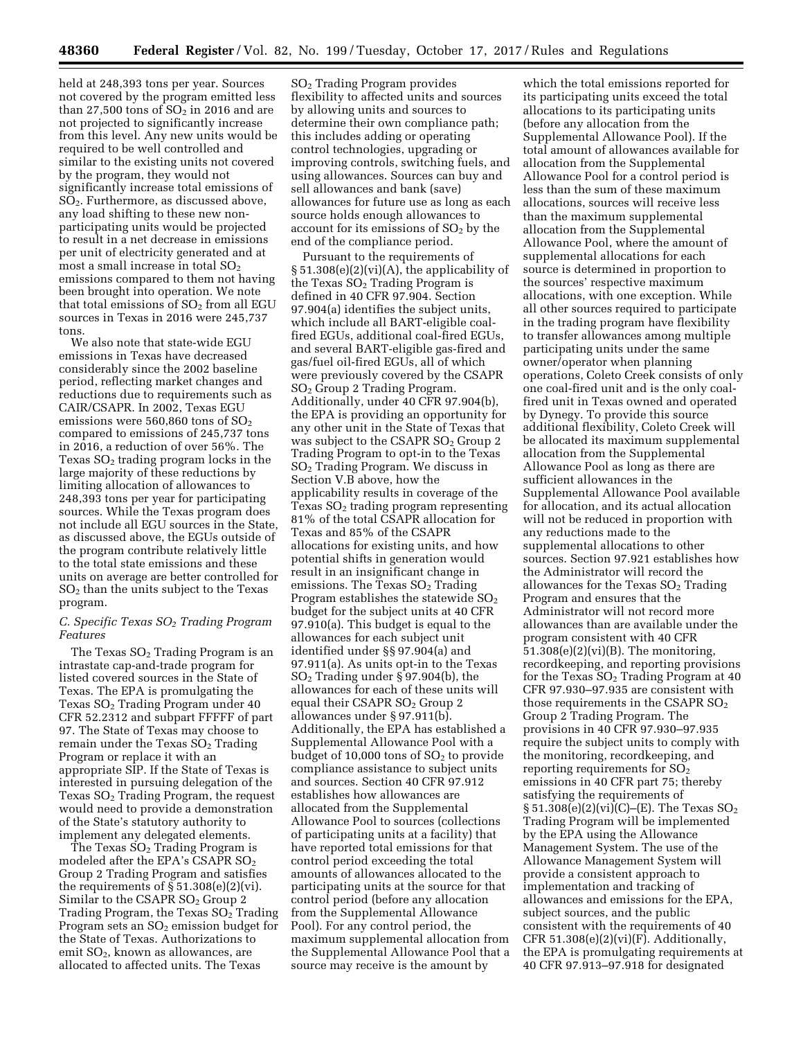held at 248,393 tons per year. Sources not covered by the program emitted less than 27,500 tons of $SO_2$ in 2016 and are not projected to significantly increase from this level. Any new units would be required to be well controlled and similar to the existing units not covered by the program, they would not significantly increase total emissions of $SO_2$. Furthermore, as discussed above, any load shifting to these new non-participating units would be projected to result in a net decrease in emissions per unit of electricity generated and at most a small increase in total $SO_2$ emissions compared to them not having been brought into operation. We note that total emissions of $SO_2$ from all EGU sources in Texas in 2016 were 245,737 tons.

We also note that state-wide EGU emissions in Texas have decreased considerably since the 2002 baseline period, reflecting market changes and reductions due to requirements such as CAIR/CSAPR. In 2002, Texas EGU emissions were 560,860 tons of $SO_2$ compared to emissions of 245,737 tons in 2016, a reduction of over 56%. The Texas $SO_2$ trading program locks in the large majority of these reductions by limiting allocation of allowances to 248,393 tons per year for participating sources. While the Texas program does not include all EGU sources in the State, as discussed above, the EGUs outside of the program contribute relatively little to the total state emissions and these units on average are better controlled for $SO_2$ than the units subject to the Texas program.

### C. Specific Texas $SO_2$ Trading Program Features

The Texas $SO_2$ Trading Program is an intrastate cap-and-trade program for listed covered sources in the State of Texas. The EPA is promulgating the Texas $SO_2$ Trading Program under 40 CFR 52.2312 and subpart FFFFF of part 97. The State of Texas may choose to remain under the Texas $SO_2$ Trading Program or replace it with an appropriate SIP. If the State of Texas is interested in pursuing delegation of the Texas $SO_2$ Trading Program, the request would need to provide a demonstration of the State's statutory authority to implement any delegated elements.

The Texas $SO_2$ Trading Program is modeled after the EPA's CSAPR $SO_2$ Group 2 Trading Program and satisfies the requirements of § 51.308(e)(2)(vi). Similar to the CSAPR $SO_2$ Group 2 Trading Program, the Texas $SO_2$ Trading Program sets an $SO_2$ emission budget for the State of Texas. Authorizations to emit $SO_2$, known as allowances, are allocated to affected units. The Texas $SO_2$ Trading Program provides flexibility to affected units and sources by allowing units and sources to determine their own compliance path; this includes adding or operating control technologies, upgrading or improving controls, switching fuels, and using allowances. Sources can buy and sell allowances and bank (save) allowances for future use as long as each source holds enough allowances to account for its emissions of $SO_2$ by the end of the compliance period.

Pursuant to the requirements of § 51.308(e)(2)(vi)(A), the applicability of the Texas $SO_2$ Trading Program is defined in 40 CFR 97.904. Section 97.904(a) identifies the subject units, which include all BART-eligible coal-fired EGUs, additional coal-fired EGUs, and several BART-eligible gas-fired and gas/fuel oil-fired EGUs, all of which were previously covered by the CSAPR $SO_2$ Group 2 Trading Program. Additionally, under 40 CFR 97.904(b), the EPA is providing an opportunity for any other unit in the State of Texas that was subject to the CSAPR $SO_2$ Group 2 Trading Program to opt-in to the Texas $SO_2$ Trading Program. We discuss in Section V.B above, how the applicability results in coverage of the Texas $SO_2$ trading program representing 81% of the total CSAPR allocation for Texas and 85% of the CSAPR allocations for existing units, and how potential shifts in generation would result in an insignificant change in emissions. The Texas $SO_2$ Trading Program establishes the statewide $SO_2$ budget for the subject units at 40 CFR 97.910(a). This budget is equal to the allowances for each subject unit identified under §§ 97.904(a) and 97.911(a). As units opt-in to the Texas $SO_2$ Trading under § 97.904(b), the allowances for each of these units will equal their CSAPR $SO_2$ Group 2 allowances under § 97.911(b). Additionally, the EPA has established a Supplemental Allowance Pool with a budget of 10,000 tons of $SO_2$ to provide compliance assistance to subject units and sources. Section 40 CFR 97.912 establishes how allowances are allocated from the Supplemental Allowance Pool to sources (collections of participating units at a facility) that have reported total emissions for that control period exceeding the total amounts of allowances allocated to the participating units at the source for that control period (before any allocation from the Supplemental Allowance Pool). For any control period, the maximum supplemental allocation from the Supplemental Allowance Pool that a source may receive is the amount by which the total emissions reported for its participating units exceed the total allocations to its participating units (before any allocation from the Supplemental Allowance Pool). If the total amount of allowances available for allocation from the Supplemental Allowance Pool for a control period is less than the sum of these maximum allocations, sources will receive less than the maximum supplemental allocation from the Supplemental Allowance Pool, where the amount of supplemental allocations for each source is determined in proportion to the sources' respective maximum allocations, with one exception. While all other sources required to participate in the trading program have flexibility to transfer allowances among multiple participating units under the same owner/operator when planning operations, Coleto Creek consists of only one coal-fired unit and is the only coal-fired unit in Texas owned and operated by Dynegy. To provide this source additional flexibility, Coleto Creek will be allocated its maximum supplemental allocation from the Supplemental Allowance Pool as long as there are sufficient allowances in the Supplemental Allowance Pool available for allocation, and its actual allocation will not be reduced in proportion with any reductions made to the supplemental allocations to other sources. Section 97.921 establishes how the Administrator will record the allowances for the Texas $SO_2$ Trading Program and ensures that the Administrator will not record more allowances than are available under the program consistent with 40 CFR 51.308(e)(2)(vi)(B). The monitoring, recordkeeping, and reporting provisions for the Texas $SO_2$ Trading Program at 40 CFR 97.930–97.935 are consistent with those requirements in the CSAPR $SO_2$ Group 2 Trading Program. The provisions in 40 CFR 97.930–97.935 require the subject units to comply with the monitoring, recordkeeping, and reporting requirements for $SO_2$ emissions in 40 CFR part 75; thereby satisfying the requirements of § 51.308(e)(2)(vi)(C)–(E). The Texas $SO_2$ Trading Program will be implemented by the EPA using the Allowance Management System. The use of the Allowance Management System will provide a consistent approach to implementation and tracking of allowances and emissions for the EPA, subject sources, and the public consistent with the requirements of 40 CFR 51.308(e)(2)(vi)(F). Additionally, the EPA is promulgating requirements at 40 CFR 97.913–97.918 for designated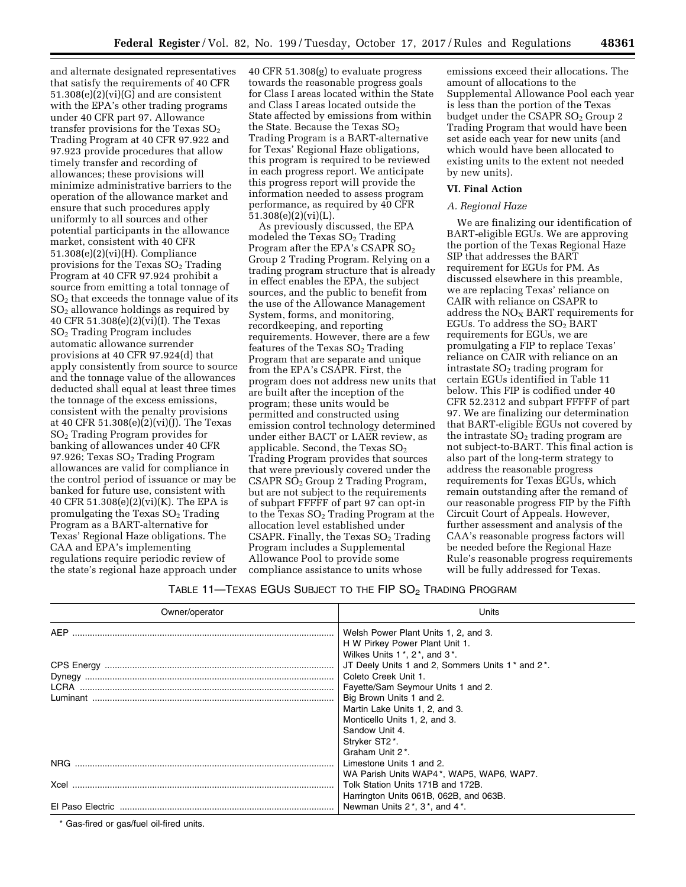and alternate designated representatives that satisfy the requirements of 40 CFR 51.308(e)(2)(vi)(G) and are consistent with the EPA's other trading programs under 40 CFR part 97. Allowance transfer provisions for the Texas $SO_2$ Trading Program at 40 CFR 97.922 and 97.923 provide procedures that allow timely transfer and recording of allowances; these provisions will minimize administrative barriers to the operation of the allowance market and ensure that such procedures apply uniformly to all sources and other potential participants in the allowance market, consistent with 40 CFR 51.308(e)(2)(vi)(H). Compliance provisions for the Texas $SO_2$ Trading Program at 40 CFR 97.924 prohibit a source from emitting a total tonnage of $SO_2$ that exceeds the tonnage value of its $SO_2$ allowance holdings as required by 40 CFR 51.308(e)(2)(vi)(I). The Texas $SO_2$ Trading Program includes automatic allowance surrender provisions at 40 CFR 97.924(d) that apply consistently from source to source and the tonnage value of the allowances deducted shall equal at least three times the tonnage of the excess emissions, consistent with the penalty provisions at 40 CFR 51.308(e)(2)(vi)(J). The Texas $SO_2$ Trading Program provides for banking of allowances under 40 CFR 97.926; Texas $SO_2$ Trading Program allowances are valid for compliance in the control period of issuance or may be banked for future use, consistent with 40 CFR 51.308(e)(2)(vi)(K). The EPA is promulgating the Texas $SO_2$ Trading Program as a BART-alternative for Texas' Regional Haze obligations. The CAA and EPA's implementing regulations require periodic review of the state's regional haze approach under 40 CFR 51.308(g) to evaluate progress towards the reasonable progress goals for Class I areas located within the State and Class I areas located outside the State affected by emissions from within the State. Because the Texas $SO_2$ Trading Program is a BART-alternative for Texas' Regional Haze obligations, this program is required to be reviewed in each progress report. We anticipate this progress report will provide the information needed to assess program performance, as required by 40 CFR 51.308(e)(2)(vi)(L).

As previously discussed, the EPA modeled the Texas $SO_2$ Trading Program after the EPA's CSAPR $SO_2$ Group 2 Trading Program. Relying on a trading program structure that is already in effect enables the EPA, the subject sources, and the public to benefit from the use of the Allowance Management System, forms, and monitoring, recordkeeping, and reporting requirements. However, there are a few features of the Texas $SO_2$ Trading Program that are separate and unique from the EPA's CSAPR. First, the program does not address new units that are built after the inception of the program; these units would be permitted and constructed using emission control technology determined under either BACT or LAER review, as applicable. Second, the Texas $SO_2$ Trading Program provides that sources that were previously covered under the CSAPR $SO_2$ Group 2 Trading Program, but are not subject to the requirements of subpart FFFFF of part 97 can opt-in to the Texas $SO_2$ Trading Program at the allocation level established under CSAPR. Finally, the Texas $SO_2$ Trading Program includes a Supplemental Allowance Pool to provide some compliance assistance to units whose emissions exceed their allocations. The amount of allocations to the Supplemental Allowance Pool each year is less than the portion of the Texas budget under the CSAPR $SO_2$ Group 2 Trading Program that would have been set aside each year for new units (and which would have been allocated to existing units to the extent not needed by new units).

## VI. Final Action

### A. Regional Haze

We are finalizing our identification of BART-eligible EGUs. We are approving the portion of the Texas Regional Haze SIP that addresses the BART requirement for EGUs for PM. As discussed elsewhere in this preamble, we are replacing Texas' reliance on CAIR with reliance on CSAPR to address the $NO_X$ BART requirements for EGUs. To address the $SO_2$ BART requirements for EGUs, we are promulgating a FIP to replace Texas' reliance on CAIR with reliance on an intrastate $SO_2$ trading program for certain EGUs identified in Table 11 below. This FIP is codified under 40 CFR 52.2312 and subpart FFFFF of part 97. We are finalizing our determination that BART-eligible EGUs not covered by the intrastate $SO_2$ trading program are not subject-to-BART. This final action is also part of the long-term strategy to address the reasonable progress requirements for Texas EGUs, which remain outstanding after the remand of our reasonable progress FIP by the Fifth Circuit Court of Appeals. However, further assessment and analysis of the CAA's reasonable progress factors will be needed before the Regional Haze Rule's reasonable progress requirements will be fully addressed for Texas.

TABLE 11—TEXAS EGUS SUBJECT TO THE FIP $SO_2$ TRADING PROGRAM

| Owner/operator | Units |
|---|---|
| AEP | Welsh Power Plant Units 1, 2, and 3. |
| | H W Pirkey Power Plant Unit 1. |
| | Wilkes Units 1*, 2*, and 3*. |
| CPS Energy | JT Deely Units 1 and 2, Sommers Units 1* and 2*. |
| Dynegy | Coleto Creek Unit 1. |
| LCRA | Fayette/Sam Seymour Units 1 and 2. |
| Luminant | Big Brown Units 1 and 2. |
| | Martin Lake Units 1, 2, and 3. |
| | Monticello Units 1, 2, and 3. |
| | Sandow Unit 4. |
| | Stryker ST2*. |
| | Graham Unit 2*. |
| NRG | Limestone Units 1 and 2. |
| | WA Parish Units WAP4*, WAP5, WAP6, WAP7. |
| Xcel | Tolk Station Units 171B and 172B. |
| | Harrington Units 061B, 062B, and 063B. |
| El Paso Electric | Newman Units 2*, 3*, and 4*. |

* Gas-fired or gas/fuel oil-fired units.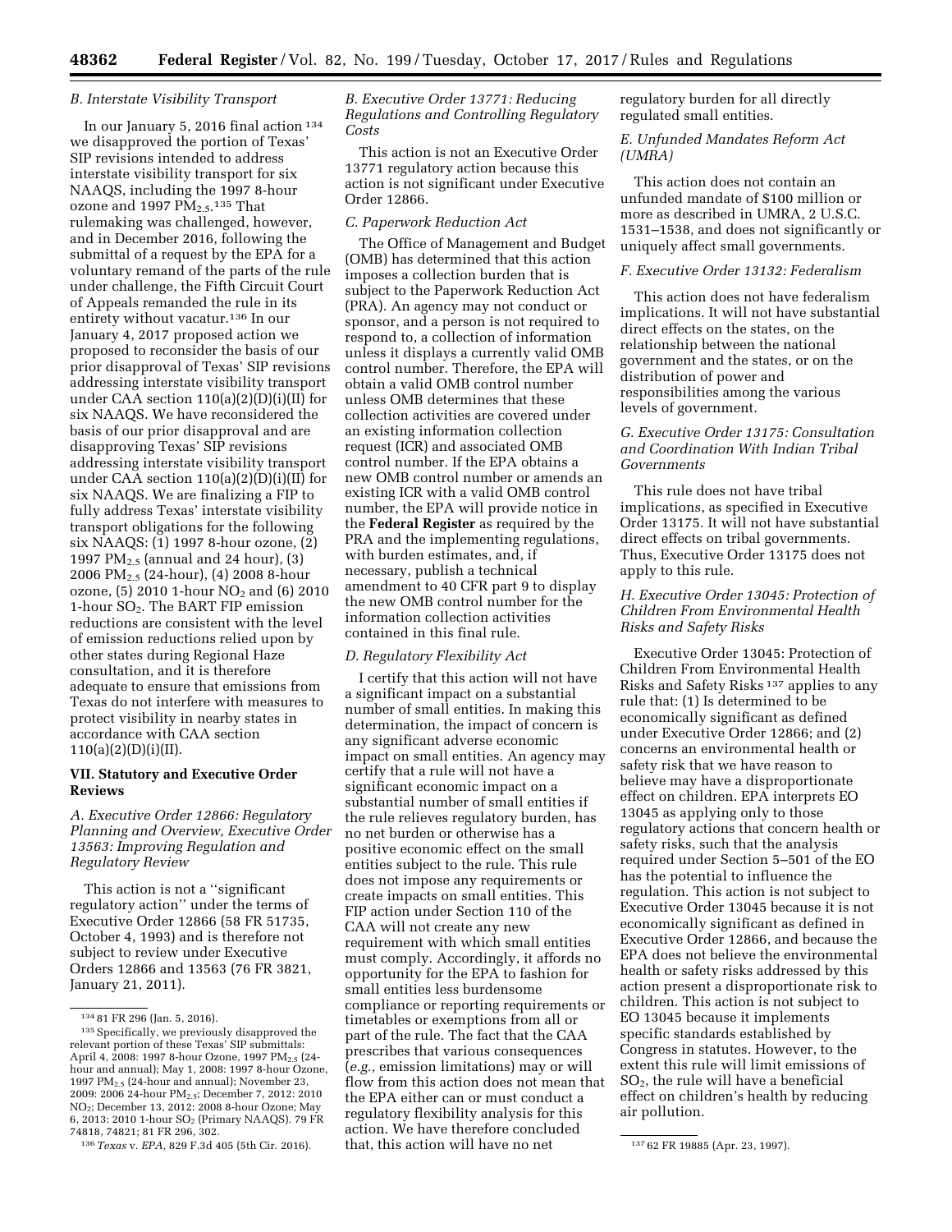### B. Interstate Visibility Transport

In our January 5, 2016 final action [134] we disapproved the portion of Texas' SIP revisions intended to address interstate visibility transport for six NAAQS, including the 1997 8-hour ozone and 1997 $PM_{2.5}$.[135] That rulemaking was challenged, however, and in December 2016, following the submittal of a request by the EPA for a voluntary remand of the parts of the rule under challenge, the Fifth Circuit Court of Appeals remanded the rule in its entirety without vacatur.[136] In our January 4, 2017 proposed action we proposed to reconsider the basis of our prior disapproval of Texas' SIP revisions addressing interstate visibility transport under CAA section 110(a)(2)(D)(i)(II) for six NAAQS. We have reconsidered the basis of our prior disapproval and are disapproving Texas' SIP revisions addressing interstate visibility transport under CAA section 110(a)(2)(D)(i)(II) for six NAAQS. We are finalizing a FIP to fully address Texas' interstate visibility transport obligations for the following six NAAQS: (1) 1997 8-hour ozone, (2) 1997 $PM_{2.5}$ (annual and 24 hour), (3) 2006 $PM_{2.5}$ (24-hour), (4) 2008 8-hour ozone, (5) 2010 1-hour $NO_2$ and (6) 2010 1-hour $SO_2$. The BART FIP emission reductions are consistent with the level of emission reductions relied upon by other states during Regional Haze consultation, and it is therefore adequate to ensure that emissions from Texas do not interfere with measures to protect visibility in nearby states in accordance with CAA section 110(a)(2)(D)(i)(II).

## VII. Statutory and Executive Order Reviews

### A. Executive Order 12866: Regulatory Planning and Overview, Executive Order 13563: Improving Regulation and Regulatory Review

This action is not a ''significant regulatory action'' under the terms of Executive Order 12866 (58 FR 51735, October 4, 1993) and is therefore not subject to review under Executive Orders 12866 and 13563 (76 FR 3821, January 21, 2011).

### B. Executive Order 13771: Reducing Regulations and Controlling Regulatory Costs

This action is not an Executive Order 13771 regulatory action because this action is not significant under Executive Order 12866.

### C. Paperwork Reduction Act

The Office of Management and Budget (OMB) has determined that this action imposes a collection burden that is subject to the Paperwork Reduction Act (PRA). An agency may not conduct or sponsor, and a person is not required to respond to, a collection of information unless it displays a currently valid OMB control number. Therefore, the EPA will obtain a valid OMB control number unless OMB determines that these collection activities are covered under an existing information collection request (ICR) and associated OMB control number. If the EPA obtains a new OMB control number or amends an existing ICR with a valid OMB control number, the EPA will provide notice in the **Federal Register** as required by the PRA and the implementing regulations, with burden estimates, and, if necessary, publish a technical amendment to 40 CFR part 9 to display the new OMB control number for the information collection activities contained in this final rule.

### D. Regulatory Flexibility Act

I certify that this action will not have a significant impact on a substantial number of small entities. In making this determination, the impact of concern is any significant adverse economic impact on small entities. An agency may certify that a rule will not have a significant economic impact on a substantial number of small entities if the rule relieves regulatory burden, has no net burden or otherwise has a positive economic effect on the small entities subject to the rule. This rule does not impose any requirements or create impacts on small entities. This FIP action under Section 110 of the CAA will not create any new requirement with which small entities must comply. Accordingly, it affords no opportunity for the EPA to fashion for small entities less burdensome compliance or reporting requirements or timetables or exemptions from all or part of the rule. The fact that the CAA prescribes that various consequences (*e.g.,* emission limitations) may or will flow from this action does not mean that the EPA either can or must conduct a regulatory flexibility analysis for this action. We have therefore concluded that, this action will have no net regulatory burden for all directly regulated small entities.

### E. Unfunded Mandates Reform Act (UMRA)

This action does not contain an unfunded mandate of $100 million or more as described in UMRA, 2 U.S.C. 1531–1538, and does not significantly or uniquely affect small governments.

### F. Executive Order 13132: Federalism

This action does not have federalism implications. It will not have substantial direct effects on the states, on the relationship between the national government and the states, or on the distribution of power and responsibilities among the various levels of government.

### G. Executive Order 13175: Consultation and Coordination With Indian Tribal Governments

This rule does not have tribal implications, as specified in Executive Order 13175. It will not have substantial direct effects on tribal governments. Thus, Executive Order 13175 does not apply to this rule.

### H. Executive Order 13045: Protection of Children From Environmental Health Risks and Safety Risks

Executive Order 13045: Protection of Children From Environmental Health Risks and Safety Risks [137] applies to any rule that: (1) Is determined to be economically significant as defined under Executive Order 12866; and (2) concerns an environmental health or safety risk that we have reason to believe may have a disproportionate effect on children. EPA interprets EO 13045 as applying only to those regulatory actions that concern health or safety risks, such that the analysis required under Section 5–501 of the EO has the potential to influence the regulation. This action is not subject to Executive Order 13045 because it is not economically significant as defined in Executive Order 12866, and because the EPA does not believe the environmental health or safety risks addressed by this action present a disproportionate risk to children. This action is not subject to EO 13045 because it implements specific standards established by Congress in statutes. However, to the extent this rule will limit emissions of $SO_2$, the rule will have a beneficial effect on children's health by reducing air pollution.

---

[134] 81 FR 296 (Jan. 5, 2016).

[135] Specifically, we previously disapproved the relevant portion of these Texas' SIP submittals: April 4, 2008: 1997 8-hour Ozone, 1997 $PM_{2.5}$ (24-hour and annual); May 1, 2008: 1997 8-hour Ozone, 1997 $PM_{2.5}$ (24-hour and annual); November 23, 2009: 2006 24-hour $PM_{2.5}$; December 7, 2012: 2010 $NO_2$; December 13, 2012: 2008 8-hour Ozone; May 6, 2013: 2010 1-hour $SO_2$ (Primary NAAQS). 79 FR 74818, 74821; 81 FR 296, 302.

[136] *Texas* v. *EPA,* 829 F.3d 405 (5th Cir. 2016).

[137] 62 FR 19885 (Apr. 23, 1997).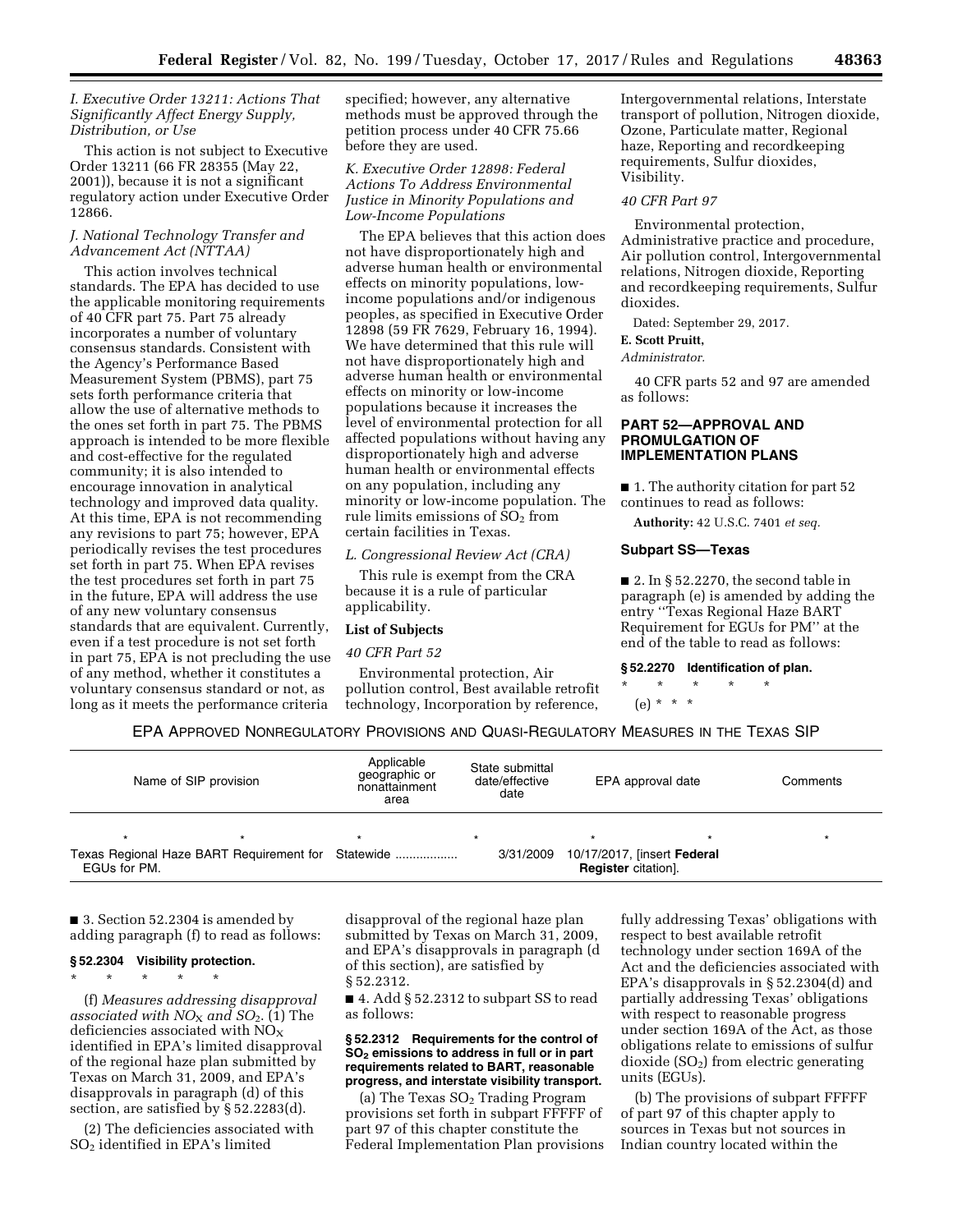### I. Executive Order 13211: Actions That Significantly Affect Energy Supply, Distribution, or Use

This action is not subject to Executive Order 13211 (66 FR 28355 (May 22, 2001)), because it is not a significant regulatory action under Executive Order 12866.

### J. National Technology Transfer and Advancement Act (NTTAA)

This action involves technical standards. The EPA has decided to use the applicable monitoring requirements of 40 CFR part 75. Part 75 already incorporates a number of voluntary consensus standards. Consistent with the Agency's Performance Based Measurement System (PBMS), part 75 sets forth performance criteria that allow the use of alternative methods to the ones set forth in part 75. The PBMS approach is intended to be more flexible and cost-effective for the regulated community; it is also intended to encourage innovation in analytical technology and improved data quality. At this time, EPA is not recommending any revisions to part 75; however, EPA periodically revises the test procedures set forth in part 75. When EPA revises the test procedures set forth in part 75 in the future, EPA will address the use of any new voluntary consensus standards that are equivalent. Currently, even if a test procedure is not set forth in part 75, EPA is not precluding the use of any method, whether it constitutes a voluntary consensus standard or not, as long as it meets the performance criteria specified; however, any alternative methods must be approved through the petition process under 40 CFR 75.66 before they are used.

### K. Executive Order 12898: Federal Actions To Address Environmental Justice in Minority Populations and Low-Income Populations

The EPA believes that this action does not have disproportionately high and adverse human health or environmental effects on minority populations, low-income populations and/or indigenous peoples, as specified in Executive Order 12898 (59 FR 7629, February 16, 1994). We have determined that this rule will not have disproportionately high and adverse human health or environmental effects on minority or low-income populations because it increases the level of environmental protection for all affected populations without having any disproportionately high and adverse human health or environmental effects on any population, including any minority or low-income population. The rule limits emissions of $SO_2$ from certain facilities in Texas.

### L. Congressional Review Act (CRA)

This rule is exempt from the CRA because it is a rule of particular applicability.

**List of Subjects**

*40 CFR Part 52*

Environmental protection, Air pollution control, Best available retrofit technology, Incorporation by reference, Intergovernmental relations, Interstate transport of pollution, Nitrogen dioxide, Ozone, Particulate matter, Regional haze, Reporting and recordkeeping requirements, Sulfur dioxides, Visibility.

*40 CFR Part 97*

Environmental protection, Administrative practice and procedure, Air pollution control, Intergovernmental relations, Nitrogen dioxide, Reporting and recordkeeping requirements, Sulfur dioxides.

Dated: September 29, 2017.

**E. Scott Pruitt,**

*Administrator.*

40 CFR parts 52 and 97 are amended as follows:

## PART 52—APPROVAL AND PROMULGATION OF IMPLEMENTATION PLANS

■ 1. The authority citation for part 52 continues to read as follows:

**Authority:** 42 U.S.C. 7401 *et seq.*

### Subpart SS—Texas

■ 2. In § 52.2270, the second table in paragraph (e) is amended by adding the entry "Texas Regional Haze BART Requirement for EGUs for PM" at the end of the table to read as follows:

**§ 52.2270 Identification of plan.**

\* \* \* \* \*

(e) \* \* \*

EPA APPROVED NONREGULATORY PROVISIONS AND QUASI-REGULATORY MEASURES IN THE TEXAS SIP

| Name of SIP provision | Applicable geographic or nonattainment area | State submittal date/effective date | EPA approval date | Comments |
|---|---|---|---|---|
| \* \* | \* | \* | \* \* | \* |
| Texas Regional Haze BART Requirement for EGUs for PM. | Statewide | 3/31/2009 | 10/17/2017, [insert **Federal Register** citation]. | |

■ 3. Section 52.2304 is amended by adding paragraph (f) to read as follows:

**§ 52.2304 Visibility protection.**

\* \* \* \* \*

(f) *Measures addressing disapproval associated with $NO_X$ and $SO_2$.* (1) The deficiencies associated with $NO_X$ identified in EPA's limited disapproval of the regional haze plan submitted by Texas on March 31, 2009, and EPA's disapprovals in paragraph (d) of this section, are satisfied by § 52.2283(d).

(2) The deficiencies associated with $SO_2$ identified in EPA's limited disapproval of the regional haze plan submitted by Texas on March 31, 2009, and EPA's disapprovals in paragraph (d of this section), are satisfied by § 52.2312.

■ 4. Add § 52.2312 to subpart SS to read as follows:

**§ 52.2312 Requirements for the control of $SO_2$ emissions to address in full or in part requirements related to BART, reasonable progress, and interstate visibility transport.**

(a) The Texas $SO_2$ Trading Program provisions set forth in subpart FFFFF of part 97 of this chapter constitute the Federal Implementation Plan provisions fully addressing Texas' obligations with respect to best available retrofit technology under section 169A of the Act and the deficiencies associated with EPA's disapprovals in § 52.2304(d) and partially addressing Texas' obligations with respect to reasonable progress under section 169A of the Act, as those obligations relate to emissions of sulfur dioxide ($SO_2$) from electric generating units (EGUs).

(b) The provisions of subpart FFFFF of part 97 of this chapter apply to sources in Texas but not sources in Indian country located within the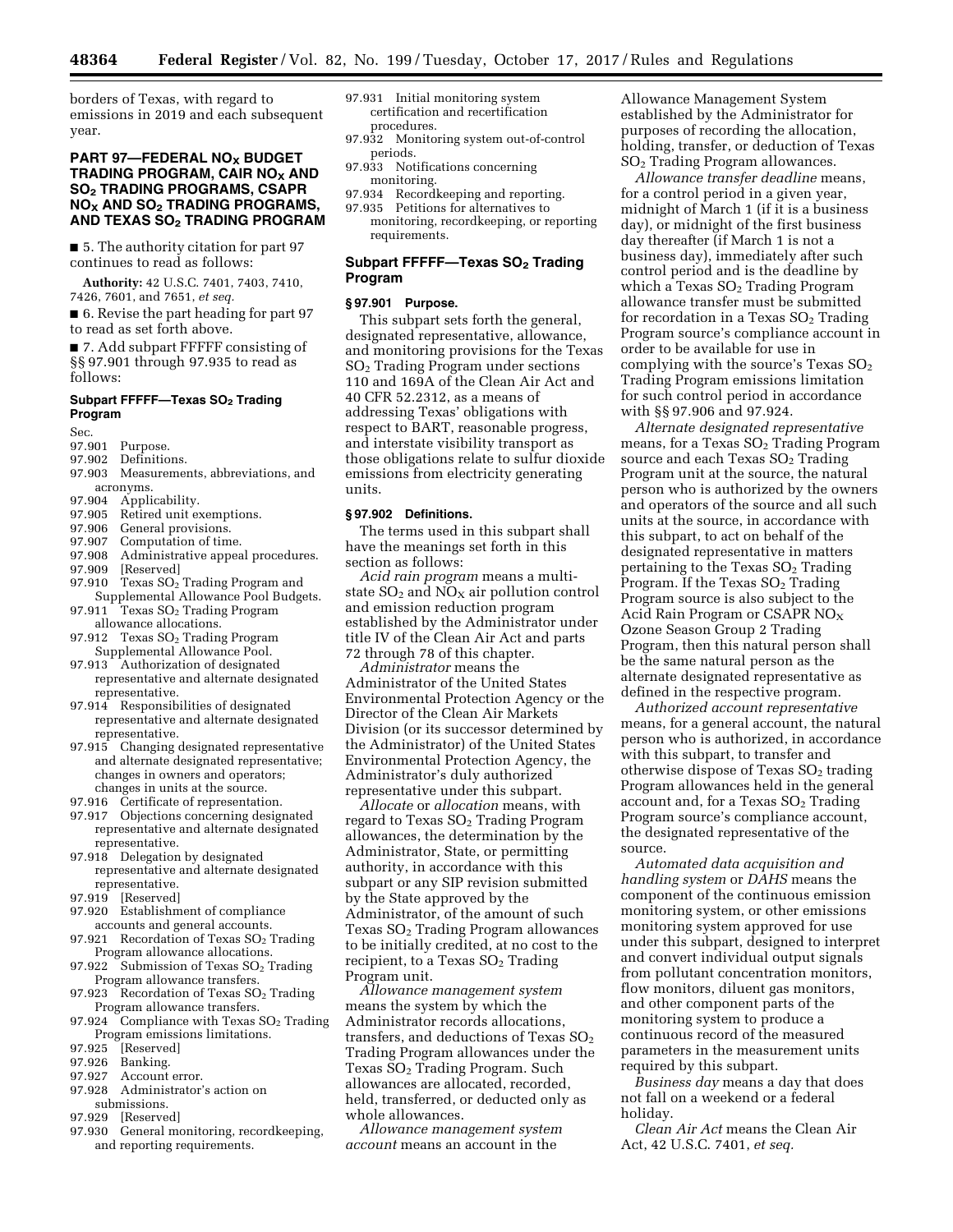borders of Texas, with regard to emissions in 2019 and each subsequent year.

## PART 97—FEDERAL $NO_X$ BUDGET TRADING PROGRAM, CAIR $NO_X$ AND $SO_2$ TRADING PROGRAMS, CSAPR $NO_X$ AND $SO_2$ TRADING PROGRAMS, AND TEXAS $SO_2$ TRADING PROGRAM

■ 5. The authority citation for part 97 continues to read as follows:

**Authority:** 42 U.S.C. 7401, 7403, 7410, 7426, 7601, and 7651, *et seq.*

■ 6. Revise the part heading for part 97 to read as set forth above.

■ 7. Add subpart FFFFF consisting of §§ 97.901 through 97.935 to read as follows:

### Subpart FFFFF—Texas $SO_2$ Trading Program

Sec.
- 97.901 Purpose.
- 97.902 Definitions.
- 97.903 Measurements, abbreviations, and acronyms.
- 97.904 Applicability.
- 97.905 Retired unit exemptions.
- 97.906 General provisions.
- 97.907 Computation of time.
- 97.908 Administrative appeal procedures.
- 97.909 [Reserved]
- 97.910 Texas $SO_2$ Trading Program and Supplemental Allowance Pool Budgets.
- 97.911 Texas $SO_2$ Trading Program allowance allocations.
- 97.912 Texas $SO_2$ Trading Program Supplemental Allowance Pool.
- 97.913 Authorization of designated representative and alternate designated representative.
- 97.914 Responsibilities of designated representative and alternate designated representative.
- 97.915 Changing designated representative and alternate designated representative; changes in owners and operators; changes in units at the source.
- 97.916 Certificate of representation.
- 97.917 Objections concerning designated representative and alternate designated representative.
- 97.918 Delegation by designated representative and alternate designated representative.
- 97.919 [Reserved]
- 97.920 Establishment of compliance accounts and general accounts.
- 97.921 Recordation of Texas $SO_2$ Trading Program allowance allocations.
- 97.922 Submission of Texas $SO_2$ Trading Program allowance transfers.
- 97.923 Recordation of Texas $SO_2$ Trading Program allowance transfers.
- 97.924 Compliance with Texas $SO_2$ Trading Program emissions limitations.
- 97.925 [Reserved]
- 97.926 Banking.
- 97.927 Account error.
- 97.928 Administrator's action on submissions.
- 97.929 [Reserved]
- 97.930 General monitoring, recordkeeping, and reporting requirements.
- 97.931 Initial monitoring system certification and recertification procedures.
- 97.932 Monitoring system out-of-control periods.
- 97.933 Notifications concerning monitoring.
- 97.934 Recordkeeping and reporting.
- 97.935 Petitions for alternatives to monitoring, recordkeeping, or reporting requirements.

### Subpart FFFFF—Texas $SO_2$ Trading Program

#### § 97.901 Purpose.

This subpart sets forth the general, designated representative, allowance, and monitoring provisions for the Texas $SO_2$ Trading Program under sections 110 and 169A of the Clean Air Act and 40 CFR 52.2312, as a means of addressing Texas' obligations with respect to BART, reasonable progress, and interstate visibility transport as those obligations relate to sulfur dioxide emissions from electricity generating units.

#### § 97.902 Definitions.

The terms used in this subpart shall have the meanings set forth in this section as follows:

*Acid rain program* means a multi-state $SO_2$ and $NO_X$ air pollution control and emission reduction program established by the Administrator under title IV of the Clean Air Act and parts 72 through 78 of this chapter.

*Administrator* means the Administrator of the United States Environmental Protection Agency or the Director of the Clean Air Markets Division (or its successor determined by the Administrator) of the United States Environmental Protection Agency, the Administrator's duly authorized representative under this subpart.

*Allocate* or *allocation* means, with regard to Texas $SO_2$ Trading Program allowances, the determination by the Administrator, State, or permitting authority, in accordance with this subpart or any SIP revision submitted by the State approved by the Administrator, of the amount of such Texas $SO_2$ Trading Program allowances to be initially credited, at no cost to the recipient, to a Texas $SO_2$ Trading Program unit.

*Allowance management system* means the system by which the Administrator records allocations, transfers, and deductions of Texas $SO_2$ Trading Program allowances under the Texas $SO_2$ Trading Program. Such allowances are allocated, recorded, held, transferred, or deducted only as whole allowances.

*Allowance management system account* means an account in the Allowance Management System established by the Administrator for purposes of recording the allocation, holding, transfer, or deduction of Texas $SO_2$ Trading Program allowances.

*Allowance transfer deadline* means, for a control period in a given year, midnight of March 1 (if it is a business day), or midnight of the first business day thereafter (if March 1 is not a business day), immediately after such control period and is the deadline by which a Texas $SO_2$ Trading Program allowance transfer must be submitted for recordation in a Texas $SO_2$ Trading Program source's compliance account in order to be available for use in complying with the source's Texas $SO_2$ Trading Program emissions limitation for such control period in accordance with §§ 97.906 and 97.924.

*Alternate designated representative* means, for a Texas $SO_2$ Trading Program source and each Texas $SO_2$ Trading Program unit at the source, the natural person who is authorized by the owners and operators of the source and all such units at the source, in accordance with this subpart, to act on behalf of the designated representative in matters pertaining to the Texas $SO_2$ Trading Program. If the Texas $SO_2$ Trading Program source is also subject to the Acid Rain Program or CSAPR $NO_X$ Ozone Season Group 2 Trading Program, then this natural person shall be the same natural person as the alternate designated representative as defined in the respective program.

*Authorized account representative* means, for a general account, the natural person who is authorized, in accordance with this subpart, to transfer and otherwise dispose of Texas $SO_2$ trading Program allowances held in the general account and, for a Texas $SO_2$ Trading Program source's compliance account, the designated representative of the source.

*Automated data acquisition and handling system* or *DAHS* means the component of the continuous emission monitoring system, or other emissions monitoring system approved for use under this subpart, designed to interpret and convert individual output signals from pollutant concentration monitors, flow monitors, diluent gas monitors, and other component parts of the monitoring system to produce a continuous record of the measured parameters in the measurement units required by this subpart.

*Business day* means a day that does not fall on a weekend or a federal holiday.

*Clean Air Act* means the Clean Air Act, 42 U.S.C. 7401, *et seq.*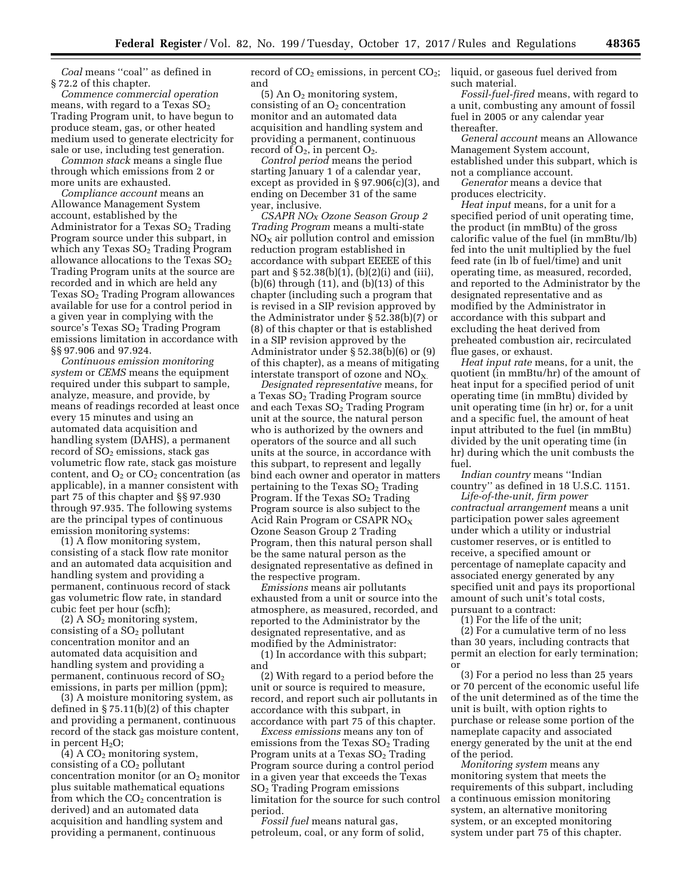*Coal* means "coal" as defined in § 72.2 of this chapter.

*Commence commercial operation* means, with regard to a Texas $SO_2$ Trading Program unit, to have begun to produce steam, gas, or other heated medium used to generate electricity for sale or use, including test generation.

*Common stack* means a single flue through which emissions from 2 or more units are exhausted.

*Compliance account* means an Allowance Management System account, established by the Administrator for a Texas $SO_2$ Trading Program source under this subpart, in which any Texas $SO_2$ Trading Program allowance allocations to the Texas $SO_2$ Trading Program units at the source are recorded and in which are held any Texas $SO_2$ Trading Program allowances available for use for a control period in a given year in complying with the source's Texas $SO_2$ Trading Program emissions limitation in accordance with §§ 97.906 and 97.924.

*Continuous emission monitoring system* or *CEMS* means the equipment required under this subpart to sample, analyze, measure, and provide, by means of readings recorded at least once every 15 minutes and using an automated data acquisition and handling system (DAHS), a permanent record of $SO_2$ emissions, stack gas volumetric flow rate, stack gas moisture content, and $O_2$ or $CO_2$ concentration (as applicable), in a manner consistent with part 75 of this chapter and §§ 97.930 through 97.935. The following systems are the principal types of continuous emission monitoring systems:

(1) A flow monitoring system, consisting of a stack flow rate monitor and an automated data acquisition and handling system and providing a permanent, continuous record of stack gas volumetric flow rate, in standard cubic feet per hour (scfh);

(2) A $SO_2$ monitoring system, consisting of a $SO_2$ pollutant concentration monitor and an automated data acquisition and handling system and providing a permanent, continuous record of $SO_2$ emissions, in parts per million (ppm);

(3) A moisture monitoring system, as defined in § 75.11(b)(2) of this chapter and providing a permanent, continuous record of the stack gas moisture content, in percent $H_2O$;

(4) A $CO_2$ monitoring system, consisting of a $CO_2$ pollutant concentration monitor (or an $O_2$ monitor plus suitable mathematical equations from which the $CO_2$ concentration is derived) and an automated data acquisition and handling system and providing a permanent, continuous record of $CO_2$ emissions, in percent $CO_2$; and

(5) An $O_2$ monitoring system, consisting of an $O_2$ concentration monitor and an automated data acquisition and handling system and providing a permanent, continuous record of $O_2$, in percent $O_2$.

*Control period* means the period starting January 1 of a calendar year, except as provided in § 97.906(c)(3), and ending on December 31 of the same year, inclusive.

*CSAPR $NO_X$ Ozone Season Group 2 Trading Program* means a multi-state $NO_X$ air pollution control and emission reduction program established in accordance with subpart EEEEE of this part and § 52.38(b)(1), (b)(2)(i) and (iii), (b)(6) through (11), and (b)(13) of this chapter (including such a program that is revised in a SIP revision approved by the Administrator under § 52.38(b)(7) or (8) of this chapter or that is established in a SIP revision approved by the Administrator under § 52.38(b)(6) or (9) of this chapter), as a means of mitigating interstate transport of ozone and $NO_X$.

*Designated representative* means, for a Texas $SO_2$ Trading Program source and each Texas $SO_2$ Trading Program unit at the source, the natural person who is authorized by the owners and operators of the source and all such units at the source, in accordance with this subpart, to represent and legally bind each owner and operator in matters pertaining to the Texas $SO_2$ Trading Program. If the Texas $SO_2$ Trading Program source is also subject to the Acid Rain Program or CSAPR $NO_X$ Ozone Season Group 2 Trading Program, then this natural person shall be the same natural person as the designated representative as defined in the respective program.

*Emissions* means air pollutants exhausted from a unit or source into the atmosphere, as measured, recorded, and reported to the Administrator by the designated representative, and as modified by the Administrator:

(1) In accordance with this subpart; and

(2) With regard to a period before the unit or source is required to measure, record, and report such air pollutants in accordance with this subpart, in accordance with part 75 of this chapter.

*Excess emissions* means any ton of emissions from the Texas $SO_2$ Trading Program units at a Texas $SO_2$ Trading Program source during a control period in a given year that exceeds the Texas $SO_2$ Trading Program emissions limitation for the source for such control period.

*Fossil fuel* means natural gas, petroleum, coal, or any form of solid, liquid, or gaseous fuel derived from such material.

*Fossil-fuel-fired* means, with regard to a unit, combusting any amount of fossil fuel in 2005 or any calendar year thereafter.

*General account* means an Allowance Management System account, established under this subpart, which is not a compliance account.

*Generator* means a device that produces electricity.

*Heat input* means, for a unit for a specified period of unit operating time, the product (in mmBtu) of the gross calorific value of the fuel (in mmBtu/lb) fed into the unit multiplied by the fuel feed rate (in lb of fuel/time) and unit operating time, as measured, recorded, and reported to the Administrator by the designated representative and as modified by the Administrator in accordance with this subpart and excluding the heat derived from preheated combustion air, recirculated flue gases, or exhaust.

*Heat input rate* means, for a unit, the quotient (in mmBtu/hr) of the amount of heat input for a specified period of unit operating time (in mmBtu) divided by unit operating time (in hr) or, for a unit and a specific fuel, the amount of heat input attributed to the fuel (in mmBtu) divided by the unit operating time (in hr) during which the unit combusts the fuel.

*Indian country* means "Indian country" as defined in 18 U.S.C. 1151.

*Life-of-the-unit, firm power contractual arrangement* means a unit participation power sales agreement under which a utility or industrial customer reserves, or is entitled to receive, a specified amount or percentage of nameplate capacity and associated energy generated by any specified unit and pays its proportional amount of such unit's total costs, pursuant to a contract:

(1) For the life of the unit;

(2) For a cumulative term of no less than 30 years, including contracts that permit an election for early termination; or

(3) For a period no less than 25 years or 70 percent of the economic useful life of the unit determined as of the time the unit is built, with option rights to purchase or release some portion of the nameplate capacity and associated energy generated by the unit at the end of the period.

*Monitoring system* means any monitoring system that meets the requirements of this subpart, including a continuous emission monitoring system, an alternative monitoring system, or an excepted monitoring system under part 75 of this chapter.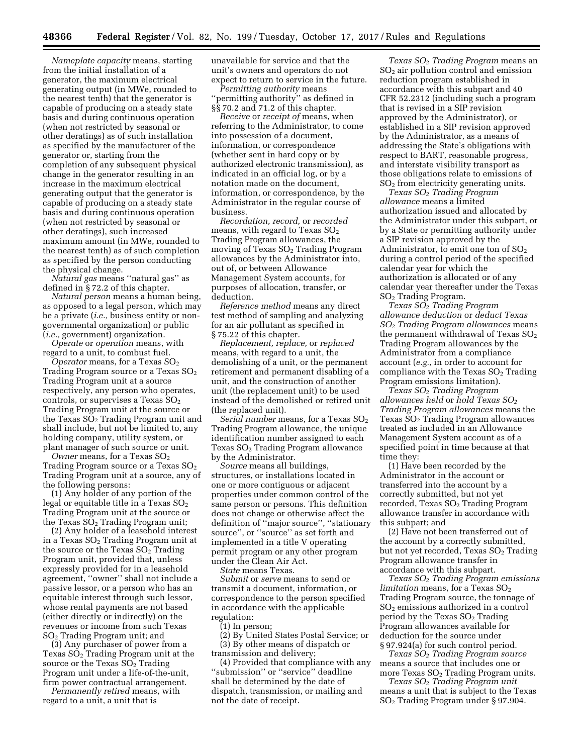*Nameplate capacity* means, starting from the initial installation of a generator, the maximum electrical generating output (in MWe, rounded to the nearest tenth) that the generator is capable of producing on a steady state basis and during continuous operation (when not restricted by seasonal or other deratings) as of such installation as specified by the manufacturer of the generator or, starting from the completion of any subsequent physical change in the generator resulting in an increase in the maximum electrical generating output that the generator is capable of producing on a steady state basis and during continuous operation (when not restricted by seasonal or other deratings), such increased maximum amount (in MWe, rounded to the nearest tenth) as of such completion as specified by the person conducting the physical change.

*Natural gas* means ''natural gas'' as defined in § 72.2 of this chapter.

*Natural person* means a human being, as opposed to a legal person, which may be a private (*i.e.,* business entity or non-governmental organization) or public (*i.e.,* government) organization.

*Operate* or *operation* means, with regard to a unit, to combust fuel.

*Operator* means, for a Texas $SO_2$ Trading Program source or a Texas $SO_2$ Trading Program unit at a source respectively, any person who operates, controls, or supervises a Texas $SO_2$ Trading Program unit at the source or the Texas $SO_2$ Trading Program unit and shall include, but not be limited to, any holding company, utility system, or plant manager of such source or unit.

*Owner* means, for a Texas $SO_2$ Trading Program source or a Texas $SO_2$ Trading Program unit at a source, any of the following persons:

(1) Any holder of any portion of the legal or equitable title in a Texas $SO_2$ Trading Program unit at the source or the Texas $SO_2$ Trading Program unit;

(2) Any holder of a leasehold interest in a Texas $SO_2$ Trading Program unit at the source or the Texas $SO_2$ Trading Program unit, provided that, unless expressly provided for in a leasehold agreement, ''owner'' shall not include a passive lessor, or a person who has an equitable interest through such lessor, whose rental payments are not based (either directly or indirectly) on the revenues or income from such Texas $SO_2$ Trading Program unit; and

(3) Any purchaser of power from a Texas $SO_2$ Trading Program unit at the source or the Texas $SO_2$ Trading Program unit under a life-of-the-unit, firm power contractual arrangement.

*Permanently retired* means, with regard to a unit, a unit that is unavailable for service and that the unit's owners and operators do not expect to return to service in the future.

*Permitting authority* means ''permitting authority'' as defined in §§ 70.2 and 71.2 of this chapter.

*Receive* or *receipt of* means, when referring to the Administrator, to come into possession of a document, information, or correspondence (whether sent in hard copy or by authorized electronic transmission), as indicated in an official log, or by a notation made on the document, information, or correspondence, by the Administrator in the regular course of business.

*Recordation, record,* or *recorded* means, with regard to Texas $SO_2$ Trading Program allowances, the moving of Texas $SO_2$ Trading Program allowances by the Administrator into, out of, or between Allowance Management System accounts, for purposes of allocation, transfer, or deduction.

*Reference method* means any direct test method of sampling and analyzing for an air pollutant as specified in § 75.22 of this chapter.

*Replacement, replace,* or *replaced* means, with regard to a unit, the demolishing of a unit, or the permanent retirement and permanent disabling of a unit, and the construction of another unit (the replacement unit) to be used instead of the demolished or retired unit (the replaced unit).

*Serial number* means, for a Texas $SO_2$ Trading Program allowance, the unique identification number assigned to each Texas $SO_2$ Trading Program allowance by the Administrator.

*Source* means all buildings, structures, or installations located in one or more contiguous or adjacent properties under common control of the same person or persons. This definition does not change or otherwise affect the definition of ''major source'', ''stationary source'', or ''source'' as set forth and implemented in a title V operating permit program or any other program under the Clean Air Act.

*State* means Texas.

*Submit* or *serve* means to send or transmit a document, information, or correspondence to the person specified in accordance with the applicable regulation:

(1) In person;

(2) By United States Postal Service; or

(3) By other means of dispatch or transmission and delivery;

(4) Provided that compliance with any ''submission'' or ''service'' deadline shall be determined by the date of dispatch, transmission, or mailing and not the date of receipt.

*Texas $SO_2$ Trading Program* means an $SO_2$ air pollution control and emission reduction program established in accordance with this subpart and 40 CFR 52.2312 (including such a program that is revised in a SIP revision approved by the Administrator), or established in a SIP revision approved by the Administrator, as a means of addressing the State's obligations with respect to BART, reasonable progress, and interstate visibility transport as those obligations relate to emissions of $SO_2$ from electricity generating units.

*Texas $SO_2$ Trading Program allowance* means a limited authorization issued and allocated by the Administrator under this subpart, or by a State or permitting authority under a SIP revision approved by the Administrator, to emit one ton of $SO_2$ during a control period of the specified calendar year for which the authorization is allocated or of any calendar year thereafter under the Texas $SO_2$ Trading Program.

*Texas $SO_2$ Trading Program allowance deduction* or *deduct Texas $SO_2$ Trading Program allowances* means the permanent withdrawal of Texas $SO_2$ Trading Program allowances by the Administrator from a compliance account (*e.g.,* in order to account for compliance with the Texas $SO_2$ Trading Program emissions limitation).

*Texas $SO_2$ Trading Program allowances held* or *hold Texas $SO_2$ Trading Program allowances* means the Texas $SO_2$ Trading Program allowances treated as included in an Allowance Management System account as of a specified point in time because at that time they:

(1) Have been recorded by the Administrator in the account or transferred into the account by a correctly submitted, but not yet recorded, Texas $SO_2$ Trading Program allowance transfer in accordance with this subpart; and

(2) Have not been transferred out of the account by a correctly submitted, but not yet recorded, Texas $SO_2$ Trading Program allowance transfer in accordance with this subpart.

*Texas $SO_2$ Trading Program emissions limitation* means, for a Texas $SO_2$ Trading Program source, the tonnage of $SO_2$ emissions authorized in a control period by the Texas $SO_2$ Trading Program allowances available for deduction for the source under § 97.924(a) for such control period.

*Texas $SO_2$ Trading Program source* means a source that includes one or more Texas $SO_2$ Trading Program units.

*Texas $SO_2$ Trading Program unit* means a unit that is subject to the Texas $SO_2$ Trading Program under § 97.904.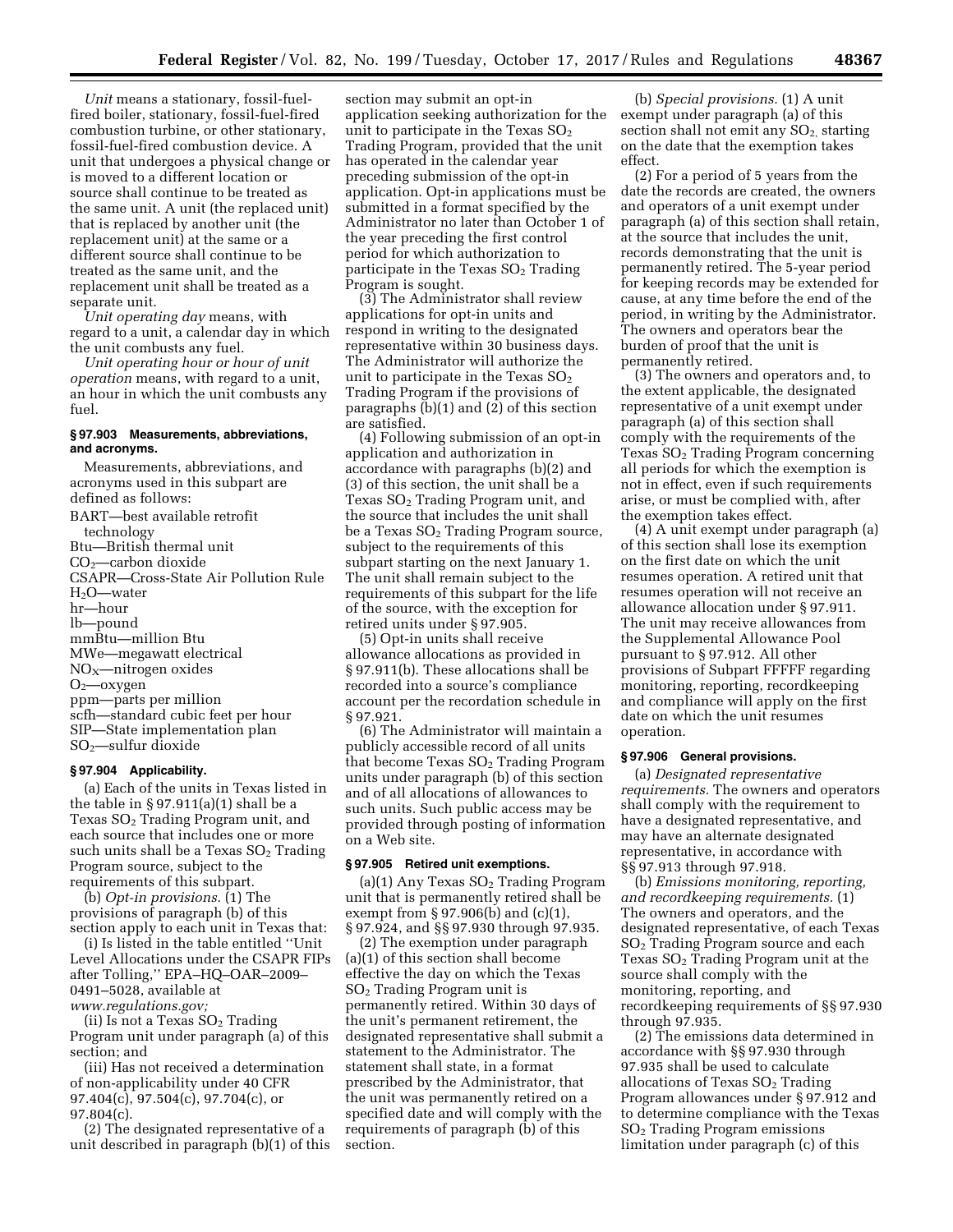*Unit* means a stationary, fossil-fuel-fired boiler, stationary, fossil-fuel-fired combustion turbine, or other stationary, fossil-fuel-fired combustion device. A unit that undergoes a physical change or is moved to a different location or source shall continue to be treated as the same unit. A unit (the replaced unit) that is replaced by another unit (the replacement unit) at the same or a different source shall continue to be treated as the same unit, and the replacement unit shall be treated as a separate unit.

*Unit operating day* means, with regard to a unit, a calendar day in which the unit combusts any fuel.

*Unit operating hour or hour of unit operation* means, with regard to a unit, an hour in which the unit combusts any fuel.

### § 97.903 Measurements, abbreviations, and acronyms.

Measurements, abbreviations, and acronyms used in this subpart are defined as follows:

BART—best available retrofit technology
Btu—British thermal unit
$CO_2$—carbon dioxide
CSAPR—Cross-State Air Pollution Rule
$H_2O$—water
hr—hour
lb—pound
mmBtu—million Btu
MWe—megawatt electrical
$NO_X$—nitrogen oxides
$O_2$—oxygen
ppm—parts per million
scfh—standard cubic feet per hour
SIP—State implementation plan
$SO_2$—sulfur dioxide

### § 97.904 Applicability.

(a) Each of the units in Texas listed in the table in § 97.911(a)(1) shall be a Texas $SO_2$ Trading Program unit, and each source that includes one or more such units shall be a Texas $SO_2$ Trading Program source, subject to the requirements of this subpart.

(b) *Opt-in provisions.* (1) The provisions of paragraph (b) of this section apply to each unit in Texas that:

(i) Is listed in the table entitled ''Unit Level Allocations under the CSAPR FIPs after Tolling,'' EPA–HQ–OAR–2009–0491–5028, available at *www.regulations.gov;*

(ii) Is not a Texas $SO_2$ Trading Program unit under paragraph (a) of this section; and

(iii) Has not received a determination of non-applicability under 40 CFR 97.404(c), 97.504(c), 97.704(c), or 97.804(c).

(2) The designated representative of a unit described in paragraph (b)(1) of this section may submit an opt-in application seeking authorization for the unit to participate in the Texas $SO_2$ Trading Program, provided that the unit has operated in the calendar year preceding submission of the opt-in application. Opt-in applications must be submitted in a format specified by the Administrator no later than October 1 of the year preceding the first control period for which authorization to participate in the Texas $SO_2$ Trading Program is sought.

(3) The Administrator shall review applications for opt-in units and respond in writing to the designated representative within 30 business days. The Administrator will authorize the unit to participate in the Texas $SO_2$ Trading Program if the provisions of paragraphs (b)(1) and (2) of this section are satisfied.

(4) Following submission of an opt-in application and authorization in accordance with paragraphs (b)(2) and (3) of this section, the unit shall be a Texas $SO_2$ Trading Program unit, and the source that includes the unit shall be a Texas $SO_2$ Trading Program source, subject to the requirements of this subpart starting on the next January 1. The unit shall remain subject to the requirements of this subpart for the life of the source, with the exception for retired units under § 97.905.

(5) Opt-in units shall receive allowance allocations as provided in § 97.911(b). These allocations shall be recorded into a source's compliance account per the recordation schedule in § 97.921.

(6) The Administrator will maintain a publicly accessible record of all units that become Texas $SO_2$ Trading Program units under paragraph (b) of this section and of all allocations of allowances to such units. Such public access may be provided through posting of information on a Web site.

### § 97.905 Retired unit exemptions.

(a)(1) Any Texas $SO_2$ Trading Program unit that is permanently retired shall be exempt from § 97.906(b) and (c)(1), § 97.924, and §§ 97.930 through 97.935.

(2) The exemption under paragraph (a)(1) of this section shall become effective the day on which the Texas $SO_2$ Trading Program unit is permanently retired. Within 30 days of the unit's permanent retirement, the designated representative shall submit a statement to the Administrator. The statement shall state, in a format prescribed by the Administrator, that the unit was permanently retired on a specified date and will comply with the requirements of paragraph (b) of this section.

(b) *Special provisions.* (1) A unit exempt under paragraph (a) of this section shall not emit any $SO_2$, starting on the date that the exemption takes effect.

(2) For a period of 5 years from the date the records are created, the owners and operators of a unit exempt under paragraph (a) of this section shall retain, at the source that includes the unit, records demonstrating that the unit is permanently retired. The 5-year period for keeping records may be extended for cause, at any time before the end of the period, in writing by the Administrator. The owners and operators bear the burden of proof that the unit is permanently retired.

(3) The owners and operators and, to the extent applicable, the designated representative of a unit exempt under paragraph (a) of this section shall comply with the requirements of the Texas $SO_2$ Trading Program concerning all periods for which the exemption is not in effect, even if such requirements arise, or must be complied with, after the exemption takes effect.

(4) A unit exempt under paragraph (a) of this section shall lose its exemption on the first date on which the unit resumes operation. A retired unit that resumes operation will not receive an allowance allocation under § 97.911. The unit may receive allowances from the Supplemental Allowance Pool pursuant to § 97.912. All other provisions of Subpart FFFFF regarding monitoring, reporting, recordkeeping and compliance will apply on the first date on which the unit resumes operation.

### § 97.906 General provisions.

(a) *Designated representative requirements.* The owners and operators shall comply with the requirement to have a designated representative, and may have an alternate designated representative, in accordance with §§ 97.913 through 97.918.

(b) *Emissions monitoring, reporting, and recordkeeping requirements.* (1) The owners and operators, and the designated representative, of each Texas $SO_2$ Trading Program source and each Texas $SO_2$ Trading Program unit at the source shall comply with the monitoring, reporting, and recordkeeping requirements of §§ 97.930 through 97.935.

(2) The emissions data determined in accordance with §§ 97.930 through 97.935 shall be used to calculate allocations of Texas $SO_2$ Trading Program allowances under § 97.912 and to determine compliance with the Texas $SO_2$ Trading Program emissions limitation under paragraph (c) of this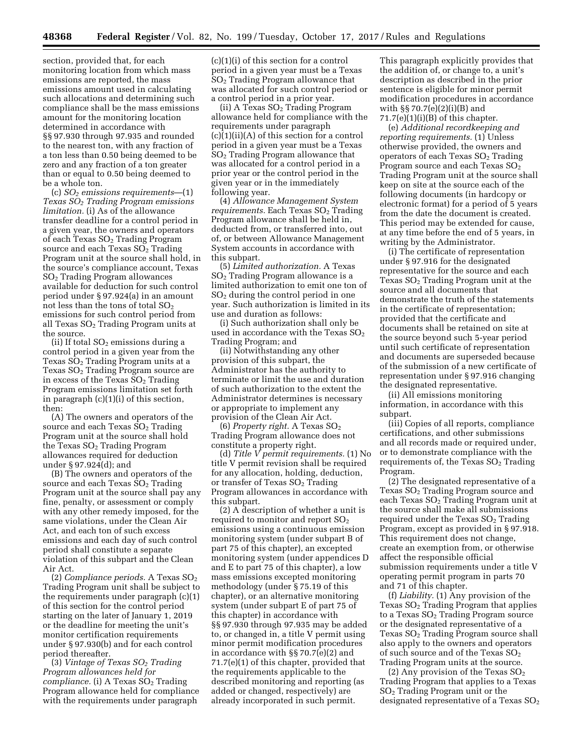section, provided that, for each monitoring location from which mass emissions are reported, the mass emissions amount used in calculating such allocations and determining such compliance shall be the mass emissions amount for the monitoring location determined in accordance with §§ 97.930 through 97.935 and rounded to the nearest ton, with any fraction of a ton less than 0.50 being deemed to be zero and any fraction of a ton greater than or equal to 0.50 being deemed to be a whole ton.

(c) *$SO_2$ emissions requirements*—(1) *Texas $SO_2$ Trading Program emissions limitation.* (i) As of the allowance transfer deadline for a control period in a given year, the owners and operators of each Texas $SO_2$ Trading Program source and each Texas $SO_2$ Trading Program unit at the source shall hold, in the source's compliance account, Texas $SO_2$ Trading Program allowances available for deduction for such control period under § 97.924(a) in an amount not less than the tons of total $SO_2$ emissions for such control period from all Texas $SO_2$ Trading Program units at the source.

(ii) If total $SO_2$ emissions during a control period in a given year from the Texas $SO_2$ Trading Program units at a Texas $SO_2$ Trading Program source are in excess of the Texas $SO_2$ Trading Program emissions limitation set forth in paragraph (c)(1)(i) of this section, then:

(A) The owners and operators of the source and each Texas $SO_2$ Trading Program unit at the source shall hold the Texas $SO_2$ Trading Program allowances required for deduction under § 97.924(d); and

(B) The owners and operators of the source and each Texas $SO_2$ Trading Program unit at the source shall pay any fine, penalty, or assessment or comply with any other remedy imposed, for the same violations, under the Clean Air Act, and each ton of such excess emissions and each day of such control period shall constitute a separate violation of this subpart and the Clean Air Act.

(2) *Compliance periods.* A Texas $SO_2$ Trading Program unit shall be subject to the requirements under paragraph (c)(1) of this section for the control period starting on the later of January 1, 2019 or the deadline for meeting the unit's monitor certification requirements under § 97.930(b) and for each control period thereafter.

(3) *Vintage of Texas $SO_2$ Trading Program allowances held for compliance.* (i) A Texas $SO_2$ Trading Program allowance held for compliance with the requirements under paragraph (c)(1)(i) of this section for a control period in a given year must be a Texas $SO_2$ Trading Program allowance that was allocated for such control period or a control period in a prior year.

(ii) A Texas $SO_2$ Trading Program allowance held for compliance with the requirements under paragraph (c)(1)(ii)(A) of this section for a control period in a given year must be a Texas $SO_2$ Trading Program allowance that was allocated for a control period in a prior year or the control period in the given year or in the immediately following year.

(4) *Allowance Management System requirements.* Each Texas $SO_2$ Trading Program allowance shall be held in, deducted from, or transferred into, out of, or between Allowance Management System accounts in accordance with this subpart.

(5) *Limited authorization.* A Texas $SO_2$ Trading Program allowance is a limited authorization to emit one ton of $SO_2$ during the control period in one year. Such authorization is limited in its use and duration as follows:

(i) Such authorization shall only be used in accordance with the Texas $SO_2$ Trading Program; and

(ii) Notwithstanding any other provision of this subpart, the Administrator has the authority to terminate or limit the use and duration of such authorization to the extent the Administrator determines is necessary or appropriate to implement any provision of the Clean Air Act.

(6) *Property right.* A Texas $SO_2$ Trading Program allowance does not constitute a property right.

(d) *Title V permit requirements.* (1) No title V permit revision shall be required for any allocation, holding, deduction, or transfer of Texas $SO_2$ Trading Program allowances in accordance with this subpart.

(2) A description of whether a unit is required to monitor and report $SO_2$ emissions using a continuous emission monitoring system (under subpart B of part 75 of this chapter), an excepted monitoring system (under appendices D and E to part 75 of this chapter), a low mass emissions excepted monitoring methodology (under § 75.19 of this chapter), or an alternative monitoring system (under subpart E of part 75 of this chapter) in accordance with §§ 97.930 through 97.935 may be added to, or changed in, a title V permit using minor permit modification procedures in accordance with §§ 70.7(e)(2) and 71.7(e)(1) of this chapter, provided that the requirements applicable to the described monitoring and reporting (as added or changed, respectively) are already incorporated in such permit. This paragraph explicitly provides that the addition of, or change to, a unit's description as described in the prior sentence is eligible for minor permit modification procedures in accordance with §§ 70.7(e)(2)(i)(B) and 71.7(e)(1)(i)(B) of this chapter.

(e) *Additional recordkeeping and reporting requirements.* (1) Unless otherwise provided, the owners and operators of each Texas $SO_2$ Trading Program source and each Texas $SO_2$ Trading Program unit at the source shall keep on site at the source each of the following documents (in hardcopy or electronic format) for a period of 5 years from the date the document is created. This period may be extended for cause, at any time before the end of 5 years, in writing by the Administrator.

(i) The certificate of representation under § 97.916 for the designated representative for the source and each Texas $SO_2$ Trading Program unit at the source and all documents that demonstrate the truth of the statements in the certificate of representation; provided that the certificate and documents shall be retained on site at the source beyond such 5-year period until such certificate of representation and documents are superseded because of the submission of a new certificate of representation under § 97.916 changing the designated representative.

(ii) All emissions monitoring information, in accordance with this subpart.

(iii) Copies of all reports, compliance certifications, and other submissions and all records made or required under, or to demonstrate compliance with the requirements of, the Texas $SO_2$ Trading Program.

(2) The designated representative of a Texas $SO_2$ Trading Program source and each Texas $SO_2$ Trading Program unit at the source shall make all submissions required under the Texas $SO_2$ Trading Program, except as provided in § 97.918. This requirement does not change, create an exemption from, or otherwise affect the responsible official submission requirements under a title V operating permit program in parts 70 and 71 of this chapter.

(f) *Liability.* (1) Any provision of the Texas $SO_2$ Trading Program that applies to a Texas $SO_2$ Trading Program source or the designated representative of a Texas $SO_2$ Trading Program source shall also apply to the owners and operators of such source and of the Texas $SO_2$ Trading Program units at the source.

(2) Any provision of the Texas $SO_2$ Trading Program that applies to a Texas $SO_2$ Trading Program unit or the designated representative of a Texas $SO_2$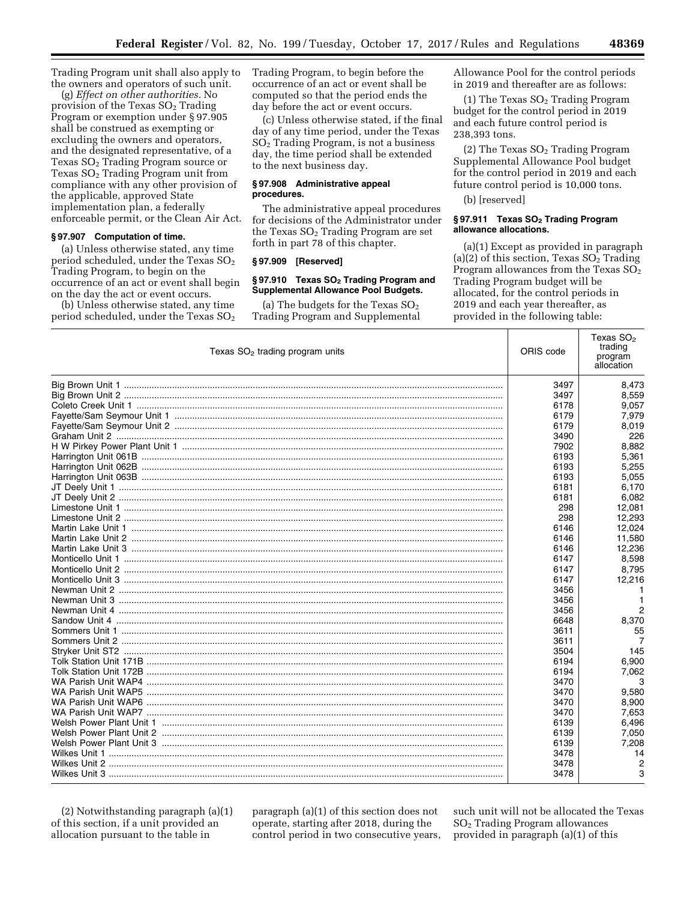Trading Program unit shall also apply to the owners and operators of such unit.

(g) *Effect on other authorities.* No provision of the Texas $SO_2$ Trading Program or exemption under § 97.905 shall be construed as exempting or excluding the owners and operators, and the designated representative, of a Texas $SO_2$ Trading Program source or Texas $SO_2$ Trading Program unit from compliance with any other provision of the applicable, approved State implementation plan, a federally enforceable permit, or the Clean Air Act.

### § 97.907 Computation of time.

(a) Unless otherwise stated, any time period scheduled, under the Texas $SO_2$ Trading Program, to begin on the occurrence of an act or event shall begin on the day the act or event occurs.

(b) Unless otherwise stated, any time period scheduled, under the Texas $SO_2$ Trading Program, to begin before the occurrence of an act or event shall be computed so that the period ends the day before the act or event occurs.

(c) Unless otherwise stated, if the final day of any time period, under the Texas $SO_2$ Trading Program, is not a business day, the time period shall be extended to the next business day.

### § 97.908 Administrative appeal procedures.

The administrative appeal procedures for decisions of the Administrator under the Texas $SO_2$ Trading Program are set forth in part 78 of this chapter.

### § 97.909 [Reserved]

### § 97.910 Texas $SO_2$ Trading Program and Supplemental Allowance Pool Budgets.

(a) The budgets for the Texas $SO_2$ Trading Program and Supplemental Allowance Pool for the control periods in 2019 and thereafter are as follows:

(1) The Texas $SO_2$ Trading Program budget for the control period in 2019 and each future control period is 238,393 tons.

(2) The Texas $SO_2$ Trading Program Supplemental Allowance Pool budget for the control period in 2019 and each future control period is 10,000 tons.

(b) [reserved]

### § 97.911 Texas $SO_2$ Trading Program allowance allocations.

(a)(1) Except as provided in paragraph (a)(2) of this section, Texas $SO_2$ Trading Program allowances from the Texas $SO_2$ Trading Program budget will be allocated, for the control periods in 2019 and each year thereafter, as provided in the following table:

| Texas $SO_2$ trading program units | ORIS code | Texas $SO_2$ trading program allocation |
|---|---|---|
| Big Brown Unit 1 | 3497 | 8,473 |
| Big Brown Unit 2 | 3497 | 8,559 |
| Coleto Creek Unit 1 | 6178 | 9,057 |
| Fayette/Sam Seymour Unit 1 | 6179 | 7,979 |
| Fayette/Sam Seymour Unit 2 | 6179 | 8,019 |
| Graham Unit 2 | 3490 | 226 |
| H W Pirkey Power Plant Unit 1 | 7902 | 8,882 |
| Harrington Unit 061B | 6193 | 5,361 |
| Harrington Unit 062B | 6193 | 5,255 |
| Harrington Unit 063B | 6193 | 5,055 |
| JT Deely Unit 1 | 6181 | 6,170 |
| JT Deely Unit 2 | 6181 | 6,082 |
| Limestone Unit 1 | 298 | 12,081 |
| Limestone Unit 2 | 298 | 12,293 |
| Martin Lake Unit 1 | 6146 | 12,024 |
| Martin Lake Unit 2 | 6146 | 11,580 |
| Martin Lake Unit 3 | 6146 | 12,236 |
| Monticello Unit 1 | 6147 | 8,598 |
| Monticello Unit 2 | 6147 | 8,795 |
| Monticello Unit 3 | 6147 | 12,216 |
| Newman Unit 2 | 3456 | 1 |
| Newman Unit 3 | 3456 | 1 |
| Newman Unit 4 | 3456 | 2 |
| Sandow Unit 4 | 6648 | 8,370 |
| Sommers Unit 1 | 3611 | 55 |
| Sommers Unit 2 | 3611 | 7 |
| Stryker Unit ST2 | 3504 | 145 |
| Tolk Station Unit 171B | 6194 | 6,900 |
| Tolk Station Unit 172B | 6194 | 7,062 |
| WA Parish Unit WAP4 | 3470 | 3 |
| WA Parish Unit WAP5 | 3470 | 9,580 |
| WA Parish Unit WAP6 | 3470 | 8,900 |
| WA Parish Unit WAP7 | 3470 | 7,653 |
| Welsh Power Plant Unit 1 | 6139 | 6,496 |
| Welsh Power Plant Unit 2 | 6139 | 7,050 |
| Welsh Power Plant Unit 3 | 6139 | 7,208 |
| Wilkes Unit 1 | 3478 | 14 |
| Wilkes Unit 2 | 3478 | 2 |
| Wilkes Unit 3 | 3478 | 3 |

(2) Notwithstanding paragraph (a)(1) of this section, if a unit provided an allocation pursuant to the table in paragraph (a)(1) of this section does not operate, starting after 2018, during the control period in two consecutive years, such unit will not be allocated the Texas $SO_2$ Trading Program allowances provided in paragraph (a)(1) of this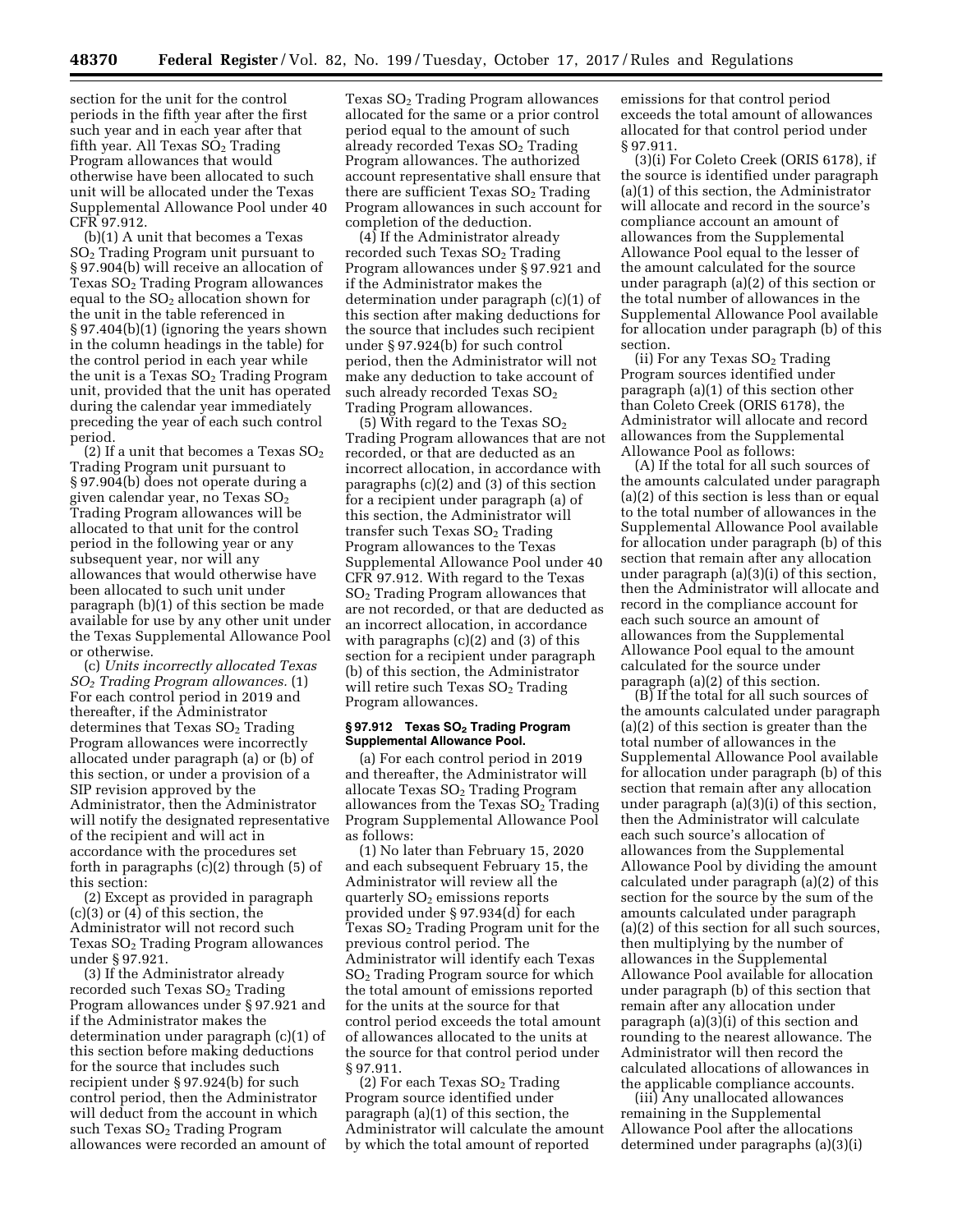section for the unit for the control periods in the fifth year after the first such year and in each year after that fifth year. All Texas $SO_2$ Trading Program allowances that would otherwise have been allocated to such unit will be allocated under the Texas Supplemental Allowance Pool under 40 CFR 97.912.

(b)(1) A unit that becomes a Texas $SO_2$ Trading Program unit pursuant to § 97.904(b) will receive an allocation of Texas $SO_2$ Trading Program allowances equal to the $SO_2$ allocation shown for the unit in the table referenced in § 97.404(b)(1) (ignoring the years shown in the column headings in the table) for the control period in each year while the unit is a Texas $SO_2$ Trading Program unit, provided that the unit has operated during the calendar year immediately preceding the year of each such control period.

(2) If a unit that becomes a Texas $SO_2$ Trading Program unit pursuant to § 97.904(b) does not operate during a given calendar year, no Texas $SO_2$ Trading Program allowances will be allocated to that unit for the control period in the following year or any subsequent year, nor will any allowances that would otherwise have been allocated to such unit under paragraph (b)(1) of this section be made available for use by any other unit under the Texas Supplemental Allowance Pool or otherwise.

(c) *Units incorrectly allocated Texas $SO_2$ Trading Program allowances.* (1) For each control period in 2019 and thereafter, if the Administrator determines that Texas $SO_2$ Trading Program allowances were incorrectly allocated under paragraph (a) or (b) of this section, or under a provision of a SIP revision approved by the Administrator, then the Administrator will notify the designated representative of the recipient and will act in accordance with the procedures set forth in paragraphs (c)(2) through (5) of this section:

(2) Except as provided in paragraph (c)(3) or (4) of this section, the Administrator will not record such Texas $SO_2$ Trading Program allowances under § 97.921.

(3) If the Administrator already recorded such Texas $SO_2$ Trading Program allowances under § 97.921 and if the Administrator makes the determination under paragraph (c)(1) of this section before making deductions for the source that includes such recipient under § 97.924(b) for such control period, then the Administrator will deduct from the account in which such Texas $SO_2$ Trading Program allowances were recorded an amount of Texas $SO_2$ Trading Program allowances allocated for the same or a prior control period equal to the amount of such already recorded Texas $SO_2$ Trading Program allowances. The authorized account representative shall ensure that there are sufficient Texas $SO_2$ Trading Program allowances in such account for completion of the deduction.

(4) If the Administrator already recorded such Texas $SO_2$ Trading Program allowances under § 97.921 and if the Administrator makes the determination under paragraph (c)(1) of this section after making deductions for the source that includes such recipient under § 97.924(b) for such control period, then the Administrator will not make any deduction to take account of such already recorded Texas $SO_2$ Trading Program allowances.

(5) With regard to the Texas $SO_2$ Trading Program allowances that are not recorded, or that are deducted as an incorrect allocation, in accordance with paragraphs (c)(2) and (3) of this section for a recipient under paragraph (a) of this section, the Administrator will transfer such Texas $SO_2$ Trading Program allowances to the Texas Supplemental Allowance Pool under 40 CFR 97.912. With regard to the Texas $SO_2$ Trading Program allowances that are not recorded, or that are deducted as an incorrect allocation, in accordance with paragraphs (c)(2) and (3) of this section for a recipient under paragraph (b) of this section, the Administrator will retire such Texas $SO_2$ Trading Program allowances.

#### § 97.912 Texas $SO_2$ Trading Program Supplemental Allowance Pool.

(a) For each control period in 2019 and thereafter, the Administrator will allocate Texas $SO_2$ Trading Program allowances from the Texas $SO_2$ Trading Program Supplemental Allowance Pool as follows:

(1) No later than February 15, 2020 and each subsequent February 15, the Administrator will review all the quarterly $SO_2$ emissions reports provided under § 97.934(d) for each Texas $SO_2$ Trading Program unit for the previous control period. The Administrator will identify each Texas $SO_2$ Trading Program source for which the total amount of emissions reported for the units at the source for that control period exceeds the total amount of allowances allocated to the units at the source for that control period under § 97.911.

(2) For each Texas $SO_2$ Trading Program source identified under paragraph (a)(1) of this section, the Administrator will calculate the amount by which the total amount of reported emissions for that control period exceeds the total amount of allowances allocated for that control period under § 97.911.

(3)(i) For Coleto Creek (ORIS 6178), if the source is identified under paragraph (a)(1) of this section, the Administrator will allocate and record in the source's compliance account an amount of allowances from the Supplemental Allowance Pool equal to the lesser of the amount calculated for the source under paragraph (a)(2) of this section or the total number of allowances in the Supplemental Allowance Pool available for allocation under paragraph (b) of this section.

(ii) For any Texas $SO_2$ Trading Program sources identified under paragraph (a)(1) of this section other than Coleto Creek (ORIS 6178), the Administrator will allocate and record allowances from the Supplemental Allowance Pool as follows:

(A) If the total for all such sources of the amounts calculated under paragraph (a)(2) of this section is less than or equal to the total number of allowances in the Supplemental Allowance Pool available for allocation under paragraph (b) of this section that remain after any allocation under paragraph (a)(3)(i) of this section, then the Administrator will allocate and record in the compliance account for each such source an amount of allowances from the Supplemental Allowance Pool equal to the amount calculated for the source under paragraph (a)(2) of this section.

(B) If the total for all such sources of the amounts calculated under paragraph (a)(2) of this section is greater than the total number of allowances in the Supplemental Allowance Pool available for allocation under paragraph (b) of this section that remain after any allocation under paragraph (a)(3)(i) of this section, then the Administrator will calculate each such source's allocation of allowances from the Supplemental Allowance Pool by dividing the amount calculated under paragraph (a)(2) of this section for the source by the sum of the amounts calculated under paragraph (a)(2) of this section for all such sources, then multiplying by the number of allowances in the Supplemental Allowance Pool available for allocation under paragraph (b) of this section that remain after any allocation under paragraph (a)(3)(i) of this section and rounding to the nearest allowance. The Administrator will then record the calculated allocations of allowances in the applicable compliance accounts.

(iii) Any unallocated allowances remaining in the Supplemental Allowance Pool after the allocations determined under paragraphs (a)(3)(i)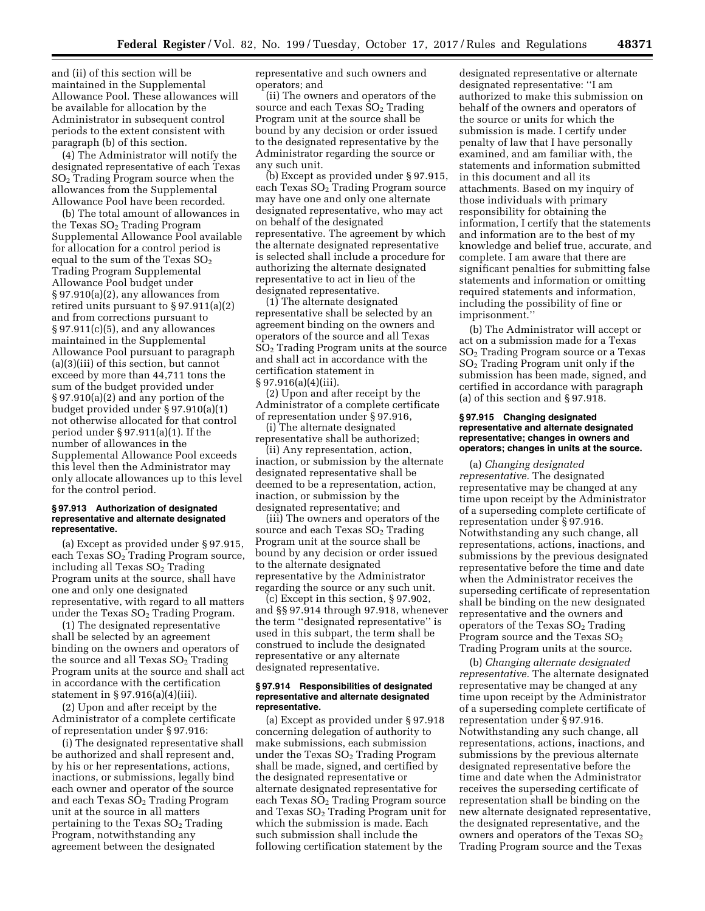and (ii) of this section will be maintained in the Supplemental Allowance Pool. These allowances will be available for allocation by the Administrator in subsequent control periods to the extent consistent with paragraph (b) of this section.

(4) The Administrator will notify the designated representative of each Texas $SO_2$ Trading Program source when the allowances from the Supplemental Allowance Pool have been recorded.

(b) The total amount of allowances in the Texas $SO_2$ Trading Program Supplemental Allowance Pool available for allocation for a control period is equal to the sum of the Texas $SO_2$ Trading Program Supplemental Allowance Pool budget under § 97.910(a)(2), any allowances from retired units pursuant to § 97.911(a)(2) and from corrections pursuant to § 97.911(c)(5), and any allowances maintained in the Supplemental Allowance Pool pursuant to paragraph (a)(3)(iii) of this section, but cannot exceed by more than 44,711 tons the sum of the budget provided under § 97.910(a)(2) and any portion of the budget provided under § 97.910(a)(1) not otherwise allocated for that control period under § 97.911(a)(1). If the number of allowances in the Supplemental Allowance Pool exceeds this level then the Administrator may only allocate allowances up to this level for the control period.

#### § 97.913 Authorization of designated representative and alternate designated representative.

(a) Except as provided under § 97.915, each Texas $SO_2$ Trading Program source, including all Texas $SO_2$ Trading Program units at the source, shall have one and only one designated representative, with regard to all matters under the Texas $SO_2$ Trading Program.

(1) The designated representative shall be selected by an agreement binding on the owners and operators of the source and all Texas $SO_2$ Trading Program units at the source and shall act in accordance with the certification statement in § 97.916(a)(4)(iii).

(2) Upon and after receipt by the Administrator of a complete certificate of representation under § 97.916:

(i) The designated representative shall be authorized and shall represent and, by his or her representations, actions, inactions, or submissions, legally bind each owner and operator of the source and each Texas $SO_2$ Trading Program unit at the source in all matters pertaining to the Texas $SO_2$ Trading Program, notwithstanding any agreement between the designated representative and such owners and operators; and

(ii) The owners and operators of the source and each Texas $SO_2$ Trading Program unit at the source shall be bound by any decision or order issued to the designated representative by the Administrator regarding the source or any such unit.

(b) Except as provided under § 97.915, each Texas $SO_2$ Trading Program source may have one and only one alternate designated representative, who may act on behalf of the designated representative. The agreement by which the alternate designated representative is selected shall include a procedure for authorizing the alternate designated representative to act in lieu of the designated representative.

(1) The alternate designated representative shall be selected by an agreement binding on the owners and operators of the source and all Texas $SO_2$ Trading Program units at the source and shall act in accordance with the certification statement in § 97.916(a)(4)(iii).

(2) Upon and after receipt by the Administrator of a complete certificate of representation under § 97.916,

(i) The alternate designated representative shall be authorized;

(ii) Any representation, action, inaction, or submission by the alternate designated representative shall be deemed to be a representation, action, inaction, or submission by the designated representative; and

(iii) The owners and operators of the source and each Texas $SO_2$ Trading Program unit at the source shall be bound by any decision or order issued to the alternate designated representative by the Administrator regarding the source or any such unit.

(c) Except in this section, § 97.902, and §§ 97.914 through 97.918, whenever the term "designated representative" is used in this subpart, the term shall be construed to include the designated representative or any alternate designated representative.

#### § 97.914 Responsibilities of designated representative and alternate designated representative.

(a) Except as provided under § 97.918 concerning delegation of authority to make submissions, each submission under the Texas $SO_2$ Trading Program shall be made, signed, and certified by the designated representative or alternate designated representative for each Texas $SO_2$ Trading Program source and Texas $SO_2$ Trading Program unit for which the submission is made. Each such submission shall include the following certification statement by the designated representative or alternate designated representative: "I am authorized to make this submission on behalf of the owners and operators of the source or units for which the submission is made. I certify under penalty of law that I have personally examined, and am familiar with, the statements and information submitted in this document and all its attachments. Based on my inquiry of those individuals with primary responsibility for obtaining the information, I certify that the statements and information are to the best of my knowledge and belief true, accurate, and complete. I am aware that there are significant penalties for submitting false statements and information or omitting required statements and information, including the possibility of fine or imprisonment."

(b) The Administrator will accept or act on a submission made for a Texas $SO_2$ Trading Program source or a Texas $SO_2$ Trading Program unit only if the submission has been made, signed, and certified in accordance with paragraph (a) of this section and § 97.918.

#### § 97.915 Changing designated representative and alternate designated representative; changes in owners and operators; changes in units at the source.

(a) *Changing designated representative.* The designated representative may be changed at any time upon receipt by the Administrator of a superseding complete certificate of representation under § 97.916. Notwithstanding any such change, all representations, actions, inactions, and submissions by the previous designated representative before the time and date when the Administrator receives the superseding certificate of representation shall be binding on the new designated representative and the owners and operators of the Texas $SO_2$ Trading Program source and the Texas $SO_2$ Trading Program units at the source.

(b) *Changing alternate designated representative.* The alternate designated representative may be changed at any time upon receipt by the Administrator of a superseding complete certificate of representation under § 97.916. Notwithstanding any such change, all representations, actions, inactions, and submissions by the previous alternate designated representative before the time and date when the Administrator receives the superseding certificate of representation shall be binding on the new alternate designated representative, the designated representative, and the owners and operators of the Texas $SO_2$ Trading Program source and the Texas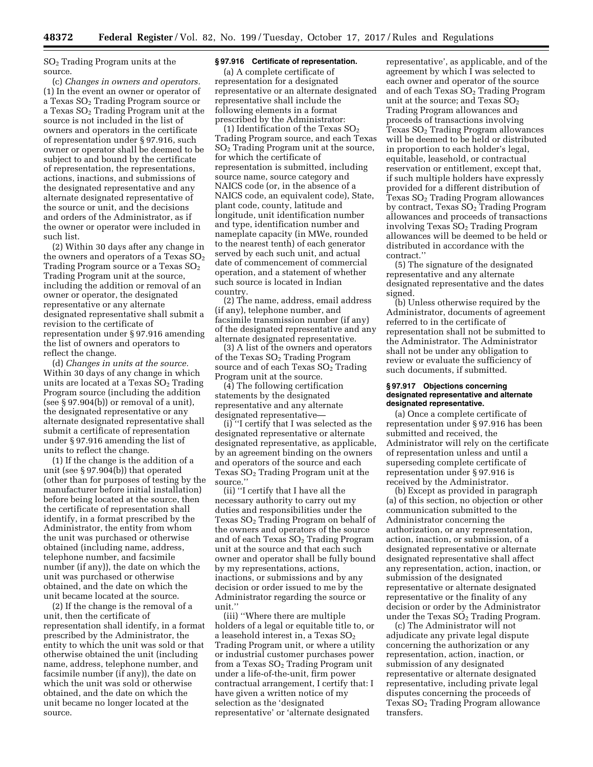$SO_2$ Trading Program units at the source.

(c) *Changes in owners and operators.* (1) In the event an owner or operator of a Texas $SO_2$ Trading Program source or a Texas $SO_2$ Trading Program unit at the source is not included in the list of owners and operators in the certificate of representation under § 97.916, such owner or operator shall be deemed to be subject to and bound by the certificate of representation, the representations, actions, inactions, and submissions of the designated representative and any alternate designated representative of the source or unit, and the decisions and orders of the Administrator, as if the owner or operator were included in such list.

(2) Within 30 days after any change in the owners and operators of a Texas $SO_2$ Trading Program source or a Texas $SO_2$ Trading Program unit at the source, including the addition or removal of an owner or operator, the designated representative or any alternate designated representative shall submit a revision to the certificate of representation under § 97.916 amending the list of owners and operators to reflect the change.

(d) *Changes in units at the source.* Within 30 days of any change in which units are located at a Texas $SO_2$ Trading Program source (including the addition (see § 97.904(b)) or removal of a unit), the designated representative or any alternate designated representative shall submit a certificate of representation under § 97.916 amending the list of units to reflect the change.

(1) If the change is the addition of a unit (see § 97.904(b)) that operated (other than for purposes of testing by the manufacturer before initial installation) before being located at the source, then the certificate of representation shall identify, in a format prescribed by the Administrator, the entity from whom the unit was purchased or otherwise obtained (including name, address, telephone number, and facsimile number (if any)), the date on which the unit was purchased or otherwise obtained, and the date on which the unit became located at the source.

(2) If the change is the removal of a unit, then the certificate of representation shall identify, in a format prescribed by the Administrator, the entity to which the unit was sold or that otherwise obtained the unit (including name, address, telephone number, and facsimile number (if any)), the date on which the unit was sold or otherwise obtained, and the date on which the unit became no longer located at the source.

### § 97.916 Certificate of representation.

(a) A complete certificate of representation for a designated representative or an alternate designated representative shall include the following elements in a format prescribed by the Administrator:

(1) Identification of the Texas $SO_2$ Trading Program source, and each Texas $SO_2$ Trading Program unit at the source, for which the certificate of representation is submitted, including source name, source category and NAICS code (or, in the absence of a NAICS code, an equivalent code), State, plant code, county, latitude and longitude, unit identification number and type, identification number and nameplate capacity (in MWe, rounded to the nearest tenth) of each generator served by each such unit, and actual date of commencement of commercial operation, and a statement of whether such source is located in Indian country.

(2) The name, address, email address (if any), telephone number, and facsimile transmission number (if any) of the designated representative and any alternate designated representative.

(3) A list of the owners and operators of the Texas $SO_2$ Trading Program source and of each Texas $SO_2$ Trading Program unit at the source.

(4) The following certification statements by the designated representative and any alternate designated representative—

(i) ''I certify that I was selected as the designated representative or alternate designated representative, as applicable, by an agreement binding on the owners and operators of the source and each Texas $SO_2$ Trading Program unit at the source.''

(ii) ''I certify that I have all the necessary authority to carry out my duties and responsibilities under the Texas $SO_2$ Trading Program on behalf of the owners and operators of the source and of each Texas $SO_2$ Trading Program unit at the source and that each such owner and operator shall be fully bound by my representations, actions, inactions, or submissions and by any decision or order issued to me by the Administrator regarding the source or unit.''

(iii) ''Where there are multiple holders of a legal or equitable title to, or a leasehold interest in, a Texas $SO_2$ Trading Program unit, or where a utility or industrial customer purchases power from a Texas $SO_2$ Trading Program unit under a life-of-the-unit, firm power contractual arrangement, I certify that: I have given a written notice of my selection as the 'designated representative' or 'alternate designated representative', as applicable, and of the agreement by which I was selected to each owner and operator of the source and of each Texas $SO_2$ Trading Program unit at the source; and Texas $SO_2$ Trading Program allowances and proceeds of transactions involving Texas $SO_2$ Trading Program allowances will be deemed to be held or distributed in proportion to each holder's legal, equitable, leasehold, or contractual reservation or entitlement, except that, if such multiple holders have expressly provided for a different distribution of Texas $SO_2$ Trading Program allowances by contract, Texas $SO_2$ Trading Program allowances and proceeds of transactions involving Texas $SO_2$ Trading Program allowances will be deemed to be held or distributed in accordance with the contract.''

(5) The signature of the designated representative and any alternate designated representative and the dates signed.

(b) Unless otherwise required by the Administrator, documents of agreement referred to in the certificate of representation shall not be submitted to the Administrator. The Administrator shall not be under any obligation to review or evaluate the sufficiency of such documents, if submitted.

### § 97.917 Objections concerning designated representative and alternate designated representative.

(a) Once a complete certificate of representation under § 97.916 has been submitted and received, the Administrator will rely on the certificate of representation unless and until a superseding complete certificate of representation under § 97.916 is received by the Administrator.

(b) Except as provided in paragraph (a) of this section, no objection or other communication submitted to the Administrator concerning the authorization, or any representation, action, inaction, or submission, of a designated representative or alternate designated representative shall affect any representation, action, inaction, or submission of the designated representative or alternate designated representative or the finality of any decision or order by the Administrator under the Texas $SO_2$ Trading Program.

(c) The Administrator will not adjudicate any private legal dispute concerning the authorization or any representation, action, inaction, or submission of any designated representative or alternate designated representative, including private legal disputes concerning the proceeds of Texas $SO_2$ Trading Program allowance transfers.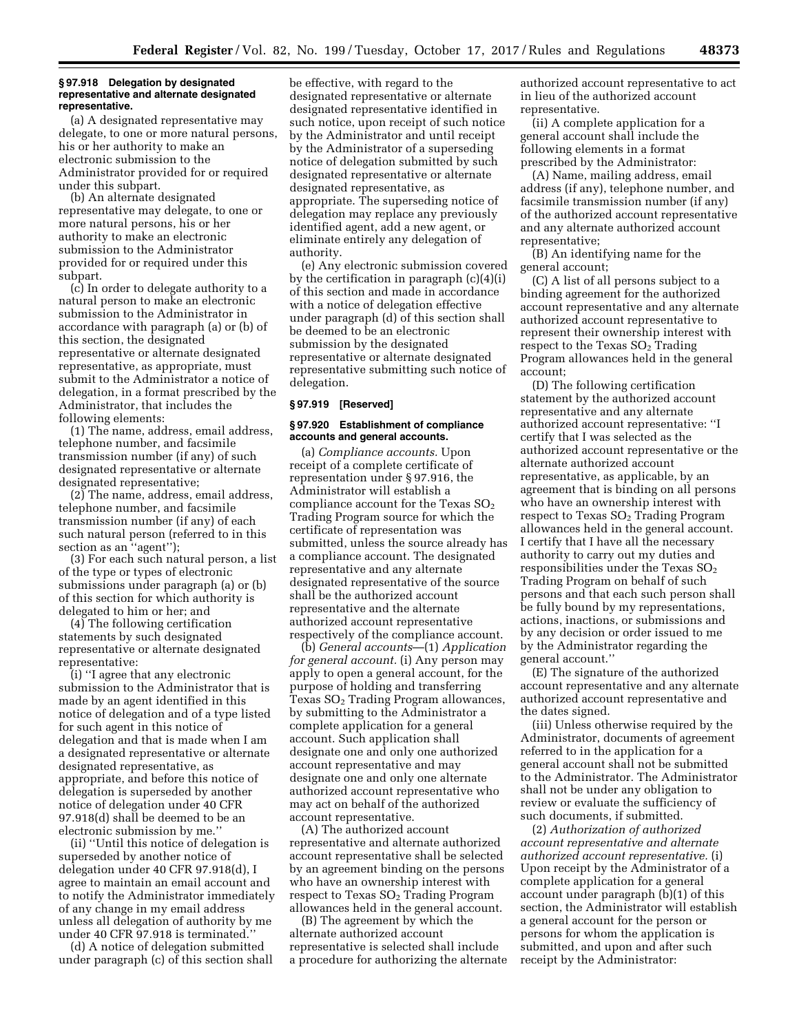### § 97.918 Delegation by designated representative and alternate designated representative.

(a) A designated representative may delegate, to one or more natural persons, his or her authority to make an electronic submission to the Administrator provided for or required under this subpart.

(b) An alternate designated representative may delegate, to one or more natural persons, his or her authority to make an electronic submission to the Administrator provided for or required under this subpart.

(c) In order to delegate authority to a natural person to make an electronic submission to the Administrator in accordance with paragraph (a) or (b) of this section, the designated representative or alternate designated representative, as appropriate, must submit to the Administrator a notice of delegation, in a format prescribed by the Administrator, that includes the following elements:

(1) The name, address, email address, telephone number, and facsimile transmission number (if any) of such designated representative or alternate designated representative;

(2) The name, address, email address, telephone number, and facsimile transmission number (if any) of each such natural person (referred to in this section as an ''agent'');

(3) For each such natural person, a list of the type or types of electronic submissions under paragraph (a) or (b) of this section for which authority is delegated to him or her; and

(4) The following certification statements by such designated representative or alternate designated representative:

(i) ''I agree that any electronic submission to the Administrator that is made by an agent identified in this notice of delegation and of a type listed for such agent in this notice of delegation and that is made when I am a designated representative or alternate designated representative, as appropriate, and before this notice of delegation is superseded by another notice of delegation under 40 CFR 97.918(d) shall be deemed to be an electronic submission by me.''

(ii) ''Until this notice of delegation is superseded by another notice of delegation under 40 CFR 97.918(d), I agree to maintain an email account and to notify the Administrator immediately of any change in my email address unless all delegation of authority by me under 40 CFR 97.918 is terminated.''

(d) A notice of delegation submitted under paragraph (c) of this section shall be effective, with regard to the designated representative or alternate designated representative identified in such notice, upon receipt of such notice by the Administrator and until receipt by the Administrator of a superseding notice of delegation submitted by such designated representative or alternate designated representative, as appropriate. The superseding notice of delegation may replace any previously identified agent, add a new agent, or eliminate entirely any delegation of authority.

(e) Any electronic submission covered by the certification in paragraph (c)(4)(i) of this section and made in accordance with a notice of delegation effective under paragraph (d) of this section shall be deemed to be an electronic submission by the designated representative or alternate designated representative submitting such notice of delegation.

### § 97.919 [Reserved]

### § 97.920 Establishment of compliance accounts and general accounts.

(a) *Compliance accounts.* Upon receipt of a complete certificate of representation under § 97.916, the Administrator will establish a compliance account for the Texas $SO_2$ Trading Program source for which the certificate of representation was submitted, unless the source already has a compliance account. The designated representative and any alternate designated representative of the source shall be the authorized account representative and the alternate authorized account representative respectively of the compliance account.

(b) *General accounts*—(1) *Application for general account.* (i) Any person may apply to open a general account, for the purpose of holding and transferring Texas $SO_2$ Trading Program allowances, by submitting to the Administrator a complete application for a general account. Such application shall designate one and only one authorized account representative and may designate one and only one alternate authorized account representative who may act on behalf of the authorized account representative.

(A) The authorized account representative and alternate authorized account representative shall be selected by an agreement binding on the persons who have an ownership interest with respect to Texas $SO_2$ Trading Program allowances held in the general account.

(B) The agreement by which the alternate authorized account representative is selected shall include a procedure for authorizing the alternate authorized account representative to act in lieu of the authorized account representative.

(ii) A complete application for a general account shall include the following elements in a format prescribed by the Administrator:

(A) Name, mailing address, email address (if any), telephone number, and facsimile transmission number (if any) of the authorized account representative and any alternate authorized account representative;

(B) An identifying name for the general account;

(C) A list of all persons subject to a binding agreement for the authorized account representative and any alternate authorized account representative to represent their ownership interest with respect to the Texas $SO_2$ Trading Program allowances held in the general account;

(D) The following certification statement by the authorized account representative and any alternate authorized account representative: ''I certify that I was selected as the authorized account representative or the alternate authorized account representative, as applicable, by an agreement that is binding on all persons who have an ownership interest with respect to Texas $SO_2$ Trading Program allowances held in the general account. I certify that I have all the necessary authority to carry out my duties and responsibilities under the Texas $SO_2$ Trading Program on behalf of such persons and that each such person shall be fully bound by my representations, actions, inactions, or submissions and by any decision or order issued to me by the Administrator regarding the general account.''

(E) The signature of the authorized account representative and any alternate authorized account representative and the dates signed.

(iii) Unless otherwise required by the Administrator, documents of agreement referred to in the application for a general account shall not be submitted to the Administrator. The Administrator shall not be under any obligation to review or evaluate the sufficiency of such documents, if submitted.

(2) *Authorization of authorized account representative and alternate authorized account representative.* (i) Upon receipt by the Administrator of a complete application for a general account under paragraph (b)(1) of this section, the Administrator will establish a general account for the person or persons for whom the application is submitted, and upon and after such receipt by the Administrator: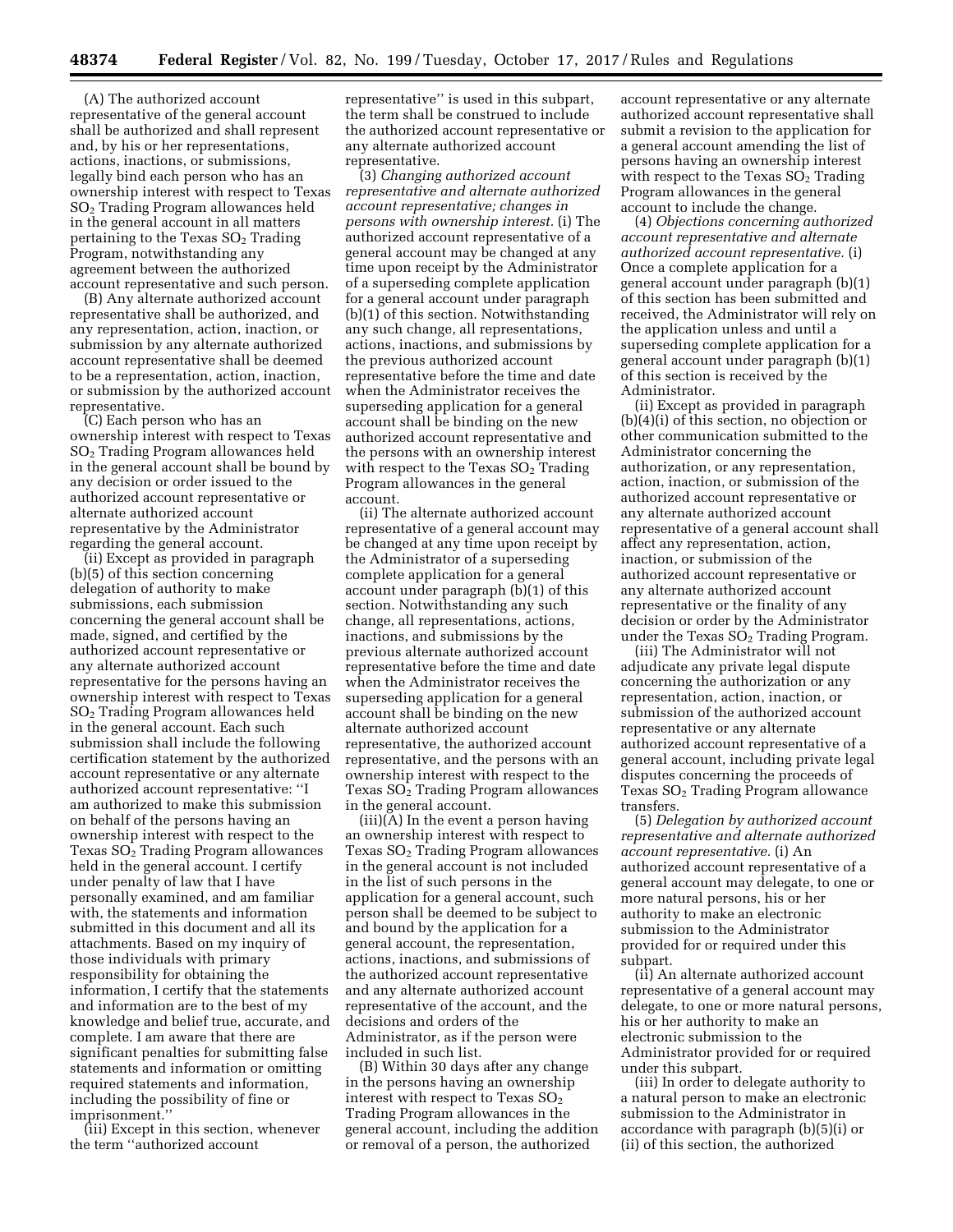(A) The authorized account representative of the general account shall be authorized and shall represent and, by his or her representations, actions, inactions, or submissions, legally bind each person who has an ownership interest with respect to Texas $SO_2$ Trading Program allowances held in the general account in all matters pertaining to the Texas $SO_2$ Trading Program, notwithstanding any agreement between the authorized account representative and such person.

(B) Any alternate authorized account representative shall be authorized, and any representation, action, inaction, or submission by any alternate authorized account representative shall be deemed to be a representation, action, inaction, or submission by the authorized account representative.

(C) Each person who has an ownership interest with respect to Texas $SO_2$ Trading Program allowances held in the general account shall be bound by any decision or order issued to the authorized account representative or alternate authorized account representative by the Administrator regarding the general account.

(ii) Except as provided in paragraph (b)(5) of this section concerning delegation of authority to make submissions, each submission concerning the general account shall be made, signed, and certified by the authorized account representative or any alternate authorized account representative for the persons having an ownership interest with respect to Texas $SO_2$ Trading Program allowances held in the general account. Each such submission shall include the following certification statement by the authorized account representative or any alternate authorized account representative: ''I am authorized to make this submission on behalf of the persons having an ownership interest with respect to the Texas $SO_2$ Trading Program allowances held in the general account. I certify under penalty of law that I have personally examined, and am familiar with, the statements and information submitted in this document and all its attachments. Based on my inquiry of those individuals with primary responsibility for obtaining the information, I certify that the statements and information are to the best of my knowledge and belief true, accurate, and complete. I am aware that there are significant penalties for submitting false statements and information or omitting required statements and information, including the possibility of fine or imprisonment.''

(iii) Except in this section, whenever the term ''authorized account representative'' is used in this subpart, the term shall be construed to include the authorized account representative or any alternate authorized account representative.

(3) *Changing authorized account representative and alternate authorized account representative; changes in persons with ownership interest.* (i) The authorized account representative of a general account may be changed at any time upon receipt by the Administrator of a superseding complete application for a general account under paragraph (b)(1) of this section. Notwithstanding any such change, all representations, actions, inactions, and submissions by the previous authorized account representative before the time and date when the Administrator receives the superseding application for a general account shall be binding on the new authorized account representative and the persons with an ownership interest with respect to the Texas $SO_2$ Trading Program allowances in the general account.

(ii) The alternate authorized account representative of a general account may be changed at any time upon receipt by the Administrator of a superseding complete application for a general account under paragraph (b)(1) of this section. Notwithstanding any such change, all representations, actions, inactions, and submissions by the previous alternate authorized account representative before the time and date when the Administrator receives the superseding application for a general account shall be binding on the new alternate authorized account representative, the authorized account representative, and the persons with an ownership interest with respect to the Texas $SO_2$ Trading Program allowances in the general account.

(iii)(A) In the event a person having an ownership interest with respect to Texas $SO_2$ Trading Program allowances in the general account is not included in the list of such persons in the application for a general account, such person shall be deemed to be subject to and bound by the application for a general account, the representation, actions, inactions, and submissions of the authorized account representative and any alternate authorized account representative of the account, and the decisions and orders of the Administrator, as if the person were included in such list.

(B) Within 30 days after any change in the persons having an ownership interest with respect to Texas $SO_2$ Trading Program allowances in the general account, including the addition or removal of a person, the authorized account representative or any alternate authorized account representative shall submit a revision to the application for a general account amending the list of persons having an ownership interest with respect to the Texas $SO_2$ Trading Program allowances in the general account to include the change.

(4) *Objections concerning authorized account representative and alternate authorized account representative.* (i) Once a complete application for a general account under paragraph (b)(1) of this section has been submitted and received, the Administrator will rely on the application unless and until a superseding complete application for a general account under paragraph (b)(1) of this section is received by the Administrator.

(ii) Except as provided in paragraph (b)(4)(i) of this section, no objection or other communication submitted to the Administrator concerning the authorization, or any representation, action, inaction, or submission of the authorized account representative or any alternate authorized account representative of a general account shall affect any representation, action, inaction, or submission of the authorized account representative or any alternate authorized account representative or the finality of any decision or order by the Administrator under the Texas $SO_2$ Trading Program.

(iii) The Administrator will not adjudicate any private legal dispute concerning the authorization or any representation, action, inaction, or submission of the authorized account representative or any alternate authorized account representative of a general account, including private legal disputes concerning the proceeds of Texas $SO_2$ Trading Program allowance transfers.

(5) *Delegation by authorized account representative and alternate authorized account representative.* (i) An authorized account representative of a general account may delegate, to one or more natural persons, his or her authority to make an electronic submission to the Administrator provided for or required under this subpart.

(ii) An alternate authorized account representative of a general account may delegate, to one or more natural persons, his or her authority to make an electronic submission to the Administrator provided for or required under this subpart.

(iii) In order to delegate authority to a natural person to make an electronic submission to the Administrator in accordance with paragraph (b)(5)(i) or (ii) of this section, the authorized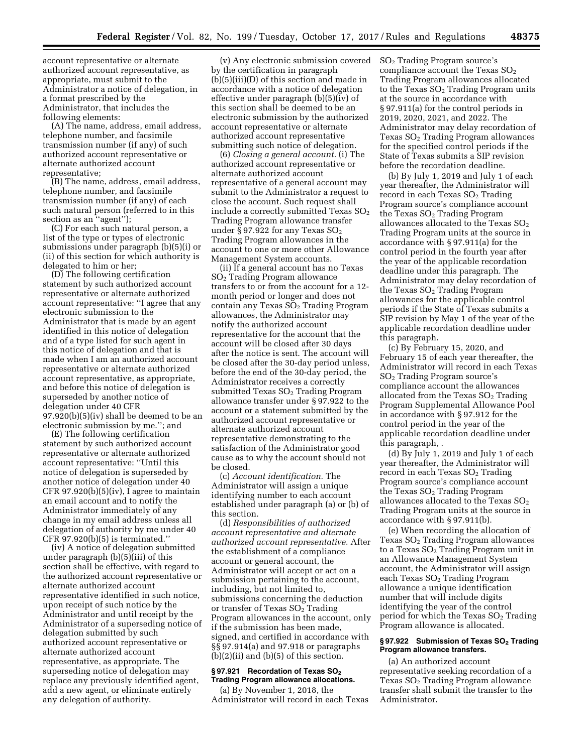account representative or alternate authorized account representative, as appropriate, must submit to the Administrator a notice of delegation, in a format prescribed by the Administrator, that includes the following elements:

(A) The name, address, email address, telephone number, and facsimile transmission number (if any) of such authorized account representative or alternate authorized account representative;

(B) The name, address, email address, telephone number, and facsimile transmission number (if any) of each such natural person (referred to in this section as an "agent");

(C) For each such natural person, a list of the type or types of electronic submissions under paragraph (b)(5)(i) or (ii) of this section for which authority is delegated to him or her;

(D) The following certification statement by such authorized account representative or alternate authorized account representative: "I agree that any electronic submission to the Administrator that is made by an agent identified in this notice of delegation and of a type listed for such agent in this notice of delegation and that is made when I am an authorized account representative or alternate authorized account representative, as appropriate, and before this notice of delegation is superseded by another notice of delegation under 40 CFR 97.920(b)(5)(iv) shall be deemed to be an electronic submission by me."; and

(E) The following certification statement by such authorized account representative or alternate authorized account representative: "Until this notice of delegation is superseded by another notice of delegation under 40 CFR 97.920(b)(5)(iv), I agree to maintain an email account and to notify the Administrator immediately of any change in my email address unless all delegation of authority by me under 40 CFR 97.920(b)(5) is terminated."

(iv) A notice of delegation submitted under paragraph (b)(5)(iii) of this section shall be effective, with regard to the authorized account representative or alternate authorized account representative identified in such notice, upon receipt of such notice by the Administrator and until receipt by the Administrator of a superseding notice of delegation submitted by such authorized account representative or alternate authorized account representative, as appropriate. The superseding notice of delegation may replace any previously identified agent, add a new agent, or eliminate entirely any delegation of authority.

(v) Any electronic submission covered by the certification in paragraph (b)(5)(iii)(D) of this section and made in accordance with a notice of delegation effective under paragraph (b)(5)(iv) of this section shall be deemed to be an electronic submission by the authorized account representative or alternate authorized account representative submitting such notice of delegation.

(6) *Closing a general account.* (i) The authorized account representative or alternate authorized account representative of a general account may submit to the Administrator a request to close the account. Such request shall include a correctly submitted Texas $SO_2$ Trading Program allowance transfer under § 97.922 for any Texas $SO_2$ Trading Program allowances in the account to one or more other Allowance Management System accounts.

(ii) If a general account has no Texas $SO_2$ Trading Program allowance transfers to or from the account for a 12-month period or longer and does not contain any Texas $SO_2$ Trading Program allowances, the Administrator may notify the authorized account representative for the account that the account will be closed after 30 days after the notice is sent. The account will be closed after the 30-day period unless, before the end of the 30-day period, the Administrator receives a correctly submitted Texas $SO_2$ Trading Program allowance transfer under § 97.922 to the account or a statement submitted by the authorized account representative or alternate authorized account representative demonstrating to the satisfaction of the Administrator good cause as to why the account should not be closed.

(c) *Account identification.* The Administrator will assign a unique identifying number to each account established under paragraph (a) or (b) of this section.

(d) *Responsibilities of authorized account representative and alternate authorized account representative.* After the establishment of a compliance account or general account, the Administrator will accept or act on a submission pertaining to the account, including, but not limited to, submissions concerning the deduction or transfer of Texas $SO_2$ Trading Program allowances in the account, only if the submission has been made, signed, and certified in accordance with §§ 97.914(a) and 97.918 or paragraphs (b)(2)(ii) and (b)(5) of this section.

### § 97.921 Recordation of Texas $SO_2$ Trading Program allowance allocations.

(a) By November 1, 2018, the Administrator will record in each Texas $SO_2$ Trading Program source's compliance account the Texas $SO_2$ Trading Program allowances allocated to the Texas $SO_2$ Trading Program units at the source in accordance with § 97.911(a) for the control periods in 2019, 2020, 2021, and 2022. The Administrator may delay recordation of Texas $SO_2$ Trading Program allowances for the specified control periods if the State of Texas submits a SIP revision before the recordation deadline.

(b) By July 1, 2019 and July 1 of each year thereafter, the Administrator will record in each Texas $SO_2$ Trading Program source's compliance account the Texas $SO_2$ Trading Program allowances allocated to the Texas $SO_2$ Trading Program units at the source in accordance with § 97.911(a) for the control period in the fourth year after the year of the applicable recordation deadline under this paragraph. The Administrator may delay recordation of the Texas $SO_2$ Trading Program allowances for the applicable control periods if the State of Texas submits a SIP revision by May 1 of the year of the applicable recordation deadline under this paragraph.

(c) By February 15, 2020, and February 15 of each year thereafter, the Administrator will record in each Texas $SO_2$ Trading Program source's compliance account the allowances allocated from the Texas $SO_2$ Trading Program Supplemental Allowance Pool in accordance with § 97.912 for the control period in the year of the applicable recordation deadline under this paragraph, .

(d) By July 1, 2019 and July 1 of each year thereafter, the Administrator will record in each Texas $SO_2$ Trading Program source's compliance account the Texas $SO_2$ Trading Program allowances allocated to the Texas $SO_2$ Trading Program units at the source in accordance with § 97.911(b).

(e) When recording the allocation of Texas $SO_2$ Trading Program allowances to a Texas $SO_2$ Trading Program unit in an Allowance Management System account, the Administrator will assign each Texas $SO_2$ Trading Program allowance a unique identification number that will include digits identifying the year of the control period for which the Texas $SO_2$ Trading Program allowance is allocated.

### § 97.922 Submission of Texas $SO_2$ Trading Program allowance transfers.

(a) An authorized account representative seeking recordation of a Texas $SO_2$ Trading Program allowance transfer shall submit the transfer to the Administrator.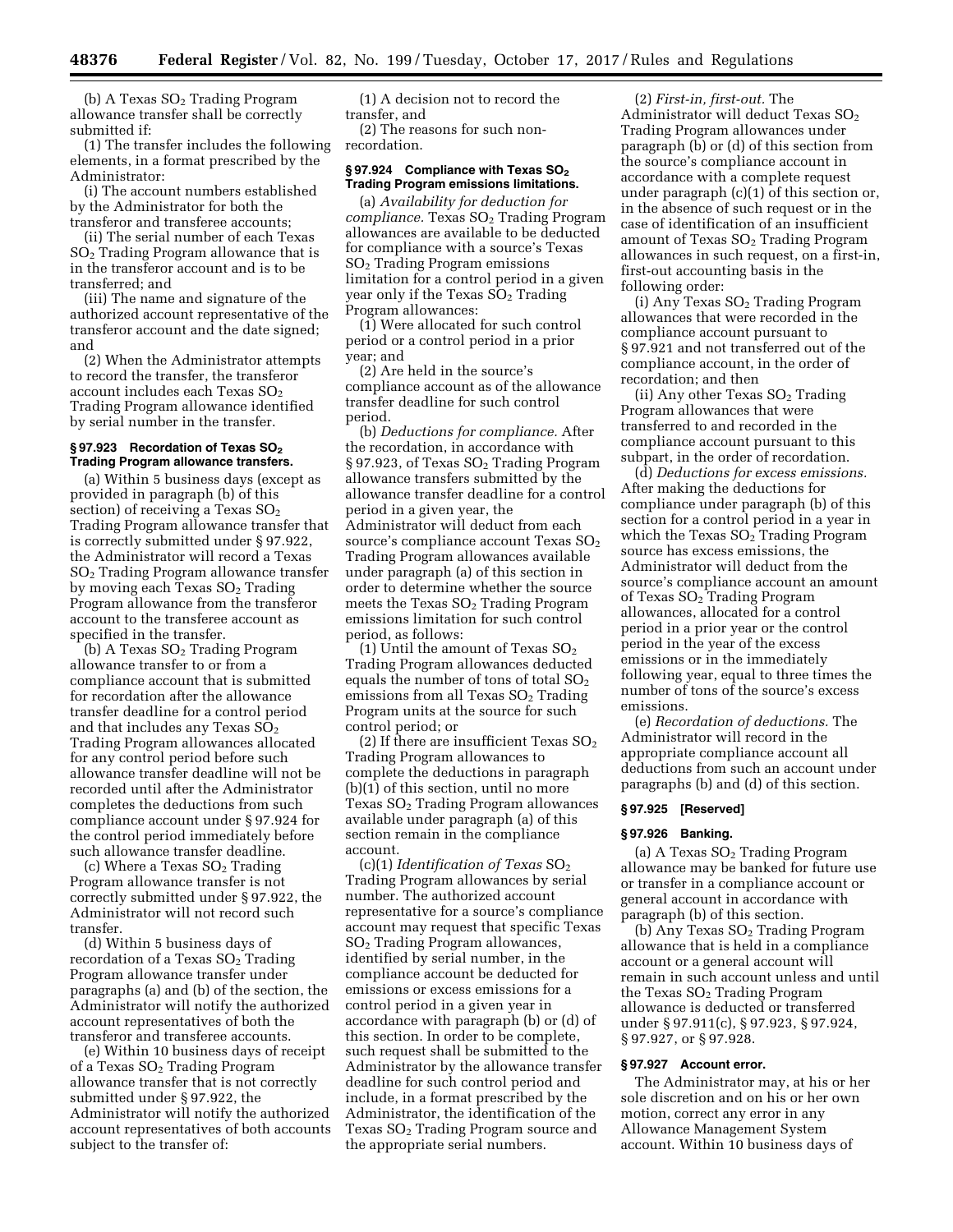(b) A Texas $SO_2$ Trading Program allowance transfer shall be correctly submitted if:

(1) The transfer includes the following elements, in a format prescribed by the Administrator:

(i) The account numbers established by the Administrator for both the transferor and transferee accounts;

(ii) The serial number of each Texas $SO_2$ Trading Program allowance that is in the transferor account and is to be transferred; and

(iii) The name and signature of the authorized account representative of the transferor account and the date signed; and

(2) When the Administrator attempts to record the transfer, the transferor account includes each Texas $SO_2$ Trading Program allowance identified by serial number in the transfer.

### § 97.923 Recordation of Texas $SO_2$ Trading Program allowance transfers.

(a) Within 5 business days (except as provided in paragraph (b) of this section) of receiving a Texas $SO_2$ Trading Program allowance transfer that is correctly submitted under § 97.922, the Administrator will record a Texas $SO_2$ Trading Program allowance transfer by moving each Texas $SO_2$ Trading Program allowance from the transferor account to the transferee account as specified in the transfer.

(b) A Texas $SO_2$ Trading Program allowance transfer to or from a compliance account that is submitted for recordation after the allowance transfer deadline for a control period and that includes any Texas $SO_2$ Trading Program allowances allocated for any control period before such allowance transfer deadline will not be recorded until after the Administrator completes the deductions from such compliance account under § 97.924 for the control period immediately before such allowance transfer deadline.

(c) Where a Texas $SO_2$ Trading Program allowance transfer is not correctly submitted under § 97.922, the Administrator will not record such transfer.

(d) Within 5 business days of recordation of a Texas $SO_2$ Trading Program allowance transfer under paragraphs (a) and (b) of the section, the Administrator will notify the authorized account representatives of both the transferor and transferee accounts.

(e) Within 10 business days of receipt of a Texas $SO_2$ Trading Program allowance transfer that is not correctly submitted under § 97.922, the Administrator will notify the authorized account representatives of both accounts subject to the transfer of:

(1) A decision not to record the transfer, and

(2) The reasons for such non-recordation.

### § 97.924 Compliance with Texas $SO_2$ Trading Program emissions limitations.

(a) *Availability for deduction for compliance.* Texas $SO_2$ Trading Program allowances are available to be deducted for compliance with a source's Texas $SO_2$ Trading Program emissions limitation for a control period in a given year only if the Texas $SO_2$ Trading Program allowances:

(1) Were allocated for such control period or a control period in a prior year; and

(2) Are held in the source's compliance account as of the allowance transfer deadline for such control period.

(b) *Deductions for compliance.* After the recordation, in accordance with § 97.923, of Texas $SO_2$ Trading Program allowance transfers submitted by the allowance transfer deadline for a control period in a given year, the Administrator will deduct from each source's compliance account Texas $SO_2$ Trading Program allowances available under paragraph (a) of this section in order to determine whether the source meets the Texas $SO_2$ Trading Program emissions limitation for such control period, as follows:

(1) Until the amount of Texas $SO_2$ Trading Program allowances deducted equals the number of tons of total $SO_2$ emissions from all Texas $SO_2$ Trading Program units at the source for such control period; or

(2) If there are insufficient Texas $SO_2$ Trading Program allowances to complete the deductions in paragraph (b)(1) of this section, until no more Texas $SO_2$ Trading Program allowances available under paragraph (a) of this section remain in the compliance account.

(c)(1) *Identification of Texas* $SO_2$ Trading Program allowances by serial number. The authorized account representative for a source's compliance account may request that specific Texas $SO_2$ Trading Program allowances, identified by serial number, in the compliance account be deducted for emissions or excess emissions for a control period in a given year in accordance with paragraph (b) or (d) of this section. In order to be complete, such request shall be submitted to the Administrator by the allowance transfer deadline for such control period and include, in a format prescribed by the Administrator, the identification of the Texas $SO_2$ Trading Program source and the appropriate serial numbers.

(2) *First-in, first-out.* The Administrator will deduct Texas $SO_2$ Trading Program allowances under paragraph (b) or (d) of this section from the source's compliance account in accordance with a complete request under paragraph (c)(1) of this section or, in the absence of such request or in the case of identification of an insufficient amount of Texas $SO_2$ Trading Program allowances in such request, on a first-in, first-out accounting basis in the following order:

(i) Any Texas $SO_2$ Trading Program allowances that were recorded in the compliance account pursuant to § 97.921 and not transferred out of the compliance account, in the order of recordation; and then

(ii) Any other Texas $SO_2$ Trading Program allowances that were transferred to and recorded in the compliance account pursuant to this subpart, in the order of recordation.

(d) *Deductions for excess emissions.* After making the deductions for compliance under paragraph (b) of this section for a control period in a year in which the Texas $SO_2$ Trading Program source has excess emissions, the Administrator will deduct from the source's compliance account an amount of Texas $SO_2$ Trading Program allowances, allocated for a control period in a prior year or the control period in the year of the excess emissions or in the immediately following year, equal to three times the number of tons of the source's excess emissions.

(e) *Recordation of deductions.* The Administrator will record in the appropriate compliance account all deductions from such an account under paragraphs (b) and (d) of this section.

### § 97.925 [Reserved]

### § 97.926 Banking.

(a) A Texas $SO_2$ Trading Program allowance may be banked for future use or transfer in a compliance account or general account in accordance with paragraph (b) of this section.

(b) Any Texas $SO_2$ Trading Program allowance that is held in a compliance account or a general account will remain in such account unless and until the Texas $SO_2$ Trading Program allowance is deducted or transferred under § 97.911(c), § 97.923, § 97.924, § 97.927, or § 97.928.

### § 97.927 Account error.

The Administrator may, at his or her sole discretion and on his or her own motion, correct any error in any Allowance Management System account. Within 10 business days of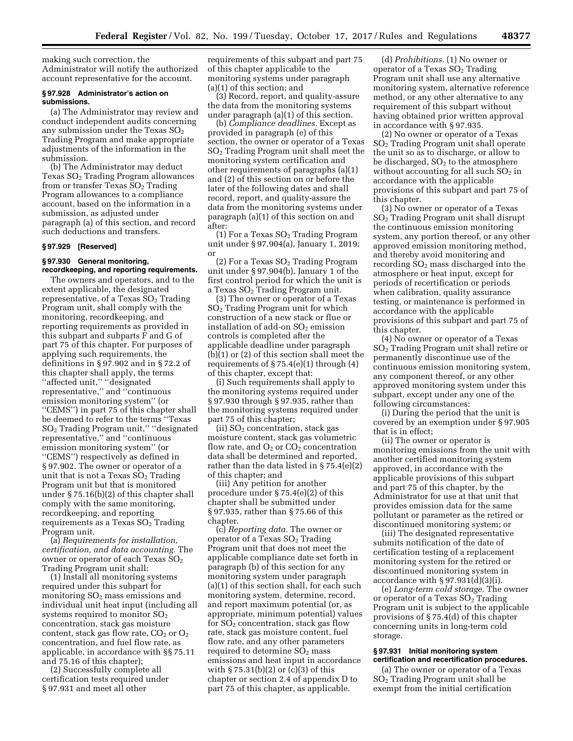making such correction, the Administrator will notify the authorized account representative for the account.

### § 97.928 Administrator's action on submissions.

(a) The Administrator may review and conduct independent audits concerning any submission under the Texas $SO_2$ Trading Program and make appropriate adjustments of the information in the submission.

(b) The Administrator may deduct Texas $SO_2$ Trading Program allowances from or transfer Texas $SO_2$ Trading Program allowances to a compliance account, based on the information in a submission, as adjusted under paragraph (a) of this section, and record such deductions and transfers.

### § 97.929 [Reserved]

### § 97.930 General monitoring, recordkeeping, and reporting requirements.

The owners and operators, and to the extent applicable, the designated representative, of a Texas $SO_2$ Trading Program unit, shall comply with the monitoring, recordkeeping, and reporting requirements as provided in this subpart and subparts F and G of part 75 of this chapter. For purposes of applying such requirements, the definitions in § 97.902 and in § 72.2 of this chapter shall apply, the terms ''affected unit,'' ''designated representative,'' and ''continuous emission monitoring system'' (or ''CEMS'') in part 75 of this chapter shall be deemed to refer to the terms ''Texas $SO_2$ Trading Program unit,'' ''designated representative,'' and ''continuous emission monitoring system'' (or ''CEMS'') respectively as defined in § 97.902. The owner or operator of a unit that is not a Texas $SO_2$ Trading Program unit but that is monitored under § 75.16(b)(2) of this chapter shall comply with the same monitoring, recordkeeping, and reporting requirements as a Texas $SO_2$ Trading Program unit.

(a) *Requirements for installation, certification, and data accounting.* The owner or operator of each Texas $SO_2$ Trading Program unit shall:

(1) Install all monitoring systems required under this subpart for monitoring $SO_2$ mass emissions and individual unit heat input (including all systems required to monitor $SO_2$ concentration, stack gas moisture content, stack gas flow rate, $CO_2$ or $O_2$ concentration, and fuel flow rate, as applicable, in accordance with §§ 75.11 and 75.16 of this chapter);

(2) Successfully complete all certification tests required under § 97.931 and meet all other requirements of this subpart and part 75 of this chapter applicable to the monitoring systems under paragraph (a)(1) of this section; and

(3) Record, report, and quality-assure the data from the monitoring systems under paragraph (a)(1) of this section.

(b) *Compliance deadlines.* Except as provided in paragraph (e) of this section, the owner or operator of a Texas $SO_2$ Trading Program unit shall meet the monitoring system certification and other requirements of paragraphs (a)(1) and (2) of this section on or before the later of the following dates and shall record, report, and quality-assure the data from the monitoring systems under paragraph (a)(1) of this section on and after:

(1) For a Texas $SO_2$ Trading Program unit under § 97.904(a), January 1, 2019; or

(2) For a Texas $SO_2$ Trading Program unit under § 97.904(b), January 1 of the first control period for which the unit is a Texas $SO_2$ Trading Program unit.

(3) The owner or operator of a Texas $SO_2$ Trading Program unit for which construction of a new stack or flue or installation of add-on $SO_2$ emission controls is completed after the applicable deadline under paragraph (b)(1) or (2) of this section shall meet the requirements of § 75.4(e)(1) through (4) of this chapter, except that:

(i) Such requirements shall apply to the monitoring systems required under § 97.930 through § 97.935, rather than the monitoring systems required under part 75 of this chapter;

(ii) $SO_2$ concentration, stack gas moisture content, stack gas volumetric flow rate, and $O_2$ or $CO_2$ concentration data shall be determined and reported, rather than the data listed in § 75.4(e)(2) of this chapter; and

(iii) Any petition for another procedure under § 75.4(e)(2) of this chapter shall be submitted under § 97.935, rather than § 75.66 of this chapter.

(c) *Reporting data.* The owner or operator of a Texas $SO_2$ Trading Program unit that does not meet the applicable compliance date set forth in paragraph (b) of this section for any monitoring system under paragraph (a)(1) of this section shall, for each such monitoring system, determine, record, and report maximum potential (or, as appropriate, minimum potential) values for $SO_2$ concentration, stack gas flow rate, stack gas moisture content, fuel flow rate, and any other parameters required to determine $SO_2$ mass emissions and heat input in accordance with § 75.31(b)(2) or (c)(3) of this chapter or section 2.4 of appendix D to part 75 of this chapter, as applicable.

(d) *Prohibitions.* (1) No owner or operator of a Texas $SO_2$ Trading Program unit shall use any alternative monitoring system, alternative reference method, or any other alternative to any requirement of this subpart without having obtained prior written approval in accordance with § 97.935.

(2) No owner or operator of a Texas $SO_2$ Trading Program unit shall operate the unit so as to discharge, or allow to be discharged, $SO_2$ to the atmosphere without accounting for all such $SO_2$ in accordance with the applicable provisions of this subpart and part 75 of this chapter.

(3) No owner or operator of a Texas $SO_2$ Trading Program unit shall disrupt the continuous emission monitoring system, any portion thereof, or any other approved emission monitoring method, and thereby avoid monitoring and recording $SO_2$ mass discharged into the atmosphere or heat input, except for periods of recertification or periods when calibration, quality assurance testing, or maintenance is performed in accordance with the applicable provisions of this subpart and part 75 of this chapter.

(4) No owner or operator of a Texas $SO_2$ Trading Program unit shall retire or permanently discontinue use of the continuous emission monitoring system, any component thereof, or any other approved monitoring system under this subpart, except under any one of the following circumstances:

(i) During the period that the unit is covered by an exemption under § 97.905 that is in effect;

(ii) The owner or operator is monitoring emissions from the unit with another certified monitoring system approved, in accordance with the applicable provisions of this subpart and part 75 of this chapter, by the Administrator for use at that unit that provides emission data for the same pollutant or parameter as the retired or discontinued monitoring system; or

(iii) The designated representative submits notification of the date of certification testing of a replacement monitoring system for the retired or discontinued monitoring system in accordance with § 97.931(d)(3)(i).

(e) *Long-term cold storage.* The owner or operator of a Texas $SO_2$ Trading Program unit is subject to the applicable provisions of § 75.4(d) of this chapter concerning units in long-term cold storage.

### § 97.931 Initial monitoring system certification and recertification procedures.

(a) The owner or operator of a Texas $SO_2$ Trading Program unit shall be exempt from the initial certification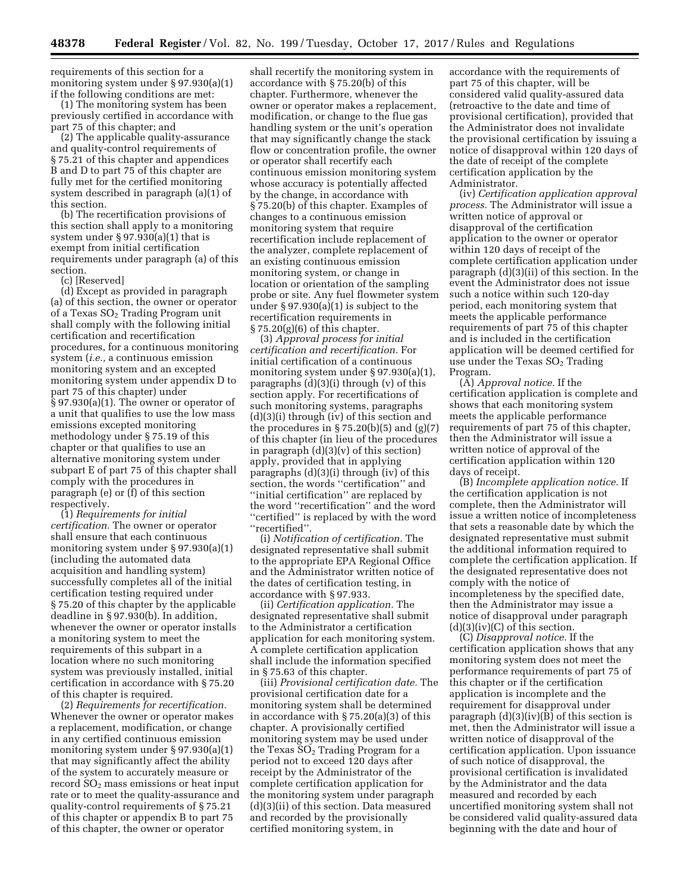requirements of this section for a monitoring system under § 97.930(a)(1) if the following conditions are met:

(1) The monitoring system has been previously certified in accordance with part 75 of this chapter; and

(2) The applicable quality-assurance and quality-control requirements of § 75.21 of this chapter and appendices B and D to part 75 of this chapter are fully met for the certified monitoring system described in paragraph (a)(1) of this section.

(b) The recertification provisions of this section shall apply to a monitoring system under § 97.930(a)(1) that is exempt from initial certification requirements under paragraph (a) of this section.

(c) [Reserved]

(d) Except as provided in paragraph (a) of this section, the owner or operator of a Texas $SO_2$ Trading Program unit shall comply with the following initial certification and recertification procedures, for a continuous monitoring system (*i.e.,* a continuous emission monitoring system and an excepted monitoring system under appendix D to part 75 of this chapter) under § 97.930(a)(1). The owner or operator of a unit that qualifies to use the low mass emissions excepted monitoring methodology under § 75.19 of this chapter or that qualifies to use an alternative monitoring system under subpart E of part 75 of this chapter shall comply with the procedures in paragraph (e) or (f) of this section respectively.

(1) *Requirements for initial certification.* The owner or operator shall ensure that each continuous monitoring system under § 97.930(a)(1) (including the automated data acquisition and handling system) successfully completes all of the initial certification testing required under § 75.20 of this chapter by the applicable deadline in § 97.930(b). In addition, whenever the owner or operator installs a monitoring system to meet the requirements of this subpart in a location where no such monitoring system was previously installed, initial certification in accordance with § 75.20 of this chapter is required.

(2) *Requirements for recertification.* Whenever the owner or operator makes a replacement, modification, or change in any certified continuous emission monitoring system under § 97.930(a)(1) that may significantly affect the ability of the system to accurately measure or record $SO_2$ mass emissions or heat input rate or to meet the quality-assurance and quality-control requirements of § 75.21 of this chapter or appendix B to part 75 of this chapter, the owner or operator shall recertify the monitoring system in accordance with § 75.20(b) of this chapter. Furthermore, whenever the owner or operator makes a replacement, modification, or change to the flue gas handling system or the unit's operation that may significantly change the stack flow or concentration profile, the owner or operator shall recertify each continuous emission monitoring system whose accuracy is potentially affected by the change, in accordance with § 75.20(b) of this chapter. Examples of changes to a continuous emission monitoring system that require recertification include replacement of the analyzer, complete replacement of an existing continuous emission monitoring system, or change in location or orientation of the sampling probe or site. Any fuel flowmeter system under § 97.930(a)(1) is subject to the recertification requirements in § 75.20(g)(6) of this chapter.

(3) *Approval process for initial certification and recertification.* For initial certification of a continuous monitoring system under § 97.930(a)(1), paragraphs (d)(3)(i) through (v) of this section apply. For recertifications of such monitoring systems, paragraphs (d)(3)(i) through (iv) of this section and the procedures in § 75.20(b)(5) and (g)(7) of this chapter (in lieu of the procedures in paragraph (d)(3)(v) of this section) apply, provided that in applying paragraphs (d)(3)(i) through (iv) of this section, the words "certification" and "initial certification" are replaced by the word "recertification" and the word "certified" is replaced by with the word "recertified".

(i) *Notification of certification.* The designated representative shall submit to the appropriate EPA Regional Office and the Administrator written notice of the dates of certification testing, in accordance with § 97.933.

(ii) *Certification application.* The designated representative shall submit to the Administrator a certification application for each monitoring system. A complete certification application shall include the information specified in § 75.63 of this chapter.

(iii) *Provisional certification date.* The provisional certification date for a monitoring system shall be determined in accordance with § 75.20(a)(3) of this chapter. A provisionally certified monitoring system may be used under the Texas $SO_2$ Trading Program for a period not to exceed 120 days after receipt by the Administrator of the complete certification application for the monitoring system under paragraph (d)(3)(ii) of this section. Data measured and recorded by the provisionally certified monitoring system, in accordance with the requirements of part 75 of this chapter, will be considered valid quality-assured data (retroactive to the date and time of provisional certification), provided that the Administrator does not invalidate the provisional certification by issuing a notice of disapproval within 120 days of the date of receipt of the complete certification application by the Administrator.

(iv) *Certification application approval process.* The Administrator will issue a written notice of approval or disapproval of the certification application to the owner or operator within 120 days of receipt of the complete certification application under paragraph (d)(3)(ii) of this section. In the event the Administrator does not issue such a notice within such 120-day period, each monitoring system that meets the applicable performance requirements of part 75 of this chapter and is included in the certification application will be deemed certified for use under the Texas $SO_2$ Trading Program.

(A) *Approval notice.* If the certification application is complete and shows that each monitoring system meets the applicable performance requirements of part 75 of this chapter, then the Administrator will issue a written notice of approval of the certification application within 120 days of receipt.

(B) *Incomplete application notice.* If the certification application is not complete, then the Administrator will issue a written notice of incompleteness that sets a reasonable date by which the designated representative must submit the additional information required to complete the certification application. If the designated representative does not comply with the notice of incompleteness by the specified date, then the Administrator may issue a notice of disapproval under paragraph (d)(3)(iv)(C) of this section.

(C) *Disapproval notice.* If the certification application shows that any monitoring system does not meet the performance requirements of part 75 of this chapter or if the certification application is incomplete and the requirement for disapproval under paragraph (d)(3)(iv)(B) of this section is met, then the Administrator will issue a written notice of disapproval of the certification application. Upon issuance of such notice of disapproval, the provisional certification is invalidated by the Administrator and the data measured and recorded by each uncertified monitoring system shall not be considered valid quality-assured data beginning with the date and hour of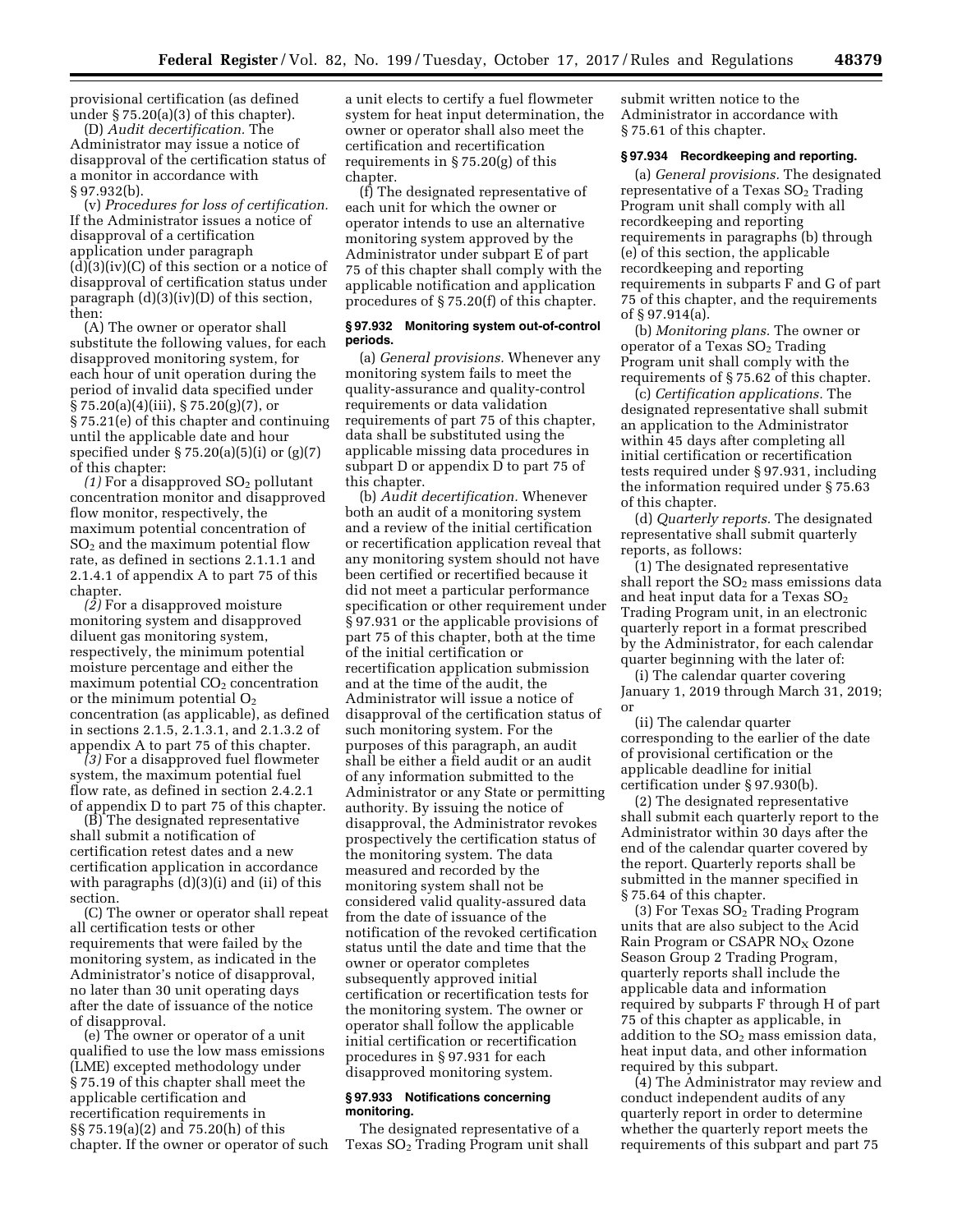provisional certification (as defined under § 75.20(a)(3) of this chapter).

(D) *Audit decertification.* The Administrator may issue a notice of disapproval of the certification status of a monitor in accordance with § 97.932(b).

(v) *Procedures for loss of certification.* If the Administrator issues a notice of disapproval of a certification application under paragraph (d)(3)(iv)(C) of this section or a notice of disapproval of certification status under paragraph (d)(3)(iv)(D) of this section, then:

(A) The owner or operator shall substitute the following values, for each disapproved monitoring system, for each hour of unit operation during the period of invalid data specified under § 75.20(a)(4)(iii), § 75.20(g)(7), or § 75.21(e) of this chapter and continuing until the applicable date and hour specified under § 75.20(a)(5)(i) or (g)(7) of this chapter:

*(1)* For a disapproved $SO_2$ pollutant concentration monitor and disapproved flow monitor, respectively, the maximum potential concentration of $SO_2$ and the maximum potential flow rate, as defined in sections 2.1.1.1 and 2.1.4.1 of appendix A to part 75 of this chapter.

*(2)* For a disapproved moisture monitoring system and disapproved diluent gas monitoring system, respectively, the minimum potential moisture percentage and either the maximum potential $CO_2$ concentration or the minimum potential $O_2$ concentration (as applicable), as defined in sections 2.1.5, 2.1.3.1, and 2.1.3.2 of appendix A to part 75 of this chapter.

*(3)* For a disapproved fuel flowmeter system, the maximum potential fuel flow rate, as defined in section 2.4.2.1 of appendix D to part 75 of this chapter.

(B) The designated representative shall submit a notification of certification retest dates and a new certification application in accordance with paragraphs (d)(3)(i) and (ii) of this section.

(C) The owner or operator shall repeat all certification tests or other requirements that were failed by the monitoring system, as indicated in the Administrator's notice of disapproval, no later than 30 unit operating days after the date of issuance of the notice of disapproval.

(e) The owner or operator of a unit qualified to use the low mass emissions (LME) excepted methodology under § 75.19 of this chapter shall meet the applicable certification and recertification requirements in §§ 75.19(a)(2) and 75.20(h) of this chapter. If the owner or operator of such a unit elects to certify a fuel flowmeter system for heat input determination, the owner or operator shall also meet the certification and recertification requirements in § 75.20(g) of this chapter.

(f) The designated representative of each unit for which the owner or operator intends to use an alternative monitoring system approved by the Administrator under subpart E of part 75 of this chapter shall comply with the applicable notification and application procedures of § 75.20(f) of this chapter.

**§ 97.932 Monitoring system out-of-control periods.**

(a) *General provisions.* Whenever any monitoring system fails to meet the quality-assurance and quality-control requirements or data validation requirements of part 75 of this chapter, data shall be substituted using the applicable missing data procedures in subpart D or appendix D to part 75 of this chapter.

(b) *Audit decertification.* Whenever both an audit of a monitoring system and a review of the initial certification or recertification application reveal that any monitoring system should not have been certified or recertified because it did not meet a particular performance specification or other requirement under § 97.931 or the applicable provisions of part 75 of this chapter, both at the time of the initial certification or recertification application submission and at the time of the audit, the Administrator will issue a notice of disapproval of the certification status of such monitoring system. For the purposes of this paragraph, an audit shall be either a field audit or an audit of any information submitted to the Administrator or any State or permitting authority. By issuing the notice of disapproval, the Administrator revokes prospectively the certification status of the monitoring system. The data measured and recorded by the monitoring system shall not be considered valid quality-assured data from the date of issuance of the notification of the revoked certification status until the date and time that the owner or operator completes subsequently approved initial certification or recertification tests for the monitoring system. The owner or operator shall follow the applicable initial certification or recertification procedures in § 97.931 for each disapproved monitoring system.

**§ 97.933 Notifications concerning monitoring.**

The designated representative of a Texas $SO_2$ Trading Program unit shall submit written notice to the Administrator in accordance with § 75.61 of this chapter.

**§ 97.934 Recordkeeping and reporting.**

(a) *General provisions.* The designated representative of a Texas $SO_2$ Trading Program unit shall comply with all recordkeeping and reporting requirements in paragraphs (b) through (e) of this section, the applicable recordkeeping and reporting requirements in subparts F and G of part 75 of this chapter, and the requirements of § 97.914(a).

(b) *Monitoring plans.* The owner or operator of a Texas $SO_2$ Trading Program unit shall comply with the requirements of § 75.62 of this chapter.

(c) *Certification applications.* The designated representative shall submit an application to the Administrator within 45 days after completing all initial certification or recertification tests required under § 97.931, including the information required under § 75.63 of this chapter.

(d) *Quarterly reports.* The designated representative shall submit quarterly reports, as follows:

(1) The designated representative shall report the $SO_2$ mass emissions data and heat input data for a Texas $SO_2$ Trading Program unit, in an electronic quarterly report in a format prescribed by the Administrator, for each calendar quarter beginning with the later of:

(i) The calendar quarter covering January 1, 2019 through March 31, 2019; or

(ii) The calendar quarter corresponding to the earlier of the date of provisional certification or the applicable deadline for initial certification under § 97.930(b).

(2) The designated representative shall submit each quarterly report to the Administrator within 30 days after the end of the calendar quarter covered by the report. Quarterly reports shall be submitted in the manner specified in § 75.64 of this chapter.

(3) For Texas $SO_2$ Trading Program units that are also subject to the Acid Rain Program or CSAPR $NO_X$ Ozone Season Group 2 Trading Program, quarterly reports shall include the applicable data and information required by subparts F through H of part 75 of this chapter as applicable, in addition to the $SO_2$ mass emission data, heat input data, and other information required by this subpart.

(4) The Administrator may review and conduct independent audits of any quarterly report in order to determine whether the quarterly report meets the requirements of this subpart and part 75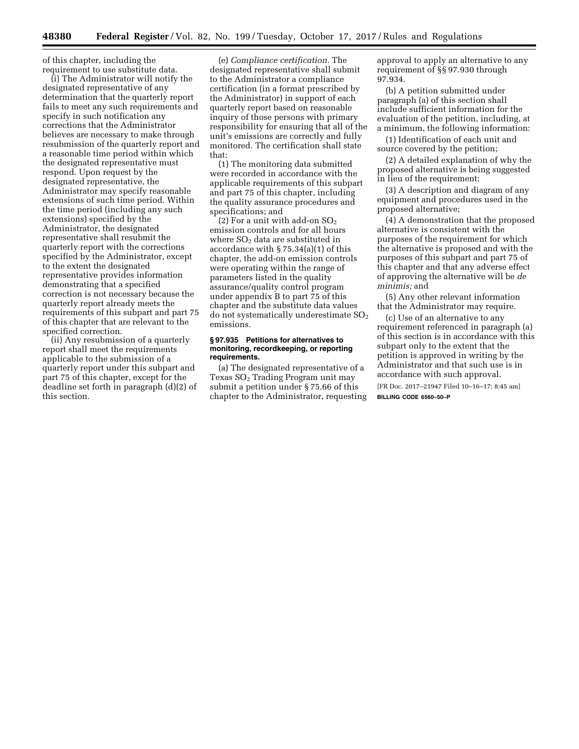of this chapter, including the requirement to use substitute data.

(i) The Administrator will notify the designated representative of any determination that the quarterly report fails to meet any such requirements and specify in such notification any corrections that the Administrator believes are necessary to make through resubmission of the quarterly report and a reasonable time period within which the designated representative must respond. Upon request by the designated representative, the Administrator may specify reasonable extensions of such time period. Within the time period (including any such extensions) specified by the Administrator, the designated representative shall resubmit the quarterly report with the corrections specified by the Administrator, except to the extent the designated representative provides information demonstrating that a specified correction is not necessary because the quarterly report already meets the requirements of this subpart and part 75 of this chapter that are relevant to the specified correction.

(ii) Any resubmission of a quarterly report shall meet the requirements applicable to the submission of a quarterly report under this subpart and part 75 of this chapter, except for the deadline set forth in paragraph (d)(2) of this section.

(e) *Compliance certification.* The designated representative shall submit to the Administrator a compliance certification (in a format prescribed by the Administrator) in support of each quarterly report based on reasonable inquiry of those persons with primary responsibility for ensuring that all of the unit's emissions are correctly and fully monitored. The certification shall state that:

(1) The monitoring data submitted were recorded in accordance with the applicable requirements of this subpart and part 75 of this chapter, including the quality assurance procedures and specifications; and

(2) For a unit with add-on $SO_2$ emission controls and for all hours where $SO_2$ data are substituted in accordance with § 75.34(a)(1) of this chapter, the add-on emission controls were operating within the range of parameters listed in the quality assurance/quality control program under appendix B to part 75 of this chapter and the substitute data values do not systematically underestimate $SO_2$ emissions.

**§ 97.935 Petitions for alternatives to monitoring, recordkeeping, or reporting requirements.**

(a) The designated representative of a Texas $SO_2$ Trading Program unit may submit a petition under § 75.66 of this chapter to the Administrator, requesting approval to apply an alternative to any requirement of §§ 97.930 through 97.934.

(b) A petition submitted under paragraph (a) of this section shall include sufficient information for the evaluation of the petition, including, at a minimum, the following information:

(1) Identification of each unit and source covered by the petition;

(2) A detailed explanation of why the proposed alternative is being suggested in lieu of the requirement;

(3) A description and diagram of any equipment and procedures used in the proposed alternative;

(4) A demonstration that the proposed alternative is consistent with the purposes of the requirement for which the alternative is proposed and with the purposes of this subpart and part 75 of this chapter and that any adverse effect of approving the alternative will be *de minimis;* and

(5) Any other relevant information that the Administrator may require.

(c) Use of an alternative to any requirement referenced in paragraph (a) of this section is in accordance with this subpart only to the extent that the petition is approved in writing by the Administrator and that such use is in accordance with such approval.

[FR Doc. 2017–21947 Filed 10–16–17; 8:45 am]

**BILLING CODE 6560–50–P**